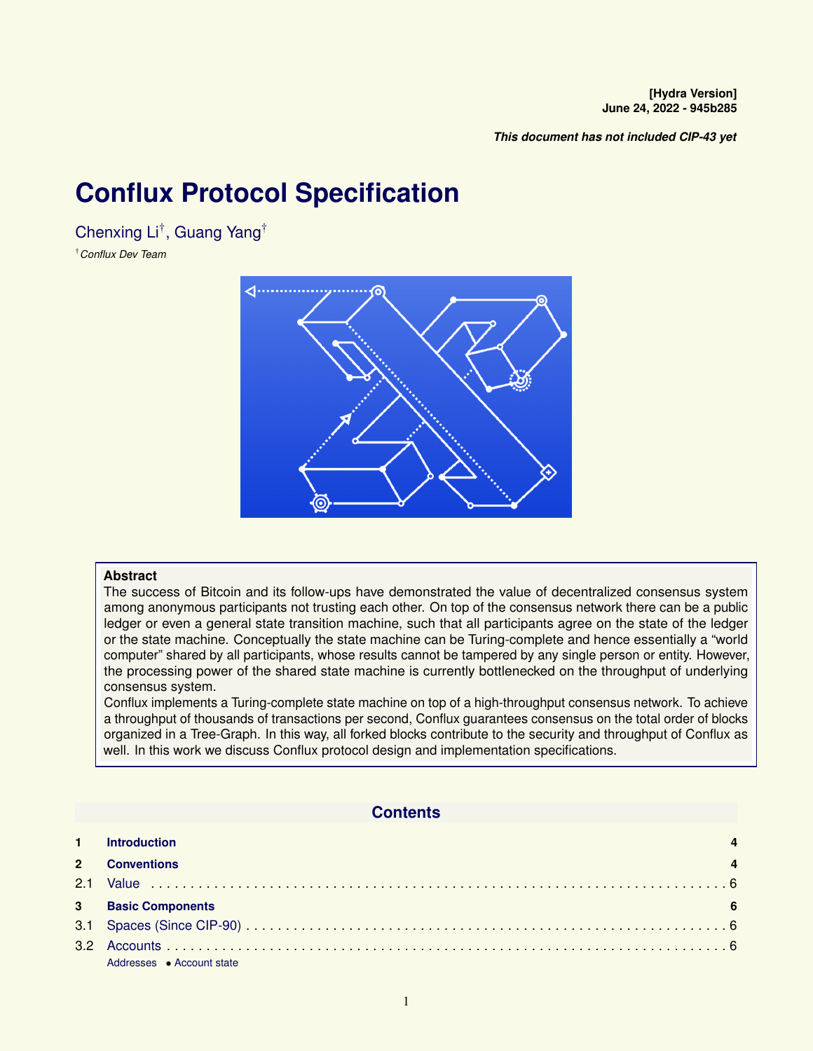**[Hydra Version]**
**June 24, 2022 - 945b285**

***This document has not included CIP-43 yet***

# Conflux Protocol Specification

Chenxing Li[†], Guang Yang[†]

[†] *Conflux Dev Team*

**Abstract**

The success of Bitcoin and its follow-ups have demonstrated the value of decentralized consensus system among anonymous participants not trusting each other. On top of the consensus network there can be a public ledger or even a general state transition machine, such that all participants agree on the state of the ledger or the state machine. Conceptually the state machine can be Turing-complete and hence essentially a "world computer" shared by all participants, whose results cannot be tampered by any single person or entity. However, the processing power of the shared state machine is currently bottlenecked on the throughput of underlying consensus system.

Conflux implements a Turing-complete state machine on top of a high-throughput consensus network. To achieve a throughput of thousands of transactions per second, Conflux guarantees consensus on the total order of blocks organized in a Tree-Graph. In this way, all forked blocks contribute to the security and throughput of Conflux as well. In this work we discuss Conflux protocol design and implementation specifications.

## Contents

- **1 Introduction** ..... 4
- **2 Conventions** ..... 4
  - 2.1 Value ..... 6
- **3 Basic Components** ..... 6
  - 3.1 Spaces (Since CIP-90) ..... 6
  - 3.2 Accounts ..... 6
    - Addresses • Account state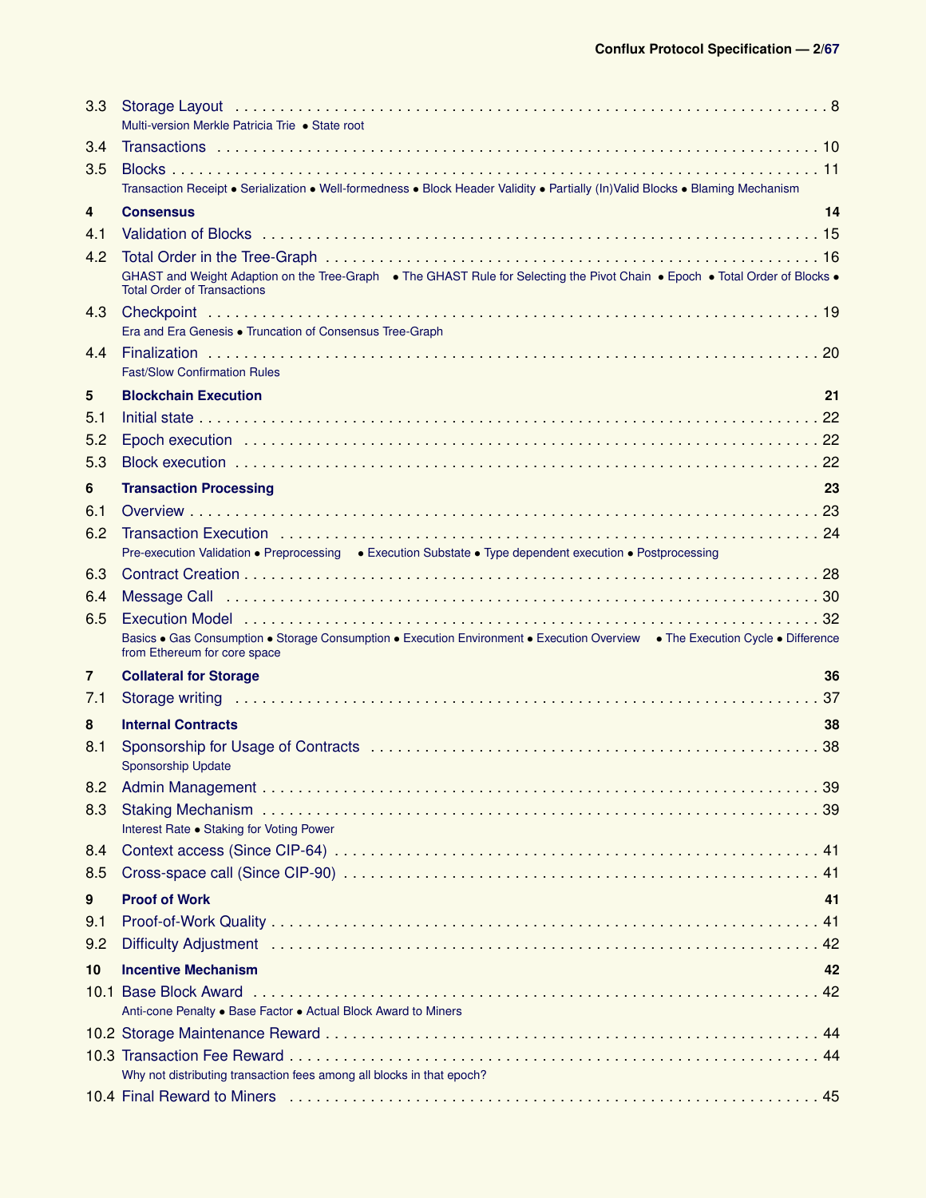3.3 Storage Layout . . . . . . . . . . . . . . . . . . . . . . . . . . . . . . . . . . . . . . . . . . . . . . . . . . . . . . . . . . . . . . . . 8
Multi-version Merkle Patricia Trie • State root

3.4 Transactions . . . . . . . . . . . . . . . . . . . . . . . . . . . . . . . . . . . . . . . . . . . . . . . . . . . . . . . . . . . . . . . . 10

3.5 Blocks . . . . . . . . . . . . . . . . . . . . . . . . . . . . . . . . . . . . . . . . . . . . . . . . . . . . . . . . . . . . . . . . 11
Transaction Receipt • Serialization • Well-formedness • Block Header Validity • Partially (In)Valid Blocks • Blaming Mechanism

**4 Consensus 14**

4.1 Validation of Blocks . . . . . . . . . . . . . . . . . . . . . . . . . . . . . . . . . . . . . . . . . . . . . . . . . . . . . . . . . . . . . . . . 15

4.2 Total Order in the Tree-Graph . . . . . . . . . . . . . . . . . . . . . . . . . . . . . . . . . . . . . . . . . . . . . . . . . . . . . . . . . . . . . . . . 16
GHAST and Weight Adaption on the Tree-Graph • The GHAST Rule for Selecting the Pivot Chain • Epoch • Total Order of Blocks • Total Order of Transactions

4.3 Checkpoint . . . . . . . . . . . . . . . . . . . . . . . . . . . . . . . . . . . . . . . . . . . . . . . . . . . . . . . . . . . . . . . . 19
Era and Era Genesis • Truncation of Consensus Tree-Graph

4.4 Finalization . . . . . . . . . . . . . . . . . . . . . . . . . . . . . . . . . . . . . . . . . . . . . . . . . . . . . . . . . . . . . . . . 20
Fast/Slow Confirmation Rules

**5 Blockchain Execution 21**

5.1 Initial state . . . . . . . . . . . . . . . . . . . . . . . . . . . . . . . . . . . . . . . . . . . . . . . . . . . . . . . . . . . . . . . . 22

5.2 Epoch execution . . . . . . . . . . . . . . . . . . . . . . . . . . . . . . . . . . . . . . . . . . . . . . . . . . . . . . . . . . . . . . . . 22

5.3 Block execution . . . . . . . . . . . . . . . . . . . . . . . . . . . . . . . . . . . . . . . . . . . . . . . . . . . . . . . . . . . . . . . . 22

**6 Transaction Processing 23**

6.1 Overview . . . . . . . . . . . . . . . . . . . . . . . . . . . . . . . . . . . . . . . . . . . . . . . . . . . . . . . . . . . . . . . . 23

6.2 Transaction Execution . . . . . . . . . . . . . . . . . . . . . . . . . . . . . . . . . . . . . . . . . . . . . . . . . . . . . . . . . . . . . . . . 24
Pre-execution Validation • Preprocessing • Execution Substate • Type dependent execution • Postprocessing

6.3 Contract Creation . . . . . . . . . . . . . . . . . . . . . . . . . . . . . . . . . . . . . . . . . . . . . . . . . . . . . . . . . . . . . . . . 28

6.4 Message Call . . . . . . . . . . . . . . . . . . . . . . . . . . . . . . . . . . . . . . . . . . . . . . . . . . . . . . . . . . . . . . . . 30

6.5 Execution Model . . . . . . . . . . . . . . . . . . . . . . . . . . . . . . . . . . . . . . . . . . . . . . . . . . . . . . . . . . . . . . . . 32
Basics • Gas Consumption • Storage Consumption • Execution Environment • Execution Overview • The Execution Cycle • Difference from Ethereum for core space

**7 Collateral for Storage 36**

7.1 Storage writing . . . . . . . . . . . . . . . . . . . . . . . . . . . . . . . . . . . . . . . . . . . . . . . . . . . . . . . . . . . . . . . . 37

**8 Internal Contracts 38**

8.1 Sponsorship for Usage of Contracts . . . . . . . . . . . . . . . . . . . . . . . . . . . . . . . . . . . . . . . . . . . . . . . . . . . . . . . . . . . . . . . . 38
Sponsorship Update

8.2 Admin Management . . . . . . . . . . . . . . . . . . . . . . . . . . . . . . . . . . . . . . . . . . . . . . . . . . . . . . . . . . . . . . . . 39

8.3 Staking Mechanism . . . . . . . . . . . . . . . . . . . . . . . . . . . . . . . . . . . . . . . . . . . . . . . . . . . . . . . . . . . . . . . . 39
Interest Rate • Staking for Voting Power

8.4 Context access (Since CIP-64) . . . . . . . . . . . . . . . . . . . . . . . . . . . . . . . . . . . . . . . . . . . . . . . . . . . . . . . . . . . . . . . . 41

8.5 Cross-space call (Since CIP-90) . . . . . . . . . . . . . . . . . . . . . . . . . . . . . . . . . . . . . . . . . . . . . . . . . . . . . . . . . . . . . . . . 41

**9 Proof of Work 41**

9.1 Proof-of-Work Quality . . . . . . . . . . . . . . . . . . . . . . . . . . . . . . . . . . . . . . . . . . . . . . . . . . . . . . . . . . . . . . . . 41

9.2 Difficulty Adjustment . . . . . . . . . . . . . . . . . . . . . . . . . . . . . . . . . . . . . . . . . . . . . . . . . . . . . . . . . . . . . . . . 42

**10 Incentive Mechanism 42**

10.1 Base Block Award . . . . . . . . . . . . . . . . . . . . . . . . . . . . . . . . . . . . . . . . . . . . . . . . . . . . . . . . . . . . . . . . 42
Anti-cone Penalty • Base Factor • Actual Block Award to Miners

10.2 Storage Maintenance Reward . . . . . . . . . . . . . . . . . . . . . . . . . . . . . . . . . . . . . . . . . . . . . . . . . . . . . . . . . . . . . . . . 44

10.3 Transaction Fee Reward . . . . . . . . . . . . . . . . . . . . . . . . . . . . . . . . . . . . . . . . . . . . . . . . . . . . . . . . . . . . . . . . 44
Why not distributing transaction fees among all blocks in that epoch?

10.4 Final Reward to Miners . . . . . . . . . . . . . . . . . . . . . . . . . . . . . . . . . . . . . . . . . . . . . . . . . . . . . . . . . . . . . . . . 45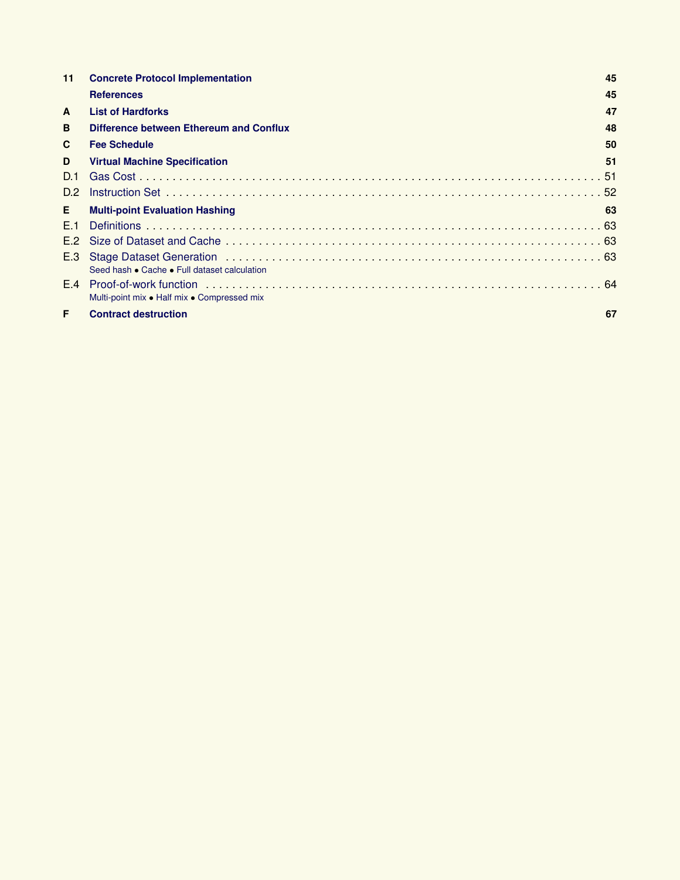| | | |
|---|---|---|
| **11** | **Concrete Protocol Implementation** | **45** |
| | **References** | **45** |
| **A** | **List of Hardforks** | **47** |
| **B** | **Difference between Ethereum and Conflux** | **48** |
| **C** | **Fee Schedule** | **50** |
| **D** | **Virtual Machine Specification** | **51** |
| D.1 | Gas Cost | 51 |
| D.2 | Instruction Set | 52 |
| **E** | **Multi-point Evaluation Hashing** | **63** |
| E.1 | Definitions | 63 |
| E.2 | Size of Dataset and Cache | 63 |
| E.3 | Stage Dataset Generation<br>Seed hash • Cache • Full dataset calculation | 63 |
| E.4 | Proof-of-work function<br>Multi-point mix • Half mix • Compressed mix | 64 |
| **F** | **Contract destruction** | **67** |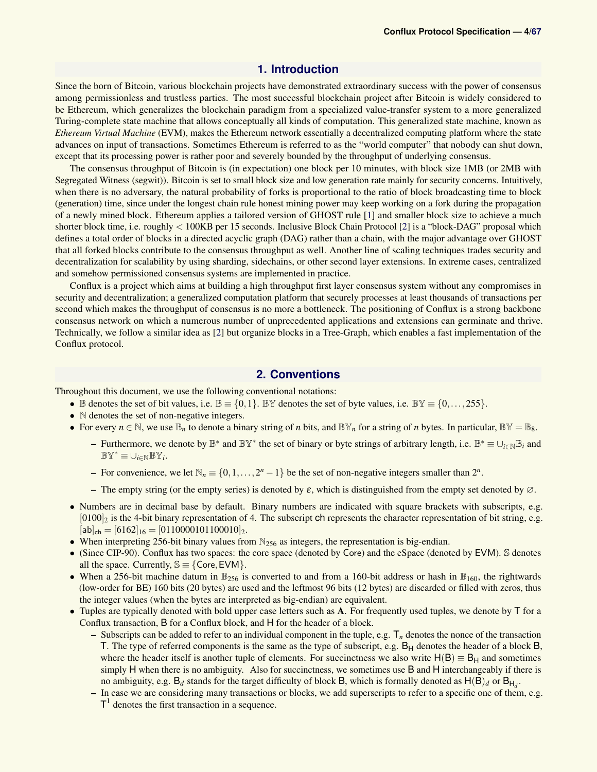## 1. Introduction

Since the born of Bitcoin, various blockchain projects have demonstrated extraordinary success with the power of consensus among permissionless and trustless parties. The most successful blockchain project after Bitcoin is widely considered to be Ethereum, which generalizes the blockchain paradigm from a specialized value-transfer system to a more generalized Turing-complete state machine that allows conceptually all kinds of computation. This generalized state machine, known as *Ethereum Virtual Machine* (EVM), makes the Ethereum network essentially a decentralized computing platform where the state advances on input of transactions. Sometimes Ethereum is referred to as the "world computer" that nobody can shut down, except that its processing power is rather poor and severely bounded by the throughput of underlying consensus.

The consensus throughput of Bitcoin is (in expectation) one block per 10 minutes, with block size 1MB (or 2MB with Segregated Witness (segwit)). Bitcoin is set to small block size and low generation rate mainly for security concerns. Intuitively, when there is no adversary, the natural probability of forks is proportional to the ratio of block broadcasting time to block (generation) time, since under the longest chain rule honest mining power may keep working on a fork during the propagation of a newly mined block. Ethereum applies a tailored version of GHOST rule [1] and smaller block size to achieve a much shorter block time, i.e. roughly $<$ 100KB per 15 seconds. Inclusive Block Chain Protocol [2] is a "block-DAG" proposal which defines a total order of blocks in a directed acyclic graph (DAG) rather than a chain, with the major advantage over GHOST that all forked blocks contribute to the consensus throughput as well. Another line of scaling techniques trades security and decentralization for scalability by using sharding, sidechains, or other second layer extensions. In extreme cases, centralized and somehow permissioned consensus systems are implemented in practice.

Conflux is a project which aims at building a high throughput first layer consensus system without any compromises in security and decentralization; a generalized computation platform that securely processes at least thousands of transactions per second which makes the throughput of consensus is no more a bottleneck. The positioning of Conflux is a strong backbone consensus network on which a numerous number of unprecedented applications and extensions can germinate and thrive. Technically, we follow a similar idea as [2] but organize blocks in a Tree-Graph, which enables a fast implementation of the Conflux protocol.

## 2. Conventions

Throughout this document, we use the following conventional notations:

- $\mathbb{B}$ denotes the set of bit values, i.e. $\mathbb{B} \equiv \{0,1\}$. $\mathbb{BY}$ denotes the set of byte values, i.e. $\mathbb{BY} \equiv \{0,\ldots,255\}$.
- $\mathbb{N}$ denotes the set of non-negative integers.
- For every $n \in \mathbb{N}$, we use $\mathbb{B}_n$ to denote a binary string of $n$ bits, and $\mathbb{BY}_n$ for a string of $n$ bytes. In particular, $\mathbb{BY} = \mathbb{B}_8$.
  - Furthermore, we denote by $\mathbb{B}^*$ and $\mathbb{BY}^*$ the set of binary or byte strings of arbitrary length, i.e. $\mathbb{B}^* \equiv \cup_{i\in\mathbb{N}}\mathbb{B}_i$ and $\mathbb{BY}^* \equiv \cup_{i\in\mathbb{N}}\mathbb{BY}_i$.
  - For convenience, we let $\mathbb{N}_n \equiv \{0,1,\ldots,2^n-1\}$ be the set of non-negative integers smaller than $2^n$.
  - The empty string (or the empty series) is denoted by $\varepsilon$, which is distinguished from the empty set denoted by $\varnothing$.
- Numbers are in decimal base by default. Binary numbers are indicated with square brackets with subscripts, e.g. $[0100]_2$ is the 4-bit binary representation of 4. The subscript $\mathsf{ch}$ represents the character representation of bit string, e.g. $[\mathsf{ab}]_{\mathsf{ch}} = [6162]_{16} = [0110000101100010]_2$.
- When interpreting 256-bit binary values from $\mathbb{N}_{256}$ as integers, the representation is big-endian.
- (Since CIP-90). Conflux has two spaces: the core space (denoted by $\mathsf{Core}$) and the eSpace (denoted by $\mathsf{EVM}$). $\mathbb{S}$ denotes all the space. Currently, $\mathbb{S} \equiv \{\mathsf{Core}, \mathsf{EVM}\}$.
- When a 256-bit machine datum in $\mathbb{B}_{256}$ is converted to and from a 160-bit address or hash in $\mathbb{B}_{160}$, the rightwards (low-order for BE) 160 bits (20 bytes) are used and the leftmost 96 bits (12 bytes) are discarded or filled with zeros, thus the integer values (when the bytes are interpreted as big-endian) are equivalent.
- Tuples are typically denoted with bold upper case letters such as $\mathbf{A}$. For frequently used tuples, we denote by $\mathsf{T}$ for a Conflux transaction, $\mathsf{B}$ for a Conflux block, and $\mathsf{H}$ for the header of a block.
  - Subscripts can be added to refer to an individual component in the tuple, e.g. $\mathsf{T}_n$ denotes the nonce of the transaction $\mathsf{T}$. The type of referred components is the same as the type of subscript, e.g. $\mathsf{B}_\mathsf{H}$ denotes the header of a block $\mathsf{B}$, where the header itself is another tuple of elements. For succinctness we also write $\mathsf{H}(\mathsf{B}) \equiv \mathsf{B}_\mathsf{H}$ and sometimes simply $\mathsf{H}$ when there is no ambiguity. Also for succinctness, we sometimes use $\mathsf{B}$ and $\mathsf{H}$ interchangeably if there is no ambiguity, e.g. $\mathsf{B}_d$ stands for the target difficulty of block $\mathsf{B}$, which is formally denoted as $\mathsf{H}(\mathsf{B})_d$ or $\mathsf{B}_{\mathsf{H}_d}$.
  - In case we are considering many transactions or blocks, we add superscripts to refer to a specific one of them, e.g. $\mathsf{T}^1$ denotes the first transaction in a sequence.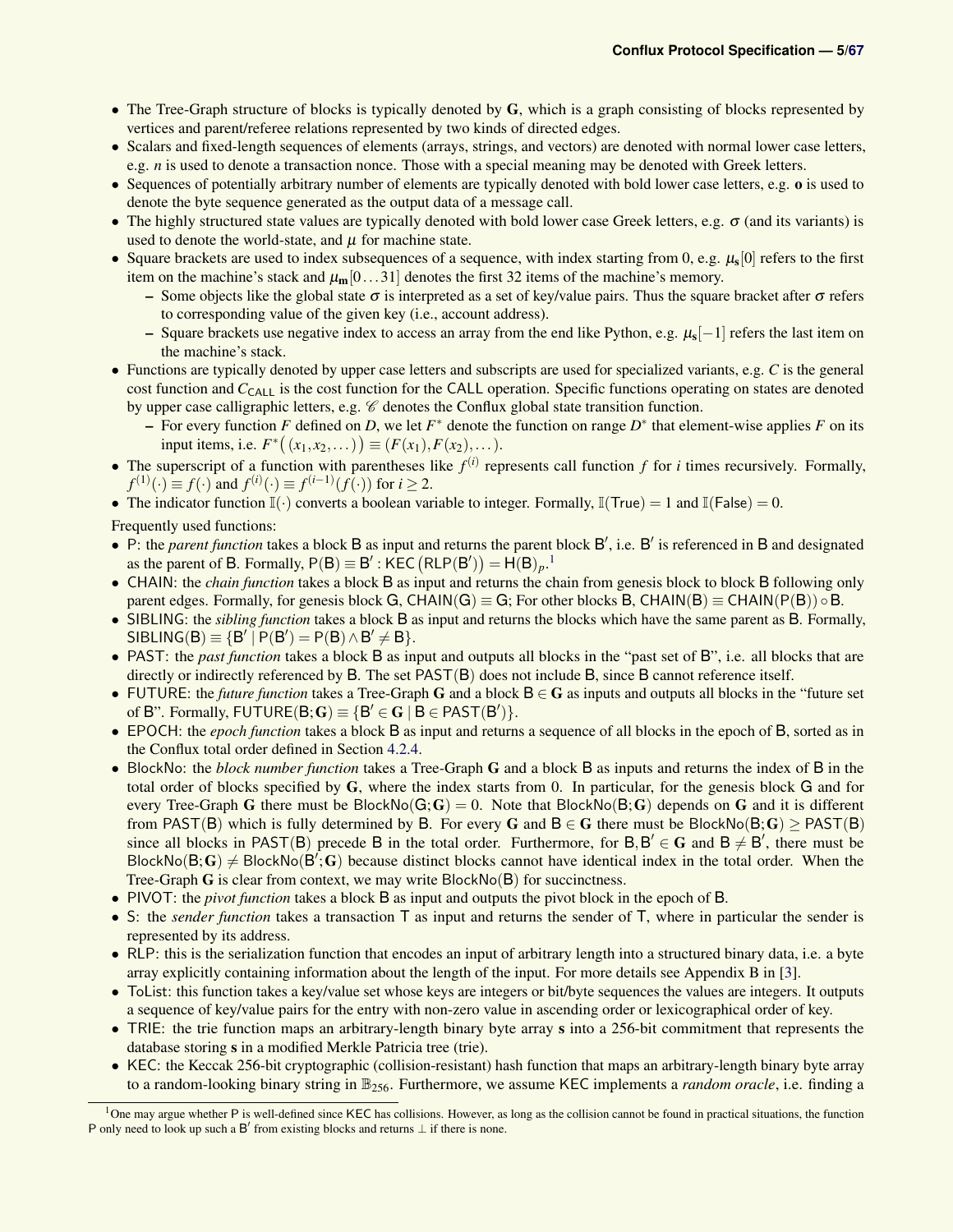- The Tree-Graph structure of blocks is typically denoted by $\mathbf{G}$, which is a graph consisting of blocks represented by vertices and parent/referee relations represented by two kinds of directed edges.
- Scalars and fixed-length sequences of elements (arrays, strings, and vectors) are denoted with normal lower case letters, e.g. $n$ is used to denote a transaction nonce. Those with a special meaning may be denoted with Greek letters.
- Sequences of potentially arbitrary number of elements are typically denoted with bold lower case letters, e.g. $\mathbf{o}$ is used to denote the byte sequence generated as the output data of a message call.
- The highly structured state values are typically denoted with bold lower case Greek letters, e.g. $\boldsymbol{\sigma}$ (and its variants) is used to denote the world-state, and $\boldsymbol{\mu}$ for machine state.
- Square brackets are used to index subsequences of a sequence, with index starting from 0, e.g. $\boldsymbol{\mu}_{\mathbf{s}}[0]$ refers to the first item on the machine's stack and $\boldsymbol{\mu}_{\mathbf{m}}[0\dots31]$ denotes the first 32 items of the machine's memory.
  - Some objects like the global state $\boldsymbol{\sigma}$ is interpreted as a set of key/value pairs. Thus the square bracket after $\boldsymbol{\sigma}$ refers to corresponding value of the given key (i.e., account address).
  - Square brackets use negative index to access an array from the end like Python, e.g. $\boldsymbol{\mu}_{\mathbf{s}}[-1]$ refers the last item on the machine's stack.
- Functions are typically denoted by upper case letters and subscripts are used for specialized variants, e.g. $C$ is the general cost function and $C_{\mathsf{CALL}}$ is the cost function for the CALL operation. Specific functions operating on states are denoted by upper case calligraphic letters, e.g. $\mathscr{C}$ denotes the Conflux global state transition function.
  - For every function $F$ defined on $D$, we let $F^*$ denote the function on range $D^*$ that element-wise applies $F$ on its input items, i.e. $F^*\big((x_1, x_2, \dots)\big) \equiv (F(x_1), F(x_2), \dots)$.
- The superscript of a function with parentheses like $f^{(i)}$ represents call function $f$ for $i$ times recursively. Formally, $f^{(1)}(\cdot) \equiv f(\cdot)$ and $f^{(i)}(\cdot) \equiv f^{(i-1)}(f(\cdot))$ for $i \geq 2$.
- The indicator function $\mathbb{I}(\cdot)$ converts a boolean variable to integer. Formally, $\mathbb{I}(\mathsf{True}) = 1$ and $\mathbb{I}(\mathsf{False}) = 0$.

Frequently used functions:

- P: the *parent function* takes a block B as input and returns the parent block B′, i.e. B′ is referenced in B and designated as the parent of B. Formally, $\mathsf{P}(\mathsf{B}) \equiv \mathsf{B}' : \mathsf{KEC}\left(\mathsf{RLP}(\mathsf{B}')\right) = \mathsf{H}(\mathsf{B})_p$.[1]
- CHAIN: the *chain function* takes a block B as input and returns the chain from genesis block to block B following only parent edges. Formally, for genesis block G, $\mathsf{CHAIN}(\mathsf{G}) \equiv \mathsf{G}$; For other blocks B, $\mathsf{CHAIN}(\mathsf{B}) \equiv \mathsf{CHAIN}(\mathsf{P}(\mathsf{B})) \circ \mathsf{B}$.
- SIBLING: the *sibling function* takes a block B as input and returns the blocks which have the same parent as B. Formally, $\mathsf{SIBLING}(\mathsf{B}) \equiv \{\mathsf{B}' \mid \mathsf{P}(\mathsf{B}') = \mathsf{P}(\mathsf{B}) \wedge \mathsf{B}' \neq \mathsf{B}\}$.
- PAST: the *past function* takes a block B as input and outputs all blocks in the "past set of B", i.e. all blocks that are directly or indirectly referenced by B. The set PAST(B) does not include B, since B cannot reference itself.
- FUTURE: the *future function* takes a Tree-Graph $\mathbf{G}$ and a block $\mathsf{B} \in \mathbf{G}$ as inputs and outputs all blocks in the "future set of B". Formally, $\mathsf{FUTURE}(\mathsf{B};\mathbf{G}) \equiv \{\mathsf{B}' \in \mathbf{G} \mid \mathsf{B} \in \mathsf{PAST}(\mathsf{B}')\}$.
- EPOCH: the *epoch function* takes a block B as input and returns a sequence of all blocks in the epoch of B, sorted as in the Conflux total order defined in Section 4.2.4.
- BlockNo: the *block number function* takes a Tree-Graph $\mathbf{G}$ and a block B as inputs and returns the index of B in the total order of blocks specified by $\mathbf{G}$, where the index starts from 0. In particular, for the genesis block G and for every Tree-Graph $\mathbf{G}$ there must be $\mathsf{BlockNo}(\mathsf{G};\mathbf{G}) = 0$. Note that $\mathsf{BlockNo}(\mathsf{B};\mathbf{G})$ depends on $\mathbf{G}$ and it is different from PAST(B) which is fully determined by B. For every $\mathbf{G}$ and $\mathsf{B} \in \mathbf{G}$ there must be $\mathsf{BlockNo}(\mathsf{B};\mathbf{G}) \geq \mathsf{PAST}(\mathsf{B})$ since all blocks in PAST(B) precede B in the total order. Furthermore, for $\mathsf{B}, \mathsf{B}' \in \mathbf{G}$ and $\mathsf{B} \neq \mathsf{B}'$, there must be $\mathsf{BlockNo}(\mathsf{B};\mathbf{G}) \neq \mathsf{BlockNo}(\mathsf{B}';\mathbf{G})$ because distinct blocks cannot have identical index in the total order. When the Tree-Graph $\mathbf{G}$ is clear from context, we may write BlockNo(B) for succinctness.
- PIVOT: the *pivot function* takes a block B as input and outputs the pivot block in the epoch of B.
- S: the *sender function* takes a transaction T as input and returns the sender of T, where in particular the sender is represented by its address.
- RLP: this is the serialization function that encodes an input of arbitrary length into a structured binary data, i.e. a byte array explicitly containing information about the length of the input. For more details see Appendix B in [3].
- ToList: this function takes a key/value set whose keys are integers or bit/byte sequences the values are integers. It outputs a sequence of key/value pairs for the entry with non-zero value in ascending order or lexicographical order of key.
- TRIE: the trie function maps an arbitrary-length binary byte array $\mathbf{s}$ into a 256-bit commitment that represents the database storing $\mathbf{s}$ in a modified Merkle Patricia tree (trie).
- KEC: the Keccak 256-bit cryptographic (collision-resistant) hash function that maps an arbitrary-length binary byte array to a random-looking binary string in $\mathbb{B}_{256}$. Furthermore, we assume KEC implements a *random oracle*, i.e. finding a

[1] One may argue whether P is well-defined since KEC has collisions. However, as long as the collision cannot be found in practical situations, the function P only need to look up such a B′ from existing blocks and returns $\perp$ if there is none.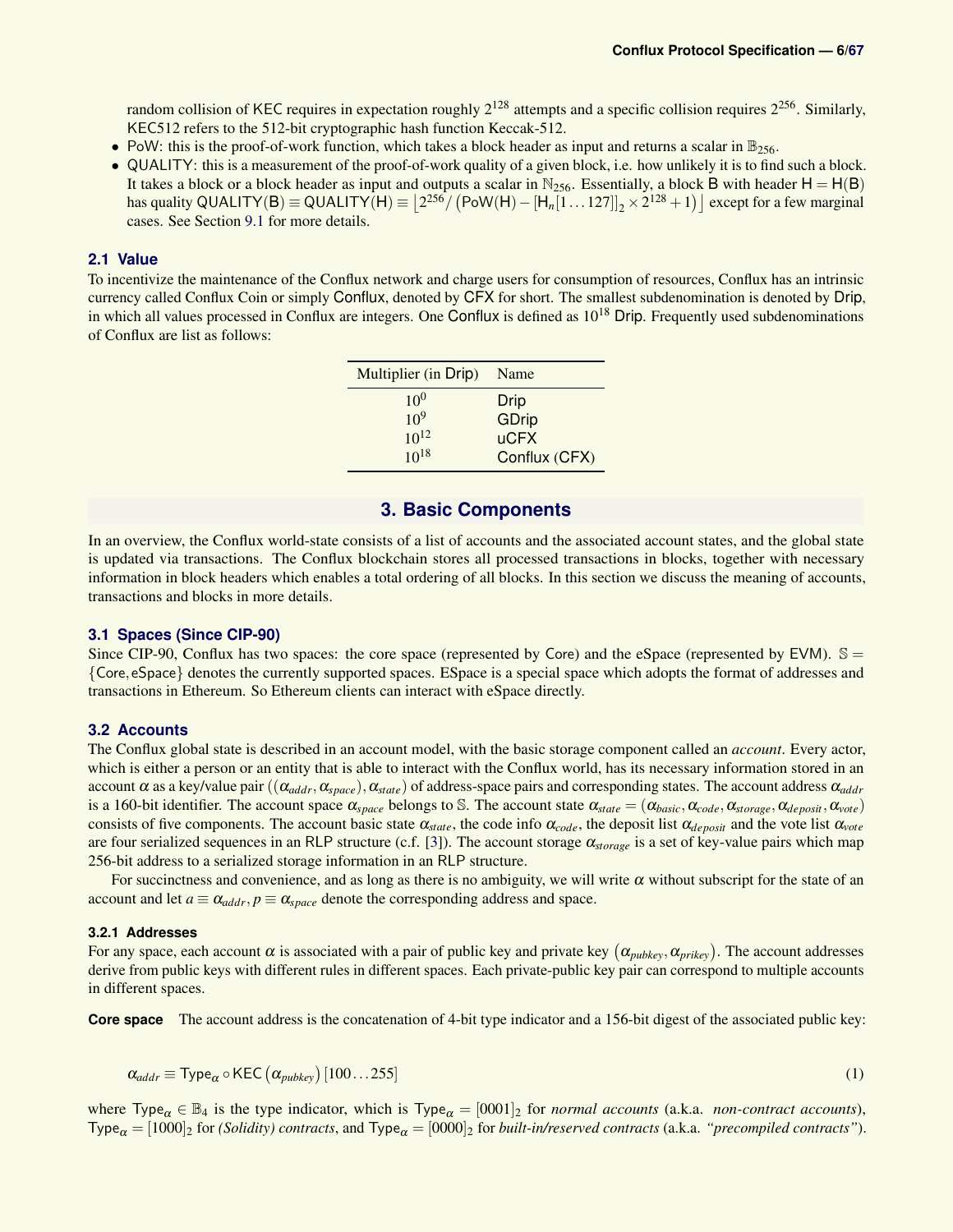random collision of KEC requires in expectation roughly $2^{128}$ attempts and a specific collision requires $2^{256}$. Similarly, KEC512 refers to the 512-bit cryptographic hash function Keccak-512.

- PoW: this is the proof-of-work function, which takes a block header as input and returns a scalar in $\mathbb{B}_{256}$.
- QUALITY: this is a measurement of the proof-of-work quality of a given block, i.e. how unlikely it is to find such a block. It takes a block or a block header as input and outputs a scalar in $\mathbb{N}_{256}$. Essentially, a block $\mathsf{B}$ with header $\mathsf{H} = \mathsf{H}(\mathsf{B})$ has quality $\mathsf{QUALITY}(\mathsf{B}) \equiv \mathsf{QUALITY}(\mathsf{H}) \equiv \left\lfloor 2^{256} / \left(\mathsf{PoW}(\mathsf{H}) - [\mathsf{H}_n[1\ldots127]]_2 \times 2^{128} + 1\right) \right\rfloor$ except for a few marginal cases. See Section 9.1 for more details.

### 2.1 Value

To incentivize the maintenance of the Conflux network and charge users for consumption of resources, Conflux has an intrinsic currency called Conflux Coin or simply Conflux, denoted by CFX for short. The smallest subdenomination is denoted by Drip, in which all values processed in Conflux are integers. One Conflux is defined as $10^{18}$ Drip. Frequently used subdenominations of Conflux are list as follows:

| Multiplier (in Drip) | Name |
|---|---|
| $10^0$ | Drip |
| $10^9$ | GDrip |
| $10^{12}$ | uCFX |
| $10^{18}$ | Conflux (CFX) |

## 3. Basic Components

In an overview, the Conflux world-state consists of a list of accounts and the associated account states, and the global state is updated via transactions. The Conflux blockchain stores all processed transactions in blocks, together with necessary information in block headers which enables a total ordering of all blocks. In this section we discuss the meaning of accounts, transactions and blocks in more details.

### 3.1 Spaces (Since CIP-90)

Since CIP-90, Conflux has two spaces: the core space (represented by Core) and the eSpace (represented by EVM). $\mathbb{S} = \{\mathsf{Core}, \mathsf{eSpace}\}$ denotes the currently supported spaces. ESpace is a special space which adopts the format of addresses and transactions in Ethereum. So Ethereum clients can interact with eSpace directly.

### 3.2 Accounts

The Conflux global state is described in an account model, with the basic storage component called an *account*. Every actor, which is either a person or an entity that is able to interact with the Conflux world, has its necessary information stored in an account $\alpha$ as a key/value pair $((\alpha_{addr}, \alpha_{space}), \alpha_{state})$ of address-space pairs and corresponding states. The account address $\alpha_{addr}$ is a 160-bit identifier. The account space $\alpha_{space}$ belongs to $\mathbb{S}$. The account state $\alpha_{state} = (\alpha_{basic}, \alpha_{code}, \alpha_{storage}, \alpha_{deposit}, \alpha_{vote})$ consists of five components. The account basic state $\alpha_{state}$, the code info $\alpha_{code}$, the deposit list $\alpha_{deposit}$ and the vote list $\alpha_{vote}$ are four serialized sequences in an RLP structure (c.f. [3]). The account storage $\alpha_{storage}$ is a set of key-value pairs which map 256-bit address to a serialized storage information in an RLP structure.

For succinctness and convenience, and as long as there is no ambiguity, we will write $\alpha$ without subscript for the state of an account and let $a \equiv \alpha_{addr}, p \equiv \alpha_{space}$ denote the corresponding address and space.

#### 3.2.1 Addresses

For any space, each account $\alpha$ is associated with a pair of public key and private key $(\alpha_{pubkey}, \alpha_{prikey})$. The account addresses derive from public keys with different rules in different spaces. Each private-public key pair can correspond to multiple accounts in different spaces.

**Core space** The account address is the concatenation of 4-bit type indicator and a 156-bit digest of the associated public key:

$$\alpha_{addr} \equiv \mathsf{Type}_\alpha \circ \mathsf{KEC}\left(\alpha_{pubkey}\right)[100\ldots255] \tag{1}$$

where $\mathsf{Type}_\alpha \in \mathbb{B}_4$ is the type indicator, which is $\mathsf{Type}_\alpha = [0001]_2$ for *normal accounts* (a.k.a. *non-contract accounts*), $\mathsf{Type}_\alpha = [1000]_2$ for *(Solidity) contracts*, and $\mathsf{Type}_\alpha = [0000]_2$ for *built-in/reserved contracts* (a.k.a. *"precompiled contracts"*).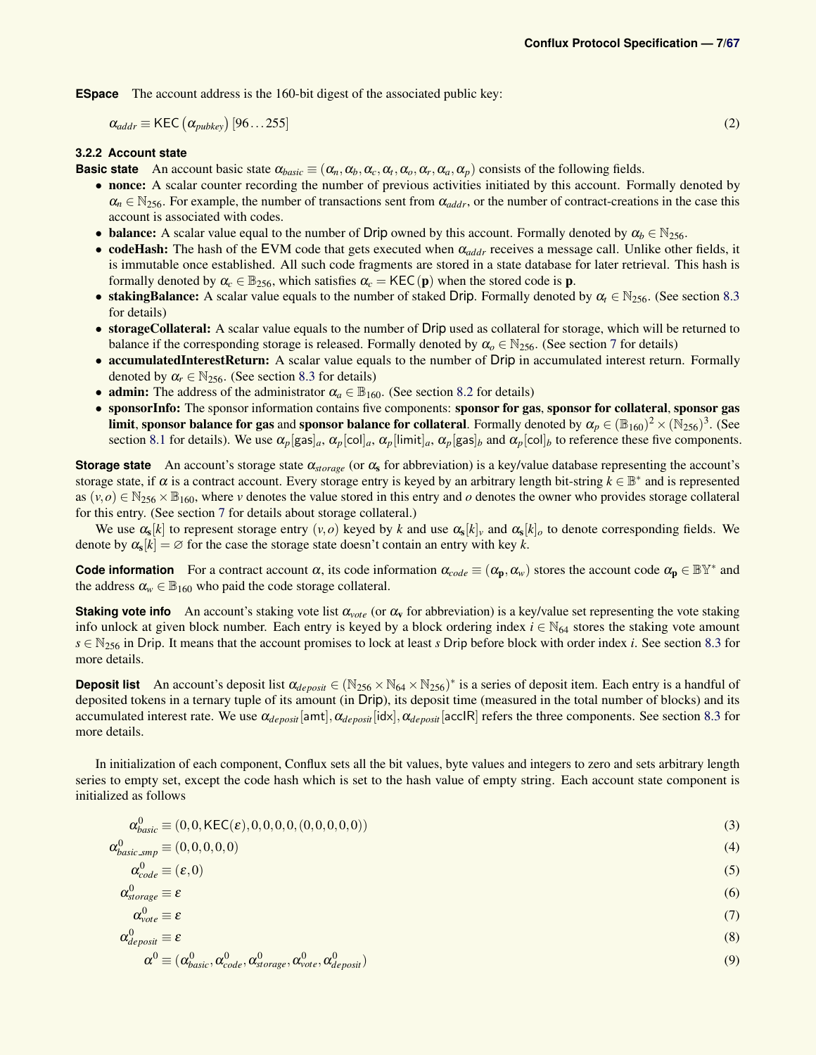**ESpace** The account address is the 160-bit digest of the associated public key:

$$\alpha_{addr} \equiv \mathsf{KEC}\left(\alpha_{pubkey}\right)[96\ldots255] \tag{2}$$

### 3.2.2 Account state

**Basic state** An account basic state $\alpha_{basic} \equiv (\alpha_n, \alpha_b, \alpha_c, \alpha_t, \alpha_o, \alpha_r, \alpha_a, \alpha_p)$ consists of the following fields.

- **nonce:** A scalar counter recording the number of previous activities initiated by this account. Formally denoted by $\alpha_n \in \mathbb{N}_{256}$. For example, the number of transactions sent from $\alpha_{addr}$, or the number of contract-creations in the case this account is associated with codes.
- **balance:** A scalar value equal to the number of Drip owned by this account. Formally denoted by $\alpha_b \in \mathbb{N}_{256}$.
- **codeHash:** The hash of the EVM code that gets executed when $\alpha_{addr}$ receives a message call. Unlike other fields, it is immutable once established. All such code fragments are stored in a state database for later retrieval. This hash is formally denoted by $\alpha_c \in \mathbb{B}_{256}$, which satisfies $\alpha_c = \mathsf{KEC}(\mathbf{p})$ when the stored code is $\mathbf{p}$.
- **stakingBalance:** A scalar value equals to the number of staked Drip. Formally denoted by $\alpha_t \in \mathbb{N}_{256}$. (See section 8.3 for details)
- **storageCollateral:** A scalar value equals to the number of Drip used as collateral for storage, which will be returned to balance if the corresponding storage is released. Formally denoted by $\alpha_o \in \mathbb{N}_{256}$. (See section 7 for details)
- **accumulatedInterestReturn:** A scalar value equals to the number of Drip in accumulated interest return. Formally denoted by $\alpha_r \in \mathbb{N}_{256}$. (See section 8.3 for details)
- **admin:** The address of the administrator $\alpha_a \in \mathbb{B}_{160}$. (See section 8.2 for details)
- **sponsorInfo:** The sponsor information contains five components: **sponsor for gas**, **sponsor for collateral**, **sponsor gas limit**, **sponsor balance for gas** and **sponsor balance for collateral**. Formally denoted by $\alpha_p \in (\mathbb{B}_{160})^2 \times (\mathbb{N}_{256})^3$. (See section 8.1 for details). We use $\alpha_p[\mathsf{gas}]_a$, $\alpha_p[\mathsf{col}]_a$, $\alpha_p[\mathsf{limit}]_a$, $\alpha_p[\mathsf{gas}]_b$ and $\alpha_p[\mathsf{col}]_b$ to reference these five components.

**Storage state** An account's storage state $\alpha_{storage}$ (or $\alpha_\mathbf{s}$ for abbreviation) is a key/value database representing the account's storage state, if $\alpha$ is a contract account. Every storage entry is keyed by an arbitrary length bit-string $k \in \mathbb{B}^*$ and is represented as $(v, o) \in \mathbb{N}_{256} \times \mathbb{B}_{160}$, where $v$ denotes the value stored in this entry and $o$ denotes the owner who provides storage collateral for this entry. (See section 7 for details about storage collateral.)

We use $\alpha_\mathbf{s}[k]$ to represent storage entry $(v, o)$ keyed by $k$ and use $\alpha_\mathbf{s}[k]_v$ and $\alpha_\mathbf{s}[k]_o$ to denote corresponding fields. We denote by $\alpha_\mathbf{s}[k] = \varnothing$ for the case the storage state doesn't contain an entry with key $k$.

**Code information** For a contract account $\alpha$, its code information $\alpha_{code} \equiv (\alpha_\mathbf{p}, \alpha_w)$ stores the account code $\alpha_\mathbf{p} \in \mathbb{BY}^*$ and the address $\alpha_w \in \mathbb{B}_{160}$ who paid the code storage collateral.

**Staking vote info** An account's staking vote list $\alpha_{vote}$ (or $\alpha_\mathbf{v}$ for abbreviation) is a key/value set representing the vote staking info unlock at given block number. Each entry is keyed by a block ordering index $i \in \mathbb{N}_{64}$ stores the staking vote amount $s \in \mathbb{N}_{256}$ in Drip. It means that the account promises to lock at least $s$ Drip before block with order index $i$. See section 8.3 for more details.

**Deposit list** An account's deposit list $\alpha_{deposit} \in (\mathbb{N}_{256} \times \mathbb{N}_{64} \times \mathbb{N}_{256})^*$ is a series of deposit item. Each entry is a handful of deposited tokens in a ternary tuple of its amount (in Drip), its deposit time (measured in the total number of blocks) and its accumulated interest rate. We use $\alpha_{deposit}[\mathsf{amt}], \alpha_{deposit}[\mathsf{idx}], \alpha_{deposit}[\mathsf{accIR}]$ refers the three components. See section 8.3 for more details.

In initialization of each component, Conflux sets all the bit values, byte values and integers to zero and sets arbitrary length series to empty set, except the code hash which is set to the hash value of empty string. Each account state component is initialized as follows

$$\alpha^0_{basic} \equiv (0, 0, \mathsf{KEC}(\varepsilon), 0, 0, 0, 0, (0, 0, 0, 0, 0)) \tag{3}$$

$$\alpha^0_{basic\_smp} \equiv (0, 0, 0, 0, 0) \tag{4}$$

$$\alpha^0_{code} \equiv (\varepsilon, 0) \tag{5}$$

$$\alpha^0_{storage} \equiv \varepsilon \tag{6}$$

$$\alpha^0_{vote} \equiv \varepsilon \tag{7}$$

$$\alpha^0_{deposit} \equiv \varepsilon \tag{8}$$

$$\alpha^0 \equiv (\alpha^0_{basic}, \alpha^0_{code}, \alpha^0_{storage}, \alpha^0_{vote}, \alpha^0_{deposit}) \tag{9}$$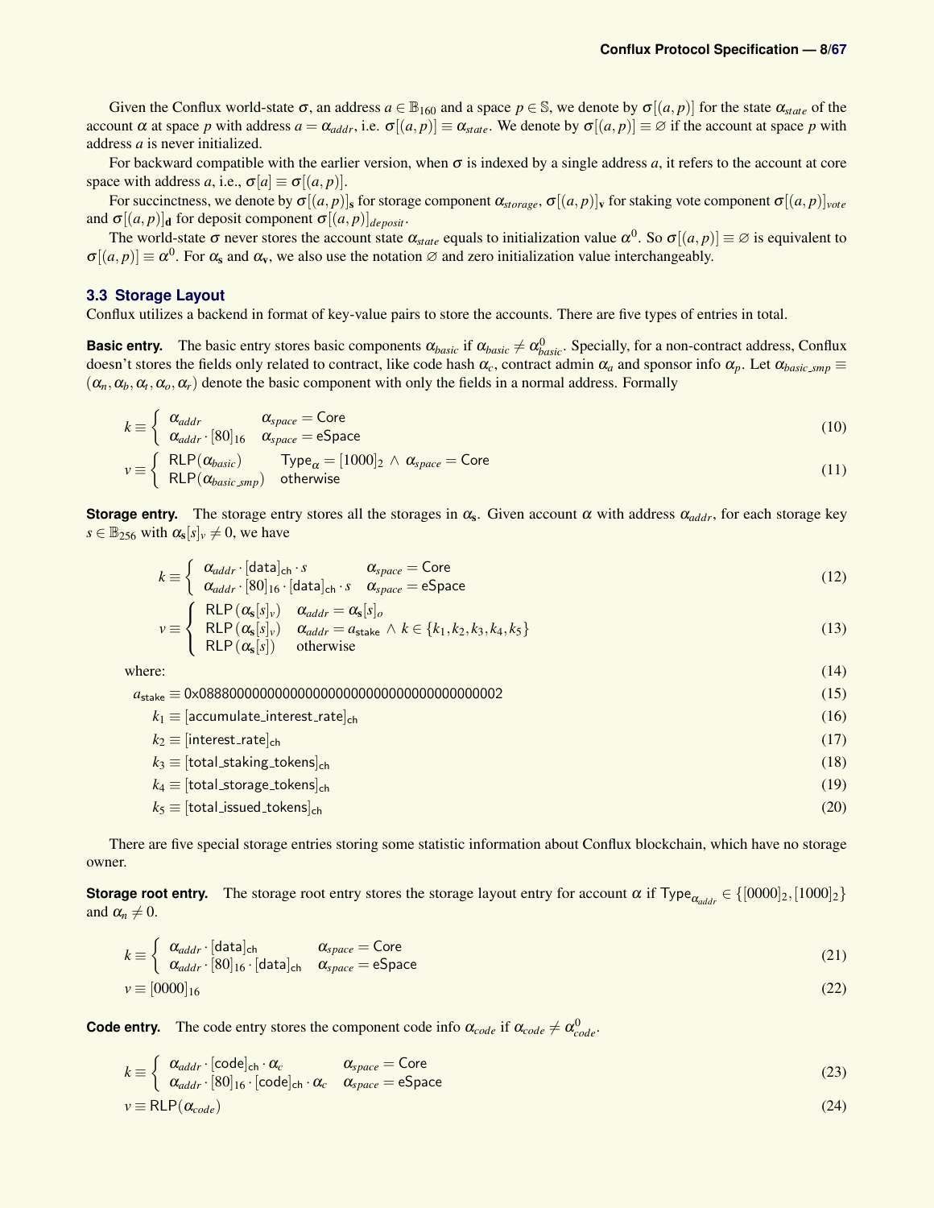Given the Conflux world-state $\sigma$, an address $a \in \mathbb{B}_{160}$ and a space $p \in \mathbb{S}$, we denote by $\sigma[(a,p)]$ for the state $\alpha_{state}$ of the account $\alpha$ at space $p$ with address $a = \alpha_{addr}$, i.e. $\sigma[(a,p)] \equiv \alpha_{state}$. We denote by $\sigma[(a,p)] \equiv \varnothing$ if the account at space $p$ with address $a$ is never initialized.

For backward compatible with the earlier version, when $\sigma$ is indexed by a single address $a$, it refers to the account at core space with address $a$, i.e., $\sigma[a] \equiv \sigma[(a,p)]$.

For succinctness, we denote by $\sigma[(a,p)]_{\mathbf{s}}$ for storage component $\alpha_{storage}$, $\sigma[(a,p)]_{\mathbf{v}}$ for staking vote component $\sigma[(a,p)]_{vote}$ and $\sigma[(a,p)]_{\mathbf{d}}$ for deposit component $\sigma[(a,p)]_{deposit}$.

The world-state $\sigma$ never stores the account state $\alpha_{state}$ equals to initialization value $\alpha^0$. So $\sigma[(a,p)] \equiv \varnothing$ is equivalent to $\sigma[(a,p)] \equiv \alpha^0$. For $\alpha_{\mathbf{s}}$ and $\alpha_{\mathbf{v}}$, we also use the notation $\varnothing$ and zero initialization value interchangeably.

### 3.3 Storage Layout

Conflux utilizes a backend in format of key-value pairs to store the accounts. There are five types of entries in total.

**Basic entry.** The basic entry stores basic components $\alpha_{basic}$ if $\alpha_{basic} \neq \alpha^0_{basic}$. Specially, for a non-contract address, Conflux doesn't stores the fields only related to contract, like code hash $\alpha_c$, contract admin $\alpha_a$ and sponsor info $\alpha_p$. Let $\alpha_{basic\_smp} \equiv (\alpha_n, \alpha_b, \alpha_t, \alpha_o, \alpha_r)$ denote the basic component with only the fields in a normal address. Formally

$$k \equiv \begin{cases} \alpha_{addr} & \alpha_{space} = \mathsf{Core} \\ \alpha_{addr} \cdot [80]_{16} & \alpha_{space} = \mathsf{eSpace} \end{cases} \tag{10}$$

$$v \equiv \begin{cases} \mathsf{RLP}(\alpha_{basic}) & \mathsf{Type}_{\alpha} = [1000]_2 \wedge \alpha_{space} = \mathsf{Core} \\ \mathsf{RLP}(\alpha_{basic\_smp}) & \text{otherwise} \end{cases} \tag{11}$$

**Storage entry.** The storage entry stores all the storages in $\alpha_{\mathbf{s}}$. Given account $\alpha$ with address $\alpha_{addr}$, for each storage key $s \in \mathbb{B}_{256}$ with $\alpha_{\mathbf{s}}[s]_v \neq 0$, we have

$$k \equiv \begin{cases} \alpha_{addr} \cdot [\mathsf{data}]_{\mathsf{ch}} \cdot s & \alpha_{space} = \mathsf{Core} \\ \alpha_{addr} \cdot [80]_{16} \cdot [\mathsf{data}]_{\mathsf{ch}} \cdot s & \alpha_{space} = \mathsf{eSpace} \end{cases} \tag{12}$$

$$v \equiv \begin{cases} \mathsf{RLP}\left(\alpha_{\mathbf{s}}[s]_v\right) & \alpha_{addr} = \alpha_{\mathbf{s}}[s]_o \\ \mathsf{RLP}\left(\alpha_{\mathbf{s}}[s]_v\right) & \alpha_{addr} = a_{\mathsf{stake}} \wedge k \in \{k_1, k_2, k_3, k_4, k_5\} \\ \mathsf{RLP}\left(\alpha_{\mathbf{s}}[s]\right) & \text{otherwise} \end{cases} \tag{13}$$

where: (14)

$$a_{\mathsf{stake}} \equiv \mathsf{0x0888000000000000000000000000000000000002} \tag{15}$$

$$k_1 \equiv [\mathsf{accumulate\_interest\_rate}]_{\mathsf{ch}} \tag{16}$$

$$k_2 \equiv [\mathsf{interest\_rate}]_{\mathsf{ch}} \tag{17}$$

$$k_3 \equiv [\mathsf{total\_staking\_tokens}]_{\mathsf{ch}} \tag{18}$$

$$k_4 \equiv [\mathsf{total\_storage\_tokens}]_{\mathsf{ch}} \tag{19}$$

$$k_5 \equiv [\mathsf{total\_issued\_tokens}]_{\mathsf{ch}} \tag{20}$$

There are five special storage entries storing some statistic information about Conflux blockchain, which have no storage owner.

**Storage root entry.** The storage root entry stores the storage layout entry for account $\alpha$ if $\mathsf{Type}_{\alpha_{addr}} \in \{[0000]_2, [1000]_2\}$ and $\alpha_n \neq 0$.

$$k \equiv \begin{cases} \alpha_{addr} \cdot [\mathsf{data}]_{\mathsf{ch}} & \alpha_{space} = \mathsf{Core} \\ \alpha_{addr} \cdot [80]_{16} \cdot [\mathsf{data}]_{\mathsf{ch}} & \alpha_{space} = \mathsf{eSpace} \end{cases} \tag{21}$$

$$v \equiv [0000]_{16} \tag{22}$$

**Code entry.** The code entry stores the component code info $\alpha_{code}$ if $\alpha_{code} \neq \alpha^0_{code}$.

$$k \equiv \begin{cases} \alpha_{addr} \cdot [\mathsf{code}]_{\mathsf{ch}} \cdot \alpha_c & \alpha_{space} = \mathsf{Core} \\ \alpha_{addr} \cdot [80]_{16} \cdot [\mathsf{code}]_{\mathsf{ch}} \cdot \alpha_c & \alpha_{space} = \mathsf{eSpace} \end{cases} \tag{23}$$

$$v \equiv \mathsf{RLP}(\alpha_{code}) \tag{24}$$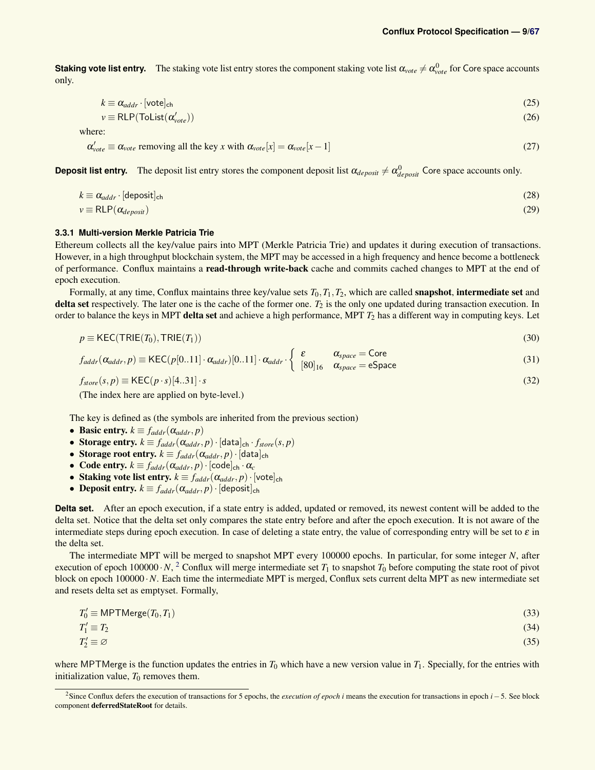**Staking vote list entry.** The staking vote list entry stores the component staking vote list $\alpha_{vote} \neq \alpha_{vote}^0$ for Core space accounts only.

$$k \equiv \alpha_{addr} \cdot [\mathsf{vote}]_{\mathsf{ch}} \tag{25}$$

$$v \equiv \mathsf{RLP}(\mathsf{ToList}(\alpha'_{vote})) \tag{26}$$

where:

$$\alpha'_{vote} \equiv \alpha_{vote} \text{ removing all the key } x \text{ with } \alpha_{vote}[x] = \alpha_{vote}[x-1] \tag{27}$$

**Deposit list entry.** The deposit list entry stores the component deposit list $\alpha_{deposit} \neq \alpha_{deposit}^0$ Core space accounts only.

$$k \equiv \alpha_{addr} \cdot [\mathsf{deposit}]_{\mathsf{ch}} \tag{28}$$

$$v \equiv \mathsf{RLP}(\alpha_{deposit}) \tag{29}$$

### 3.3.1 Multi-version Merkle Patricia Trie

Ethereum collects all the key/value pairs into MPT (Merkle Patricia Trie) and updates it during execution of transactions. However, in a high throughput blockchain system, the MPT may be accessed in a high frequency and hence become a bottleneck of performance. Conflux maintains a **read-through write-back** cache and commits cached changes to MPT at the end of epoch execution.

Formally, at any time, Conflux maintains three key/value sets $T_0, T_1, T_2$, which are called **snapshot**, **intermediate set** and **delta set** respectively. The later one is the cache of the former one. $T_2$ is the only one updated during transaction execution. In order to balance the keys in MPT **delta set** and achieve a high performance, MPT $T_2$ has a different way in computing keys. Let

$$p \equiv \mathsf{KEC}(\mathsf{TRIE}(T_0), \mathsf{TRIE}(T_1)) \tag{30}$$

$$f_{addr}(\alpha_{addr}, p) \equiv \mathsf{KEC}(p[0..11] \cdot \alpha_{addr})[0..11] \cdot \alpha_{addr} \cdot \begin{cases} \varepsilon & \alpha_{space} = \mathsf{Core} \\ [80]_{16} & \alpha_{space} = \mathsf{eSpace} \end{cases} \tag{31}$$

$$f_{store}(s, p) \equiv \mathsf{KEC}(p \cdot s)[4..31] \cdot s \tag{32}$$

(The index here are applied on byte-level.)

The key is defined as (the symbols are inherited from the previous section)

- **Basic entry.** $k \equiv f_{addr}(\alpha_{addr}, p)$
- **Storage entry.** $k \equiv f_{addr}(\alpha_{addr}, p) \cdot [\mathsf{data}]_{\mathsf{ch}} \cdot f_{store}(s, p)$
- **Storage root entry.** $k \equiv f_{addr}(\alpha_{addr}, p) \cdot [\mathsf{data}]_{\mathsf{ch}}$
- **Code entry.** $k \equiv f_{addr}(\alpha_{addr}, p) \cdot [\mathsf{code}]_{\mathsf{ch}} \cdot \alpha_c$
- **Staking vote list entry.** $k \equiv f_{addr}(\alpha_{addr}, p) \cdot [\mathsf{vote}]_{\mathsf{ch}}$
- **Deposit entry.** $k \equiv f_{addr}(\alpha_{addr}, p) \cdot [\mathsf{deposit}]_{\mathsf{ch}}$

**Delta set.** After an epoch execution, if a state entry is added, updated or removed, its newest content will be added to the delta set. Notice that the delta set only compares the state entry before and after the epoch execution. It is not aware of the intermediate steps during epoch execution. In case of deleting a state entry, the value of corresponding entry will be set to $\varepsilon$ in the delta set.

The intermediate MPT will be merged to snapshot MPT every 100000 epochs. In particular, for some integer $N$, after execution of epoch $100000 \cdot N$, [2] Conflux will merge intermediate set $T_1$ to snapshot $T_0$ before computing the state root of pivot block on epoch $100000 \cdot N$. Each time the intermediate MPT is merged, Conflux sets current delta MPT as new intermediate set and resets delta set as emptyset. Formally,

$$T'_0 \equiv \mathsf{MPTMerge}(T_0, T_1) \tag{33}$$

$$T'_1 \equiv T_2 \tag{34}$$

$$T'_2 \equiv \varnothing \tag{35}$$

where MPTMerge is the function updates the entries in $T_0$ which have a new version value in $T_1$. Specially, for the entries with initialization value, $T_0$ removes them.

---

[2] Since Conflux defers the execution of transactions for 5 epochs, the *execution of epoch i* means the execution for transactions in epoch $i-5$. See block component **deferredStateRoot** for details.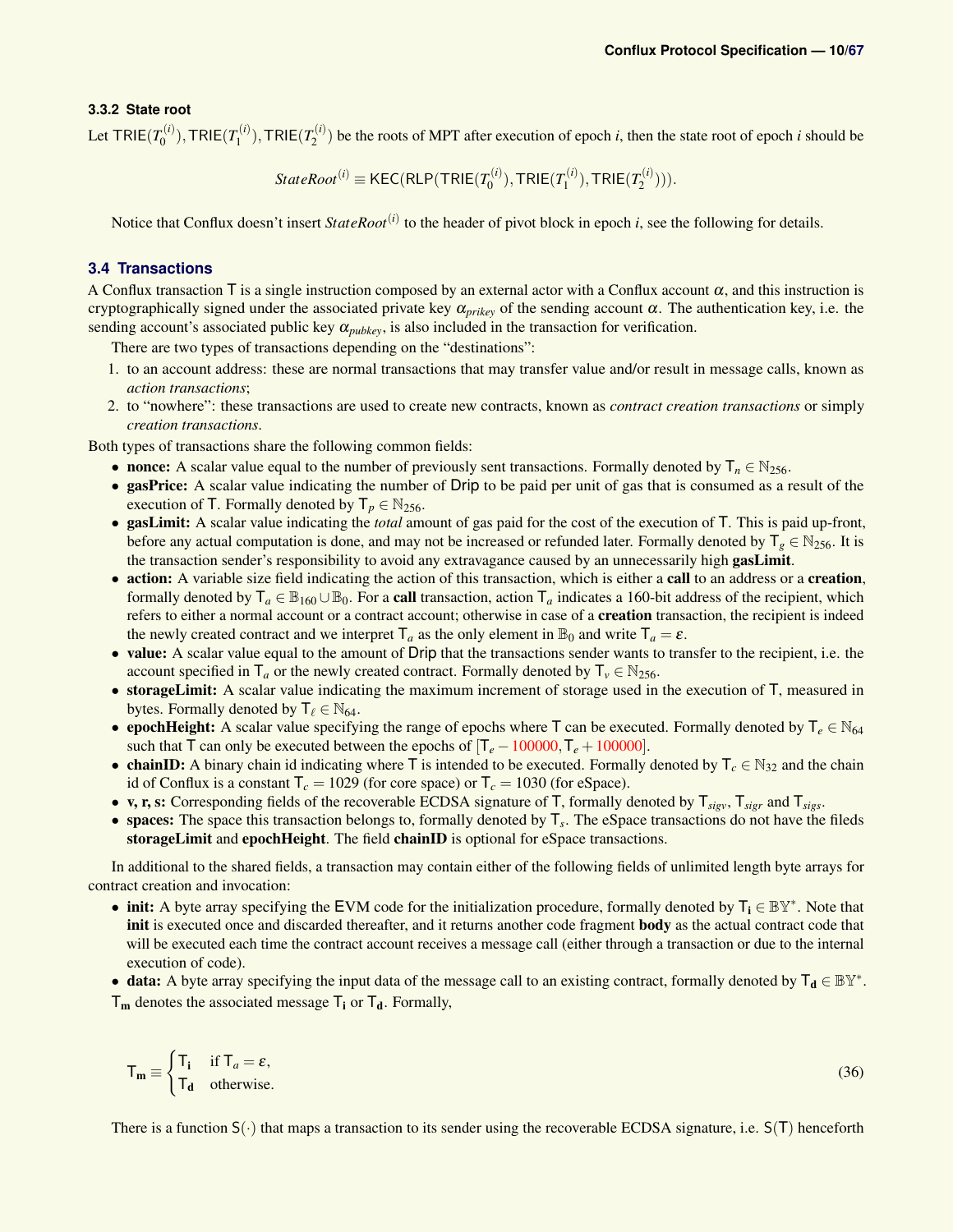### 3.3.2 State root

Let $\mathsf{TRIE}(T_0^{(i)}), \mathsf{TRIE}(T_1^{(i)}), \mathsf{TRIE}(T_2^{(i)})$ be the roots of MPT after execution of epoch $i$, then the state root of epoch $i$ should be

$$StateRoot^{(i)} \equiv \mathsf{KEC}(\mathsf{RLP}(\mathsf{TRIE}(T_0^{(i)}), \mathsf{TRIE}(T_1^{(i)}), \mathsf{TRIE}(T_2^{(i)}))).$$

Notice that Conflux doesn't insert $StateRoot^{(i)}$ to the header of pivot block in epoch $i$, see the following for details.

## 3.4 Transactions

A Conflux transaction $\mathsf{T}$ is a single instruction composed by an external actor with a Conflux account $\alpha$, and this instruction is cryptographically signed under the associated private key $\alpha_{prikey}$ of the sending account $\alpha$. The authentication key, i.e. the sending account's associated public key $\alpha_{pubkey}$, is also included in the transaction for verification.

There are two types of transactions depending on the "destinations":

1. to an account address: these are normal transactions that may transfer value and/or result in message calls, known as *action transactions*;
2. to "nowhere": these transactions are used to create new contracts, known as *contract creation transactions* or simply *creation transactions*.

Both types of transactions share the following common fields:

- **nonce:** A scalar value equal to the number of previously sent transactions. Formally denoted by $\mathsf{T}_n \in \mathbb{N}_{256}$.
- **gasPrice:** A scalar value indicating the number of Drip to be paid per unit of gas that is consumed as a result of the execution of $\mathsf{T}$. Formally denoted by $\mathsf{T}_p \in \mathbb{N}_{256}$.
- **gasLimit:** A scalar value indicating the *total* amount of gas paid for the cost of the execution of $\mathsf{T}$. This is paid up-front, before any actual computation is done, and may not be increased or refunded later. Formally denoted by $\mathsf{T}_g \in \mathbb{N}_{256}$. It is the transaction sender's responsibility to avoid any extravagance caused by an unnecessarily high **gasLimit**.
- **action:** A variable size field indicating the action of this transaction, which is either a **call** to an address or a **creation**, formally denoted by $\mathsf{T}_a \in \mathbb{B}_{160} \cup \mathbb{B}_0$. For a **call** transaction, action $\mathsf{T}_a$ indicates a 160-bit address of the recipient, which refers to either a normal account or a contract account; otherwise in case of a **creation** transaction, the recipient is indeed the newly created contract and we interpret $\mathsf{T}_a$ as the only element in $\mathbb{B}_0$ and write $\mathsf{T}_a = \varepsilon$.
- **value:** A scalar value equal to the amount of Drip that the transactions sender wants to transfer to the recipient, i.e. the account specified in $\mathsf{T}_a$ or the newly created contract. Formally denoted by $\mathsf{T}_v \in \mathbb{N}_{256}$.
- **storageLimit:** A scalar value indicating the maximum increment of storage used in the execution of $\mathsf{T}$, measured in bytes. Formally denoted by $\mathsf{T}_\ell \in \mathbb{N}_{64}$.
- **epochHeight:** A scalar value specifying the range of epochs where $\mathsf{T}$ can be executed. Formally denoted by $\mathsf{T}_e \in \mathbb{N}_{64}$ such that $\mathsf{T}$ can only be executed between the epochs of $[\mathsf{T}_e - 100000, \mathsf{T}_e + 100000]$.
- **chainID:** A binary chain id indicating where $\mathsf{T}$ is intended to be executed. Formally denoted by $\mathsf{T}_c \in \mathbb{N}_{32}$ and the chain id of Conflux is a constant $\mathsf{T}_c = 1029$ (for core space) or $\mathsf{T}_c = 1030$ (for eSpace).
- **v, r, s:** Corresponding fields of the recoverable ECDSA signature of $\mathsf{T}$, formally denoted by $\mathsf{T}_{sigv}$, $\mathsf{T}_{sigr}$ and $\mathsf{T}_{sigs}$.
- **spaces:** The space this transaction belongs to, formally denoted by $\mathsf{T}_s$. The eSpace transactions do not have the fileds **storageLimit** and **epochHeight**. The field **chainID** is optional for eSpace transactions.

In additional to the shared fields, a transaction may contain either of the following fields of unlimited length byte arrays for contract creation and invocation:

- **init:** A byte array specifying the EVM code for the initialization procedure, formally denoted by $\mathsf{T}_\mathbf{i} \in \mathbb{BY}^*$. Note that **init** is executed once and discarded thereafter, and it returns another code fragment **body** as the actual contract code that will be executed each time the contract account receives a message call (either through a transaction or due to the internal execution of code).
- **data:** A byte array specifying the input data of the message call to an existing contract, formally denoted by $\mathsf{T}_\mathbf{d} \in \mathbb{BY}^*$.

$\mathsf{T}_\mathbf{m}$ denotes the associated message $\mathsf{T}_\mathbf{i}$ or $\mathsf{T}_\mathbf{d}$. Formally,

$$\mathsf{T}_\mathbf{m} \equiv \begin{cases} \mathsf{T}_\mathbf{i} & \text{if } \mathsf{T}_a = \varepsilon, \\ \mathsf{T}_\mathbf{d} & \text{otherwise.} \end{cases} \tag{36}$$

There is a function $\mathsf{S}(\cdot)$ that maps a transaction to its sender using the recoverable ECDSA signature, i.e. $\mathsf{S}(\mathsf{T})$ henceforth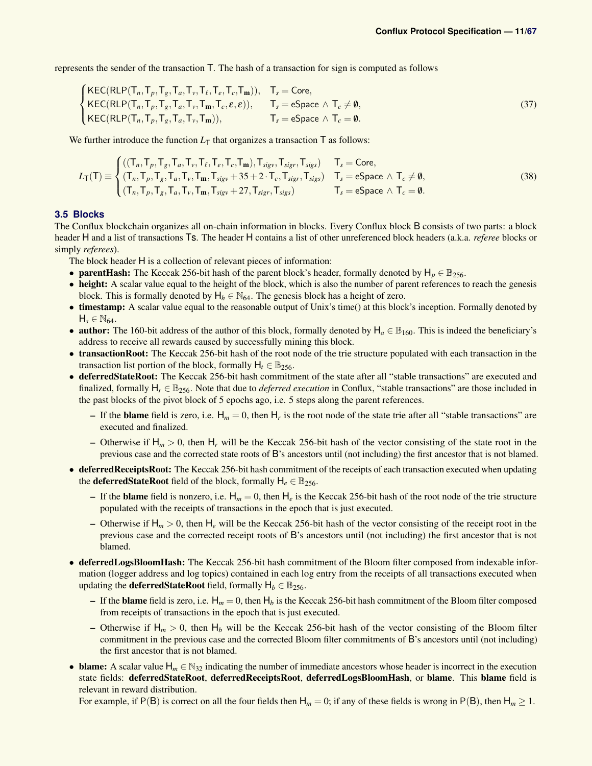represents the sender of the transaction $\mathsf{T}$. The hash of a transaction for sign is computed as follows

$$\begin{cases} \mathsf{KEC}(\mathsf{RLP}(\mathsf{T}_n, \mathsf{T}_p, \mathsf{T}_g, \mathsf{T}_a, \mathsf{T}_v, \mathsf{T}_\ell, \mathsf{T}_e, \mathsf{T}_c, \mathsf{T}_\mathbf{m})), & \mathsf{T}_s = \mathsf{Core}, \\ \mathsf{KEC}(\mathsf{RLP}(\mathsf{T}_n, \mathsf{T}_p, \mathsf{T}_g, \mathsf{T}_a, \mathsf{T}_v, \mathsf{T}_\mathbf{m}, \mathsf{T}_c, \varepsilon, \varepsilon)), & \mathsf{T}_s = \mathsf{eSpace} \wedge \mathsf{T}_c \neq \emptyset, \\ \mathsf{KEC}(\mathsf{RLP}(\mathsf{T}_n, \mathsf{T}_p, \mathsf{T}_g, \mathsf{T}_a, \mathsf{T}_v, \mathsf{T}_\mathbf{m})), & \mathsf{T}_s = \mathsf{eSpace} \wedge \mathsf{T}_c = \emptyset. \end{cases} \tag{37}$$

We further introduce the function $L_\mathsf{T}$ that organizes a transaction $\mathsf{T}$ as follows:

$$L_\mathsf{T}(\mathsf{T}) \equiv \begin{cases} ((\mathsf{T}_n, \mathsf{T}_p, \mathsf{T}_g, \mathsf{T}_a, \mathsf{T}_v, \mathsf{T}_\ell, \mathsf{T}_e, \mathsf{T}_c, \mathsf{T}_\mathbf{m}), \mathsf{T}_{sigv}, \mathsf{T}_{sigr}, \mathsf{T}_{sigs}) & \mathsf{T}_s = \mathsf{Core}, \\ (\mathsf{T}_n, \mathsf{T}_p, \mathsf{T}_g, \mathsf{T}_a, \mathsf{T}_v, \mathsf{T}_\mathbf{m}, \mathsf{T}_{sigv} + 35 + 2 \cdot \mathsf{T}_c, \mathsf{T}_{sigr}, \mathsf{T}_{sigs}) & \mathsf{T}_s = \mathsf{eSpace} \wedge \mathsf{T}_c \neq \emptyset, \\ (\mathsf{T}_n, \mathsf{T}_p, \mathsf{T}_g, \mathsf{T}_a, \mathsf{T}_v, \mathsf{T}_\mathbf{m}, \mathsf{T}_{sigv} + 27, \mathsf{T}_{sigr}, \mathsf{T}_{sigs}) & \mathsf{T}_s = \mathsf{eSpace} \wedge \mathsf{T}_c = \emptyset. \end{cases} \tag{38}$$

### 3.5 Blocks

The Conflux blockchain organizes all on-chain information in blocks. Every Conflux block $\mathsf{B}$ consists of two parts: a block header $\mathsf{H}$ and a list of transactions $\mathsf{Ts}$. The header $\mathsf{H}$ contains a list of other unreferenced block headers (a.k.a. *referee* blocks or simply *referees*).

The block header $\mathsf{H}$ is a collection of relevant pieces of information:

- **parentHash:** The Keccak 256-bit hash of the parent block's header, formally denoted by $\mathsf{H}_p \in \mathbb{B}_{256}$.
- **height:** A scalar value equal to the height of the block, which is also the number of parent references to reach the genesis block. This is formally denoted by $\mathsf{H}_h \in \mathbb{N}_{64}$. The genesis block has a height of zero.
- **timestamp:** A scalar value equal to the reasonable output of Unix's time() at this block's inception. Formally denoted by $\mathsf{H}_s \in \mathbb{N}_{64}$.
- **author:** The 160-bit address of the author of this block, formally denoted by $\mathsf{H}_a \in \mathbb{B}_{160}$. This is indeed the beneficiary's address to receive all rewards caused by successfully mining this block.
- **transactionRoot:** The Keccak 256-bit hash of the root node of the trie structure populated with each transaction in the transaction list portion of the block, formally $\mathsf{H}_t \in \mathbb{B}_{256}$.
- **deferredStateRoot:** The Keccak 256-bit hash commitment of the state after all "stable transactions" are executed and finalized, formally $\mathsf{H}_r \in \mathbb{B}_{256}$. Note that due to *deferred execution* in Conflux, "stable transactions" are those included in the past blocks of the pivot block of 5 epochs ago, i.e. 5 steps along the parent references.
  - If the **blame** field is zero, i.e. $\mathsf{H}_m = 0$, then $\mathsf{H}_r$ is the root node of the state trie after all "stable transactions" are executed and finalized.
  - Otherwise if $\mathsf{H}_m > 0$, then $\mathsf{H}_r$ will be the Keccak 256-bit hash of the vector consisting of the state root in the previous case and the corrected state roots of $\mathsf{B}$'s ancestors until (not including) the first ancestor that is not blamed.
- **deferredReceiptsRoot:** The Keccak 256-bit hash commitment of the receipts of each transaction executed when updating the **deferredStateRoot** field of the block, formally $\mathsf{H}_e \in \mathbb{B}_{256}$.
  - If the **blame** field is nonzero, i.e. $\mathsf{H}_m = 0$, then $\mathsf{H}_e$ is the Keccak 256-bit hash of the root node of the trie structure populated with the receipts of transactions in the epoch that is just executed.
  - Otherwise if $\mathsf{H}_m > 0$, then $\mathsf{H}_e$ will be the Keccak 256-bit hash of the vector consisting of the receipt root in the previous case and the corrected receipt roots of $\mathsf{B}$'s ancestors until (not including) the first ancestor that is not blamed.
- **deferredLogsBloomHash:** The Keccak 256-bit hash commitment of the Bloom filter composed from indexable information (logger address and log topics) contained in each log entry from the receipts of all transactions executed when updating the **deferredStateRoot** field, formally $\mathsf{H}_b \in \mathbb{B}_{256}$.
  - If the **blame** field is zero, i.e. $\mathsf{H}_m = 0$, then $\mathsf{H}_b$ is the Keccak 256-bit hash commitment of the Bloom filter composed from receipts of transactions in the epoch that is just executed.
  - Otherwise if $\mathsf{H}_m > 0$, then $\mathsf{H}_b$ will be the Keccak 256-bit hash of the vector consisting of the Bloom filter commitment in the previous case and the corrected Bloom filter commitments of $\mathsf{B}$'s ancestors until (not including) the first ancestor that is not blamed.
- **blame:** A scalar value $\mathsf{H}_m \in \mathbb{N}_{32}$ indicating the number of immediate ancestors whose header is incorrect in the execution state fields: **deferredStateRoot**, **deferredReceiptsRoot**, **deferredLogsBloomHash**, or **blame**. This **blame** field is relevant in reward distribution.
  For example, if $\mathsf{P}(\mathsf{B})$ is correct on all the four fields then $\mathsf{H}_m = 0$; if any of these fields is wrong in $\mathsf{P}(\mathsf{B})$, then $\mathsf{H}_m \geq 1$.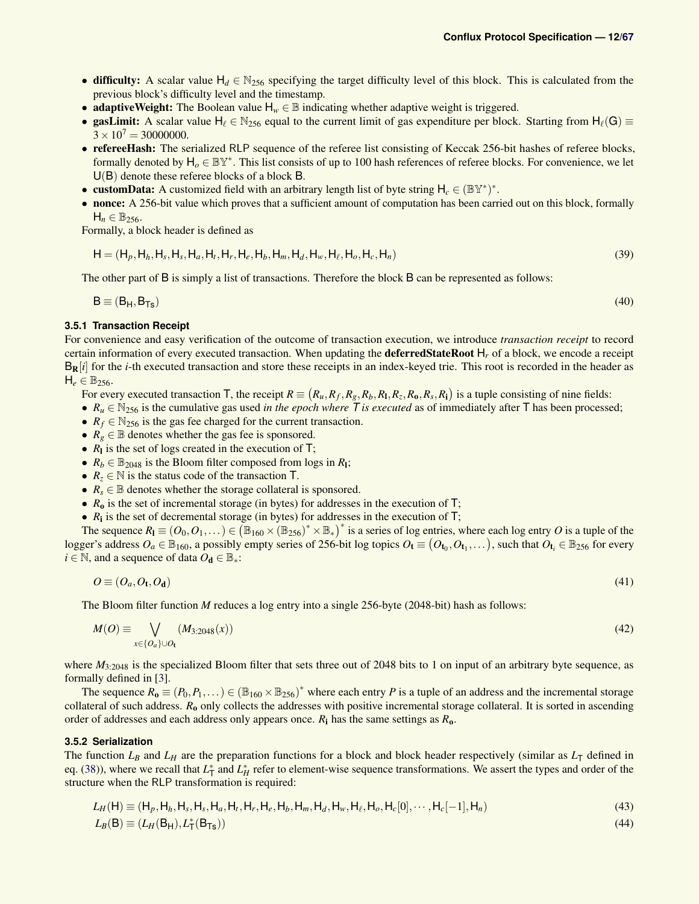- **difficulty:** A scalar value $\mathsf{H}_d \in \mathbb{N}_{256}$ specifying the target difficulty level of this block. This is calculated from the previous block's difficulty level and the timestamp.
- **adaptiveWeight:** The Boolean value $\mathsf{H}_w \in \mathbb{B}$ indicating whether adaptive weight is triggered.
- **gasLimit:** A scalar value $\mathsf{H}_\ell \in \mathbb{N}_{256}$ equal to the current limit of gas expenditure per block. Starting from $\mathsf{H}_\ell(\mathsf{G}) \equiv 3 \times 10^7 = 30000000$.
- **refereeHash:** The serialized RLP sequence of the referee list consisting of Keccak 256-bit hashes of referee blocks, formally denoted by $\mathsf{H}_o \in \mathbb{BY}^*$. This list consists of up to 100 hash references of referee blocks. For convenience, we let $\mathsf{U}(\mathsf{B})$ denote these referee blocks of a block $\mathsf{B}$.
- **customData:** A customized field with an arbitrary length list of byte string $\mathsf{H}_c \in (\mathbb{BY}^*)^*$.
- **nonce:** A 256-bit value which proves that a sufficient amount of computation has been carried out on this block, formally $\mathsf{H}_n \in \mathbb{B}_{256}$.

Formally, a block header is defined as

$$\mathsf{H} = (\mathsf{H}_p, \mathsf{H}_h, \mathsf{H}_s, \mathsf{H}_s, \mathsf{H}_a, \mathsf{H}_t, \mathsf{H}_r, \mathsf{H}_e, \mathsf{H}_b, \mathsf{H}_m, \mathsf{H}_d, \mathsf{H}_w, \mathsf{H}_\ell, \mathsf{H}_o, \mathsf{H}_c, \mathsf{H}_n) \tag{39}$$

The other part of $\mathsf{B}$ is simply a list of transactions. Therefore the block $\mathsf{B}$ can be represented as follows:

$$\mathsf{B} \equiv (\mathsf{B}_\mathsf{H}, \mathsf{B}_{\mathsf{Ts}}) \tag{40}$$

### 3.5.1 Transaction Receipt

For convenience and easy verification of the outcome of transaction execution, we introduce *transaction receipt* to record certain information of every executed transaction. When updating the **deferredStateRoot** $\mathsf{H}_r$ of a block, we encode a receipt $\mathsf{B}_\mathbf{R}[i]$ for the $i$-th executed transaction and store these receipts in an index-keyed trie. This root is recorded in the header as $\mathsf{H}_e \in \mathbb{B}_{256}$.

For every executed transaction $\mathsf{T}$, the receipt $R \equiv \left(R_u, R_f, R_g, R_b, R_\mathbf{l}, R_z, R_\mathbf{o}, R_s, R_\mathbf{i}\right)$ is a tuple consisting of nine fields:

- $R_u \in \mathbb{N}_{256}$ is the cumulative gas used *in the epoch where* $\mathsf{T}$ *is executed* as of immediately after $\mathsf{T}$ has been processed;
- $R_f \in \mathbb{N}_{256}$ is the gas fee charged for the current transaction.
- $R_g \in \mathbb{B}$ denotes whether the gas fee is sponsored.
- $R_\mathbf{l}$ is the set of logs created in the execution of $\mathsf{T}$;
- $R_b \in \mathbb{B}_{2048}$ is the Bloom filter composed from logs in $R_\mathbf{l}$;
- $R_z \in \mathbb{N}$ is the status code of the transaction $\mathsf{T}$.
- $R_s \in \mathbb{B}$ denotes whether the storage collateral is sponsored.
- $R_\mathbf{o}$ is the set of incremental storage (in bytes) for addresses in the execution of $\mathsf{T}$;
- $R_\mathbf{i}$ is the set of decremental storage (in bytes) for addresses in the execution of $\mathsf{T}$;

The sequence $R_\mathbf{l} \equiv (O_0, O_1, \dots) \in \left(\mathbb{B}_{160} \times (\mathbb{B}_{256})^* \times \mathbb{B}_*\right)^*$ is a series of log entries, where each log entry $O$ is a tuple of the logger's address $O_a \in \mathbb{B}_{160}$, a possibly empty series of 256-bit log topics $O_\mathbf{t} \equiv \left(O_{\mathbf{t}_0}, O_{\mathbf{t}_1}, \dots\right)$, such that $O_{\mathbf{t}_i} \in \mathbb{B}_{256}$ for every $i \in \mathbb{N}$, and a sequence of data $O_\mathbf{d} \in \mathbb{B}_*$:

$$O \equiv (O_a, O_\mathbf{t}, O_\mathbf{d}) \tag{41}$$

The Bloom filter function $M$ reduces a log entry into a single 256-byte (2048-bit) hash as follows:

$$M(O) \equiv \bigvee_{x \in \{O_a\} \cup O_\mathbf{t}} (M_{3:2048}(x)) \tag{42}$$

where $M_{3:2048}$ is the specialized Bloom filter that sets three out of 2048 bits to 1 on input of an arbitrary byte sequence, as formally defined in [3].

The sequence $R_\mathbf{o} \equiv (P_0, P_1, \dots) \in (\mathbb{B}_{160} \times \mathbb{B}_{256})^*$ where each entry $P$ is a tuple of an address and the incremental storage collateral of such address. $R_\mathbf{o}$ only collects the addresses with positive incremental storage collateral. It is sorted in ascending order of addresses and each address only appears once. $R_\mathbf{i}$ has the same settings as $R_\mathbf{o}$.

### 3.5.2 Serialization

The function $L_B$ and $L_H$ are the preparation functions for a block and block header respectively (similar as $L_\mathsf{T}$ defined in eq. (38)), where we recall that $L_\mathsf{T}^*$ and $L_H^*$ refer to element-wise sequence transformations. We assert the types and order of the structure when the RLP transformation is required:

$$L_H(\mathsf{H}) \equiv (\mathsf{H}_p, \mathsf{H}_h, \mathsf{H}_s, \mathsf{H}_s, \mathsf{H}_a, \mathsf{H}_t, \mathsf{H}_r, \mathsf{H}_e, \mathsf{H}_b, \mathsf{H}_m, \mathsf{H}_d, \mathsf{H}_w, \mathsf{H}_\ell, \mathsf{H}_o, \mathsf{H}_c[0], \cdots, \mathsf{H}_c[-1], \mathsf{H}_n) \tag{43}$$

$$L_B(\mathsf{B}) \equiv (L_H(\mathsf{B}_\mathsf{H}), L_\mathsf{T}^*(\mathsf{B}_{\mathsf{Ts}})) \tag{44}$$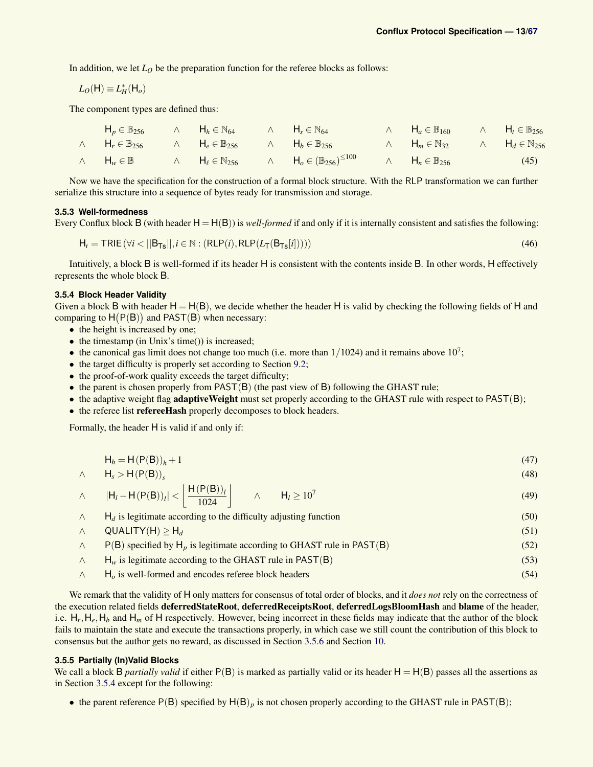In addition, we let $L_O$ be the preparation function for the referee blocks as follows:

$$L_O(\mathsf{H}) \equiv L_H^*(\mathsf{H}_o)$$

The component types are defined thus:

$$\begin{array}{lllllllllll}
 & \mathsf{H}_p \in \mathbb{B}_{256} & \land & \mathsf{H}_h \in \mathbb{N}_{64} & \land & \mathsf{H}_s \in \mathbb{N}_{64} & \land & \mathsf{H}_a \in \mathbb{B}_{160} & \land & \mathsf{H}_t \in \mathbb{B}_{256} \\
\land & \mathsf{H}_r \in \mathbb{B}_{256} & \land & \mathsf{H}_e \in \mathbb{B}_{256} & \land & \mathsf{H}_b \in \mathbb{B}_{256} & \land & \mathsf{H}_m \in \mathbb{N}_{32} & \land & \mathsf{H}_d \in \mathbb{N}_{256} \\
\land & \mathsf{H}_w \in \mathbb{B} & \land & \mathsf{H}_\ell \in \mathbb{N}_{256} & \land & \mathsf{H}_o \in (\mathbb{B}_{256})^{\leq 100} & \land & \mathsf{H}_n \in \mathbb{B}_{256} & &
\end{array} \quad (45)$$

Now we have the specification for the construction of a formal block structure. With the RLP transformation we can further serialize this structure into a sequence of bytes ready for transmission and storage.

### 3.5.3 Well-formedness

Every Conflux block B (with header $\mathsf{H} = \mathsf{H}(\mathsf{B})$) is *well-formed* if and only if it is internally consistent and satisfies the following:

$$\mathsf{H}_t = \mathsf{TRIE}(\forall i < ||\mathsf{B}_{\mathsf{Ts}}||, i \in \mathbb{N} : (\mathsf{RLP}(i), \mathsf{RLP}(L_{\mathsf{T}}(\mathsf{B}_{\mathsf{Ts}}[i])))) \quad (46)$$

Intuitively, a block B is well-formed if its header H is consistent with the contents inside B. In other words, H effectively represents the whole block B.

### 3.5.4 Block Header Validity

Given a block B with header $\mathsf{H} = \mathsf{H}(\mathsf{B})$, we decide whether the header H is valid by checking the following fields of H and comparing to $\mathsf{H}(\mathsf{P}(\mathsf{B}))$ and $\mathsf{PAST}(\mathsf{B})$ when necessary:

- the height is increased by one;
- the timestamp (in Unix's time()) is increased;
- the canonical gas limit does not change too much (i.e. more than $1/1024$) and it remains above $10^7$;
- the target difficulty is properly set according to Section 9.2;
- the proof-of-work quality exceeds the target difficulty;
- the parent is chosen properly from $\mathsf{PAST}(\mathsf{B})$ (the past view of B) following the GHAST rule;
- the adaptive weight flag **adaptiveWeight** must set properly according to the GHAST rule with respect to $\mathsf{PAST}(\mathsf{B})$;
- the referee list **refereeHash** properly decomposes to block headers.

Formally, the header H is valid if and only if:

$$\mathsf{H}_h = \mathsf{H}(\mathsf{P}(\mathsf{B}))_h + 1 \quad (47)$$

$$\land \quad \mathsf{H}_s > \mathsf{H}(\mathsf{P}(\mathsf{B}))_s \quad (48)$$

$$\land \quad |\mathsf{H}_l - \mathsf{H}(\mathsf{P}(\mathsf{B}))_l| < \left\lfloor \frac{\mathsf{H}(\mathsf{P}(\mathsf{B}))_l}{1024} \right\rfloor \quad \land \quad \mathsf{H}_l \geq 10^7 \quad (49)$$

$$\land \quad \mathsf{H}_d \text{ is legitimate according to the difficulty adjusting function} \quad (50)$$

$$\land \quad \mathsf{QUALITY}(\mathsf{H}) \geq \mathsf{H}_d \quad (51)$$

$$\land \quad \mathsf{P}(\mathsf{B}) \text{ specified by } \mathsf{H}_p \text{ is legitimate according to GHAST rule in } \mathsf{PAST}(\mathsf{B}) \quad (52)$$

$$\land \quad \mathsf{H}_w \text{ is legitimate according to the GHAST rule in } \mathsf{PAST}(\mathsf{B}) \quad (53)$$

$$\land \quad \mathsf{H}_o \text{ is well-formed and encodes referee block headers} \quad (54)$$

We remark that the validity of H only matters for consensus of total order of blocks, and it *does not* rely on the correctness of the execution related fields **deferredStateRoot**, **deferredReceiptsRoot**, **deferredLogsBloomHash** and **blame** of the header, i.e. $\mathsf{H}_r, \mathsf{H}_e, \mathsf{H}_b$ and $\mathsf{H}_m$ of H respectively. However, being incorrect in these fields may indicate that the author of the block fails to maintain the state and execute the transactions properly, in which case we still count the contribution of this block to consensus but the author gets no reward, as discussed in Section 3.5.6 and Section 10.

### 3.5.5 Partially (In)Valid Blocks

We call a block B *partially valid* if either $\mathsf{P}(\mathsf{B})$ is marked as partially valid or its header $\mathsf{H} = \mathsf{H}(\mathsf{B})$ passes all the assertions as in Section 3.5.4 except for the following:

- the parent reference $\mathsf{P}(\mathsf{B})$ specified by $\mathsf{H}(\mathsf{B})_p$ is not chosen properly according to the GHAST rule in $\mathsf{PAST}(\mathsf{B})$;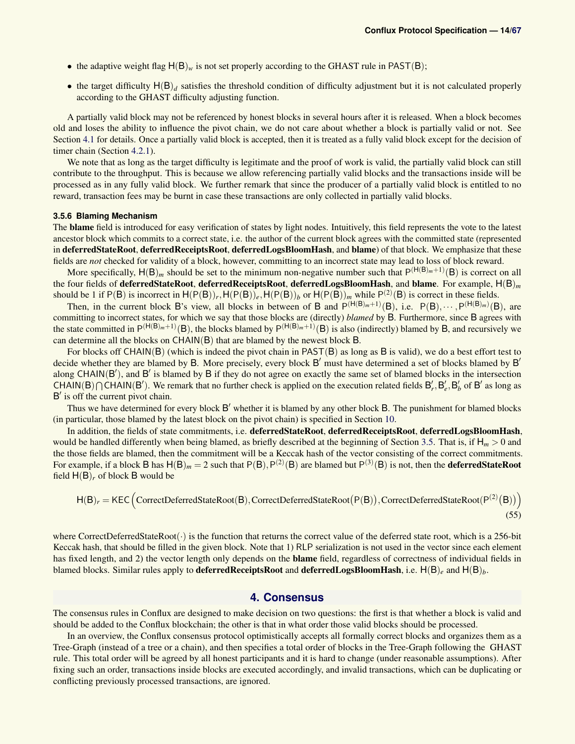- the adaptive weight flag $\mathsf{H}(\mathsf{B})_w$ is not set properly according to the GHAST rule in $\mathsf{PAST}(\mathsf{B})$;
- the target difficulty $\mathsf{H}(\mathsf{B})_d$ satisfies the threshold condition of difficulty adjustment but it is not calculated properly according to the GHAST difficulty adjusting function.

A partially valid block may not be referenced by honest blocks in several hours after it is released. When a block becomes old and loses the ability to influence the pivot chain, we do not care about whether a block is partially valid or not. See Section 4.1 for details. Once a partially valid block is accepted, then it is treated as a fully valid block except for the decision of timer chain (Section 4.2.1).

We note that as long as the target difficulty is legitimate and the proof of work is valid, the partially valid block can still contribute to the throughput. This is because we allow referencing partially valid blocks and the transactions inside will be processed as in any fully valid block. We further remark that since the producer of a partially valid block is entitled to no reward, transaction fees may be burnt in case these transactions are only collected in partially valid blocks.

#### 3.5.6 Blaming Mechanism

The **blame** field is introduced for easy verification of states by light nodes. Intuitively, this field represents the vote to the latest ancestor block which commits to a correct state, i.e. the author of the current block agrees with the committed state (represented in **deferredStateRoot**, **deferredReceiptsRoot**, **deferredLogsBloomHash**, and **blame**) of that block. We emphasize that these fields are *not* checked for validity of a block, however, committing to an incorrect state may lead to loss of block reward.

More specifically, $\mathsf{H}(\mathsf{B})_m$ should be set to the minimum non-negative number such that $\mathsf{P}^{(\mathsf{H}(\mathsf{B})_m+1)}(\mathsf{B})$ is correct on all the four fields of **deferredStateRoot**, **deferredReceiptsRoot**, **deferredLogsBloomHash**, and **blame**. For example, $\mathsf{H}(\mathsf{B})_m$ should be 1 if $\mathsf{P}(\mathsf{B})$ is incorrect in $\mathsf{H}(\mathsf{P}(\mathsf{B}))_r, \mathsf{H}(\mathsf{P}(\mathsf{B}))_e, \mathsf{H}(\mathsf{P}(\mathsf{B}))_b$ or $\mathsf{H}(\mathsf{P}(\mathsf{B}))_m$ while $\mathsf{P}^{(2)}(\mathsf{B})$ is correct in these fields.

Then, in the current block $\mathsf{B}$'s view, all blocks in between of $\mathsf{B}$ and $\mathsf{P}^{(\mathsf{H}(\mathsf{B})_m+1)}(\mathsf{B})$, i.e. $\mathsf{P}(\mathsf{B}), \cdots, \mathsf{P}^{(\mathsf{H}(\mathsf{B})_m)}(\mathsf{B})$, are committing to incorrect states, for which we say that those blocks are (directly) *blamed* by $\mathsf{B}$. Furthermore, since $\mathsf{B}$ agrees with the state committed in $\mathsf{P}^{(\mathsf{H}(\mathsf{B})_m+1)}(\mathsf{B})$, the blocks blamed by $\mathsf{P}^{(\mathsf{H}(\mathsf{B})_m+1)}(\mathsf{B})$ is also (indirectly) blamed by $\mathsf{B}$, and recursively we can determine all the blocks on $\mathsf{CHAIN}(\mathsf{B})$ that are blamed by the newest block $\mathsf{B}$.

For blocks off $\mathsf{CHAIN}(\mathsf{B})$ (which is indeed the pivot chain in $\mathsf{PAST}(\mathsf{B})$ as long as $\mathsf{B}$ is valid), we do a best effort test to decide whether they are blamed by $\mathsf{B}$. More precisely, every block $\mathsf{B}'$ must have determined a set of blocks blamed by $\mathsf{B}'$ along $\mathsf{CHAIN}(\mathsf{B}')$, and $\mathsf{B}'$ is blamed by $\mathsf{B}$ if they do not agree on exactly the same set of blamed blocks in the intersection $\mathsf{CHAIN}(\mathsf{B}) \bigcap \mathsf{CHAIN}(\mathsf{B}')$. We remark that no further check is applied on the execution related fields $\mathsf{B}'_r, \mathsf{B}'_e, \mathsf{B}'_b$ of $\mathsf{B}'$ as long as $\mathsf{B}'$ is off the current pivot chain.

Thus we have determined for every block $\mathsf{B}'$ whether it is blamed by any other block $\mathsf{B}$. The punishment for blamed blocks (in particular, those blamed by the latest block on the pivot chain) is specified in Section 10.

In addition, the fields of state commitments, i.e. **deferredStateRoot**, **deferredReceiptsRoot**, **deferredLogsBloomHash**, would be handled differently when being blamed, as briefly described at the beginning of Section 3.5. That is, if $\mathsf{H}_m > 0$ and the those fields are blamed, then the commitment will be a Keccak hash of the vector consisting of the correct commitments. For example, if a block $\mathsf{B}$ has $\mathsf{H}(\mathsf{B})_m = 2$ such that $\mathsf{P}(\mathsf{B}), \mathsf{P}^{(2)}(\mathsf{B})$ are blamed but $\mathsf{P}^{(3)}(\mathsf{B})$ is not, then the **deferredStateRoot** field $\mathsf{H}(\mathsf{B})_r$ of block $\mathsf{B}$ would be

$$\mathsf{H}(\mathsf{B})_r = \mathsf{KEC}\Big(\text{CorrectDeferredStateRoot}(\mathsf{B}), \text{CorrectDeferredStateRoot}\big(\mathsf{P}(\mathsf{B})\big), \text{CorrectDeferredStateRoot}(\mathsf{P}^{(2)}\big(\mathsf{B})\big)\Big) \tag{55}$$

where $\text{CorrectDeferredStateRoot}(\cdot)$ is the function that returns the correct value of the deferred state root, which is a 256-bit Keccak hash, that should be filled in the given block. Note that 1) RLP serialization is not used in the vector since each element has fixed length, and 2) the vector length only depends on the **blame** field, regardless of correctness of individual fields in blamed blocks. Similar rules apply to **deferredReceiptsRoot** and **deferredLogsBloomHash**, i.e. $\mathsf{H}(\mathsf{B})_e$ and $\mathsf{H}(\mathsf{B})_b$.

# 4. Consensus

The consensus rules in Conflux are designed to make decision on two questions: the first is that whether a block is valid and should be added to the Conflux blockchain; the other is that in what order those valid blocks should be processed.

In an overview, the Conflux consensus protocol optimistically accepts all formally correct blocks and organizes them as a Tree-Graph (instead of a tree or a chain), and then specifies a total order of blocks in the Tree-Graph following the GHAST rule. This total order will be agreed by all honest participants and it is hard to change (under reasonable assumptions). After fixing such an order, transactions inside blocks are executed accordingly, and invalid transactions, which can be duplicating or conflicting previously processed transactions, are ignored.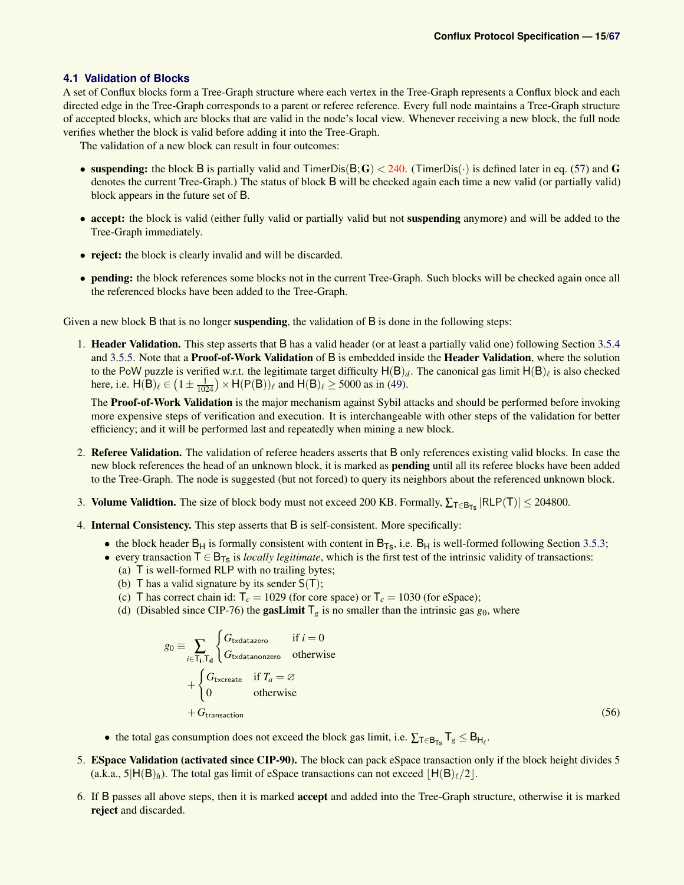## 4.1 Validation of Blocks

A set of Conflux blocks form a Tree-Graph structure where each vertex in the Tree-Graph represents a Conflux block and each directed edge in the Tree-Graph corresponds to a parent or referee reference. Every full node maintains a Tree-Graph structure of accepted blocks, which are blocks that are valid in the node's local view. Whenever receiving a new block, the full node verifies whether the block is valid before adding it into the Tree-Graph.

The validation of a new block can result in four outcomes:

- **suspending:** the block $\mathsf{B}$ is partially valid and $\mathsf{TimerDis}(\mathsf{B};\mathbf{G}) < 240$. ($\mathsf{TimerDis}(\cdot)$ is defined later in eq. (57) and $\mathbf{G}$ denotes the current Tree-Graph.) The status of block $\mathsf{B}$ will be checked again each time a new valid (or partially valid) block appears in the future set of $\mathsf{B}$.
- **accept:** the block is valid (either fully valid or partially valid but not **suspending** anymore) and will be added to the Tree-Graph immediately.
- **reject:** the block is clearly invalid and will be discarded.
- **pending:** the block references some blocks not in the current Tree-Graph. Such blocks will be checked again once all the referenced blocks have been added to the Tree-Graph.

Given a new block $\mathsf{B}$ that is no longer **suspending**, the validation of $\mathsf{B}$ is done in the following steps:

1. **Header Validation.** This step asserts that $\mathsf{B}$ has a valid header (or at least a partially valid one) following Section 3.5.4 and 3.5.5. Note that a **Proof-of-Work Validation** of $\mathsf{B}$ is embedded inside the **Header Validation**, where the solution to the PoW puzzle is verified w.r.t. the legitimate target difficulty $\mathsf{H}(\mathsf{B})_d$. The canonical gas limit $\mathsf{H}(\mathsf{B})_\ell$ is also checked here, i.e. $\mathsf{H}(\mathsf{B})_\ell \in \left(1 \pm \frac{1}{1024}\right) \times \mathsf{H}(\mathsf{P}(\mathsf{B}))_\ell$ and $\mathsf{H}(\mathsf{B})_\ell \geq 5000$ as in (49).

   The **Proof-of-Work Validation** is the major mechanism against Sybil attacks and should be performed before invoking more expensive steps of verification and execution. It is interchangeable with other steps of the validation for better efficiency; and it will be performed last and repeatedly when mining a new block.

2. **Referee Validation.** The validation of referee headers asserts that $\mathsf{B}$ only references existing valid blocks. In case the new block references the head of an unknown block, it is marked as **pending** until all its referee blocks have been added to the Tree-Graph. The node is suggested (but not forced) to query its neighbors about the referenced unknown block.

3. **Volume Validtion.** The size of block body must not exceed 200 KB. Formally, $\sum_{\mathsf{T}\in\mathsf{B}_{\mathsf{Ts}}} |\mathsf{RLP}(\mathsf{T})| \leq 204800$.

4. **Internal Consistency.** This step asserts that $\mathsf{B}$ is self-consistent. More specifically:
   - the block header $\mathsf{B}_\mathsf{H}$ is formally consistent with content in $\mathsf{B}_{\mathsf{Ts}}$, i.e. $\mathsf{B}_\mathsf{H}$ is well-formed following Section 3.5.3;
   - every transaction $\mathsf{T} \in \mathsf{B}_{\mathsf{Ts}}$ is *locally legitimate*, which is the first test of the intrinsic validity of transactions:
     (a) $\mathsf{T}$ is well-formed RLP with no trailing bytes;
     (b) $\mathsf{T}$ has a valid signature by its sender $\mathsf{S}(\mathsf{T})$;
     (c) $\mathsf{T}$ has correct chain id: $\mathsf{T}_c = 1029$ (for core space) or $\mathsf{T}_c = 1030$ (for eSpace);
     (d) (Disabled since CIP-76) the **gasLimit** $\mathsf{T}_g$ is no smaller than the intrinsic gas $g_0$, where

$$
\begin{aligned}
g_0 \equiv & \sum_{i\in\mathsf{T_i},\mathsf{T_d}} \begin{cases} G_{\mathsf{txdatazero}} & \text{if } i = 0 \\ G_{\mathsf{txdatanonzero}} & \text{otherwise} \end{cases} \\
& + \begin{cases} G_{\mathsf{txcreate}} & \text{if } T_a = \varnothing \\ 0 & \text{otherwise} \end{cases} \\
& + G_{\mathsf{transaction}}
\end{aligned}
\tag{56}
$$

   - the total gas consumption does not exceed the block gas limit, i.e. $\sum_{\mathsf{T}\in\mathsf{B}_{\mathsf{Ts}}} \mathsf{T}_g \leq \mathsf{B}_{\mathsf{H}_\ell}$.

5. **ESpace Validation (activated since CIP-90).** The block can pack eSpace transaction only if the block height divides 5 (a.k.a., $5|\mathsf{H}(\mathsf{B})_h$). The total gas limit of eSpace transactions can not exceed $\lfloor \mathsf{H}(\mathsf{B})_\ell / 2 \rfloor$.

6. If $\mathsf{B}$ passes all above steps, then it is marked **accept** and added into the Tree-Graph structure, otherwise it is marked **reject** and discarded.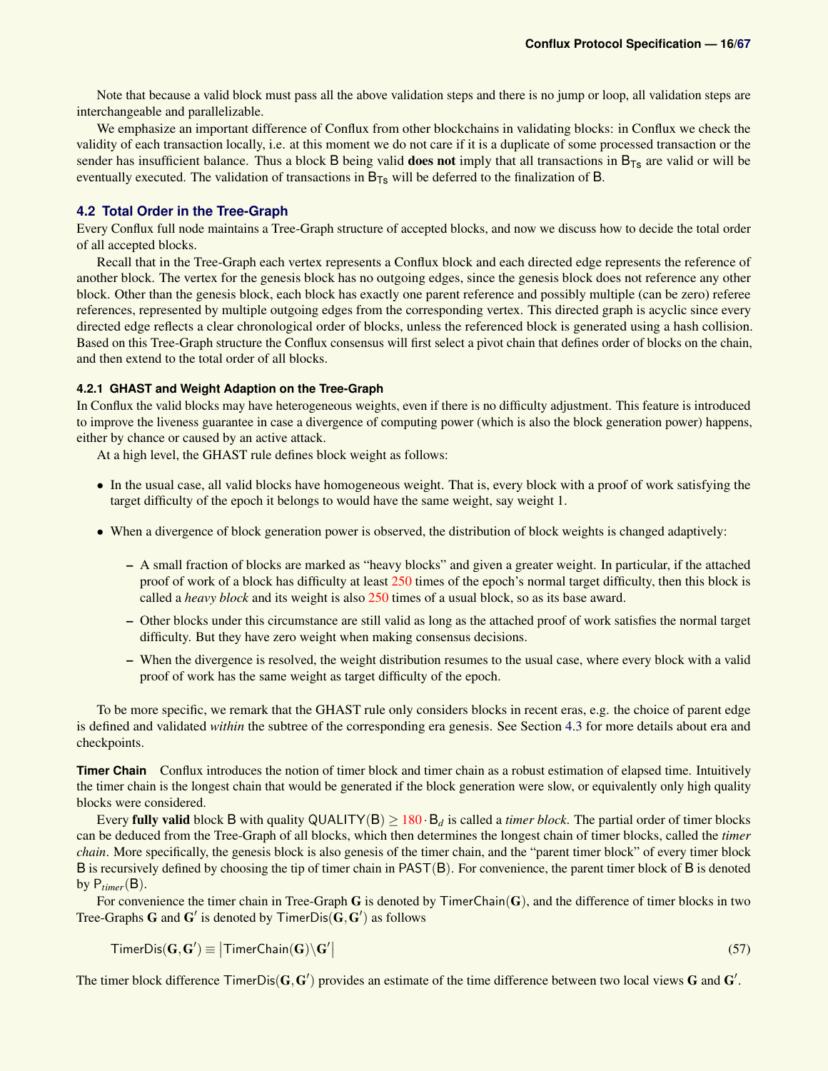Note that because a valid block must pass all the above validation steps and there is no jump or loop, all validation steps are interchangeable and parallelizable.

We emphasize an important difference of Conflux from other blockchains in validating blocks: in Conflux we check the validity of each transaction locally, i.e. at this moment we do not care if it is a duplicate of some processed transaction or the sender has insufficient balance. Thus a block $\mathsf{B}$ being valid **does not** imply that all transactions in $\mathsf{B}_{\mathsf{Ts}}$ are valid or will be eventually executed. The validation of transactions in $\mathsf{B}_{\mathsf{Ts}}$ will be deferred to the finalization of $\mathsf{B}$.

## 4.2 Total Order in the Tree-Graph

Every Conflux full node maintains a Tree-Graph structure of accepted blocks, and now we discuss how to decide the total order of all accepted blocks.

Recall that in the Tree-Graph each vertex represents a Conflux block and each directed edge represents the reference of another block. The vertex for the genesis block has no outgoing edges, since the genesis block does not reference any other block. Other than the genesis block, each block has exactly one parent reference and possibly multiple (can be zero) referee references, represented by multiple outgoing edges from the corresponding vertex. This directed graph is acyclic since every directed edge reflects a clear chronological order of blocks, unless the referenced block is generated using a hash collision. Based on this Tree-Graph structure the Conflux consensus will first select a pivot chain that defines order of blocks on the chain, and then extend to the total order of all blocks.

### 4.2.1 GHAST and Weight Adaption on the Tree-Graph

In Conflux the valid blocks may have heterogeneous weights, even if there is no difficulty adjustment. This feature is introduced to improve the liveness guarantee in case a divergence of computing power (which is also the block generation power) happens, either by chance or caused by an active attack.

At a high level, the GHAST rule defines block weight as follows:

- In the usual case, all valid blocks have homogeneous weight. That is, every block with a proof of work satisfying the target difficulty of the epoch it belongs to would have the same weight, say weight 1.
- When a divergence of block generation power is observed, the distribution of block weights is changed adaptively:
  - A small fraction of blocks are marked as "heavy blocks" and given a greater weight. In particular, if the attached proof of work of a block has difficulty at least 250 times of the epoch's normal target difficulty, then this block is called a *heavy block* and its weight is also 250 times of a usual block, so as its base award.
  - Other blocks under this circumstance are still valid as long as the attached proof of work satisfies the normal target difficulty. But they have zero weight when making consensus decisions.
  - When the divergence is resolved, the weight distribution resumes to the usual case, where every block with a valid proof of work has the same weight as target difficulty of the epoch.

To be more specific, we remark that the GHAST rule only considers blocks in recent eras, e.g. the choice of parent edge is defined and validated *within* the subtree of the corresponding era genesis. See Section 4.3 for more details about era and checkpoints.

**Timer Chain** Conflux introduces the notion of timer block and timer chain as a robust estimation of elapsed time. Intuitively the timer chain is the longest chain that would be generated if the block generation were slow, or equivalently only high quality blocks were considered.

Every **fully valid** block $\mathsf{B}$ with quality $\mathsf{QUALITY}(\mathsf{B}) \geq 180 \cdot \mathsf{B}_d$ is called a *timer block*. The partial order of timer blocks can be deduced from the Tree-Graph of all blocks, which then determines the longest chain of timer blocks, called the *timer chain*. More specifically, the genesis block is also genesis of the timer chain, and the "parent timer block" of every timer block $\mathsf{B}$ is recursively defined by choosing the tip of timer chain in $\mathsf{PAST}(\mathsf{B})$. For convenience, the parent timer block of $\mathsf{B}$ is denoted by $\mathsf{P}_{timer}(\mathsf{B})$.

For convenience the timer chain in Tree-Graph $\mathbf{G}$ is denoted by $\mathsf{TimerChain}(\mathbf{G})$, and the difference of timer blocks in two Tree-Graphs $\mathbf{G}$ and $\mathbf{G}'$ is denoted by $\mathsf{TimerDis}(\mathbf{G},\mathbf{G}')$ as follows

$$\mathsf{TimerDis}(\mathbf{G},\mathbf{G}') \equiv \left|\mathsf{TimerChain}(\mathbf{G}) \backslash \mathbf{G}'\right| \tag{57}$$

The timer block difference $\mathsf{TimerDis}(\mathbf{G},\mathbf{G}')$ provides an estimate of the time difference between two local views $\mathbf{G}$ and $\mathbf{G}'$.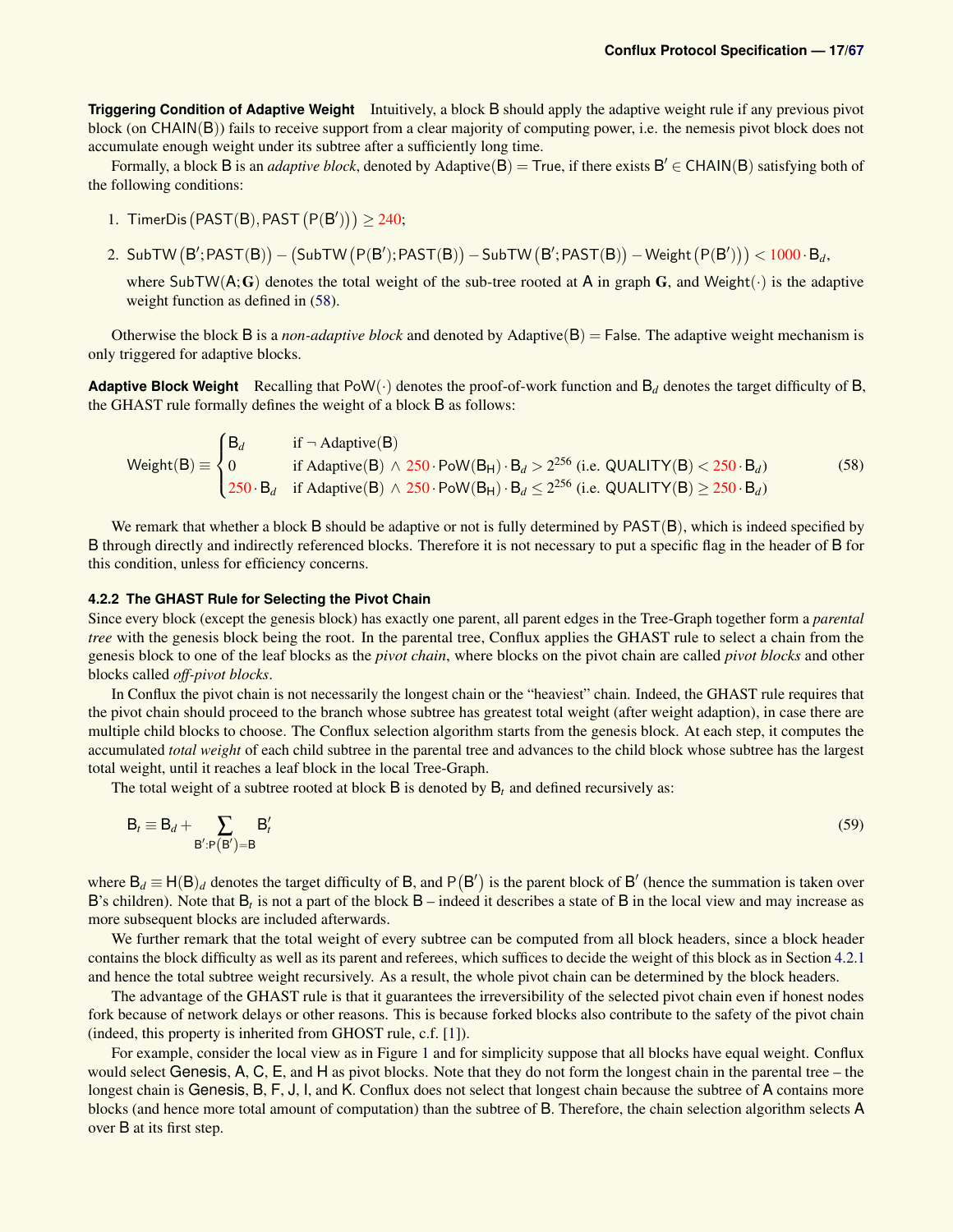**Triggering Condition of Adaptive Weight** Intuitively, a block $\mathsf{B}$ should apply the adaptive weight rule if any previous pivot block (on $\mathsf{CHAIN}(\mathsf{B})$) fails to receive support from a clear majority of computing power, i.e. the nemesis pivot block does not accumulate enough weight under its subtree after a sufficiently long time.

Formally, a block $\mathsf{B}$ is an *adaptive block*, denoted by $\mathrm{Adaptive}(\mathsf{B}) = \mathsf{True}$, if there exists $\mathsf{B}' \in \mathsf{CHAIN}(\mathsf{B})$ satisfying both of the following conditions:

1. $\mathsf{TimerDis}\left(\mathsf{PAST}(\mathsf{B}), \mathsf{PAST}\left(\mathsf{P}(\mathsf{B}')\right)\right) \geq 240$;
2. $\mathsf{SubTW}\left(\mathsf{B}'; \mathsf{PAST}(\mathsf{B})\right) - \left(\mathsf{SubTW}\left(\mathsf{P}(\mathsf{B}'); \mathsf{PAST}(\mathsf{B})\right) - \mathsf{SubTW}\left(\mathsf{B}'; \mathsf{PAST}(\mathsf{B})\right) - \mathsf{Weight}\left(\mathsf{P}(\mathsf{B}')\right)\right) < 1000 \cdot \mathsf{B}_d$,

   where $\mathsf{SubTW}(\mathsf{A}; \mathbf{G})$ denotes the total weight of the sub-tree rooted at $\mathsf{A}$ in graph $\mathbf{G}$, and $\mathsf{Weight}(\cdot)$ is the adaptive weight function as defined in (58).

Otherwise the block $\mathsf{B}$ is a *non-adaptive block* and denoted by $\mathrm{Adaptive}(\mathsf{B}) = \mathsf{False}$. The adaptive weight mechanism is only triggered for adaptive blocks.

**Adaptive Block Weight** Recalling that $\mathsf{PoW}(\cdot)$ denotes the proof-of-work function and $\mathsf{B}_d$ denotes the target difficulty of $\mathsf{B}$, the GHAST rule formally defines the weight of a block $\mathsf{B}$ as follows:

$$\mathsf{Weight}(\mathsf{B}) \equiv \begin{cases} \mathsf{B}_d & \text{if } \neg\, \mathrm{Adaptive}(\mathsf{B}) \\ 0 & \text{if } \mathrm{Adaptive}(\mathsf{B}) \wedge 250 \cdot \mathsf{PoW}(\mathsf{B}_\mathsf{H}) \cdot \mathsf{B}_d > 2^{256} \text{ (i.e. } \mathsf{QUALITY}(\mathsf{B}) < 250 \cdot \mathsf{B}_d) \\ 250 \cdot \mathsf{B}_d & \text{if } \mathrm{Adaptive}(\mathsf{B}) \wedge 250 \cdot \mathsf{PoW}(\mathsf{B}_\mathsf{H}) \cdot \mathsf{B}_d \leq 2^{256} \text{ (i.e. } \mathsf{QUALITY}(\mathsf{B}) \geq 250 \cdot \mathsf{B}_d) \end{cases} \tag{58}$$

We remark that whether a block $\mathsf{B}$ should be adaptive or not is fully determined by $\mathsf{PAST}(\mathsf{B})$, which is indeed specified by $\mathsf{B}$ through directly and indirectly referenced blocks. Therefore it is not necessary to put a specific flag in the header of $\mathsf{B}$ for this condition, unless for efficiency concerns.

### 4.2.2 The GHAST Rule for Selecting the Pivot Chain

Since every block (except the genesis block) has exactly one parent, all parent edges in the Tree-Graph together form a *parental tree* with the genesis block being the root. In the parental tree, Conflux applies the GHAST rule to select a chain from the genesis block to one of the leaf blocks as the *pivot chain*, where blocks on the pivot chain are called *pivot blocks* and other blocks called *off-pivot blocks*.

In Conflux the pivot chain is not necessarily the longest chain or the "heaviest" chain. Indeed, the GHAST rule requires that the pivot chain should proceed to the branch whose subtree has greatest total weight (after weight adaption), in case there are multiple child blocks to choose. The Conflux selection algorithm starts from the genesis block. At each step, it computes the accumulated *total weight* of each child subtree in the parental tree and advances to the child block whose subtree has the largest total weight, until it reaches a leaf block in the local Tree-Graph.

The total weight of a subtree rooted at block $\mathsf{B}$ is denoted by $\mathsf{B}_t$ and defined recursively as:

$$\mathsf{B}_t \equiv \mathsf{B}_d + \sum_{\mathsf{B}':\mathsf{P}(\mathsf{B}')=\mathsf{B}} \mathsf{B}'_t \tag{59}$$

where $\mathsf{B}_d \equiv \mathsf{H}(\mathsf{B})_d$ denotes the target difficulty of $\mathsf{B}$, and $\mathsf{P}(\mathsf{B}')$ is the parent block of $\mathsf{B}'$ (hence the summation is taken over $\mathsf{B}$'s children). Note that $\mathsf{B}_t$ is not a part of the block $\mathsf{B}$ – indeed it describes a state of $\mathsf{B}$ in the local view and may increase as more subsequent blocks are included afterwards.

We further remark that the total weight of every subtree can be computed from all block headers, since a block header contains the block difficulty as well as its parent and referees, which suffices to decide the weight of this block as in Section 4.2.1 and hence the total subtree weight recursively. As a result, the whole pivot chain can be determined by the block headers.

The advantage of the GHAST rule is that it guarantees the irreversibility of the selected pivot chain even if honest nodes fork because of network delays or other reasons. This is because forked blocks also contribute to the safety of the pivot chain (indeed, this property is inherited from GHOST rule, c.f. [1]).

For example, consider the local view as in Figure 1 and for simplicity suppose that all blocks have equal weight. Conflux would select $\mathsf{Genesis}$, $\mathsf{A}$, $\mathsf{C}$, $\mathsf{E}$, and $\mathsf{H}$ as pivot blocks. Note that they do not form the longest chain in the parental tree – the longest chain is $\mathsf{Genesis}$, $\mathsf{B}$, $\mathsf{F}$, $\mathsf{J}$, $\mathsf{I}$, and $\mathsf{K}$. Conflux does not select that longest chain because the subtree of $\mathsf{A}$ contains more blocks (and hence more total amount of computation) than the subtree of $\mathsf{B}$. Therefore, the chain selection algorithm selects $\mathsf{A}$ over $\mathsf{B}$ at its first step.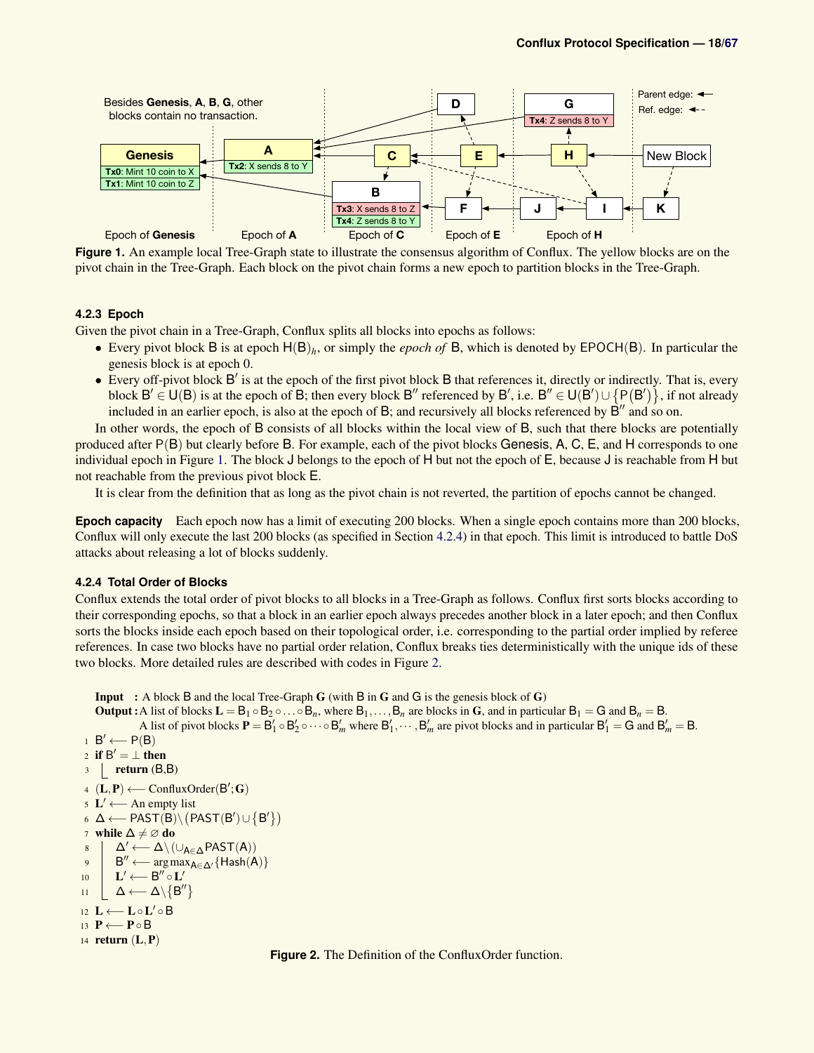Besides **Genesis**, **A**, **B**, **G**, other blocks contain no transaction.

**Figure 1.** An example local Tree-Graph state to illustrate the consensus algorithm of Conflux. The yellow blocks are on the pivot chain in the Tree-Graph. Each block on the pivot chain forms a new epoch to partition blocks in the Tree-Graph.

#### 4.2.3 Epoch

Given the pivot chain in a Tree-Graph, Conflux splits all blocks into epochs as follows:

- Every pivot block B is at epoch $\mathsf{H}(\mathsf{B})_h$, or simply the *epoch of* B, which is denoted by $\mathsf{EPOCH}(\mathsf{B})$. In particular the genesis block is at epoch 0.
- Every off-pivot block $\mathsf{B}'$ is at the epoch of the first pivot block B that references it, directly or indirectly. That is, every block $\mathsf{B}' \in \mathsf{U}(\mathsf{B})$ is at the epoch of B; then every block $\mathsf{B}''$ referenced by $\mathsf{B}'$, i.e. $\mathsf{B}'' \in \mathsf{U}(\mathsf{B}') \cup \{\mathsf{P}(\mathsf{B}')\}$, if not already included in an earlier epoch, is also at the epoch of B; and recursively all blocks referenced by $\mathsf{B}''$ and so on.

In other words, the epoch of B consists of all blocks within the local view of B, such that there blocks are potentially produced after P(B) but clearly before B. For example, each of the pivot blocks Genesis, A, C, E, and H corresponds to one individual epoch in Figure 1. The block J belongs to the epoch of H but not the epoch of E, because J is reachable from H but not reachable from the previous pivot block E.

It is clear from the definition that as long as the pivot chain is not reverted, the partition of epochs cannot be changed.

**Epoch capacity** Each epoch now has a limit of executing 200 blocks. When a single epoch contains more than 200 blocks, Conflux will only execute the last 200 blocks (as specified in Section 4.2.4) in that epoch. This limit is introduced to battle DoS attacks about releasing a lot of blocks suddenly.

#### 4.2.4 Total Order of Blocks

Conflux extends the total order of pivot blocks to all blocks in a Tree-Graph as follows. Conflux first sorts blocks according to their corresponding epochs, so that a block in an earlier epoch always precedes another block in a later epoch; and then Conflux sorts the blocks inside each epoch based on their topological order, i.e. corresponding to the partial order implied by referee references. In case two blocks have no partial order relation, Conflux breaks ties deterministically with the unique ids of these two blocks. More detailed rules are described with codes in Figure 2.

**Input** : A block B and the local Tree-Graph **G** (with B in **G** and G is the genesis block of **G**)
**Output** : A list of blocks $\mathbf{L} = \mathsf{B}_1 \circ \mathsf{B}_2 \circ \ldots \circ \mathsf{B}_n$, where $\mathsf{B}_1, \ldots, \mathsf{B}_n$ are blocks in **G**, and in particular $\mathsf{B}_1 = \mathsf{G}$ and $\mathsf{B}_n = \mathsf{B}$.
A list of pivot blocks $\mathbf{P} = \mathsf{B}'_1 \circ \mathsf{B}'_2 \circ \cdots \circ \mathsf{B}'_m$ where $\mathsf{B}'_1, \cdots, \mathsf{B}'_m$ are pivot blocks and in particular $\mathsf{B}'_1 = \mathsf{G}$ and $\mathsf{B}'_m = \mathsf{B}$.

1. $\mathsf{B}' \longleftarrow \mathsf{P}(\mathsf{B})$
2. **if** $\mathsf{B}' = \perp$ **then**
3. &nbsp;&nbsp;&nbsp;&nbsp;**return** (B,B)
4. $(\mathbf{L}, \mathbf{P}) \longleftarrow \text{ConfluxOrder}(\mathsf{B}'; \mathbf{G})$
5. $\mathbf{L}' \longleftarrow$ An empty list
6. $\Delta \longleftarrow \mathsf{PAST}(\mathsf{B}) \setminus (\mathsf{PAST}(\mathsf{B}') \cup \{\mathsf{B}'\})$
7. **while** $\Delta \neq \emptyset$ **do**
8. &nbsp;&nbsp;&nbsp;&nbsp;$\Delta' \longleftarrow \Delta \setminus (\cup_{\mathsf{A} \in \Delta} \mathsf{PAST}(\mathsf{A}))$
9. &nbsp;&nbsp;&nbsp;&nbsp;$\mathsf{B}'' \longleftarrow \arg\max_{\mathsf{A} \in \Delta'} \{\mathsf{Hash}(\mathsf{A})\}$
10. &nbsp;&nbsp;&nbsp;&nbsp;$\mathbf{L}' \longleftarrow \mathsf{B}'' \circ \mathbf{L}'$
11. &nbsp;&nbsp;&nbsp;&nbsp;$\Delta \longleftarrow \Delta \setminus \{\mathsf{B}''\}$
12. $\mathbf{L} \longleftarrow \mathbf{L} \circ \mathbf{L}' \circ \mathsf{B}$
13. $\mathbf{P} \longleftarrow \mathbf{P} \circ \mathsf{B}$
14. **return** $(\mathbf{L}, \mathbf{P})$

**Figure 2.** The Definition of the ConfluxOrder function.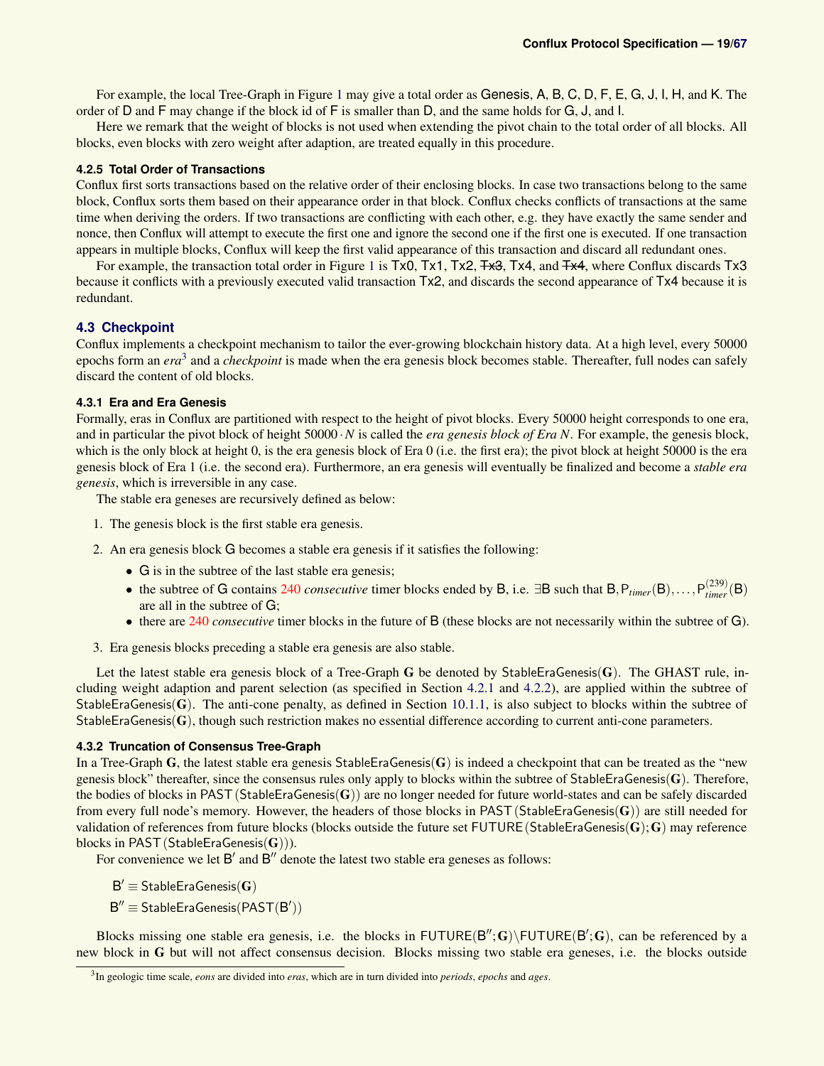For example, the local Tree-Graph in Figure 1 may give a total order as Genesis, A, B, C, D, F, E, G, J, I, H, and K. The order of D and F may change if the block id of F is smaller than D, and the same holds for G, J, and I.

Here we remark that the weight of blocks is not used when extending the pivot chain to the total order of all blocks. All blocks, even blocks with zero weight after adaption, are treated equally in this procedure.

#### 4.2.5 Total Order of Transactions

Conflux first sorts transactions based on the relative order of their enclosing blocks. In case two transactions belong to the same block, Conflux sorts them based on their appearance order in that block. Conflux checks conflicts of transactions at the same time when deriving the orders. If two transactions are conflicting with each other, e.g. they have exactly the same sender and nonce, then Conflux will attempt to execute the first one and ignore the second one if the first one is executed. If one transaction appears in multiple blocks, Conflux will keep the first valid appearance of this transaction and discard all redundant ones.

For example, the transaction total order in Figure 1 is Tx0, Tx1, Tx2, ~~Tx3~~, Tx4, and ~~Tx4~~, where Conflux discards Tx3 because it conflicts with a previously executed valid transaction Tx2, and discards the second appearance of Tx4 because it is redundant.

### 4.3 Checkpoint

Conflux implements a checkpoint mechanism to tailor the ever-growing blockchain history data. At a high level, every 50000 epochs form an *era*[3] and a *checkpoint* is made when the era genesis block becomes stable. Thereafter, full nodes can safely discard the content of old blocks.

#### 4.3.1 Era and Era Genesis

Formally, eras in Conflux are partitioned with respect to the height of pivot blocks. Every 50000 height corresponds to one era, and in particular the pivot block of height $50000 \cdot N$ is called the *era genesis block of Era N*. For example, the genesis block, which is the only block at height 0, is the era genesis block of Era 0 (i.e. the first era); the pivot block at height 50000 is the era genesis block of Era 1 (i.e. the second era). Furthermore, an era genesis will eventually be finalized and become a *stable era genesis*, which is irreversible in any case.

The stable era geneses are recursively defined as below:

1. The genesis block is the first stable era genesis.
2. An era genesis block G becomes a stable era genesis if it satisfies the following:
   - G is in the subtree of the last stable era genesis;
   - the subtree of G contains 240 *consecutive* timer blocks ended by B, i.e. $\exists$B such that B, $\mathsf{P}_{timer}(\mathsf{B}), \ldots, \mathsf{P}_{timer}^{(239)}(\mathsf{B})$ are all in the subtree of G;
   - there are 240 *consecutive* timer blocks in the future of B (these blocks are not necessarily within the subtree of G).
3. Era genesis blocks preceding a stable era genesis are also stable.

Let the latest stable era genesis block of a Tree-Graph $\mathbf{G}$ be denoted by $\mathsf{StableEraGenesis}(\mathbf{G})$. The GHAST rule, including weight adaption and parent selection (as specified in Section 4.2.1 and 4.2.2), are applied within the subtree of $\mathsf{StableEraGenesis}(\mathbf{G})$. The anti-cone penalty, as defined in Section 10.1.1, is also subject to blocks within the subtree of $\mathsf{StableEraGenesis}(\mathbf{G})$, though such restriction makes no essential difference according to current anti-cone parameters.

#### 4.3.2 Truncation of Consensus Tree-Graph

In a Tree-Graph $\mathbf{G}$, the latest stable era genesis $\mathsf{StableEraGenesis}(\mathbf{G})$ is indeed a checkpoint that can be treated as the "new genesis block" thereafter, since the consensus rules only apply to blocks within the subtree of $\mathsf{StableEraGenesis}(\mathbf{G})$. Therefore, the bodies of blocks in $\mathsf{PAST}(\mathsf{StableEraGenesis}(\mathbf{G}))$ are no longer needed for future world-states and can be safely discarded from every full node's memory. However, the headers of those blocks in $\mathsf{PAST}(\mathsf{StableEraGenesis}(\mathbf{G}))$ are still needed for validation of references from future blocks (blocks outside the future set $\mathsf{FUTURE}(\mathsf{StableEraGenesis}(\mathbf{G}); \mathbf{G})$ may reference blocks in $\mathsf{PAST}(\mathsf{StableEraGenesis}(\mathbf{G}))$).

For convenience we let $\mathsf{B}'$ and $\mathsf{B}''$ denote the latest two stable era geneses as follows:

$$\mathsf{B}' \equiv \mathsf{StableEraGenesis}(\mathbf{G})$$

$$\mathsf{B}'' \equiv \mathsf{StableEraGenesis}(\mathsf{PAST}(\mathsf{B}'))$$

Blocks missing one stable era genesis, i.e. the blocks in $\mathsf{FUTURE}(\mathsf{B}''; \mathbf{G}) \setminus \mathsf{FUTURE}(\mathsf{B}'; \mathbf{G})$, can be referenced by a new block in $\mathbf{G}$ but will not affect consensus decision. Blocks missing two stable era geneses, i.e. the blocks outside

[3] In geologic time scale, *eons* are divided into *eras*, which are in turn divided into *periods*, *epochs* and *ages*.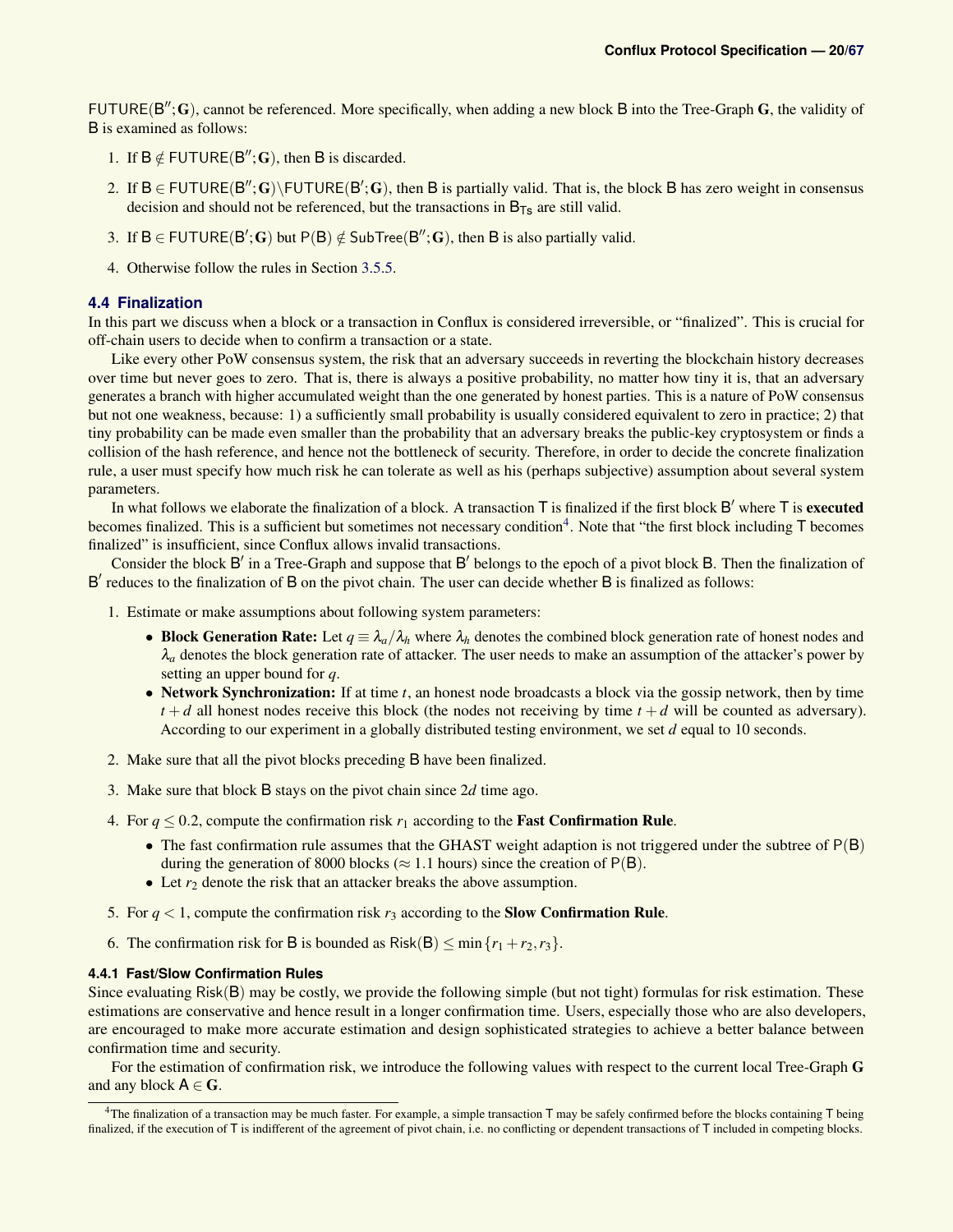$\mathsf{FUTURE}(\mathsf{B}'';\mathbf{G})$, cannot be referenced. More specifically, when adding a new block $\mathsf{B}$ into the Tree-Graph $\mathbf{G}$, the validity of $\mathsf{B}$ is examined as follows:

1. If $\mathsf{B} \notin \mathsf{FUTURE}(\mathsf{B}'';\mathbf{G})$, then $\mathsf{B}$ is discarded.
2. If $\mathsf{B} \in \mathsf{FUTURE}(\mathsf{B}'';\mathbf{G}) \backslash \mathsf{FUTURE}(\mathsf{B}';\mathbf{G})$, then $\mathsf{B}$ is partially valid. That is, the block $\mathsf{B}$ has zero weight in consensus decision and should not be referenced, but the transactions in $\mathsf{B}_{\mathsf{Ts}}$ are still valid.
3. If $\mathsf{B} \in \mathsf{FUTURE}(\mathsf{B}';\mathbf{G})$ but $\mathsf{P}(\mathsf{B}) \notin \mathsf{SubTree}(\mathsf{B}'';\mathbf{G})$, then $\mathsf{B}$ is also partially valid.
4. Otherwise follow the rules in Section 3.5.5.

## 4.4 Finalization

In this part we discuss when a block or a transaction in Conflux is considered irreversible, or "finalized". This is crucial for off-chain users to decide when to confirm a transaction or a state.

Like every other PoW consensus system, the risk that an adversary succeeds in reverting the blockchain history decreases over time but never goes to zero. That is, there is always a positive probability, no matter how tiny it is, that an adversary generates a branch with higher accumulated weight than the one generated by honest parties. This is a nature of PoW consensus but not one weakness, because: 1) a sufficiently small probability is usually considered equivalent to zero in practice; 2) that tiny probability can be made even smaller than the probability that an adversary breaks the public-key cryptosystem or finds a collision of the hash reference, and hence not the bottleneck of security. Therefore, in order to decide the concrete finalization rule, a user must specify how much risk he can tolerate as well as his (perhaps subjective) assumption about several system parameters.

In what follows we elaborate the finalization of a block. A transaction $\mathsf{T}$ is finalized if the first block $\mathsf{B}'$ where $\mathsf{T}$ is **executed** becomes finalized. This is a sufficient but sometimes not necessary condition[4]. Note that "the first block including $\mathsf{T}$ becomes finalized" is insufficient, since Conflux allows invalid transactions.

Consider the block $\mathsf{B}'$ in a Tree-Graph and suppose that $\mathsf{B}'$ belongs to the epoch of a pivot block $\mathsf{B}$. Then the finalization of $\mathsf{B}'$ reduces to the finalization of $\mathsf{B}$ on the pivot chain. The user can decide whether $\mathsf{B}$ is finalized as follows:

1. Estimate or make assumptions about following system parameters:
   - **Block Generation Rate:** Let $q \equiv \lambda_a/\lambda_h$ where $\lambda_h$ denotes the combined block generation rate of honest nodes and $\lambda_a$ denotes the block generation rate of attacker. The user needs to make an assumption of the attacker's power by setting an upper bound for $q$.
   - **Network Synchronization:** If at time $t$, an honest node broadcasts a block via the gossip network, then by time $t+d$ all honest nodes receive this block (the nodes not receiving by time $t+d$ will be counted as adversary). According to our experiment in a globally distributed testing environment, we set $d$ equal to 10 seconds.
2. Make sure that all the pivot blocks preceding $\mathsf{B}$ have been finalized.
3. Make sure that block $\mathsf{B}$ stays on the pivot chain since $2d$ time ago.
4. For $q \leq 0.2$, compute the confirmation risk $r_1$ according to the **Fast Confirmation Rule**.
   - The fast confirmation rule assumes that the GHAST weight adaption is not triggered under the subtree of $\mathsf{P}(\mathsf{B})$ during the generation of 8000 blocks ($\approx 1.1$ hours) since the creation of $\mathsf{P}(\mathsf{B})$.
   - Let $r_2$ denote the risk that an attacker breaks the above assumption.
5. For $q < 1$, compute the confirmation risk $r_3$ according to the **Slow Confirmation Rule**.
6. The confirmation risk for $\mathsf{B}$ is bounded as $\mathsf{Risk}(\mathsf{B}) \leq \min\{r_1 + r_2, r_3\}$.

### 4.4.1 Fast/Slow Confirmation Rules

Since evaluating $\mathsf{Risk}(\mathsf{B})$ may be costly, we provide the following simple (but not tight) formulas for risk estimation. These estimations are conservative and hence result in a longer confirmation time. Users, especially those who are also developers, are encouraged to make more accurate estimation and design sophisticated strategies to achieve a better balance between confirmation time and security.

For the estimation of confirmation risk, we introduce the following values with respect to the current local Tree-Graph $\mathbf{G}$ and any block $\mathsf{A} \in \mathbf{G}$.

---

[4] The finalization of a transaction may be much faster. For example, a simple transaction $\mathsf{T}$ may be safely confirmed before the blocks containing $\mathsf{T}$ being finalized, if the execution of $\mathsf{T}$ is indifferent of the agreement of pivot chain, i.e. no conflicting or dependent transactions of $\mathsf{T}$ included in competing blocks.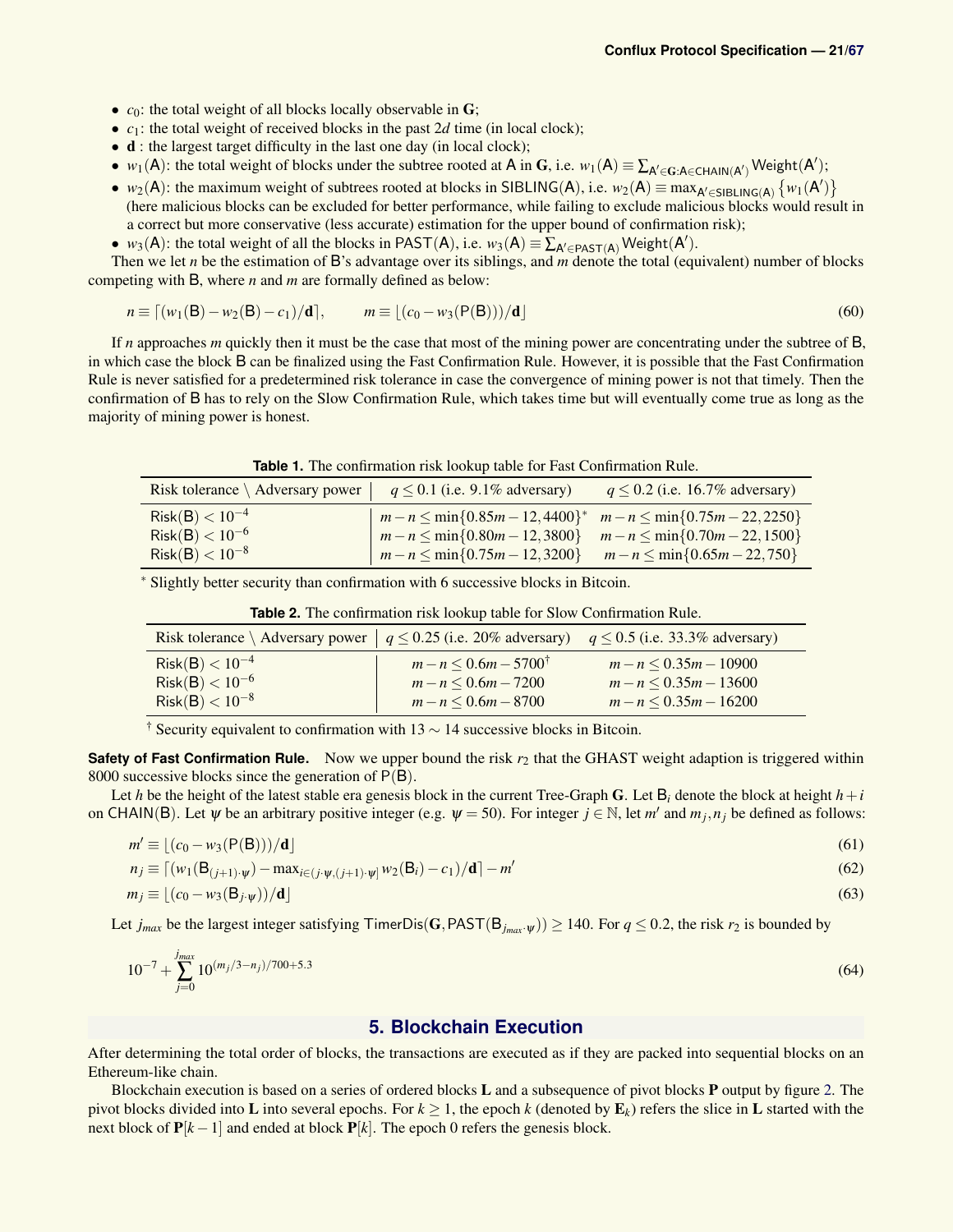- $c_0$: the total weight of all blocks locally observable in $\mathbf{G}$;
- $c_1$: the total weight of received blocks in the past $2d$ time (in local clock);
- $\mathbf{d}$ : the largest target difficulty in the last one day (in local clock);
- $w_1(\mathsf{A})$: the total weight of blocks under the subtree rooted at $\mathsf{A}$ in $\mathbf{G}$, i.e. $w_1(\mathsf{A}) \equiv \sum_{\mathsf{A}' \in \mathbf{G}: \mathsf{A} \in \mathsf{CHAIN}(\mathsf{A}')} \mathsf{Weight}(\mathsf{A}')$;
- $w_2(\mathsf{A})$: the maximum weight of subtrees rooted at blocks in $\mathsf{SIBLING}(\mathsf{A})$, i.e. $w_2(\mathsf{A}) \equiv \max_{\mathsf{A}' \in \mathsf{SIBLING}(\mathsf{A})} \{w_1(\mathsf{A}')\}$ (here malicious blocks can be excluded for better performance, while failing to exclude malicious blocks would result in a correct but more conservative (less accurate) estimation for the upper bound of confirmation risk);
- $w_3(\mathsf{A})$: the total weight of all the blocks in $\mathsf{PAST}(\mathsf{A})$, i.e. $w_3(\mathsf{A}) \equiv \sum_{\mathsf{A}' \in \mathsf{PAST}(\mathsf{A})} \mathsf{Weight}(\mathsf{A}')$.

Then we let $n$ be the estimation of $\mathsf{B}$'s advantage over its siblings, and $m$ denote the total (equivalent) number of blocks competing with $\mathsf{B}$, where $n$ and $m$ are formally defined as below:

$$n \equiv \lceil (w_1(\mathsf{B}) - w_2(\mathsf{B}) - c_1)/\mathbf{d} \rceil, \qquad m \equiv \lfloor (c_0 - w_3(\mathsf{P}(\mathsf{B})))/\mathbf{d} \rfloor \tag{60}$$

If $n$ approaches $m$ quickly then it must be the case that most of the mining power are concentrating under the subtree of $\mathsf{B}$, in which case the block $\mathsf{B}$ can be finalized using the Fast Confirmation Rule. However, it is possible that the Fast Confirmation Rule is never satisfied for a predetermined risk tolerance in case the convergence of mining power is not that timely. Then the confirmation of $\mathsf{B}$ has to rely on the Slow Confirmation Rule, which takes time but will eventually come true as long as the majority of mining power is honest.

**Table 1.** The confirmation risk lookup table for Fast Confirmation Rule.

| Risk tolerance \ Adversary power | $q \le 0.1$ (i.e. 9.1% adversary) | $q \le 0.2$ (i.e. 16.7% adversary) |
|---|---|---|
| $\mathsf{Risk}(\mathsf{B}) < 10^{-4}$ | $m - n \le \min\{0.85m - 12, 4400\}^*$ | $m - n \le \min\{0.75m - 22, 2250\}$ |
| $\mathsf{Risk}(\mathsf{B}) < 10^{-6}$ | $m - n \le \min\{0.80m - 12, 3800\}$ | $m - n \le \min\{0.70m - 22, 1500\}$ |
| $\mathsf{Risk}(\mathsf{B}) < 10^{-8}$ | $m - n \le \min\{0.75m - 12, 3200\}$ | $m - n \le \min\{0.65m - 22, 750\}$ |

* Slightly better security than confirmation with 6 successive blocks in Bitcoin.

**Table 2.** The confirmation risk lookup table for Slow Confirmation Rule.

| Risk tolerance \ Adversary power | $q \le 0.25$ (i.e. 20% adversary) | $q \le 0.5$ (i.e. 33.3% adversary) |
|---|---|---|
| $\mathsf{Risk}(\mathsf{B}) < 10^{-4}$ | $m - n \le 0.6m - 5700^\dagger$ | $m - n \le 0.35m - 10900$ |
| $\mathsf{Risk}(\mathsf{B}) < 10^{-6}$ | $m - n \le 0.6m - 7200$ | $m - n \le 0.35m - 13600$ |
| $\mathsf{Risk}(\mathsf{B}) < 10^{-8}$ | $m - n \le 0.6m - 8700$ | $m - n \le 0.35m - 16200$ |

† Security equivalent to confirmation with 13 ∼ 14 successive blocks in Bitcoin.

**Safety of Fast Confirmation Rule.** Now we upper bound the risk $r_2$ that the GHAST weight adaption is triggered within 8000 successive blocks since the generation of $\mathsf{P}(\mathsf{B})$.

Let $h$ be the height of the latest stable era genesis block in the current Tree-Graph $\mathbf{G}$. Let $\mathsf{B}_i$ denote the block at height $h+i$ on $\mathsf{CHAIN}(\mathsf{B})$. Let $\psi$ be an arbitrary positive integer (e.g. $\psi = 50$). For integer $j \in \mathbb{N}$, let $m'$ and $m_j, n_j$ be defined as follows:

$$m' \equiv \lfloor (c_0 - w_3(\mathsf{P}(\mathsf{B})))/\mathbf{d} \rfloor \tag{61}$$

$$n_j \equiv \lceil (w_1(\mathsf{B}_{(j+1)\cdot\psi}) - \max_{i \in (j\cdot\psi, (j+1)\cdot\psi]} w_2(\mathsf{B}_i) - c_1)/\mathbf{d} \rceil - m' \tag{62}$$

$$m_j \equiv \lfloor (c_0 - w_3(\mathsf{B}_{j\cdot\psi}))/\mathbf{d} \rfloor \tag{63}$$

Let $j_{max}$ be the largest integer satisfying $\mathsf{TimerDis}(\mathbf{G}, \mathsf{PAST}(\mathsf{B}_{j_{max}\cdot\psi})) \ge 140$. For $q \le 0.2$, the risk $r_2$ is bounded by

$$10^{-7} + \sum_{j=0}^{j_{max}} 10^{(m_j/3 - n_j)/700 + 5.3} \tag{64}$$

## 5. Blockchain Execution

After determining the total order of blocks, the transactions are executed as if they are packed into sequential blocks on an Ethereum-like chain.

Blockchain execution is based on a series of ordered blocks $\mathbf{L}$ and a subsequence of pivot blocks $\mathbf{P}$ output by figure 2. The pivot blocks divided into $\mathbf{L}$ into several epochs. For $k \ge 1$, the epoch $k$ (denoted by $\mathbf{E}_k$) refers the slice in $\mathbf{L}$ started with the next block of $\mathbf{P}[k-1]$ and ended at block $\mathbf{P}[k]$. The epoch 0 refers the genesis block.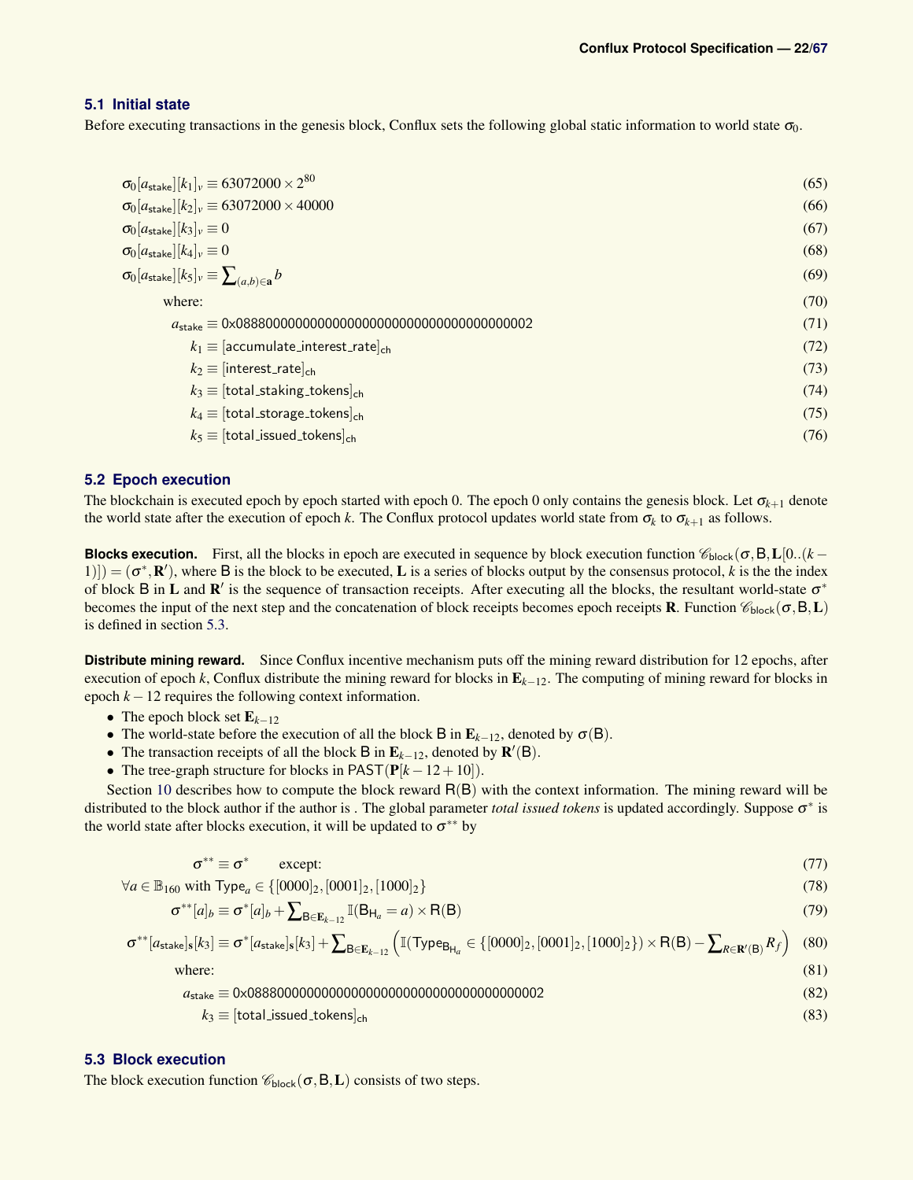## 5.1 Initial state

Before executing transactions in the genesis block, Conflux sets the following global static information to world state $\sigma_0$.

$$\sigma_0[a_{\mathsf{stake}}][k_1]_v \equiv 63072000 \times 2^{80} \tag{65}$$

$$\sigma_0[a_{\mathsf{stake}}][k_2]_v \equiv 63072000 \times 40000 \tag{66}$$

$$\sigma_0[a_{\mathsf{stake}}][k_3]_v \equiv 0 \tag{67}$$

$$\sigma_0[a_{\mathsf{stake}}][k_4]_v \equiv 0 \tag{68}$$

$$\sigma_0[a_{\mathsf{stake}}][k_5]_v \equiv \sum_{(a,b)\in\mathbf{a}} b \tag{69}$$

$$\text{where:} \tag{70}$$

$$a_{\mathsf{stake}} \equiv \mathsf{0x0888000000000000000000000000000000000002} \tag{71}$$

$$k_1 \equiv [\mathsf{accumulate\_interest\_rate}]_{\mathsf{ch}} \tag{72}$$

$$k_2 \equiv [\mathsf{interest\_rate}]_{\mathsf{ch}} \tag{73}$$

$$k_3 \equiv [\mathsf{total\_staking\_tokens}]_{\mathsf{ch}} \tag{74}$$

$$k_4 \equiv [\mathsf{total\_storage\_tokens}]_{\mathsf{ch}} \tag{75}$$

$$k_5 \equiv [\mathsf{total\_issued\_tokens}]_{\mathsf{ch}} \tag{76}$$

## 5.2 Epoch execution

The blockchain is executed epoch by epoch started with epoch 0. The epoch 0 only contains the genesis block. Let $\sigma_{k+1}$ denote the world state after the execution of epoch $k$. The Conflux protocol updates world state from $\sigma_k$ to $\sigma_{k+1}$ as follows.

**Blocks execution.** First, all the blocks in epoch are executed in sequence by block execution function $\mathscr{C}_{\mathsf{block}}(\sigma, \mathsf{B}, \mathbf{L}[0..(k-1)]) = (\sigma^*, \mathbf{R}')$, where $\mathsf{B}$ is the block to be executed, $\mathbf{L}$ is a series of blocks output by the consensus protocol, $k$ is the the index of block $\mathsf{B}$ in $\mathbf{L}$ and $\mathbf{R}'$ is the sequence of transaction receipts. After executing all the blocks, the resultant world-state $\sigma^*$ becomes the input of the next step and the concatenation of block receipts becomes epoch receipts $\mathbf{R}$. Function $\mathscr{C}_{\mathsf{block}}(\sigma, \mathsf{B}, \mathbf{L})$ is defined in section 5.3.

**Distribute mining reward.** Since Conflux incentive mechanism puts off the mining reward distribution for 12 epochs, after execution of epoch $k$, Conflux distribute the mining reward for blocks in $\mathbf{E}_{k-12}$. The computing of mining reward for blocks in epoch $k-12$ requires the following context information.

- The epoch block set $\mathbf{E}_{k-12}$
- The world-state before the execution of all the block $\mathsf{B}$ in $\mathbf{E}_{k-12}$, denoted by $\sigma(\mathsf{B})$.
- The transaction receipts of all the block $\mathsf{B}$ in $\mathbf{E}_{k-12}$, denoted by $\mathbf{R}'(\mathsf{B})$.
- The tree-graph structure for blocks in $\mathsf{PAST}(\mathbf{P}[k-12+10])$.

Section 10 describes how to compute the block reward $\mathsf{R}(\mathsf{B})$ with the context information. The mining reward will be distributed to the block author if the author is . The global parameter *total issued tokens* is updated accordingly. Suppose $\sigma^*$ is the world state after blocks execution, it will be updated to $\sigma^{**}$ by

$$\sigma^{**} \equiv \sigma^* \qquad \text{except:} \tag{77}$$

$$\forall a \in \mathbb{B}_{160} \text{ with } \mathsf{Type}_a \in \{[0000]_2, [0001]_2, [1000]_2\} \tag{78}$$

$$\sigma^{**}[a]_b \equiv \sigma^*[a]_b + \sum_{\mathsf{B}\in\mathbf{E}_{k-12}} \mathbb{I}(\mathsf{B}_{\mathsf{H}_a} = a) \times \mathsf{R}(\mathsf{B}) \tag{79}$$

$$\sigma^{**}[a_{\mathsf{stake}}]_{\mathbf{s}}[k_3] \equiv \sigma^*[a_{\mathsf{stake}}]_{\mathbf{s}}[k_3] + \sum_{\mathsf{B}\in\mathbf{E}_{k-12}} \left( \mathbb{I}(\mathsf{Type}_{\mathsf{B}_{\mathsf{H}_a}} \in \{[0000]_2, [0001]_2, [1000]_2\}) \times \mathsf{R}(\mathsf{B}) - \sum_{R\in\mathbf{R}'(\mathsf{B})} R_f \right) \tag{80}$$

$$\text{where:} \tag{81}$$

$$a_{\mathsf{stake}} \equiv \mathsf{0x0888000000000000000000000000000000000002} \tag{82}$$

$$k_3 \equiv [\mathsf{total\_issued\_tokens}]_{\mathsf{ch}} \tag{83}$$

## 5.3 Block execution

The block execution function $\mathscr{C}_{\mathsf{block}}(\sigma, \mathsf{B}, \mathbf{L})$ consists of two steps.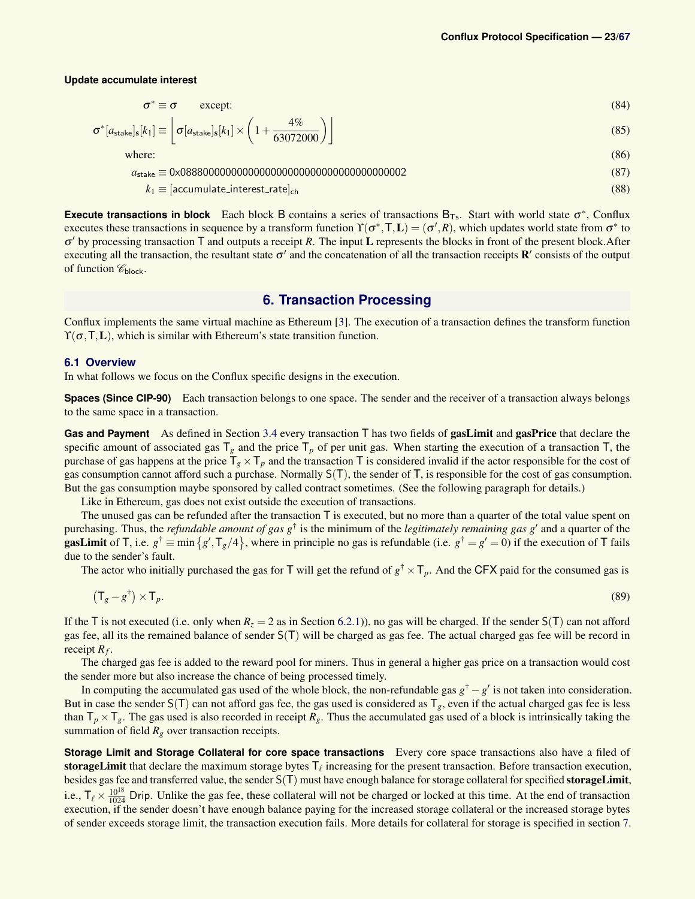**Update accumulate interest**

$$\sigma^* \equiv \sigma \qquad \text{except:} \tag{84}$$

$$\sigma^*[a_{\mathsf{stake}}]_{\mathbf{s}}[k_1] \equiv \left\lfloor \sigma[a_{\mathsf{stake}}]_{\mathbf{s}}[k_1] \times \left(1 + \frac{4\%}{63072000}\right) \right\rfloor \tag{85}$$

$$\text{where:} \tag{86}$$

$$a_{\mathsf{stake}} \equiv \mathsf{0x0888000000000000000000000000000000000002} \tag{87}$$

$$k_1 \equiv [\mathsf{accumulate\_interest\_rate}]_{\mathsf{ch}} \tag{88}$$

**Execute transactions in block** Each block $\mathsf{B}$ contains a series of transactions $\mathsf{B}_{\mathsf{Ts}}$. Start with world state $\sigma^*$, Conflux executes these transactions in sequence by a transform function $\Upsilon(\sigma^*, \mathsf{T}, \mathbf{L}) = (\sigma', R)$, which updates world state from $\sigma^*$ to $\sigma'$ by processing transaction $\mathsf{T}$ and outputs a receipt $R$. The input $\mathbf{L}$ represents the blocks in front of the present block.After executing all the transaction, the resultant state $\sigma'$ and the concatenation of all the transaction receipts $\mathbf{R}'$ consists of the output of function $\mathscr{C}_{\mathsf{block}}$.

## 6. Transaction Processing

Conflux implements the same virtual machine as Ethereum [3]. The execution of a transaction defines the transform function $\Upsilon(\sigma, \mathsf{T}, \mathbf{L})$, which is similar with Ethereum's state transition function.

### 6.1 Overview

In what follows we focus on the Conflux specific designs in the execution.

**Spaces (Since CIP-90)** Each transaction belongs to one space. The sender and the receiver of a transaction always belongs to the same space in a transaction.

**Gas and Payment** As defined in Section 3.4 every transaction $\mathsf{T}$ has two fields of **gasLimit** and **gasPrice** that declare the specific amount of associated gas $\mathsf{T}_g$ and the price $\mathsf{T}_p$ of per unit gas. When starting the execution of a transaction $\mathsf{T}$, the purchase of gas happens at the price $\mathsf{T}_g \times \mathsf{T}_p$ and the transaction $\mathsf{T}$ is considered invalid if the actor responsible for the cost of gas consumption cannot afford such a purchase. Normally $\mathsf{S}(\mathsf{T})$, the sender of $\mathsf{T}$, is responsible for the cost of gas consumption. But the gas consumption maybe sponsored by called contract sometimes. (See the following paragraph for details.)

Like in Ethereum, gas does not exist outside the execution of transactions.

The unused gas can be refunded after the transaction $\mathsf{T}$ is executed, but no more than a quarter of the total value spent on purchasing. Thus, the *refundable amount of gas* $g^\dagger$ is the minimum of the *legitimately remaining gas* $g'$ and a quarter of the **gasLimit** of $\mathsf{T}$, i.e. $g^\dagger \equiv \min\{g', \mathsf{T}_g/4\}$, where in principle no gas is refundable (i.e. $g^\dagger = g' = 0$) if the execution of $\mathsf{T}$ fails due to the sender's fault.

The actor who initially purchased the gas for $\mathsf{T}$ will get the refund of $g^\dagger \times \mathsf{T}_p$. And the CFX paid for the consumed gas is

$$\left(\mathsf{T}_g - g^\dagger\right) \times \mathsf{T}_p. \tag{89}$$

If the $\mathsf{T}$ is not executed (i.e. only when $R_z = 2$ as in Section 6.2.1)), no gas will be charged. If the sender $\mathsf{S}(\mathsf{T})$ can not afford gas fee, all its the remained balance of sender $\mathsf{S}(\mathsf{T})$ will be charged as gas fee. The actual charged gas fee will be record in receipt $R_f$.

The charged gas fee is added to the reward pool for miners. Thus in general a higher gas price on a transaction would cost the sender more but also increase the chance of being processed timely.

In computing the accumulated gas used of the whole block, the non-refundable gas $g^\dagger - g'$ is not taken into consideration. But in case the sender $\mathsf{S}(\mathsf{T})$ can not afford gas fee, the gas used is considered as $\mathsf{T}_g$, even if the actual charged gas fee is less than $\mathsf{T}_p \times \mathsf{T}_g$. The gas used is also recorded in receipt $R_g$. Thus the accumulated gas used of a block is intrinsically taking the summation of field $R_g$ over transaction receipts.

**Storage Limit and Storage Collateral for core space transactions** Every core space transactions also have a filed of **storageLimit** that declare the maximum storage bytes $\mathsf{T}_\ell$ increasing for the present transaction. Before transaction execution, besides gas fee and transferred value, the sender $\mathsf{S}(\mathsf{T})$ must have enough balance for storage collateral for specified **storageLimit**, i.e., $\mathsf{T}_\ell \times \frac{10^{18}}{1024}$ Drip. Unlike the gas fee, these collateral will not be charged or locked at this time. At the end of transaction execution, if the sender doesn't have enough balance paying for the increased storage collateral or the increased storage bytes of sender exceeds storage limit, the transaction execution fails. More details for collateral for storage is specified in section 7.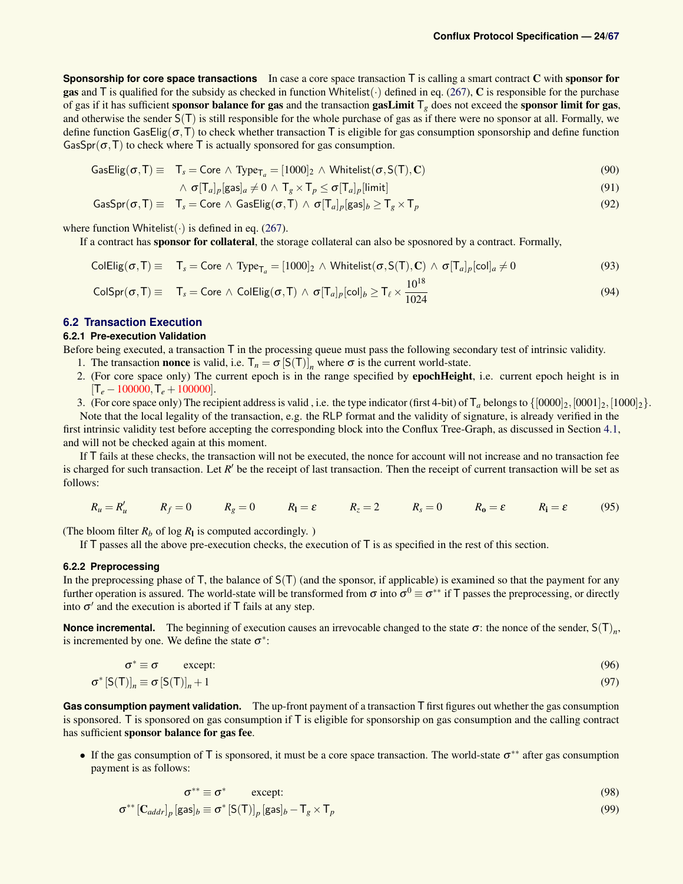**Sponsorship for core space transactions** In case a core space transaction $\mathsf{T}$ is calling a smart contract $\mathbf{C}$ with **sponsor for gas** and $\mathsf{T}$ is qualified for the subsidy as checked in function $\mathsf{Whitelist}(\cdot)$ defined in eq. (267), $\mathbf{C}$ is responsible for the purchase of gas if it has sufficient **sponsor balance for gas** and the transaction **gasLimit** $\mathsf{T}_g$ does not exceed the **sponsor limit for gas**, and otherwise the sender $\mathsf{S}(\mathsf{T})$ is still responsible for the whole purchase of gas as if there were no sponsor at all. Formally, we define function $\mathsf{GasElig}(\sigma,\mathsf{T})$ to check whether transaction $\mathsf{T}$ is eligible for gas consumption sponsorship and define function $\mathsf{GasSpr}(\sigma,\mathsf{T})$ to check where $\mathsf{T}$ is actually sponsored for gas consumption.

$$\mathsf{GasElig}(\sigma,\mathsf{T}) \equiv \quad \mathsf{T}_s = \mathsf{Core} \land \mathsf{Type}_{\mathsf{T}_a} = [1000]_2 \land \mathsf{Whitelist}(\sigma,\mathsf{S}(\mathsf{T}),\mathbf{C}) \tag{90}$$

$$\land\ \sigma[\mathsf{T}_a]_p[\mathsf{gas}]_a \neq 0 \land \mathsf{T}_g \times \mathsf{T}_p \leq \sigma[\mathsf{T}_a]_p[\mathsf{limit}] \tag{91}$$

$$\mathsf{GasSpr}(\sigma,\mathsf{T}) \equiv \quad \mathsf{T}_s = \mathsf{Core} \land \mathsf{GasElig}(\sigma,\mathsf{T}) \land \sigma[\mathsf{T}_a]_p[\mathsf{gas}]_b \geq \mathsf{T}_g \times \mathsf{T}_p \tag{92}$$

where function $\mathsf{Whitelist}(\cdot)$ is defined in eq. (267).

If a contract has **sponsor for collateral**, the storage collateral can also be sposnored by a contract. Formally,

$$\mathsf{ColElig}(\sigma,\mathsf{T}) \equiv \quad \mathsf{T}_s = \mathsf{Core} \land \mathsf{Type}_{\mathsf{T}_a} = [1000]_2 \land \mathsf{Whitelist}(\sigma,\mathsf{S}(\mathsf{T}),\mathbf{C}) \land \sigma[\mathsf{T}_a]_p[\mathsf{col}]_a \neq 0 \tag{93}$$

$$\mathsf{ColSpr}(\sigma,\mathsf{T}) \equiv \quad \mathsf{T}_s = \mathsf{Core} \land \mathsf{ColElig}(\sigma,\mathsf{T}) \land \sigma[\mathsf{T}_a]_p[\mathsf{col}]_b \geq \mathsf{T}_\ell \times \frac{10^{18}}{1024} \tag{94}$$

## 6.2 Transaction Execution

### 6.2.1 Pre-execution Validation

Before being executed, a transaction $\mathsf{T}$ in the processing queue must pass the following secondary test of intrinsic validity.

1. The transaction **nonce** is valid, i.e. $\mathsf{T}_n = \sigma[\mathsf{S}(\mathsf{T})]_n$ where $\sigma$ is the current world-state.
2. (For core space only) The current epoch is in the range specified by **epochHeight**, i.e. current epoch height is in $[\mathsf{T}_e - 100000, \mathsf{T}_e + 100000]$.
3. (For core space only) The recipient address is valid , i.e. the type indicator (first 4-bit) of $\mathsf{T}_a$ belongs to $\{[0000]_2, [0001]_2, [1000]_2\}$.

Note that the local legality of the transaction, e.g. the RLP format and the validity of signature, is already verified in the first intrinsic validity test before accepting the corresponding block into the Conflux Tree-Graph, as discussed in Section 4.1, and will not be checked again at this moment.

If $\mathsf{T}$ fails at these checks, the transaction will not be executed, the nonce for account will not increase and no transaction fee is charged for such transaction. Let $R'$ be the receipt of last transaction. Then the receipt of current transaction will be set as follows:

$$R_u = R'_u \qquad R_f = 0 \qquad R_g = 0 \qquad R_{\mathbf{l}} = \varepsilon \qquad R_z = 2 \qquad R_s = 0 \qquad R_{\mathbf{o}} = \varepsilon \qquad R_{\mathbf{i}} = \varepsilon \tag{95}$$

(The bloom filter $R_b$ of log $R_{\mathbf{l}}$ is computed accordingly. )

If $\mathsf{T}$ passes all the above pre-execution checks, the execution of $\mathsf{T}$ is as specified in the rest of this section.

### 6.2.2 Preprocessing

In the preprocessing phase of $\mathsf{T}$, the balance of $\mathsf{S}(\mathsf{T})$ (and the sponsor, if applicable) is examined so that the payment for any further operation is assured. The world-state will be transformed from $\sigma$ into $\sigma^0 \equiv \sigma^{**}$ if $\mathsf{T}$ passes the preprocessing, or directly into $\sigma'$ and the execution is aborted if $\mathsf{T}$ fails at any step.

**Nonce incremental.** The beginning of execution causes an irrevocable changed to the state $\sigma$: the nonce of the sender, $\mathsf{S}(\mathsf{T})_n$, is incremented by one. We define the state $\sigma^*$:

$$\sigma^* \equiv \sigma \qquad \text{except:} \tag{96}$$

$$\sigma^*[\mathsf{S}(\mathsf{T})]_n \equiv \sigma[\mathsf{S}(\mathsf{T})]_n + 1 \tag{97}$$

**Gas consumption payment validation.** The up-front payment of a transaction $\mathsf{T}$ first figures out whether the gas consumption is sponsored. $\mathsf{T}$ is sponsored on gas consumption if $\mathsf{T}$ is eligible for sponsorship on gas consumption and the calling contract has sufficient **sponsor balance for gas fee**.

- If the gas consumption of $\mathsf{T}$ is sponsored, it must be a core space transaction. The world-state $\sigma^{**}$ after gas consumption payment is as follows:

$$\sigma^{**} \equiv \sigma^* \qquad \text{except:} \tag{98}$$

$$\sigma^{**}[\mathbf{C}_{addr}]_p[\mathsf{gas}]_b \equiv \sigma^*[\mathsf{S}(\mathsf{T})]_p[\mathsf{gas}]_b - \mathsf{T}_g \times \mathsf{T}_p \tag{99}$$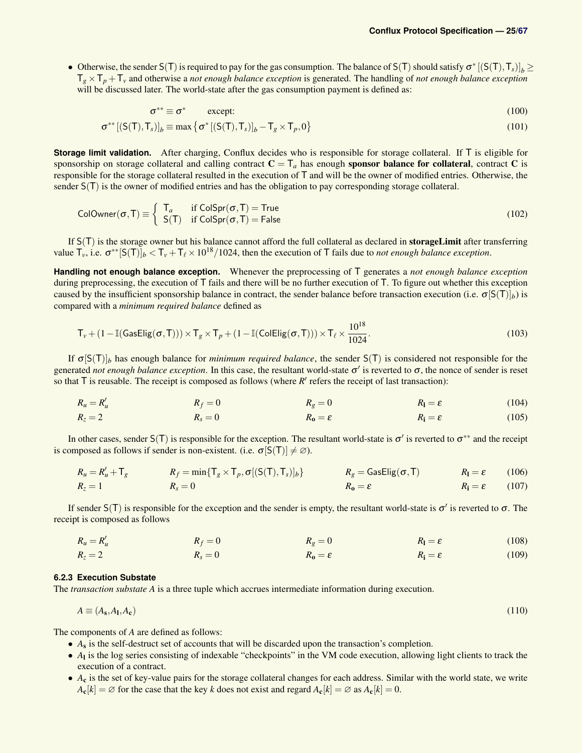- Otherwise, the sender $\mathsf{S}(\mathsf{T})$ is required to pay for the gas consumption. The balance of $\mathsf{S}(\mathsf{T})$ should satisfy $\sigma^*[(\mathsf{S}(\mathsf{T}),\mathsf{T}_s)]_b \geq \mathsf{T}_g \times \mathsf{T}_p + \mathsf{T}_v$ and otherwise a *not enough balance exception* is generated. The handling of *not enough balance exception* will be discussed later. The world-state after the gas consumption payment is defined as:

$$\sigma^{**} \equiv \sigma^* \qquad \text{except:} \tag{100}$$

$$\sigma^{**}[(\mathsf{S}(\mathsf{T}),\mathsf{T}_s)]_b \equiv \max\left\{\sigma^*[(\mathsf{S}(\mathsf{T}),\mathsf{T}_s)]_b - \mathsf{T}_g \times \mathsf{T}_p, 0\right\} \tag{101}$$

**Storage limit validation.** After charging, Conflux decides who is responsible for storage collateral. If $\mathsf{T}$ is eligible for sponsorship on storage collateral and calling contract $\mathbf{C} = \mathsf{T}_a$ has enough **sponsor balance for collateral**, contract $\mathbf{C}$ is responsible for the storage collateral resulted in the execution of $\mathsf{T}$ and will be the owner of modified entries. Otherwise, the sender $\mathsf{S}(\mathsf{T})$ is the owner of modified entries and has the obligation to pay corresponding storage collateral.

$$\mathsf{ColOwner}(\sigma,\mathsf{T}) \equiv \begin{cases} \mathsf{T}_a & \text{if } \mathsf{ColSpr}(\sigma,\mathsf{T}) = \mathsf{True} \\ \mathsf{S}(\mathsf{T}) & \text{if } \mathsf{ColSpr}(\sigma,\mathsf{T}) = \mathsf{False} \end{cases} \tag{102}$$

If $\mathsf{S}(\mathsf{T})$ is the storage owner but his balance cannot afford the full collateral as declared in **storageLimit** after transferring value $\mathsf{T}_v$, i.e. $\sigma^{**}[\mathsf{S}(\mathsf{T})]_b < \mathsf{T}_v + \mathsf{T}_\ell \times 10^{18}/1024$, then the execution of $\mathsf{T}$ fails due to *not enough balance exception*.

**Handling not enough balance exception.** Whenever the preprocessing of $\mathsf{T}$ generates a *not enough balance exception* during preprocessing, the execution of $\mathsf{T}$ fails and there will be no further execution of $\mathsf{T}$. To figure out whether this exception caused by the insufficient sponsorship balance in contract, the sender balance before transaction execution (i.e. $\sigma[\mathsf{S}(\mathsf{T})]_b$) is compared with a *minimum required balance* defined as

$$\mathsf{T}_v + (1 - \mathbb{I}(\mathsf{GasElig}(\sigma,\mathsf{T}))) \times \mathsf{T}_g \times \mathsf{T}_p + (1 - \mathbb{I}(\mathsf{ColElig}(\sigma,\mathsf{T}))) \times \mathsf{T}_\ell \times \frac{10^{18}}{1024}. \tag{103}$$

If $\sigma[\mathsf{S}(\mathsf{T})]_b$ has enough balance for *minimum required balance*, the sender $\mathsf{S}(\mathsf{T})$ is considered not responsible for the generated *not enough balance exception*. In this case, the resultant world-state $\sigma'$ is reverted to $\sigma$, the nonce of sender is reset so that $\mathsf{T}$ is reusable. The receipt is composed as follows (where $R'$ refers the receipt of last transaction):

$$R_u = R'_u \qquad R_f = 0 \qquad R_g = 0 \qquad R_{\mathbf{l}} = \varepsilon \tag{104}$$

$$R_z = 2 \qquad R_s = 0 \qquad R_{\mathbf{o}} = \varepsilon \qquad R_{\mathbf{i}} = \varepsilon \tag{105}$$

In other cases, sender $\mathsf{S}(\mathsf{T})$ is responsible for the exception. The resultant world-state is $\sigma'$ is reverted to $\sigma^{**}$ and the receipt is composed as follows if sender is non-existent. (i.e. $\sigma[\mathsf{S}(\mathsf{T})] \neq \varnothing$).

$$R_u = R'_u + \mathsf{T}_g \qquad R_f = \min\{\mathsf{T}_g \times \mathsf{T}_p, \sigma[(\mathsf{S}(\mathsf{T}),\mathsf{T}_s)]_b\} \qquad R_g = \mathsf{GasElig}(\sigma,\mathsf{T}) \qquad R_{\mathbf{l}} = \varepsilon \tag{106}$$

$$R_z = 1 \qquad R_s = 0 \qquad R_{\mathbf{o}} = \varepsilon \qquad R_{\mathbf{i}} = \varepsilon \tag{107}$$

If sender $\mathsf{S}(\mathsf{T})$ is responsible for the exception and the sender is empty, the resultant world-state is $\sigma'$ is reverted to $\sigma$. The receipt is composed as follows

$$R_u = R'_u \qquad R_f = 0 \qquad R_g = 0 \qquad R_{\mathbf{l}} = \varepsilon \tag{108}$$

$$R_z = 2 \qquad R_s = 0 \qquad R_{\mathbf{o}} = \varepsilon \qquad R_{\mathbf{i}} = \varepsilon \tag{109}$$

### 6.2.3 Execution Substate

The *transaction substate* $A$ is a three tuple which accrues intermediate information during execution.

$$A \equiv (A_{\mathbf{s}}, A_{\mathbf{l}}, A_{\mathbf{c}}) \tag{110}$$

The components of $A$ are defined as follows:

- $A_{\mathbf{s}}$ is the self-destruct set of accounts that will be discarded upon the transaction's completion.
- $A_{\mathbf{l}}$ is the log series consisting of indexable "checkpoints" in the VM code execution, allowing light clients to track the execution of a contract.
- $A_{\mathbf{c}}$ is the set of key-value pairs for the storage collateral changes for each address. Similar with the world state, we write $A_{\mathbf{c}}[k] = \varnothing$ for the case that the key $k$ does not exist and regard $A_{\mathbf{c}}[k] = \varnothing$ as $A_{\mathbf{c}}[k] = 0$.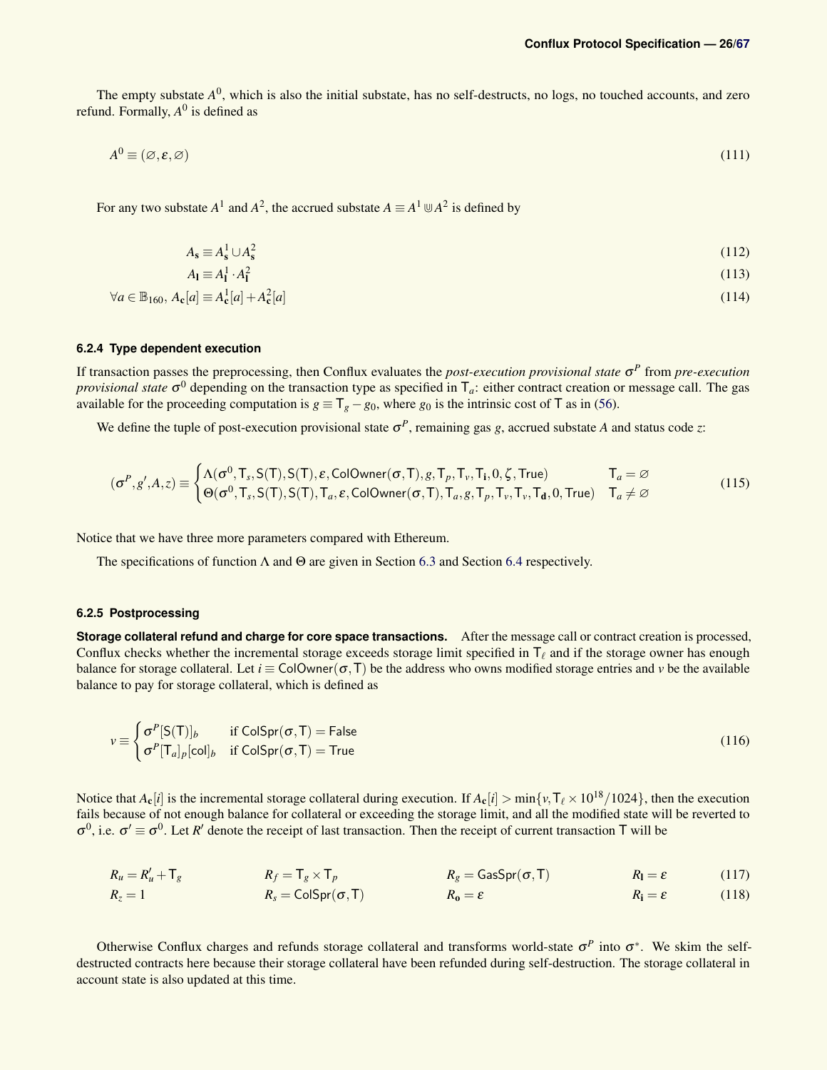The empty substate $A^0$, which is also the initial substate, has no self-destructs, no logs, no touched accounts, and zero refund. Formally, $A^0$ is defined as

$$A^0 \equiv (\varnothing, \varepsilon, \varnothing) \tag{111}$$

For any two substate $A^1$ and $A^2$, the accrued substate $A \equiv A^1 \Cup A^2$ is defined by

$$A_\mathbf{s} \equiv A^1_\mathbf{s} \cup A^2_\mathbf{s} \tag{112}$$

$$A_\mathbf{l} \equiv A^1_\mathbf{l} \cdot A^2_\mathbf{l} \tag{113}$$

$$\forall a \in \mathbb{B}_{160},\ A_\mathbf{c}[a] \equiv A^1_\mathbf{c}[a] + A^2_\mathbf{c}[a] \tag{114}$$

### 6.2.4 Type dependent execution

If transaction passes the preprocessing, then Conflux evaluates the *post-execution provisional state* $\sigma^P$ from *pre-execution provisional state* $\sigma^0$ depending on the transaction type as specified in $\mathsf{T}_a$: either contract creation or message call. The gas available for the proceeding computation is $g \equiv \mathsf{T}_g - g_0$, where $g_0$ is the intrinsic cost of $\mathsf{T}$ as in (56).

We define the tuple of post-execution provisional state $\sigma^P$, remaining gas $g$, accrued substate $A$ and status code $z$:

$$(\sigma^P, g', A, z) \equiv \begin{cases} \Lambda(\sigma^0, \mathsf{T}_s, \mathsf{S}(\mathsf{T}), \mathsf{S}(\mathsf{T}), \varepsilon, \mathsf{ColOwner}(\sigma, \mathsf{T}), g, \mathsf{T}_p, \mathsf{T}_v, \mathsf{T}_\mathbf{i}, 0, \zeta, \mathsf{True}) & \mathsf{T}_a = \varnothing \\ \Theta(\sigma^0, \mathsf{T}_s, \mathsf{S}(\mathsf{T}), \mathsf{S}(\mathsf{T}), \mathsf{T}_a, \varepsilon, \mathsf{ColOwner}(\sigma, \mathsf{T}), \mathsf{T}_a, g, \mathsf{T}_p, \mathsf{T}_v, \mathsf{T}_v, \mathsf{T}_\mathbf{d}, 0, \mathsf{True}) & \mathsf{T}_a \neq \varnothing \end{cases} \tag{115}$$

Notice that we have three more parameters compared with Ethereum.

The specifications of function $\Lambda$ and $\Theta$ are given in Section 6.3 and Section 6.4 respectively.

### 6.2.5 Postprocessing

**Storage collateral refund and charge for core space transactions.** After the message call or contract creation is processed, Conflux checks whether the incremental storage exceeds storage limit specified in $\mathsf{T}_\ell$ and if the storage owner has enough balance for storage collateral. Let $i \equiv \mathsf{ColOwner}(\sigma, \mathsf{T})$ be the address who owns modified storage entries and $v$ be the available balance to pay for storage collateral, which is defined as

$$v \equiv \begin{cases} \sigma^P[\mathsf{S}(\mathsf{T})]_b & \text{if } \mathsf{ColSpr}(\sigma, \mathsf{T}) = \mathsf{False} \\ \sigma^P[\mathsf{T}_a]_p[\mathsf{col}]_b & \text{if } \mathsf{ColSpr}(\sigma, \mathsf{T}) = \mathsf{True} \end{cases} \tag{116}$$

Notice that $A_\mathbf{c}[i]$ is the incremental storage collateral during execution. If $A_\mathbf{c}[i] > \min\{v, \mathsf{T}_\ell \times 10^{18}/1024\}$, then the execution fails because of not enough balance for collateral or exceeding the storage limit, and all the modified state will be reverted to $\sigma^0$, i.e. $\sigma' \equiv \sigma^0$. Let $R'$ denote the receipt of last transaction. Then the receipt of current transaction $\mathsf{T}$ will be

$$R_u = R'_u + \mathsf{T}_g \qquad R_f = \mathsf{T}_g \times \mathsf{T}_p \qquad R_g = \mathsf{GasSpr}(\sigma, \mathsf{T}) \qquad R_\mathbf{l} = \varepsilon \tag{117}$$

$$R_z = 1 \qquad R_s = \mathsf{ColSpr}(\sigma, \mathsf{T}) \qquad R_\mathbf{o} = \varepsilon \qquad R_\mathbf{i} = \varepsilon \tag{118}$$

Otherwise Conflux charges and refunds storage collateral and transforms world-state $\sigma^P$ into $\sigma^*$. We skim the self-destructed contracts here because their storage collateral have been refunded during self-destruction. The storage collateral in account state is also updated at this time.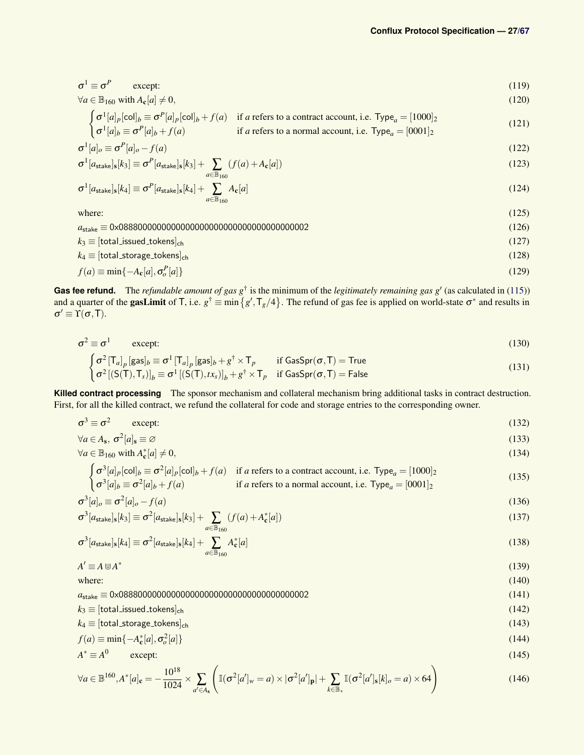$$\sigma^1 \equiv \sigma^P \qquad \text{except:} \tag{119}$$

$$\forall a \in \mathbb{B}_{160} \text{ with } A_{\mathbf{c}}[a] \neq 0, \tag{120}$$

$$\begin{cases} \sigma^1[a]_p[\mathsf{col}]_b \equiv \sigma^P[a]_p[\mathsf{col}]_b + f(a) & \text{if } a \text{ refers to a contract account, i.e. } \mathsf{Type}_a = [1000]_2 \\ \sigma^1[a]_b \equiv \sigma^P[a]_b + f(a) & \text{if } a \text{ refers to a normal account, i.e. } \mathsf{Type}_a = [0001]_2 \end{cases} \tag{121}$$

$$\sigma^1[a]_o \equiv \sigma^P[a]_o - f(a) \tag{122}$$

$$\sigma^1[a_{\mathsf{stake}}]_{\mathbf{s}}[k_3] \equiv \sigma^P[a_{\mathsf{stake}}]_{\mathbf{s}}[k_3] + \sum_{a \in \mathbb{B}_{160}} (f(a) + A_{\mathbf{c}}[a]) \tag{123}$$

$$\sigma^1[a_{\mathsf{stake}}]_{\mathbf{s}}[k_4] \equiv \sigma^P[a_{\mathsf{stake}}]_{\mathbf{s}}[k_4] + \sum_{a \in \mathbb{B}_{160}} A_{\mathbf{c}}[a] \tag{124}$$

$$\text{where:} \tag{125}$$

$$a_{\mathsf{stake}} \equiv \mathsf{0x0888000000000000000000000000000000000002} \tag{126}$$

$$k_3 \equiv [\mathsf{total\_issued\_tokens}]_{\mathsf{ch}} \tag{127}$$

$$k_4 \equiv [\mathsf{total\_storage\_tokens}]_{\mathsf{ch}} \tag{128}$$

$$f(a) \equiv \min\{-A_{\mathbf{c}}[a], \sigma^P_o[a]\} \tag{129}$$

**Gas fee refund.** The *refundable amount of gas* $g^\dagger$ is the minimum of the *legitimately remaining gas* $g'$ (as calculated in (115)) and a quarter of the **gasLimit** of T, i.e. $g^\dagger \equiv \min\{g', \mathsf{T}_g/4\}$. The refund of gas fee is applied on world-state $\sigma^*$ and results in $\sigma' \equiv \Upsilon(\sigma, \mathsf{T})$.

$$\sigma^2 \equiv \sigma^1 \qquad \text{except:} \tag{130}$$

$$\begin{cases} \sigma^2[\mathsf{T}_a]_p[\mathsf{gas}]_b \equiv \sigma^1[\mathsf{T}_a]_p[\mathsf{gas}]_b + g^\dagger \times \mathsf{T}_p & \text{if } \mathsf{GasSpr}(\sigma, \mathsf{T}) = \mathsf{True} \\ \sigma^2[(\mathsf{S}(\mathsf{T}), \mathsf{T}_s)]_b \equiv \sigma^1[(\mathsf{S}(\mathsf{T}), tx_s)]_b + g^\dagger \times \mathsf{T}_p & \text{if } \mathsf{GasSpr}(\sigma, \mathsf{T}) = \mathsf{False} \end{cases} \tag{131}$$

**Killed contract processing** The sponsor mechanism and collateral mechanism bring additional tasks in contract destruction. First, for all the killed contract, we refund the collateral for code and storage entries to the corresponding owner.

$$\sigma^3 \equiv \sigma^2 \qquad \text{except:} \tag{132}$$

$$\forall a \in A_{\mathbf{s}},\ \sigma^2[a]_{\mathbf{s}} \equiv \varnothing \tag{133}$$

$$\forall a \in \mathbb{B}_{160} \text{ with } A^*_{\mathbf{c}}[a] \neq 0, \tag{134}$$

$$\begin{cases} \sigma^3[a]_p[\mathsf{col}]_b \equiv \sigma^2[a]_p[\mathsf{col}]_b + f(a) & \text{if } a \text{ refers to a contract account, i.e. } \mathsf{Type}_a = [1000]_2 \\ \sigma^3[a]_b \equiv \sigma^2[a]_b + f(a) & \text{if } a \text{ refers to a normal account, i.e. } \mathsf{Type}_a = [0001]_2 \end{cases} \tag{135}$$

$$\sigma^3[a]_o \equiv \sigma^2[a]_o - f(a) \tag{136}$$

$$\sigma^3[a_{\mathsf{stake}}]_{\mathbf{s}}[k_3] \equiv \sigma^2[a_{\mathsf{stake}}]_{\mathbf{s}}[k_3] + \sum_{a \in \mathbb{B}_{160}} (f(a) + A^*_{\mathbf{c}}[a]) \tag{137}$$

$$\sigma^3[a_{\mathsf{stake}}]_{\mathbf{s}}[k_4] \equiv \sigma^2[a_{\mathsf{stake}}]_{\mathbf{s}}[k_4] + \sum_{a \in \mathbb{B}_{160}} A^*_{\mathbf{c}}[a] \tag{138}$$

$$A' \equiv A \Cup A^* \tag{139}$$

$$\text{where:} \tag{140}$$

$$a_{\mathsf{stake}} \equiv \mathsf{0x0888000000000000000000000000000000000002} \tag{141}$$

$$k_3 \equiv [\mathsf{total\_issued\_tokens}]_{\mathsf{ch}} \tag{142}$$

$$k_4 \equiv [\mathsf{total\_storage\_tokens}]_{\mathsf{ch}} \tag{143}$$

$$f(a) \equiv \min\{-A^*_{\mathbf{c}}[a], \sigma^2_o[a]\} \tag{144}$$

$$A^* \equiv A^0 \qquad \text{except:} \tag{145}$$

$$\forall a \in \mathbb{B}^{160}, A^*[a]_{\mathbf{c}} = -\frac{10^{18}}{1024} \times \sum_{a' \in A_{\mathbf{s}}} \left( \mathbb{I}(\sigma^2[a']_w = a) \times |\sigma^2[a']_{\mathbf{p}}| + \sum_{k \in \mathbb{B}_*} \mathbb{I}(\sigma^2[a']_{\mathbf{s}}[k]_o = a) \times 64 \right) \tag{146}$$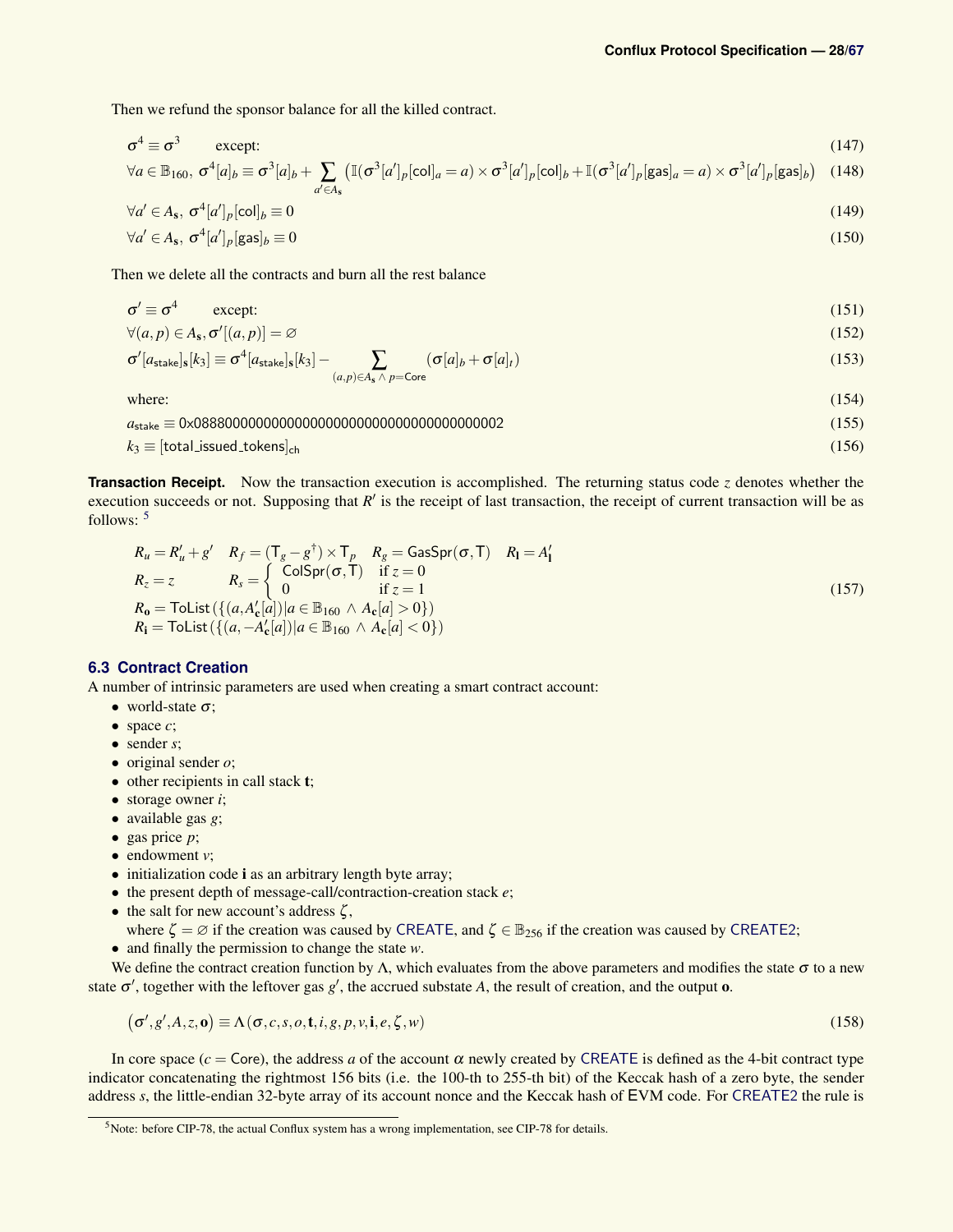Then we refund the sponsor balance for all the killed contract.

$$\boldsymbol{\sigma}^4 \equiv \boldsymbol{\sigma}^3 \qquad \text{except:} \tag{147}$$

$$\forall a \in \mathbb{B}_{160},\ \boldsymbol{\sigma}^4[a]_b \equiv \boldsymbol{\sigma}^3[a]_b + \sum_{a' \in A_{\mathbf{s}}} \left( \mathbb{I}(\boldsymbol{\sigma}^3[a']_p[\mathsf{col}]_a = a) \times \boldsymbol{\sigma}^3[a']_p[\mathsf{col}]_b + \mathbb{I}(\boldsymbol{\sigma}^3[a']_p[\mathsf{gas}]_a = a) \times \boldsymbol{\sigma}^3[a']_p[\mathsf{gas}]_b \right) \tag{148}$$

$$\forall a' \in A_{\mathbf{s}},\ \boldsymbol{\sigma}^4[a']_p[\mathsf{col}]_b \equiv 0 \tag{149}$$

$$\forall a' \in A_{\mathbf{s}},\ \boldsymbol{\sigma}^4[a']_p[\mathsf{gas}]_b \equiv 0 \tag{150}$$

Then we delete all the contracts and burn all the rest balance

$$\boldsymbol{\sigma}' \equiv \boldsymbol{\sigma}^4 \qquad \text{except:} \tag{151}$$

$$\forall (a,p) \in A_{\mathbf{s}}, \boldsymbol{\sigma}'[(a,p)] = \varnothing \tag{152}$$

$$\boldsymbol{\sigma}'[a_{\mathsf{stake}}]_{\mathbf{s}}[k_3] \equiv \boldsymbol{\sigma}^4[a_{\mathsf{stake}}]_{\mathbf{s}}[k_3] - \sum_{(a,p) \in A_{\mathbf{s}} \wedge p = \mathsf{Core}} (\boldsymbol{\sigma}[a]_b + \boldsymbol{\sigma}[a]_t) \tag{153}$$

$$\text{where:} \tag{154}$$

$$a_{\mathsf{stake}} \equiv \mathtt{0x0888000000000000000000000000000000000002} \tag{155}$$

$$k_3 \equiv [\mathsf{total\_issued\_tokens}]_{\mathsf{ch}} \tag{156}$$

**Transaction Receipt.** Now the transaction execution is accomplished. The returning status code $z$ denotes whether the execution succeeds or not. Supposing that $R'$ is the receipt of last transaction, the receipt of current transaction will be as follows: [5]

$$\begin{array}{llll} R_u = R'_u + g' & R_f = (\mathsf{T}_g - g^{\dagger}) \times \mathsf{T}_p & R_g = \mathsf{GasSpr}(\boldsymbol{\sigma}, \mathsf{T}) & R_{\mathbf{l}} = A'_{\mathbf{l}} \\ R_z = z & R_s = \begin{cases} \mathsf{ColSpr}(\boldsymbol{\sigma}, \mathsf{T}) & \text{if } z = 0 \\ 0 & \text{if } z = 1 \end{cases} & & \\ \multicolumn{4}{l}{R_{\mathbf{o}} = \mathsf{ToList}\left(\{(a, A'_{\mathbf{c}}[a]) | a \in \mathbb{B}_{160} \wedge A_{\mathbf{c}}[a] > 0\}\right)} \\ \multicolumn{4}{l}{R_{\mathbf{i}} = \mathsf{ToList}\left(\{(a, -A'_{\mathbf{c}}[a]) | a \in \mathbb{B}_{160} \wedge A_{\mathbf{c}}[a] < 0\}\right)} \end{array} \tag{157}$$

## 6.3 Contract Creation

A number of intrinsic parameters are used when creating a smart contract account:

- world-state $\boldsymbol{\sigma}$;
- space $c$;
- sender $s$;
- original sender $o$;
- other recipients in call stack $\mathbf{t}$;
- storage owner $i$;
- available gas $g$;
- gas price $p$;
- endowment $v$;
- initialization code $\mathbf{i}$ as an arbitrary length byte array;
- the present depth of message-call/contraction-creation stack $e$;
- the salt for new account's address $\zeta$, where $\zeta = \varnothing$ if the creation was caused by CREATE, and $\zeta \in \mathbb{B}_{256}$ if the creation was caused by CREATE2;
- and finally the permission to change the state $w$.

We define the contract creation function by $\Lambda$, which evaluates from the above parameters and modifies the state $\boldsymbol{\sigma}$ to a new state $\boldsymbol{\sigma}'$, together with the leftover gas $g'$, the accrued substate $A$, the result of creation, and the output $\mathbf{o}$.

$$(\boldsymbol{\sigma}', g', A, z, \mathbf{o}) \equiv \Lambda(\boldsymbol{\sigma}, c, s, o, \mathbf{t}, i, g, p, v, \mathbf{i}, e, \zeta, w) \tag{158}$$

In core space ($c = \mathsf{Core}$), the address $a$ of the account $\alpha$ newly created by CREATE is defined as the 4-bit contract type indicator concatenating the rightmost 156 bits (i.e. the 100-th to 255-th bit) of the Keccak hash of a zero byte, the sender address $s$, the little-endian 32-byte array of its account nonce and the Keccak hash of EVM code. For CREATE2 the rule is

[5] Note: before CIP-78, the actual Conflux system has a wrong implementation, see CIP-78 for details.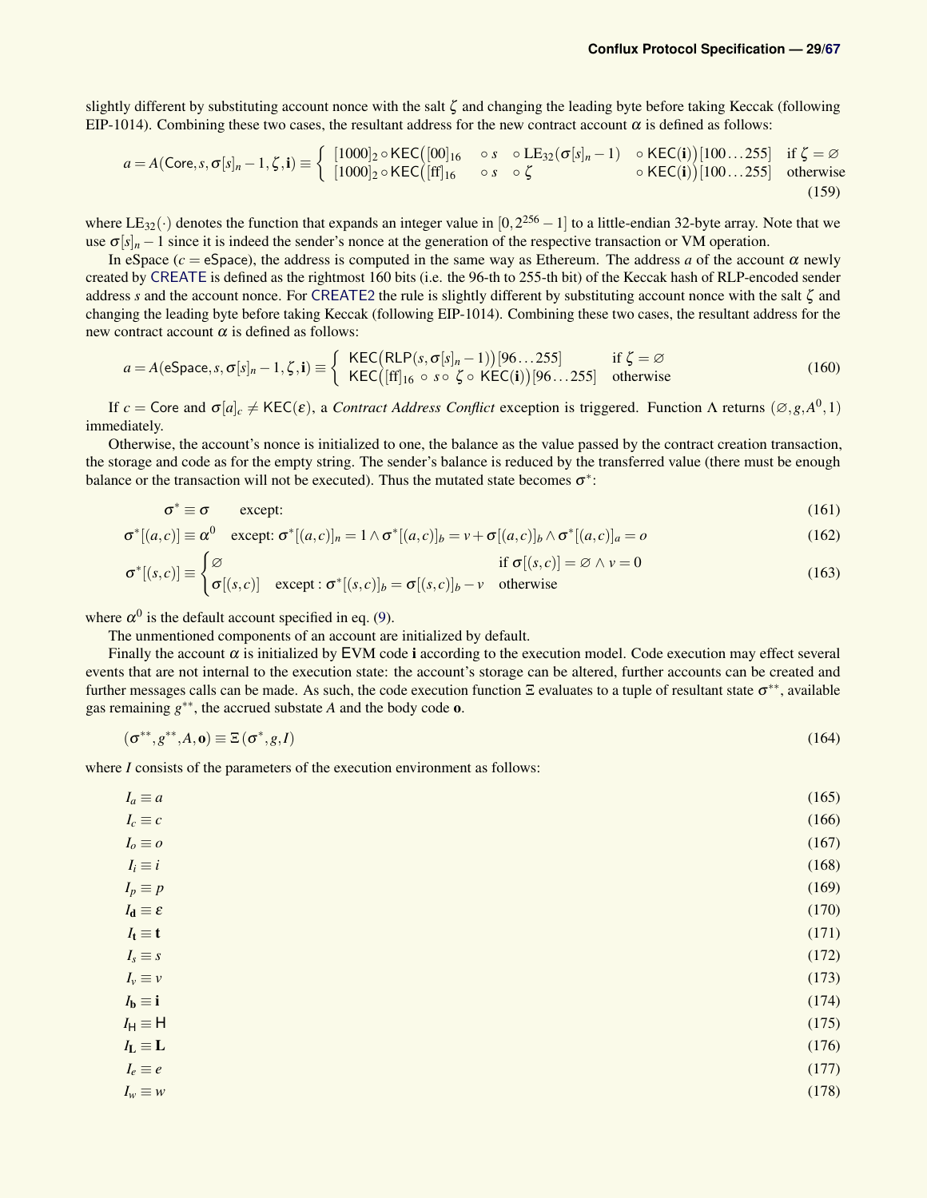slightly different by substituting account nonce with the salt $\zeta$ and changing the leading byte before taking Keccak (following EIP-1014). Combining these two cases, the resultant address for the new contract account $\alpha$ is defined as follows:

$$a = A(\mathsf{Core}, s, \sigma[s]_n - 1, \zeta, \mathbf{i}) \equiv \begin{cases} [1000]_2 \circ \mathsf{KEC}\big([00]_{16} \quad \circ\, s \quad \circ\, \mathrm{LE}_{32}(\sigma[s]_n - 1) \quad \circ\, \mathsf{KEC}(\mathbf{i})\big)[100\ldots255] & \text{if } \zeta = \varnothing \\ [1000]_2 \circ \mathsf{KEC}\big([\mathrm{ff}]_{16} \quad \circ\, s \quad \circ\, \zeta \quad \circ\, \mathsf{KEC}(\mathbf{i})\big)[100\ldots255] & \text{otherwise} \end{cases} \tag{159}$$

where $\mathrm{LE}_{32}(\cdot)$ denotes the function that expands an integer value in $[0, 2^{256}-1]$ to a little-endian 32-byte array. Note that we use $\sigma[s]_n - 1$ since it is indeed the sender's nonce at the generation of the respective transaction or VM operation.

In eSpace ($c = \mathsf{eSpace}$), the address is computed in the same way as Ethereum. The address $a$ of the account $\alpha$ newly created by CREATE is defined as the rightmost 160 bits (i.e. the 96-th to 255-th bit) of the Keccak hash of RLP-encoded sender address $s$ and the account nonce. For CREATE2 the rule is slightly different by substituting account nonce with the salt $\zeta$ and changing the leading byte before taking Keccak (following EIP-1014). Combining these two cases, the resultant address for the new contract account $\alpha$ is defined as follows:

$$a = A(\mathsf{eSpace}, s, \sigma[s]_n - 1, \zeta, \mathbf{i}) \equiv \begin{cases} \mathsf{KEC}\big(\mathsf{RLP}(s, \sigma[s]_n - 1)\big)[96\ldots255] & \text{if } \zeta = \varnothing \\ \mathsf{KEC}\big([\mathrm{ff}]_{16} \circ s \circ \zeta \circ \mathsf{KEC}(\mathbf{i})\big)[96\ldots255] & \text{otherwise} \end{cases} \tag{160}$$

If $c = \mathsf{Core}$ and $\sigma[a]_c \neq \mathsf{KEC}(\varepsilon)$, a *Contract Address Conflict* exception is triggered. Function $\Lambda$ returns $(\varnothing, g, A^0, 1)$ immediately.

Otherwise, the account's nonce is initialized to one, the balance as the value passed by the contract creation transaction, the storage and code as for the empty string. The sender's balance is reduced by the transferred value (there must be enough balance or the transaction will not be executed). Thus the mutated state becomes $\sigma^*$:

$$\sigma^* \equiv \sigma \qquad \text{except:} \tag{161}$$

$$\sigma^*[(a,c)] \equiv \alpha^0 \quad \text{except: } \sigma^*[(a,c)]_n = 1 \wedge \sigma^*[(a,c)]_b = v + \sigma[(a,c)]_b \wedge \sigma^*[(a,c)]_a = o \tag{162}$$

$$\sigma^*[(s,c)] \equiv \begin{cases} \varnothing & \text{if } \sigma[(s,c)] = \varnothing \wedge v = 0 \\ \sigma[(s,c)] \quad \text{except} : \sigma^*[(s,c)]_b = \sigma[(s,c)]_b - v & \text{otherwise} \end{cases} \tag{163}$$

where $\alpha^0$ is the default account specified in eq. (9).

The unmentioned components of an account are initialized by default.

Finally the account $\alpha$ is initialized by EVM code $\mathbf{i}$ according to the execution model. Code execution may effect several events that are not internal to the execution state: the account's storage can be altered, further accounts can be created and further messages calls can be made. As such, the code execution function $\Xi$ evaluates to a tuple of resultant state $\sigma^{**}$, available gas remaining $g^{**}$, the accrued substate $A$ and the body code $\mathbf{o}$.

$$(\sigma^{**}, g^{**}, A, \mathbf{o}) \equiv \Xi(\sigma^*, g, I) \tag{164}$$

where $I$ consists of the parameters of the execution environment as follows:

$$I_a \equiv a \tag{165}$$

$$I_c \equiv c \tag{166}$$

$$I_o \equiv o \tag{167}$$

$$I_i \equiv i \tag{168}$$

$$I_p \equiv p \tag{169}$$

$$I_{\mathbf{d}} \equiv \varepsilon \tag{170}$$

$$I_{\mathbf{t}} \equiv \mathbf{t} \tag{171}$$

$$I_s \equiv s \tag{172}$$

$$I_v \equiv v \tag{173}$$

$$I_{\mathbf{b}} \equiv \mathbf{i} \tag{174}$$

$$I_{\mathsf{H}} \equiv \mathsf{H} \tag{175}$$

$$I_{\mathbf{L}} \equiv \mathbf{L} \tag{176}$$

$$I_e \equiv e \tag{177}$$

$$I_w \equiv w \tag{178}$$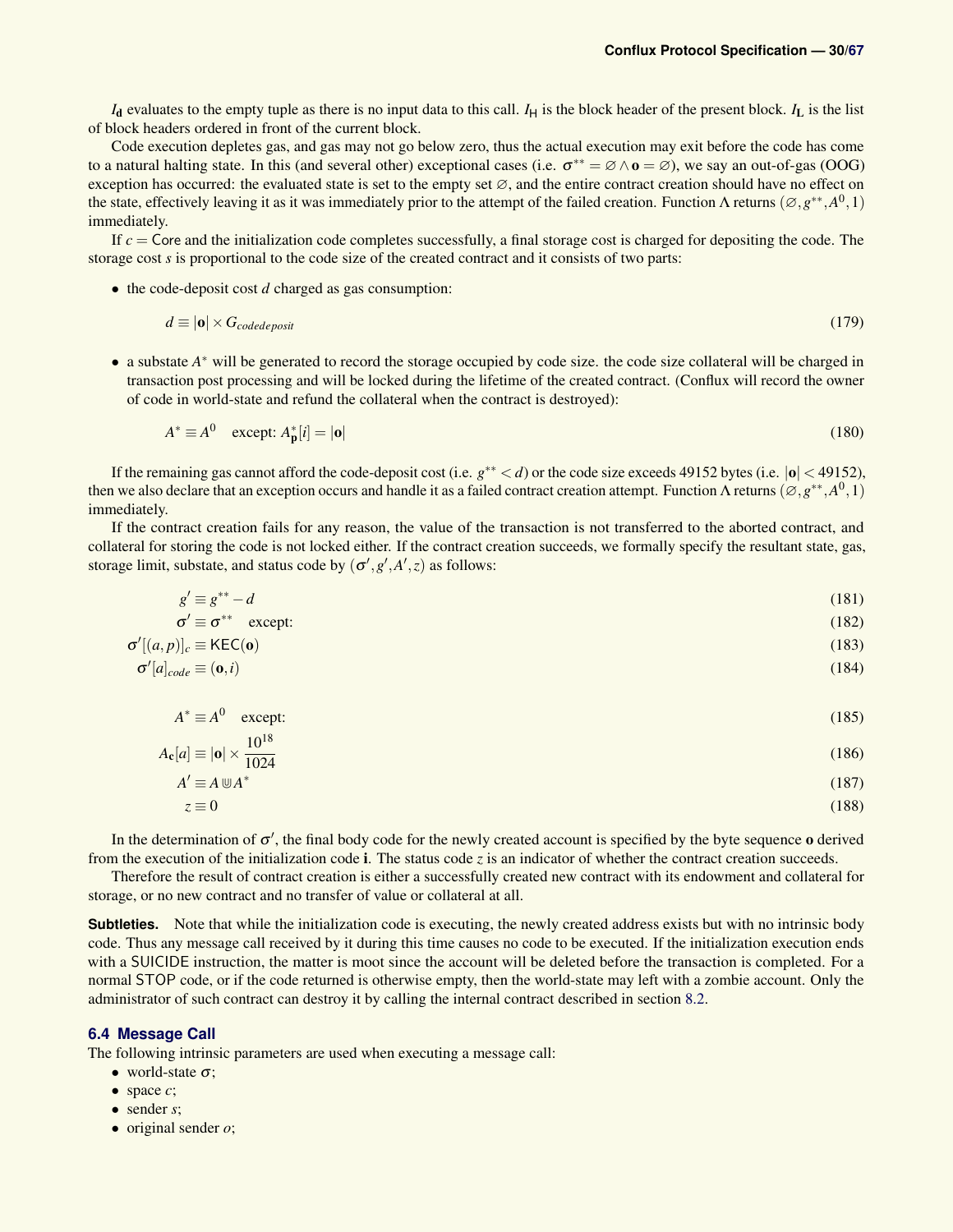$I_{\mathbf{d}}$ evaluates to the empty tuple as there is no input data to this call. $I_{\mathsf{H}}$ is the block header of the present block. $I_{\mathbf{L}}$ is the list of block headers ordered in front of the current block.

Code execution depletes gas, and gas may not go below zero, thus the actual execution may exit before the code has come to a natural halting state. In this (and several other) exceptional cases (i.e. $\sigma^{**} = \varnothing \wedge \mathbf{o} = \varnothing$), we say an out-of-gas (OOG) exception has occurred: the evaluated state is set to the empty set $\varnothing$, and the entire contract creation should have no effect on the state, effectively leaving it as it was immediately prior to the attempt of the failed creation. Function $\Lambda$ returns $(\varnothing, g^{**}, A^0, 1)$ immediately.

If $c = \mathsf{Core}$ and the initialization code completes successfully, a final storage cost is charged for depositing the code. The storage cost $s$ is proportional to the code size of the created contract and it consists of two parts:

- the code-deposit cost $d$ charged as gas consumption:

$$d \equiv |\mathbf{o}| \times G_{codedeposit} \tag{179}$$

- a substate $A^*$ will be generated to record the storage occupied by code size. the code size collateral will be charged in transaction post processing and will be locked during the lifetime of the created contract. (Conflux will record the owner of code in world-state and refund the collateral when the contract is destroyed):

$$A^* \equiv A^0 \quad \text{except: } A^*_{\mathbf{p}}[i] = |\mathbf{o}| \tag{180}$$

If the remaining gas cannot afford the code-deposit cost (i.e. $g^{**} < d$) or the code size exceeds 49152 bytes (i.e. $|\mathbf{o}| < 49152$), then we also declare that an exception occurs and handle it as a failed contract creation attempt. Function $\Lambda$ returns $(\varnothing, g^{**}, A^0, 1)$ immediately.

If the contract creation fails for any reason, the value of the transaction is not transferred to the aborted contract, and collateral for storing the code is not locked either. If the contract creation succeeds, we formally specify the resultant state, gas, storage limit, substate, and status code by $(\sigma', g', A', z)$ as follows:

$$g' \equiv g^{**} - d \tag{181}$$

$$\sigma' \equiv \sigma^{**} \quad \text{except:} \tag{182}$$

$$\sigma'[(a,p)]_c \equiv \mathsf{KEC}(\mathbf{o}) \tag{183}$$

$$\sigma'[a]_{code} \equiv (\mathbf{o}, i) \tag{184}$$

$$A^* \equiv A^0 \quad \text{except:} \tag{185}$$

$$A_{\mathbf{c}}[a] \equiv |\mathbf{o}| \times \frac{10^{18}}{1024} \tag{186}$$

$$A' \equiv A \Cup A^* \tag{187}$$

$$z \equiv 0 \tag{188}$$

In the determination of $\sigma'$, the final body code for the newly created account is specified by the byte sequence $\mathbf{o}$ derived from the execution of the initialization code $\mathbf{i}$. The status code $z$ is an indicator of whether the contract creation succeeds.

Therefore the result of contract creation is either a successfully created new contract with its endowment and collateral for storage, or no new contract and no transfer of value or collateral at all.

**Subtleties.** Note that while the initialization code is executing, the newly created address exists but with no intrinsic body code. Thus any message call received by it during this time causes no code to be executed. If the initialization execution ends with a SUICIDE instruction, the matter is moot since the account will be deleted before the transaction is completed. For a normal STOP code, or if the code returned is otherwise empty, then the world-state may left with a zombie account. Only the administrator of such contract can destroy it by calling the internal contract described in section 8.2.

## 6.4 Message Call

The following intrinsic parameters are used when executing a message call:

- world-state $\sigma$;
- space $c$;
- sender $s$;
- original sender $o$;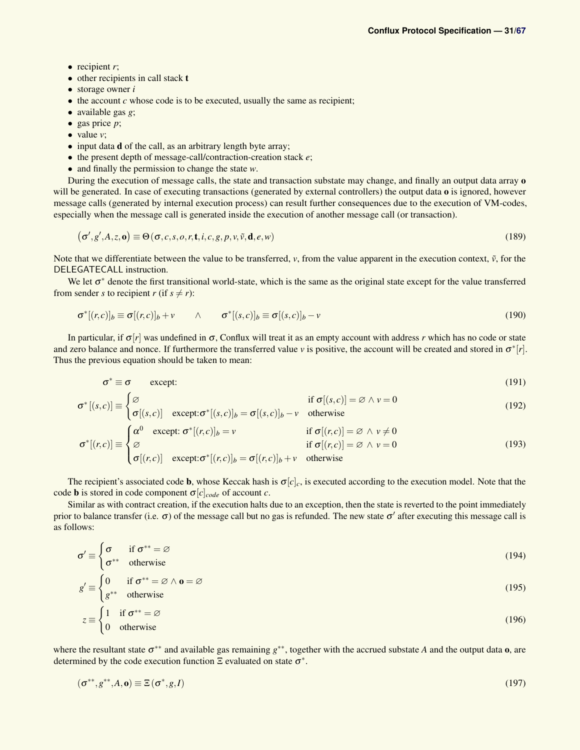- recipient $r$;
- other recipients in call stack $\mathbf{t}$
- storage owner $i$
- the account $c$ whose code is to be executed, usually the same as recipient;
- available gas $g$;
- gas price $p$;
- value $v$;
- input data $\mathbf{d}$ of the call, as an arbitrary length byte array;
- the present depth of message-call/contraction-creation stack $e$;
- and finally the permission to change the state $w$.

During the execution of message calls, the state and transaction substate may change, and finally an output data array $\mathbf{o}$ will be generated. In case of executing transactions (generated by external controllers) the output data $\mathbf{o}$ is ignored, however message calls (generated by internal execution process) can result further consequences due to the execution of VM-codes, especially when the message call is generated inside the execution of another message call (or transaction).

$$\left(\boldsymbol{\sigma}', g', A, z, \mathbf{o}\right) \equiv \Theta(\boldsymbol{\sigma}, c, s, o, r, \mathbf{t}, i, c, g, p, v, \tilde{v}, \mathbf{d}, e, w) \tag{189}$$

Note that we differentiate between the value to be transferred, $v$, from the value apparent in the execution context, $\tilde{v}$, for the DELEGATECALL instruction.

We let $\boldsymbol{\sigma}^*$ denote the first transitional world-state, which is the same as the original state except for the value transferred from sender $s$ to recipient $r$ (if $s \neq r$):

$$\boldsymbol{\sigma}^*[(r,c)]_b \equiv \boldsymbol{\sigma}[(r,c)]_b + v \qquad \wedge \qquad \boldsymbol{\sigma}^*[(s,c)]_b \equiv \boldsymbol{\sigma}[(s,c)]_b - v \tag{190}$$

In particular, if $\boldsymbol{\sigma}[r]$ was undefined in $\boldsymbol{\sigma}$, Conflux will treat it as an empty account with address $r$ which has no code or state and zero balance and nonce. If furthermore the transferred value $v$ is positive, the account will be created and stored in $\boldsymbol{\sigma}^*[r]$. Thus the previous equation should be taken to mean:

$$\boldsymbol{\sigma}^* \equiv \boldsymbol{\sigma} \qquad \text{except:} \tag{191}$$

$$\boldsymbol{\sigma}^*[(s,c)] \equiv \begin{cases} \varnothing & \text{if } \boldsymbol{\sigma}[(s,c)] = \varnothing \wedge v = 0 \\ \boldsymbol{\sigma}[(s,c)] \quad \text{except:} \boldsymbol{\sigma}^*[(s,c)]_b = \boldsymbol{\sigma}[(s,c)]_b - v & \text{otherwise} \end{cases} \tag{192}$$

$$\boldsymbol{\sigma}^*[(r,c)] \equiv \begin{cases} \alpha^0 \quad \text{except: } \boldsymbol{\sigma}^*[(r,c)]_b = v & \text{if } \boldsymbol{\sigma}[(r,c)] = \varnothing \wedge v \neq 0 \\ \varnothing & \text{if } \boldsymbol{\sigma}[(r,c)] = \varnothing \wedge v = 0 \\ \boldsymbol{\sigma}[(r,c)] \quad \text{except:} \boldsymbol{\sigma}^*[(r,c)]_b = \boldsymbol{\sigma}[(r,c)]_b + v & \text{otherwise} \end{cases} \tag{193}$$

The recipient's associated code $\mathbf{b}$, whose Keccak hash is $\boldsymbol{\sigma}[c]_c$, is executed according to the execution model. Note that the code $\mathbf{b}$ is stored in code component $\boldsymbol{\sigma}[c]_{code}$ of account $c$.

Similar as with contract creation, if the execution halts due to an exception, then the state is reverted to the point immediately prior to balance transfer (i.e. $\boldsymbol{\sigma}$) of the message call but no gas is refunded. The new state $\boldsymbol{\sigma}'$ after executing this message call is as follows:

$$\boldsymbol{\sigma}' \equiv \begin{cases} \boldsymbol{\sigma} & \text{if } \boldsymbol{\sigma}^{**} = \varnothing \\ \boldsymbol{\sigma}^{**} & \text{otherwise} \end{cases} \tag{194}$$

$$g' \equiv \begin{cases} 0 & \text{if } \boldsymbol{\sigma}^{**} = \varnothing \wedge \mathbf{o} = \varnothing \\ g^{**} & \text{otherwise} \end{cases} \tag{195}$$

$$z \equiv \begin{cases} 1 & \text{if } \boldsymbol{\sigma}^{**} = \varnothing \\ 0 & \text{otherwise} \end{cases} \tag{196}$$

where the resultant state $\boldsymbol{\sigma}^{**}$ and available gas remaining $g^{**}$, together with the accrued substate $A$ and the output data $\mathbf{o}$, are determined by the code execution function $\Xi$ evaluated on state $\boldsymbol{\sigma}^*$.

$$(\boldsymbol{\sigma}^{**}, g^{**}, A, \mathbf{o}) \equiv \Xi(\boldsymbol{\sigma}^*, g, I) \tag{197}$$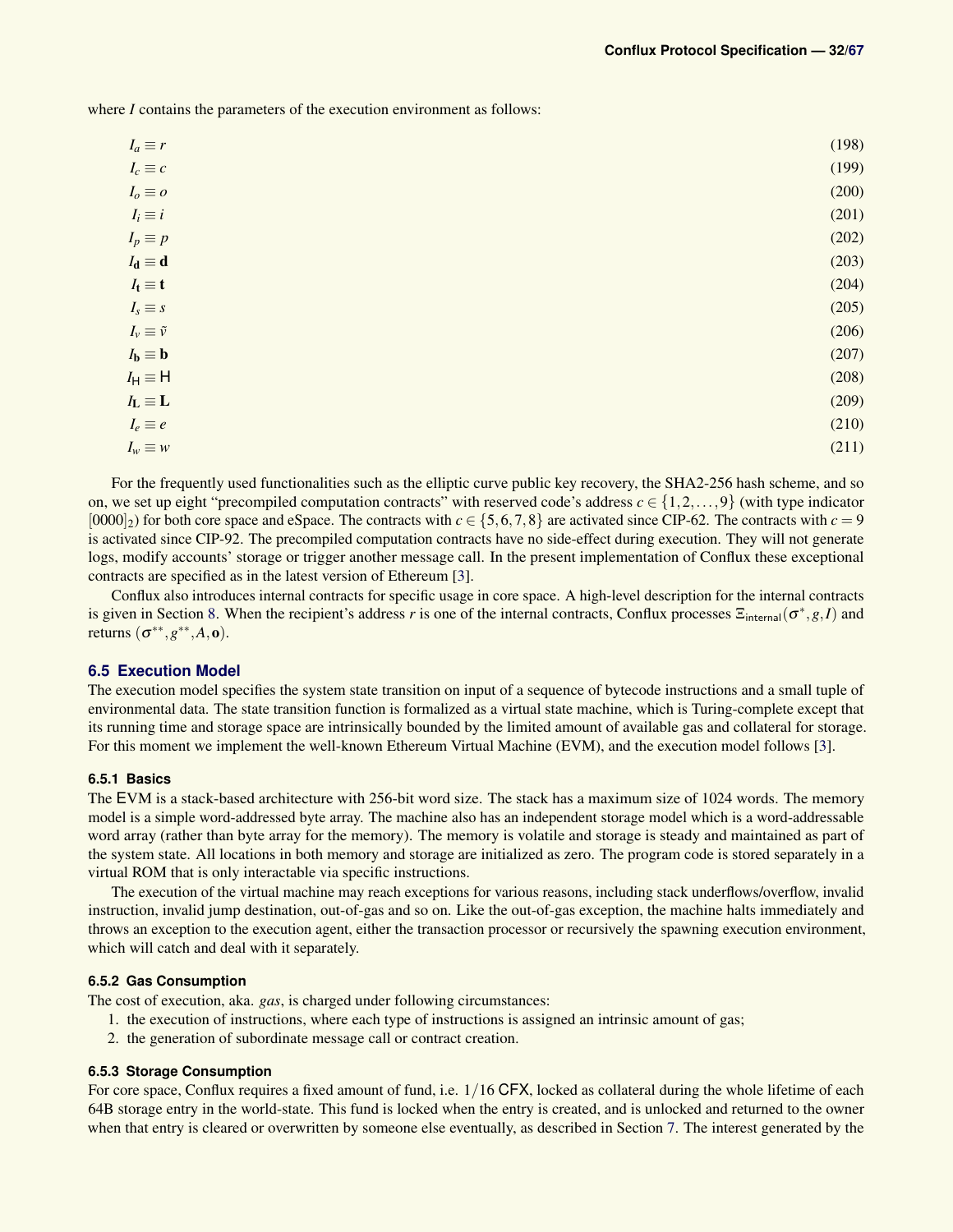where $I$ contains the parameters of the execution environment as follows:

$$I_a \equiv r \tag{198}$$
$$I_c \equiv c \tag{199}$$
$$I_o \equiv o \tag{200}$$
$$I_i \equiv i \tag{201}$$
$$I_p \equiv p \tag{202}$$
$$I_{\mathbf{d}} \equiv \mathbf{d} \tag{203}$$
$$I_{\mathbf{t}} \equiv \mathbf{t} \tag{204}$$
$$I_s \equiv s \tag{205}$$
$$I_v \equiv \tilde{v} \tag{206}$$
$$I_{\mathbf{b}} \equiv \mathbf{b} \tag{207}$$
$$I_{\mathsf{H}} \equiv \mathsf{H} \tag{208}$$
$$I_{\mathbf{L}} \equiv \mathbf{L} \tag{209}$$
$$I_e \equiv e \tag{210}$$
$$I_w \equiv w \tag{211}$$

For the frequently used functionalities such as the elliptic curve public key recovery, the SHA2-256 hash scheme, and so on, we set up eight "precompiled computation contracts" with reserved code's address $c \in \{1, 2, \ldots, 9\}$ (with type indicator $[0000]_2$) for both core space and eSpace. The contracts with $c \in \{5, 6, 7, 8\}$ are activated since CIP-62. The contracts with $c = 9$ is activated since CIP-92. The precompiled computation contracts have no side-effect during execution. They will not generate logs, modify accounts' storage or trigger another message call. In the present implementation of Conflux these exceptional contracts are specified as in the latest version of Ethereum [3].

Conflux also introduces internal contracts for specific usage in core space. A high-level description for the internal contracts is given in Section 8. When the recipient's address $r$ is one of the internal contracts, Conflux processes $\Xi_{\mathsf{internal}}(\sigma^*, g, I)$ and returns $(\sigma^{**}, g^{**}, A, \mathbf{o})$.

## 6.5 Execution Model

The execution model specifies the system state transition on input of a sequence of bytecode instructions and a small tuple of environmental data. The state transition function is formalized as a virtual state machine, which is Turing-complete except that its running time and storage space are intrinsically bounded by the limited amount of available gas and collateral for storage. For this moment we implement the well-known Ethereum Virtual Machine (EVM), and the execution model follows [3].

### 6.5.1 Basics

The EVM is a stack-based architecture with 256-bit word size. The stack has a maximum size of 1024 words. The memory model is a simple word-addressed byte array. The machine also has an independent storage model which is a word-addressable word array (rather than byte array for the memory). The memory is volatile and storage is steady and maintained as part of the system state. All locations in both memory and storage are initialized as zero. The program code is stored separately in a virtual ROM that is only interactable via specific instructions.

The execution of the virtual machine may reach exceptions for various reasons, including stack underflows/overflow, invalid instruction, invalid jump destination, out-of-gas and so on. Like the out-of-gas exception, the machine halts immediately and throws an exception to the execution agent, either the transaction processor or recursively the spawning execution environment, which will catch and deal with it separately.

### 6.5.2 Gas Consumption

The cost of execution, aka. *gas*, is charged under following circumstances:

1. the execution of instructions, where each type of instructions is assigned an intrinsic amount of gas;
2. the generation of subordinate message call or contract creation.

### 6.5.3 Storage Consumption

For core space, Conflux requires a fixed amount of fund, i.e. $1/16$ CFX, locked as collateral during the whole lifetime of each 64B storage entry in the world-state. This fund is locked when the entry is created, and is unlocked and returned to the owner when that entry is cleared or overwritten by someone else eventually, as described in Section 7. The interest generated by the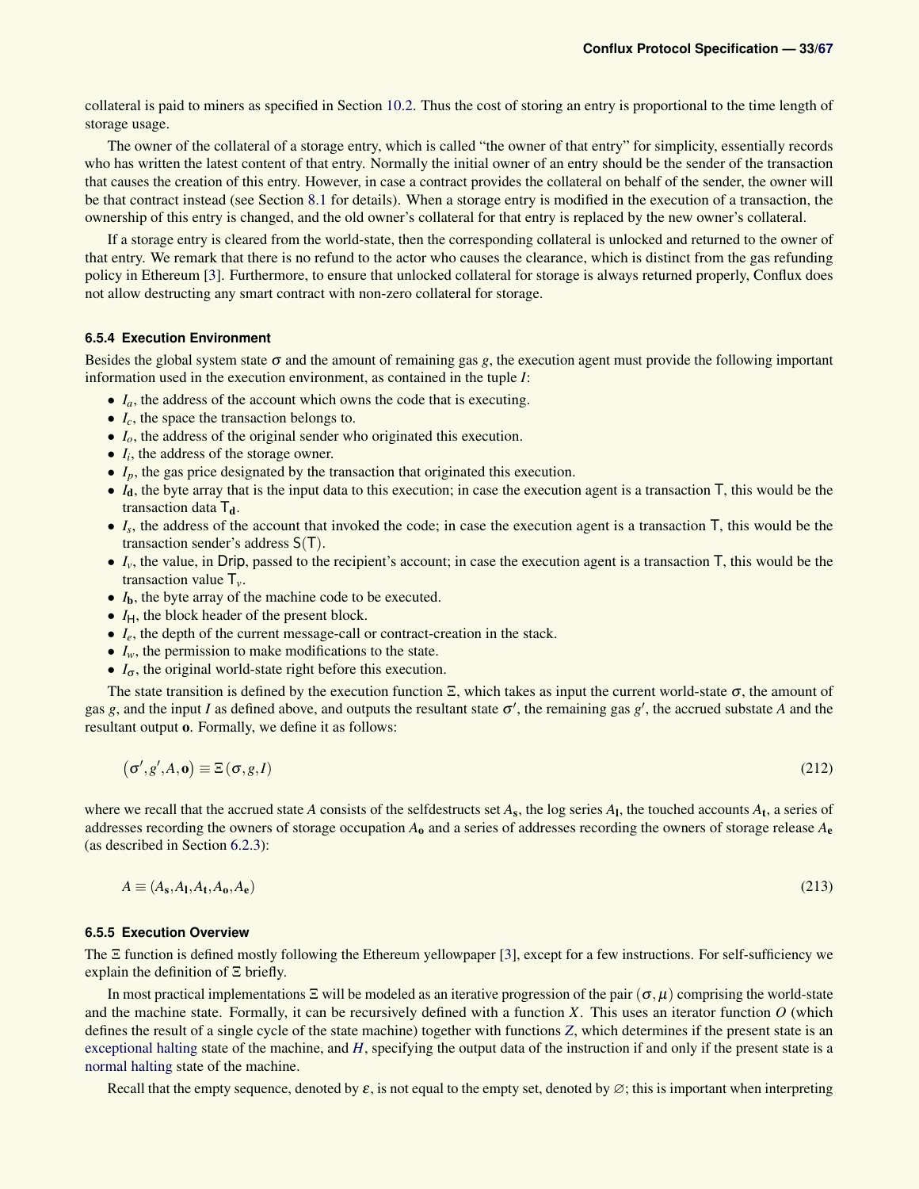collateral is paid to miners as specified in Section 10.2. Thus the cost of storing an entry is proportional to the time length of storage usage.

The owner of the collateral of a storage entry, which is called "the owner of that entry" for simplicity, essentially records who has written the latest content of that entry. Normally the initial owner of an entry should be the sender of the transaction that causes the creation of this entry. However, in case a contract provides the collateral on behalf of the sender, the owner will be that contract instead (see Section 8.1 for details). When a storage entry is modified in the execution of a transaction, the ownership of this entry is changed, and the old owner's collateral for that entry is replaced by the new owner's collateral.

If a storage entry is cleared from the world-state, then the corresponding collateral is unlocked and returned to the owner of that entry. We remark that there is no refund to the actor who causes the clearance, which is distinct from the gas refunding policy in Ethereum [3]. Furthermore, to ensure that unlocked collateral for storage is always returned properly, Conflux does not allow destructing any smart contract with non-zero collateral for storage.

#### 6.5.4 Execution Environment

Besides the global system state $\sigma$ and the amount of remaining gas $g$, the execution agent must provide the following important information used in the execution environment, as contained in the tuple $I$:

- $I_a$, the address of the account which owns the code that is executing.
- $I_c$, the space the transaction belongs to.
- $I_o$, the address of the original sender who originated this execution.
- $I_i$, the address of the storage owner.
- $I_p$, the gas price designated by the transaction that originated this execution.
- $I_{\mathbf{d}}$, the byte array that is the input data to this execution; in case the execution agent is a transaction $\mathsf{T}$, this would be the transaction data $\mathsf{T}_{\mathbf{d}}$.
- $I_s$, the address of the account that invoked the code; in case the execution agent is a transaction $\mathsf{T}$, this would be the transaction sender's address $\mathsf{S}(\mathsf{T})$.
- $I_v$, the value, in Drip, passed to the recipient's account; in case the execution agent is a transaction $\mathsf{T}$, this would be the transaction value $\mathsf{T}_v$.
- $I_{\mathbf{b}}$, the byte array of the machine code to be executed.
- $I_{\mathsf{H}}$, the block header of the present block.
- $I_e$, the depth of the current message-call or contract-creation in the stack.
- $I_w$, the permission to make modifications to the state.
- $I_\sigma$, the original world-state right before this execution.

The state transition is defined by the execution function $\Xi$, which takes as input the current world-state $\sigma$, the amount of gas $g$, and the input $I$ as defined above, and outputs the resultant state $\sigma'$, the remaining gas $g'$, the accrued substate $A$ and the resultant output $\mathbf{o}$. Formally, we define it as follows:

$$\left(\sigma', g', A, \mathbf{o}\right) \equiv \Xi\left(\sigma, g, I\right) \tag{212}$$

where we recall that the accrued state $A$ consists of the selfdestructs set $A_{\mathbf{s}}$, the log series $A_{\mathbf{l}}$, the touched accounts $A_{\mathbf{t}}$, a series of addresses recording the owners of storage occupation $A_{\mathbf{o}}$ and a series of addresses recording the owners of storage release $A_{\mathbf{e}}$ (as described in Section 6.2.3):

$$A \equiv (A_{\mathbf{s}}, A_{\mathbf{l}}, A_{\mathbf{t}}, A_{\mathbf{o}}, A_{\mathbf{e}}) \tag{213}$$

#### 6.5.5 Execution Overview

The $\Xi$ function is defined mostly following the Ethereum yellowpaper [3], except for a few instructions. For self-sufficiency we explain the definition of $\Xi$ briefly.

In most practical implementations $\Xi$ will be modeled as an iterative progression of the pair $(\sigma, \mu)$ comprising the world-state and the machine state. Formally, it can be recursively defined with a function $X$. This uses an iterator function $O$ (which defines the result of a single cycle of the state machine) together with functions $Z$, which determines if the present state is an exceptional halting state of the machine, and $H$, specifying the output data of the instruction if and only if the present state is a normal halting state of the machine.

Recall that the empty sequence, denoted by $\varepsilon$, is not equal to the empty set, denoted by $\varnothing$; this is important when interpreting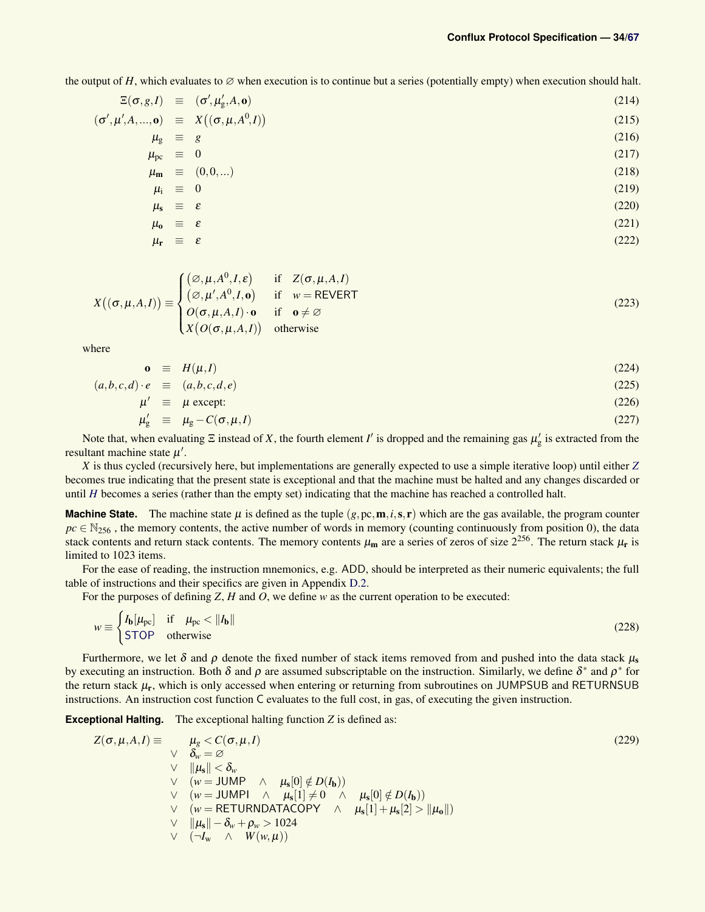the output of $H$, which evaluates to $\varnothing$ when execution is to continue but a series (potentially empty) when execution should halt.

$$\Xi(\sigma, g, I) \equiv (\sigma', \mu'_{\mathrm{g}}, A, \mathbf{o}) \tag{214}$$

$$(\sigma', \mu', A, ..., \mathbf{o}) \equiv X\big((\sigma, \mu, A^0, I)\big) \tag{215}$$

$$\mu_{\mathrm{g}} \equiv g \tag{216}$$

$$\mu_{\mathrm{pc}} \equiv 0 \tag{217}$$

$$\mu_{\mathbf{m}} \equiv (0, 0, ...) \tag{218}$$

$$\mu_{\mathrm{i}} \equiv 0 \tag{219}$$

$$\mu_{\mathbf{s}} \equiv \varepsilon \tag{220}$$

$$\mu_{\mathbf{o}} \equiv \varepsilon \tag{221}$$

$$\mu_{\mathbf{r}} \equiv \varepsilon \tag{222}$$

$$X\big((\sigma, \mu, A, I)\big) \equiv \begin{cases} \big(\varnothing, \mu, A^0, I, \varepsilon\big) & \text{if} \quad Z(\sigma, \mu, A, I) \\ \big(\varnothing, \mu', A^0, I, \mathbf{o}\big) & \text{if} \quad w = \mathsf{REVERT} \\ O(\sigma, \mu, A, I) \cdot \mathbf{o} & \text{if} \quad \mathbf{o} \neq \varnothing \\ X\big(O(\sigma, \mu, A, I)\big) & \text{otherwise} \end{cases} \tag{223}$$

where

$$\mathbf{o} \equiv H(\mu, I) \tag{224}$$

$$(a, b, c, d) \cdot e \equiv (a, b, c, d, e) \tag{225}$$

$$\mu' \equiv \mu \text{ except:} \tag{226}$$

$$\mu'_{\mathrm{g}} \equiv \mu_{\mathrm{g}} - C(\sigma, \mu, I) \tag{227}$$

Note that, when evaluating $\Xi$ instead of $X$, the fourth element $I'$ is dropped and the remaining gas $\mu'_{\mathrm{g}}$ is extracted from the resultant machine state $\mu'$.

$X$ is thus cycled (recursively here, but implementations are generally expected to use a simple iterative loop) until either $Z$ becomes true indicating that the present state is exceptional and that the machine must be halted and any changes discarded or until $H$ becomes a series (rather than the empty set) indicating that the machine has reached a controlled halt.

**Machine State.** The machine state $\mu$ is defined as the tuple $(g, \mathrm{pc}, \mathbf{m}, i, \mathbf{s}, \mathbf{r})$ which are the gas available, the program counter $pc \in \mathbb{N}_{256}$, the memory contents, the active number of words in memory (counting continuously from position 0), the data stack contents and return stack contents. The memory contents $\mu_{\mathbf{m}}$ are a series of zeros of size $2^{256}$. The return stack $\mu_{\mathbf{r}}$ is limited to 1023 items.

For the ease of reading, the instruction mnemonics, e.g. ADD, should be interpreted as their numeric equivalents; the full table of instructions and their specifics are given in Appendix D.2.

For the purposes of defining $Z$, $H$ and $O$, we define $w$ as the current operation to be executed:

$$w \equiv \begin{cases} I_{\mathbf{b}}[\mu_{\mathrm{pc}}] & \text{if} \quad \mu_{\mathrm{pc}} < \|I_{\mathbf{b}}\| \\ \mathsf{STOP} & \text{otherwise} \end{cases} \tag{228}$$

Furthermore, we let $\delta$ and $\rho$ denote the fixed number of stack items removed from and pushed into the data stack $\mu_{\mathbf{s}}$ by executing an instruction. Both $\delta$ and $\rho$ are assumed subscriptable on the instruction. Similarly, we define $\delta^*$ and $\rho^*$ for the return stack $\mu_{\mathbf{r}}$, which is only accessed when entering or returning from subroutines on JUMPSUB and RETURNSUB instructions. An instruction cost function C evaluates to the full cost, in gas, of executing the given instruction.

**Exceptional Halting.** The exceptional halting function $Z$ is defined as:

$$\begin{aligned} Z(\sigma, \mu, A, I) \equiv \quad & \mu_g < C(\sigma, \mu, I) \\ \vee \quad & \delta_w = \varnothing \\ \vee \quad & \|\mu_{\mathbf{s}}\| < \delta_w \\ \vee \quad & (w = \mathsf{JUMP} \quad \wedge \quad \mu_{\mathbf{s}}[0] \notin D(I_{\mathbf{b}})) \\ \vee \quad & (w = \mathsf{JUMPI} \quad \wedge \quad \mu_{\mathbf{s}}[1] \neq 0 \quad \wedge \quad \mu_{\mathbf{s}}[0] \notin D(I_{\mathbf{b}})) \\ \vee \quad & (w = \mathsf{RETURNDATACOPY} \quad \wedge \quad \mu_{\mathbf{s}}[1] + \mu_{\mathbf{s}}[2] > \|\mu_{\mathbf{o}}\|) \\ \vee \quad & \|\mu_{\mathbf{s}}\| - \delta_w + \rho_w > 1024 \\ \vee \quad & (\neg I_{\mathrm{w}} \quad \wedge \quad W(w, \mu)) \end{aligned} \tag{229}$$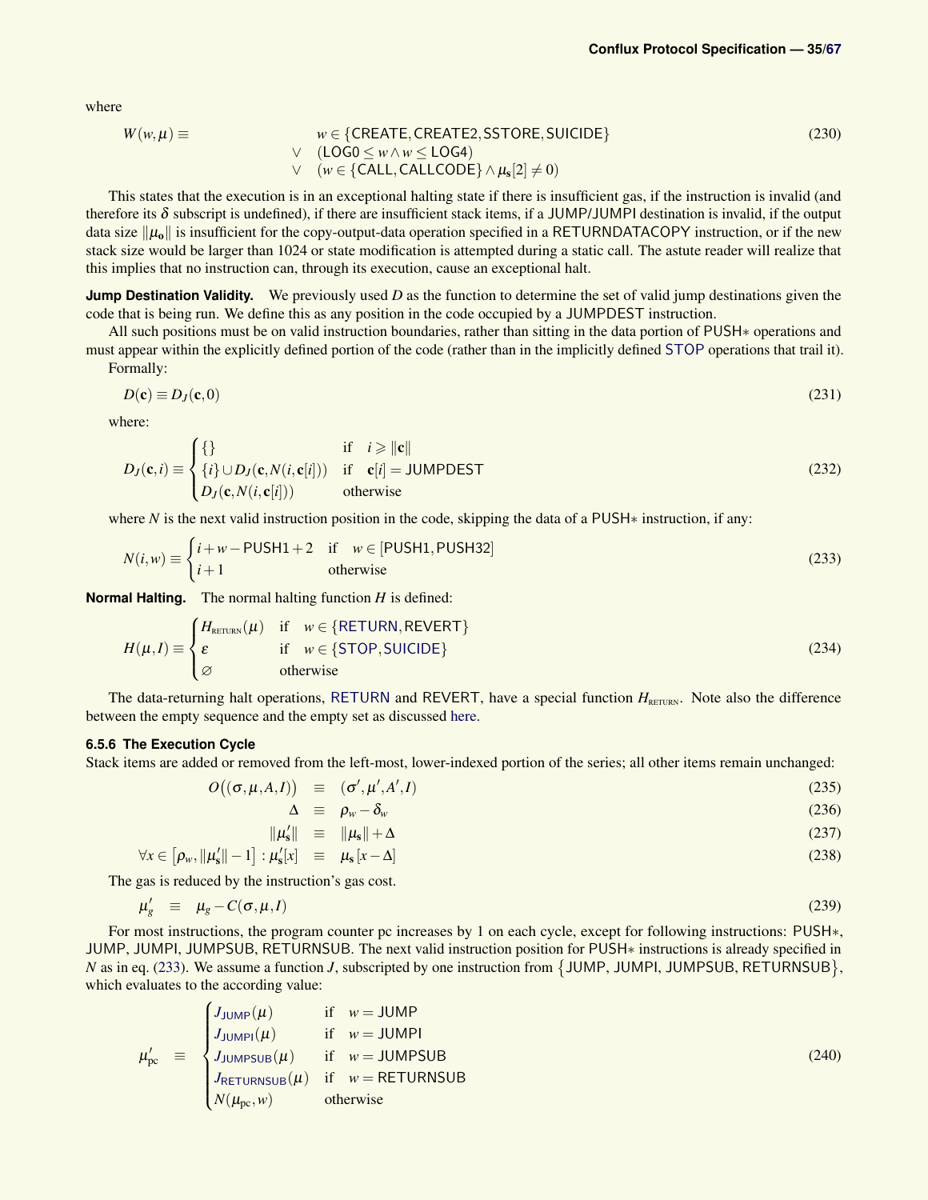where

$$W(w, \mu) \equiv \begin{array}{ll} & w \in \{\mathsf{CREATE}, \mathsf{CREATE2}, \mathsf{SSTORE}, \mathsf{SUICIDE}\} \\ \vee & (\mathsf{LOG0} \leq w \wedge w \leq \mathsf{LOG4}) \\ \vee & (w \in \{\mathsf{CALL}, \mathsf{CALLCODE}\} \wedge \mu_{\mathbf{s}}[2] \neq 0) \end{array} \tag{230}$$

This states that the execution is in an exceptional halting state if there is insufficient gas, if the instruction is invalid (and therefore its $\delta$ subscript is undefined), if there are insufficient stack items, if a JUMP/JUMPI destination is invalid, if the output data size $\|\mu_{\mathbf{o}}\|$ is insufficient for the copy-output-data operation specified in a RETURNDATACOPY instruction, or if the new stack size would be larger than 1024 or state modification is attempted during a static call. The astute reader will realize that this implies that no instruction can, through its execution, cause an exceptional halt.

**Jump Destination Validity.** We previously used $D$ as the function to determine the set of valid jump destinations given the code that is being run. We define this as any position in the code occupied by a JUMPDEST instruction.

All such positions must be on valid instruction boundaries, rather than sitting in the data portion of PUSH∗ operations and must appear within the explicitly defined portion of the code (rather than in the implicitly defined STOP operations that trail it).

Formally:

$$D(\mathbf{c}) \equiv D_J(\mathbf{c}, 0) \tag{231}$$

where:

$$D_J(\mathbf{c}, i) \equiv \begin{cases} \{\} & \text{if} \quad i \geqslant \|\mathbf{c}\| \\ \{i\} \cup D_J(\mathbf{c}, N(i, \mathbf{c}[i])) & \text{if} \quad \mathbf{c}[i] = \mathsf{JUMPDEST} \\ D_J(\mathbf{c}, N(i, \mathbf{c}[i])) & \text{otherwise} \end{cases} \tag{232}$$

where $N$ is the next valid instruction position in the code, skipping the data of a PUSH∗ instruction, if any:

$$N(i, w) \equiv \begin{cases} i + w - \mathsf{PUSH1} + 2 & \text{if} \quad w \in [\mathsf{PUSH1}, \mathsf{PUSH32}] \\ i + 1 & \text{otherwise} \end{cases} \tag{233}$$

**Normal Halting.** The normal halting function $H$ is defined:

$$H(\mu, I) \equiv \begin{cases} H_{\text{RETURN}}(\mu) & \text{if} \quad w \in \{\mathsf{RETURN}, \mathsf{REVERT}\} \\ \varepsilon & \text{if} \quad w \in \{\mathsf{STOP}, \mathsf{SUICIDE}\} \\ \varnothing & \text{otherwise} \end{cases} \tag{234}$$

The data-returning halt operations, RETURN and REVERT, have a special function $H_{\text{RETURN}}$. Note also the difference between the empty sequence and the empty set as discussed here.

### 6.5.6 The Execution Cycle

Stack items are added or removed from the left-most, lower-indexed portion of the series; all other items remain unchanged:

$$O\big((\sigma, \mu, A, I)\big) \equiv (\sigma', \mu', A', I) \tag{235}$$

$$\Delta \equiv \rho_w - \delta_w \tag{236}$$

$$\|\mu'_{\mathbf{s}}\| \equiv \|\mu_{\mathbf{s}}\| + \Delta \tag{237}$$

$$\forall x \in \left[\rho_w, \|\mu'_{\mathbf{s}}\| - 1\right] : \mu'_{\mathbf{s}}[x] \equiv \mu_{\mathbf{s}}[x - \Delta] \tag{238}$$

The gas is reduced by the instruction's gas cost.

$$\mu'_g \equiv \mu_g - C(\sigma, \mu, I) \tag{239}$$

For most instructions, the program counter pc increases by 1 on each cycle, except for following instructions: PUSH∗, JUMP, JUMPI, JUMPSUB, RETURNSUB. The next valid instruction position for PUSH∗ instructions is already specified in $N$ as in eq. (233). We assume a function $J$, subscripted by one instruction from $\{$JUMP, JUMPI, JUMPSUB, RETURNSUB$\}$, which evaluates to the according value:

$$\mu'_{\text{pc}} \equiv \begin{cases} J_{\mathsf{JUMP}}(\mu) & \text{if} \quad w = \mathsf{JUMP} \\ J_{\mathsf{JUMPI}}(\mu) & \text{if} \quad w = \mathsf{JUMPI} \\ J_{\mathsf{JUMPSUB}}(\mu) & \text{if} \quad w = \mathsf{JUMPSUB} \\ J_{\mathsf{RETURNSUB}}(\mu) & \text{if} \quad w = \mathsf{RETURNSUB} \\ N(\mu_{\text{pc}}, w) & \text{otherwise} \end{cases} \tag{240}$$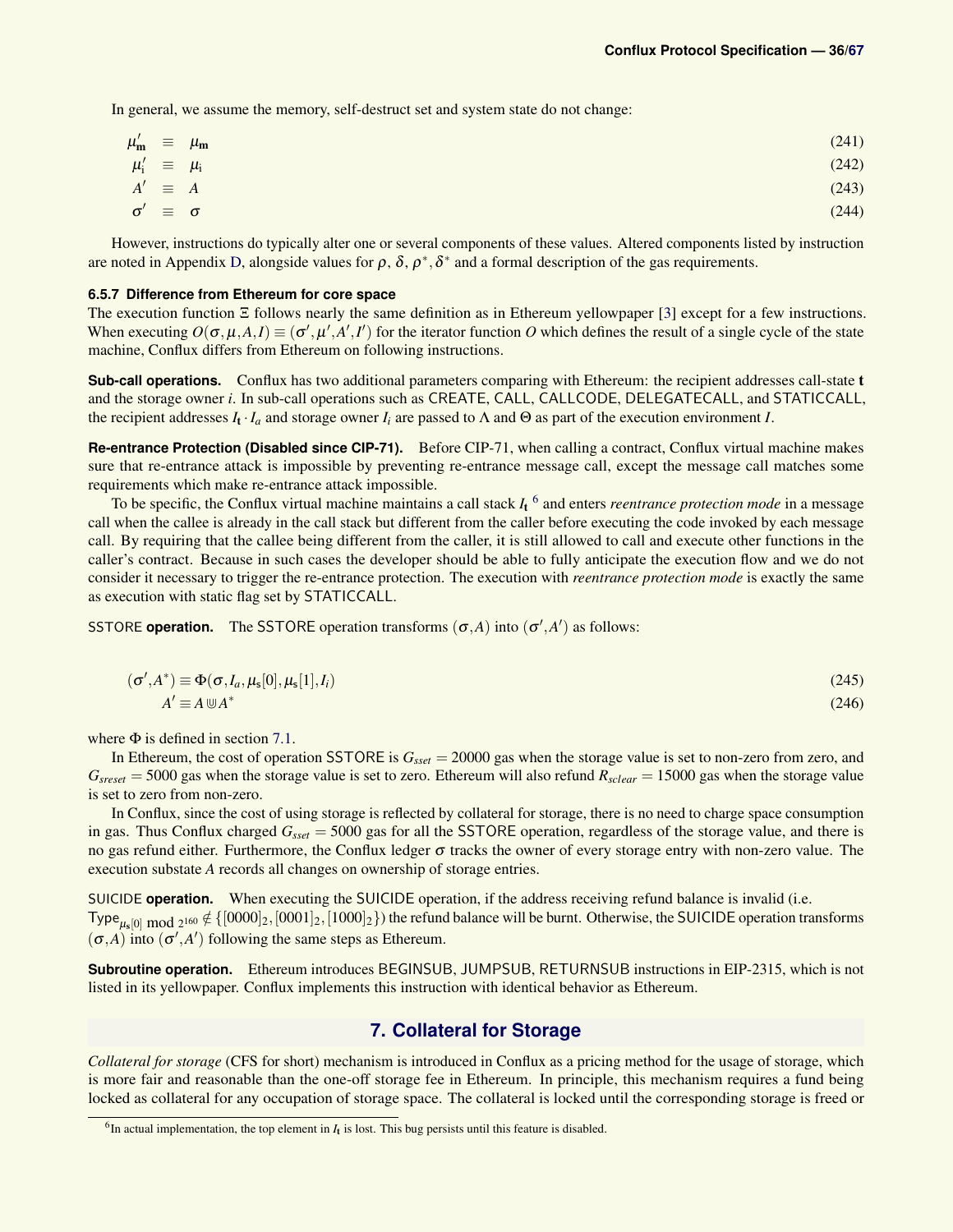In general, we assume the memory, self-destruct set and system state do not change:

$$\mu'_{\mathbf{m}} \equiv \mu_{\mathbf{m}} \tag{241}$$

$$\mu'_{\mathrm{i}} \equiv \mu_{\mathrm{i}} \tag{242}$$

$$A' \equiv A \tag{243}$$

$$\sigma' \equiv \sigma \tag{244}$$

However, instructions do typically alter one or several components of these values. Altered components listed by instruction are noted in Appendix D, alongside values for $\rho$, $\delta$, $\rho^*, \delta^*$ and a formal description of the gas requirements.

#### 6.5.7 Difference from Ethereum for core space

The execution function $\Xi$ follows nearly the same definition as in Ethereum yellowpaper [3] except for a few instructions. When executing $O(\sigma,\mu,A,I) \equiv (\sigma',\mu',A',I')$ for the iterator function $O$ which defines the result of a single cycle of the state machine, Conflux differs from Ethereum on following instructions.

**Sub-call operations.** Conflux has two additional parameters comparing with Ethereum: the recipient addresses call-state $\mathbf{t}$ and the storage owner $i$. In sub-call operations such as CREATE, CALL, CALLCODE, DELEGATECALL, and STATICCALL, the recipient addresses $I_{\mathbf{t}} \cdot I_a$ and storage owner $I_i$ are passed to $\Lambda$ and $\Theta$ as part of the execution environment $I$.

**Re-entrance Protection (Disabled since CIP-71).** Before CIP-71, when calling a contract, Conflux virtual machine makes sure that re-entrance attack is impossible by preventing re-entrance message call, except the message call matches some requirements which make re-entrance attack impossible.

To be specific, the Conflux virtual machine maintains a call stack $I_{\mathbf{t}}$ [6] and enters *reentrance protection mode* in a message call when the callee is already in the call stack but different from the caller before executing the code invoked by each message call. By requiring that the callee being different from the caller, it is still allowed to call and execute other functions in the caller's contract. Because in such cases the developer should be able to fully anticipate the execution flow and we do not consider it necessary to trigger the re-entrance protection. The execution with *reentrance protection mode* is exactly the same as execution with static flag set by STATICCALL.

**SSTORE operation.** The SSTORE operation transforms $(\sigma,A)$ into $(\sigma',A')$ as follows:

$$(\sigma',A^*) \equiv \Phi(\sigma,I_a,\mu_{\mathbf{s}}[0],\mu_{\mathbf{s}}[1],I_i) \tag{245}$$

$$A' \equiv A \Cup A^* \tag{246}$$

where $\Phi$ is defined in section 7.1.

In Ethereum, the cost of operation SSTORE is $G_{sset} = 20000$ gas when the storage value is set to non-zero from zero, and $G_{sreset} = 5000$ gas when the storage value is set to zero. Ethereum will also refund $R_{sclear} = 15000$ gas when the storage value is set to zero from non-zero.

In Conflux, since the cost of using storage is reflected by collateral for storage, there is no need to charge space consumption in gas. Thus Conflux charged $G_{sset} = 5000$ gas for all the SSTORE operation, regardless of the storage value, and there is no gas refund either. Furthermore, the Conflux ledger $\sigma$ tracks the owner of every storage entry with non-zero value. The execution substate $A$ records all changes on ownership of storage entries.

**SUICIDE operation.** When executing the SUICIDE operation, if the address receiving refund balance is invalid (i.e. $\mathrm{Type}_{\mu_{\mathbf{s}}[0] \bmod 2^{160}} \notin \{[0000]_2, [0001]_2, [1000]_2\}$) the refund balance will be burnt. Otherwise, the SUICIDE operation transforms $(\sigma,A)$ into $(\sigma',A')$ following the same steps as Ethereum.

**Subroutine operation.** Ethereum introduces BEGINSUB, JUMPSUB, RETURNSUB instructions in EIP-2315, which is not listed in its yellowpaper. Conflux implements this instruction with identical behavior as Ethereum.

## 7. Collateral for Storage

*Collateral for storage* (CFS for short) mechanism is introduced in Conflux as a pricing method for the usage of storage, which is more fair and reasonable than the one-off storage fee in Ethereum. In principle, this mechanism requires a fund being locked as collateral for any occupation of storage space. The collateral is locked until the corresponding storage is freed or

[6] In actual implementation, the top element in $I_{\mathbf{t}}$ is lost. This bug persists until this feature is disabled.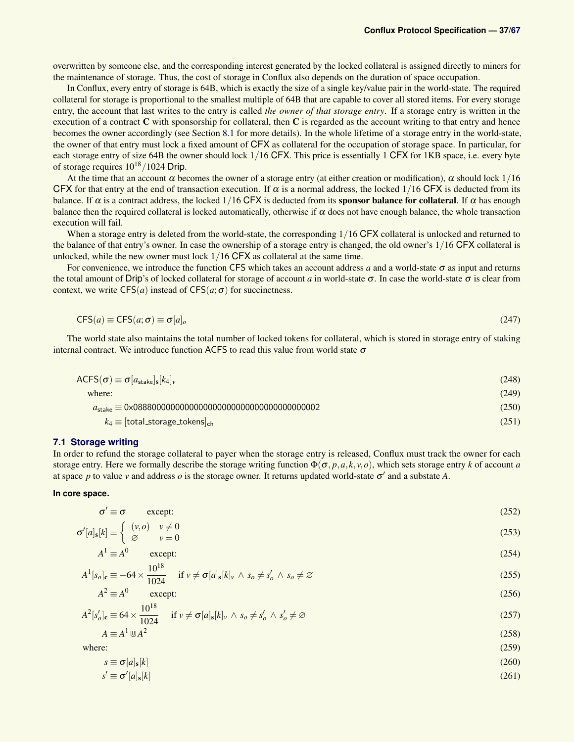overwritten by someone else, and the corresponding interest generated by the locked collateral is assigned directly to miners for the maintenance of storage. Thus, the cost of storage in Conflux also depends on the duration of space occupation.

In Conflux, every entry of storage is 64B, which is exactly the size of a single key/value pair in the world-state. The required collateral for storage is proportional to the smallest multiple of 64B that are capable to cover all stored items. For every storage entry, the account that last writes to the entry is called *the owner of that storage entry*. If a storage entry is written in the execution of a contract $\mathbf{C}$ with sponsorship for collateral, then $\mathbf{C}$ is regarded as the account writing to that entry and hence becomes the owner accordingly (see Section 8.1 for more details). In the whole lifetime of a storage entry in the world-state, the owner of that entry must lock a fixed amount of CFX as collateral for the occupation of storage space. In particular, for each storage entry of size 64B the owner should lock $1/16$ CFX. This price is essentially 1 CFX for 1KB space, i.e. every byte of storage requires $10^{18}/1024$ Drip.

At the time that an account $\alpha$ becomes the owner of a storage entry (at either creation or modification), $\alpha$ should lock $1/16$ CFX for that entry at the end of transaction execution. If $\alpha$ is a normal address, the locked $1/16$ CFX is deducted from its balance. If $\alpha$ is a contract address, the locked $1/16$ CFX is deducted from its **sponsor balance for collateral**. If $\alpha$ has enough balance then the required collateral is locked automatically, otherwise if $\alpha$ does not have enough balance, the whole transaction execution will fail.

When a storage entry is deleted from the world-state, the corresponding $1/16$ CFX collateral is unlocked and returned to the balance of that entry's owner. In case the ownership of a storage entry is changed, the old owner's $1/16$ CFX collateral is unlocked, while the new owner must lock $1/16$ CFX as collateral at the same time.

For convenience, we introduce the function CFS which takes an account address $a$ and a world-state $\sigma$ as input and returns the total amount of Drip's of locked collateral for storage of account $a$ in world-state $\sigma$. In case the world-state $\sigma$ is clear from context, we write $\mathsf{CFS}(a)$ instead of $\mathsf{CFS}(a;\sigma)$ for succinctness.

$$\mathsf{CFS}(a) \equiv \mathsf{CFS}(a;\sigma) \equiv \sigma[a]_o \tag{247}$$

The world state also maintains the total number of locked tokens for collateral, which is stored in storage entry of staking internal contract. We introduce function ACFS to read this value from world state $\sigma$

$$\mathsf{ACFS}(\sigma) \equiv \sigma[a_{\mathsf{stake}}]_{\mathbf{s}}[k_4]_v \tag{248}$$

$$\text{where:} \tag{249}$$

$$a_{\mathsf{stake}} \equiv \mathtt{0x0888000000000000000000000000000000000002} \tag{250}$$

$$k_4 \equiv [\mathsf{total\_storage\_tokens}]_{\mathsf{ch}} \tag{251}$$

## 7.1 Storage writing

In order to refund the storage collateral to payer when the storage entry is released, Conflux must track the owner for each storage entry. Here we formally describe the storage writing function $\Phi(\sigma, p, a, k, v, o)$, which sets storage entry $k$ of account $a$ at space $p$ to value $v$ and address $o$ is the storage owner. It returns updated world-state $\sigma'$ and a substate $A$.

**In core space.**

$$\sigma' \equiv \sigma \quad \text{except:} \tag{252}$$

$$\sigma'[a]_{\mathbf{s}}[k] \equiv \begin{cases} (v,o) & v \neq 0 \\ \varnothing & v = 0 \end{cases} \tag{253}$$

$$A^1 \equiv A^0 \quad \text{except:} \tag{254}$$

$$A^1[s_o]_{\mathbf{c}} \equiv -64 \times \frac{10^{18}}{1024} \quad \text{if } v \neq \sigma[a]_{\mathbf{s}}[k]_v \wedge s_o \neq s'_o \wedge s_o \neq \varnothing \tag{255}$$

$$A^2 \equiv A^0 \quad \text{except:} \tag{256}$$

$$A^2[s'_o]_{\mathbf{c}} \equiv 64 \times \frac{10^{18}}{1024} \quad \text{if } v \neq \sigma[a]_{\mathbf{s}}[k]_v \wedge s_o \neq s'_o \wedge s'_o \neq \varnothing \tag{257}$$

$$A \equiv A^1 \Cup A^2 \tag{258}$$

$$\text{where:} \tag{259}$$

$$s \equiv \sigma[a]_{\mathbf{s}}[k] \tag{260}$$

$$s' \equiv \sigma'[a]_{\mathbf{s}}[k] \tag{261}$$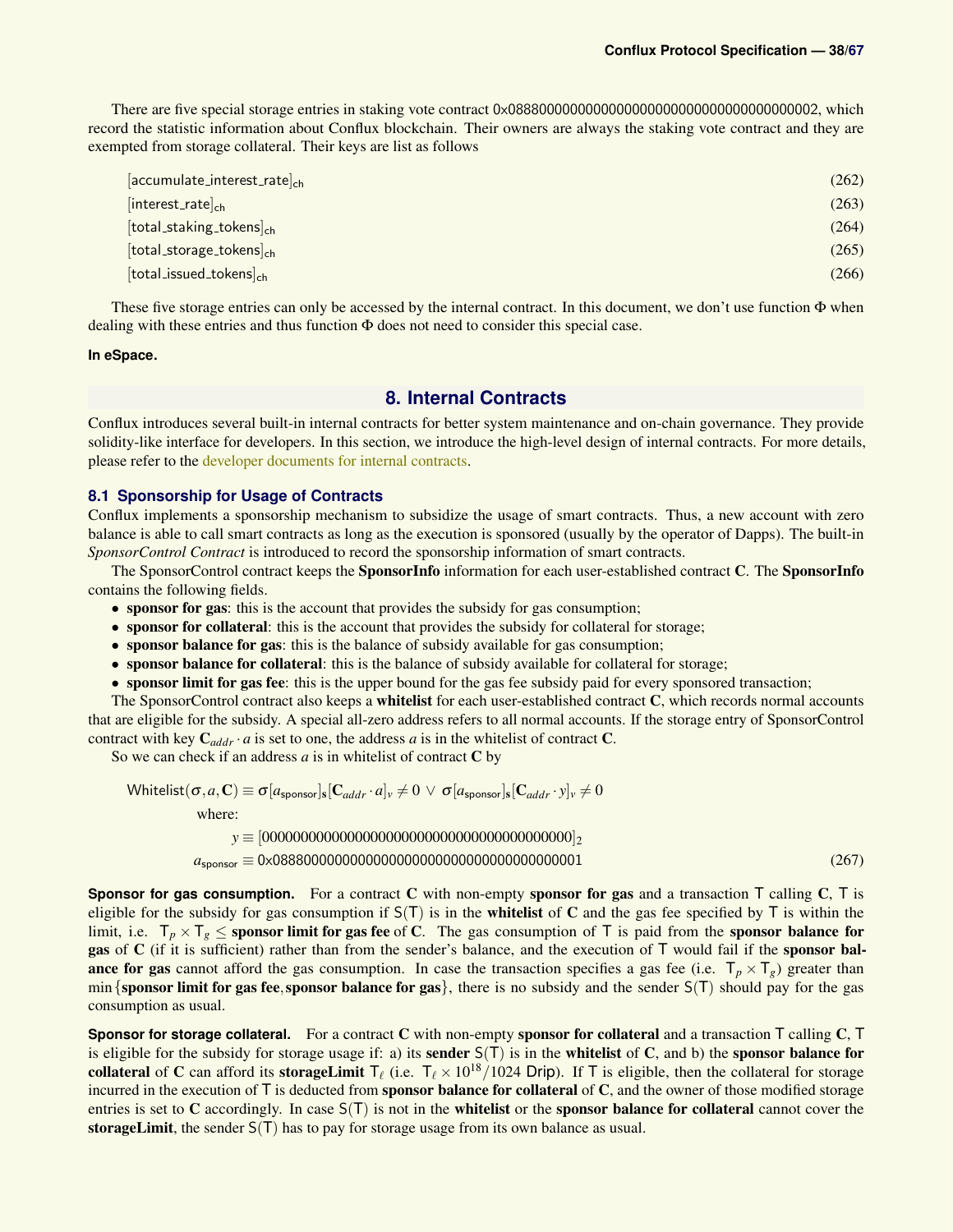There are five special storage entries in staking vote contract 0x0888000000000000000000000000000000000002, which record the statistic information about Conflux blockchain. Their owners are always the staking vote contract and they are exempted from storage collateral. Their keys are list as follows

$$[\text{accumulate\_interest\_rate}]_{\text{ch}} \tag{262}$$

$$[\text{interest\_rate}]_{\text{ch}} \tag{263}$$

$$[\text{total\_staking\_tokens}]_{\text{ch}} \tag{264}$$

$$[\text{total\_storage\_tokens}]_{\text{ch}} \tag{265}$$

$$[\text{total\_issued\_tokens}]_{\text{ch}} \tag{266}$$

These five storage entries can only be accessed by the internal contract. In this document, we don't use function $\Phi$ when dealing with these entries and thus function $\Phi$ does not need to consider this special case.

**In eSpace.**

# 8. Internal Contracts

Conflux introduces several built-in internal contracts for better system maintenance and on-chain governance. They provide solidity-like interface for developers. In this section, we introduce the high-level design of internal contracts. For more details, please refer to the developer documents for internal contracts.

## 8.1 Sponsorship for Usage of Contracts

Conflux implements a sponsorship mechanism to subsidize the usage of smart contracts. Thus, a new account with zero balance is able to call smart contracts as long as the execution is sponsored (usually by the operator of Dapps). The built-in *SponsorControl Contract* is introduced to record the sponsorship information of smart contracts.

The SponsorControl contract keeps the **SponsorInfo** information for each user-established contract $\mathbf{C}$. The **SponsorInfo** contains the following fields.

- **sponsor for gas**: this is the account that provides the subsidy for gas consumption;
- **sponsor for collateral**: this is the account that provides the subsidy for collateral for storage;
- **sponsor balance for gas**: this is the balance of subsidy available for gas consumption;
- **sponsor balance for collateral**: this is the balance of subsidy available for collateral for storage;
- **sponsor limit for gas fee**: this is the upper bound for the gas fee subsidy paid for every sponsored transaction;

The SponsorControl contract also keeps a **whitelist** for each user-established contract $\mathbf{C}$, which records normal accounts that are eligible for the subsidy. A special all-zero address refers to all normal accounts. If the storage entry of SponsorControl contract with key $\mathbf{C}_{addr} \cdot a$ is set to one, the address $a$ is in the whitelist of contract $\mathbf{C}$.

So we can check if an address $a$ is in whitelist of contract $\mathbf{C}$ by

$$\begin{aligned}
\text{Whitelist}(\sigma, a, \mathbf{C}) \equiv\ & \sigma[a_{\text{sponsor}}]_{\mathbf{s}}[\mathbf{C}_{addr} \cdot a]_v \neq 0 \ \vee\ \sigma[a_{\text{sponsor}}]_{\mathbf{s}}[\mathbf{C}_{addr} \cdot y]_v \neq 0 \\
& \text{where:} \\
& \quad y \equiv [0000000000000000000000000000000000000000]_2 \\
& \quad a_{\text{sponsor}} \equiv \text{0x0888000000000000000000000000000000000001}
\end{aligned} \tag{267}$$

**Sponsor for gas consumption.** For a contract $\mathbf{C}$ with non-empty **sponsor for gas** and a transaction $\mathsf{T}$ calling $\mathbf{C}$, $\mathsf{T}$ is eligible for the subsidy for gas consumption if $\mathsf{S}(\mathsf{T})$ is in the **whitelist** of $\mathbf{C}$ and the gas fee specified by $\mathsf{T}$ is within the limit, i.e. $\mathsf{T}_p \times \mathsf{T}_g \leq$ **sponsor limit for gas fee** of $\mathbf{C}$. The gas consumption of $\mathsf{T}$ is paid from the **sponsor balance for gas** of $\mathbf{C}$ (if it is sufficient) rather than from the sender's balance, and the execution of $\mathsf{T}$ would fail if the **sponsor balance for gas** cannot afford the gas consumption. In case the transaction specifies a gas fee (i.e. $\mathsf{T}_p \times \mathsf{T}_g$) greater than $\min\{$**sponsor limit for gas fee**, **sponsor balance for gas**$\}$, there is no subsidy and the sender $\mathsf{S}(\mathsf{T})$ should pay for the gas consumption as usual.

**Sponsor for storage collateral.** For a contract $\mathbf{C}$ with non-empty **sponsor for collateral** and a transaction $\mathsf{T}$ calling $\mathbf{C}$, $\mathsf{T}$ is eligible for the subsidy for storage usage if: a) its **sender** $\mathsf{S}(\mathsf{T})$ is in the **whitelist** of $\mathbf{C}$, and b) the **sponsor balance for collateral** of $\mathbf{C}$ can afford its **storageLimit** $\mathsf{T}_\ell$ (i.e. $\mathsf{T}_\ell \times 10^{18}/1024$ Drip). If $\mathsf{T}$ is eligible, then the collateral for storage incurred in the execution of $\mathsf{T}$ is deducted from **sponsor balance for collateral** of $\mathbf{C}$, and the owner of those modified storage entries is set to $\mathbf{C}$ accordingly. In case $\mathsf{S}(\mathsf{T})$ is not in the **whitelist** or the **sponsor balance for collateral** cannot cover the **storageLimit**, the sender $\mathsf{S}(\mathsf{T})$ has to pay for storage usage from its own balance as usual.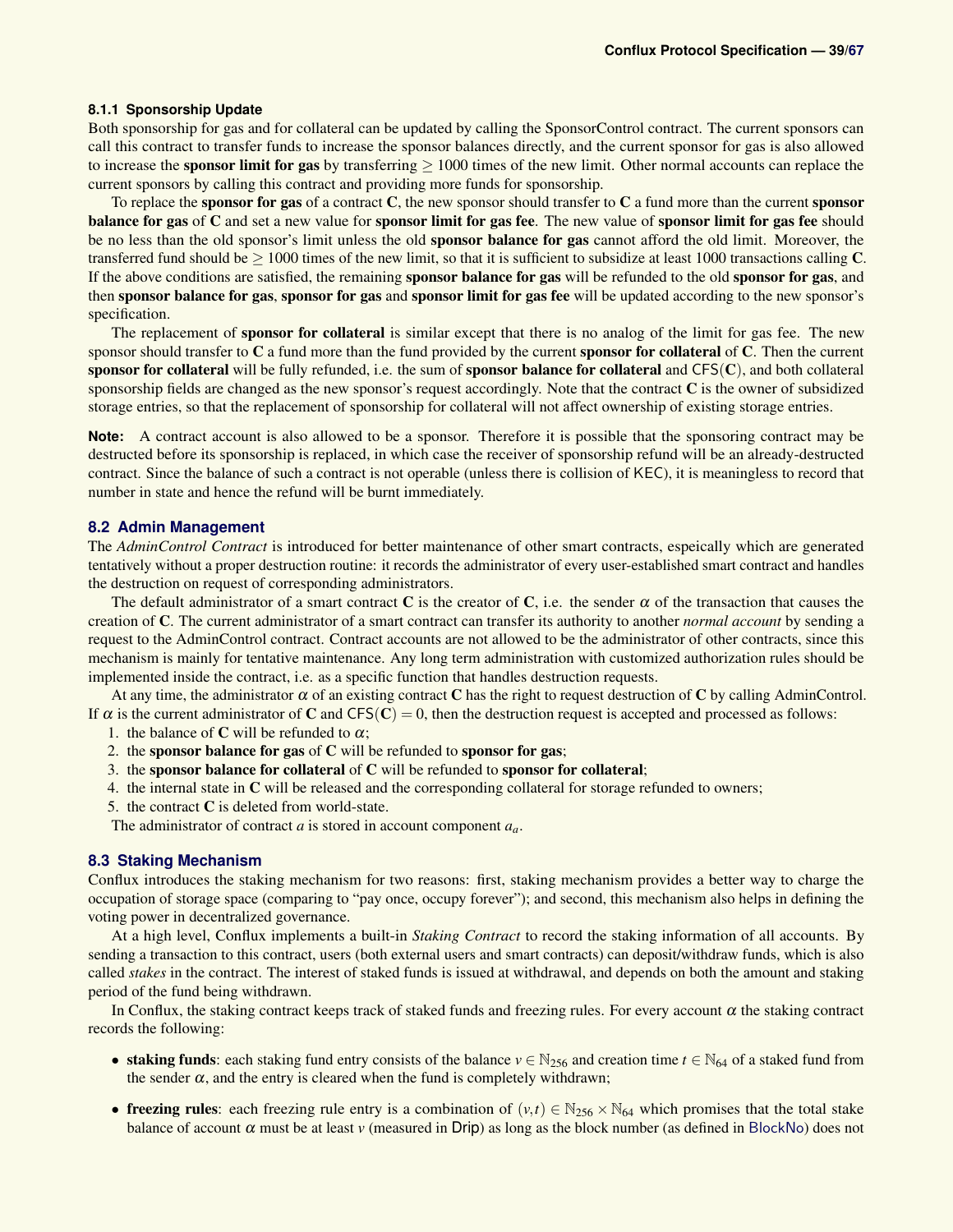### 8.1.1 Sponsorship Update

Both sponsorship for gas and for collateral can be updated by calling the SponsorControl contract. The current sponsors can call this contract to transfer funds to increase the sponsor balances directly, and the current sponsor for gas is also allowed to increase the **sponsor limit for gas** by transferring $\geq 1000$ times of the new limit. Other normal accounts can replace the current sponsors by calling this contract and providing more funds for sponsorship.

To replace the **sponsor for gas** of a contract $\mathbf{C}$, the new sponsor should transfer to $\mathbf{C}$ a fund more than the current **sponsor balance for gas** of $\mathbf{C}$ and set a new value for **sponsor limit for gas fee**. The new value of **sponsor limit for gas fee** should be no less than the old sponsor's limit unless the old **sponsor balance for gas** cannot afford the old limit. Moreover, the transferred fund should be $\geq 1000$ times of the new limit, so that it is sufficient to subsidize at least 1000 transactions calling $\mathbf{C}$. If the above conditions are satisfied, the remaining **sponsor balance for gas** will be refunded to the old **sponsor for gas**, and then **sponsor balance for gas**, **sponsor for gas** and **sponsor limit for gas fee** will be updated according to the new sponsor's specification.

The replacement of **sponsor for collateral** is similar except that there is no analog of the limit for gas fee. The new sponsor should transfer to $\mathbf{C}$ a fund more than the fund provided by the current **sponsor for collateral** of $\mathbf{C}$. Then the current **sponsor for collateral** will be fully refunded, i.e. the sum of **sponsor balance for collateral** and $\mathsf{CFS}(\mathbf{C})$, and both collateral sponsorship fields are changed as the new sponsor's request accordingly. Note that the contract $\mathbf{C}$ is the owner of subsidized storage entries, so that the replacement of sponsorship for collateral will not affect ownership of existing storage entries.

**Note:** A contract account is also allowed to be a sponsor. Therefore it is possible that the sponsoring contract may be destructed before its sponsorship is replaced, in which case the receiver of sponsorship refund will be an already-destructed contract. Since the balance of such a contract is not operable (unless there is collision of KEC), it is meaningless to record that number in state and hence the refund will be burnt immediately.

## 8.2 Admin Management

The *AdminControl Contract* is introduced for better maintenance of other smart contracts, espeically which are generated tentatively without a proper destruction routine: it records the administrator of every user-established smart contract and handles the destruction on request of corresponding administrators.

The default administrator of a smart contract $\mathbf{C}$ is the creator of $\mathbf{C}$, i.e. the sender $\alpha$ of the transaction that causes the creation of $\mathbf{C}$. The current administrator of a smart contract can transfer its authority to another *normal account* by sending a request to the AdminControl contract. Contract accounts are not allowed to be the administrator of other contracts, since this mechanism is mainly for tentative maintenance. Any long term administration with customized authorization rules should be implemented inside the contract, i.e. as a specific function that handles destruction requests.

At any time, the administrator $\alpha$ of an existing contract $\mathbf{C}$ has the right to request destruction of $\mathbf{C}$ by calling AdminControl. If $\alpha$ is the current administrator of $\mathbf{C}$ and $\mathsf{CFS}(\mathbf{C}) = 0$, then the destruction request is accepted and processed as follows:

1. the balance of $\mathbf{C}$ will be refunded to $\alpha$;
2. the **sponsor balance for gas** of $\mathbf{C}$ will be refunded to **sponsor for gas**;
3. the **sponsor balance for collateral** of $\mathbf{C}$ will be refunded to **sponsor for collateral**;
4. the internal state in $\mathbf{C}$ will be released and the corresponding collateral for storage refunded to owners;
5. the contract $\mathbf{C}$ is deleted from world-state.

The administrator of contract $a$ is stored in account component $a_a$.

## 8.3 Staking Mechanism

Conflux introduces the staking mechanism for two reasons: first, staking mechanism provides a better way to charge the occupation of storage space (comparing to "pay once, occupy forever"); and second, this mechanism also helps in defining the voting power in decentralized governance.

At a high level, Conflux implements a built-in *Staking Contract* to record the staking information of all accounts. By sending a transaction to this contract, users (both external users and smart contracts) can deposit/withdraw funds, which is also called *stakes* in the contract. The interest of staked funds is issued at withdrawal, and depends on both the amount and staking period of the fund being withdrawn.

In Conflux, the staking contract keeps track of staked funds and freezing rules. For every account $\alpha$ the staking contract records the following:

- **staking funds**: each staking fund entry consists of the balance $v \in \mathbb{N}_{256}$ and creation time $t \in \mathbb{N}_{64}$ of a staked fund from the sender $\alpha$, and the entry is cleared when the fund is completely withdrawn;
- **freezing rules**: each freezing rule entry is a combination of $(v,t) \in \mathbb{N}_{256} \times \mathbb{N}_{64}$ which promises that the total stake balance of account $\alpha$ must be at least $v$ (measured in Drip) as long as the block number (as defined in BlockNo) does not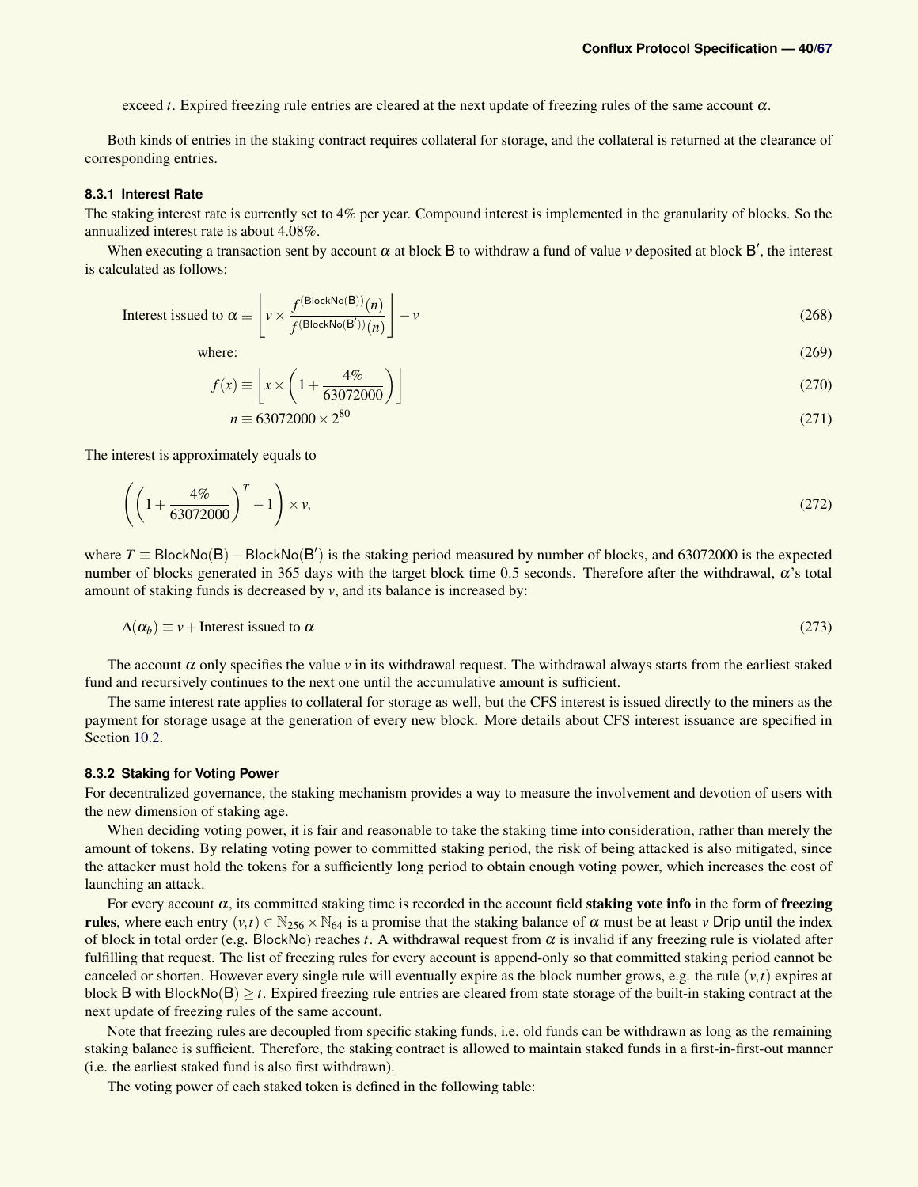exceed $t$. Expired freezing rule entries are cleared at the next update of freezing rules of the same account $\alpha$.

Both kinds of entries in the staking contract requires collateral for storage, and the collateral is returned at the clearance of corresponding entries.

### 8.3.1 Interest Rate

The staking interest rate is currently set to 4% per year. Compound interest is implemented in the granularity of blocks. So the annualized interest rate is about 4.08%.

When executing a transaction sent by account $\alpha$ at block $\mathsf{B}$ to withdraw a fund of value $v$ deposited at block $\mathsf{B}'$, the interest is calculated as follows:

$$\text{Interest issued to } \alpha \equiv \left\lfloor v \times \frac{f^{(\mathsf{BlockNo}(\mathsf{B}))}(n)}{f^{(\mathsf{BlockNo}(\mathsf{B}'))}(n)} \right\rfloor - v \tag{268}$$

$$\text{where:} \tag{269}$$

$$f(x) \equiv \left\lfloor x \times \left(1 + \frac{4\%}{63072000}\right) \right\rfloor \tag{270}$$

$$n \equiv 63072000 \times 2^{80} \tag{271}$$

The interest is approximately equals to

$$\left(\left(1 + \frac{4\%}{63072000}\right)^{T} - 1\right) \times v, \tag{272}$$

where $T \equiv \mathsf{BlockNo}(\mathsf{B}) - \mathsf{BlockNo}(\mathsf{B}')$ is the staking period measured by number of blocks, and 63072000 is the expected number of blocks generated in 365 days with the target block time 0.5 seconds. Therefore after the withdrawal, $\alpha$'s total amount of staking funds is decreased by $v$, and its balance is increased by:

$$\Delta(\alpha_b) \equiv v + \text{Interest issued to } \alpha \tag{273}$$

The account $\alpha$ only specifies the value $v$ in its withdrawal request. The withdrawal always starts from the earliest staked fund and recursively continues to the next one until the accumulative amount is sufficient.

The same interest rate applies to collateral for storage as well, but the CFS interest is issued directly to the miners as the payment for storage usage at the generation of every new block. More details about CFS interest issuance are specified in Section 10.2.

### 8.3.2 Staking for Voting Power

For decentralized governance, the staking mechanism provides a way to measure the involvement and devotion of users with the new dimension of staking age.

When deciding voting power, it is fair and reasonable to take the staking time into consideration, rather than merely the amount of tokens. By relating voting power to committed staking period, the risk of being attacked is also mitigated, since the attacker must hold the tokens for a sufficiently long period to obtain enough voting power, which increases the cost of launching an attack.

For every account $\alpha$, its committed staking time is recorded in the account field **staking vote info** in the form of **freezing rules**, where each entry $(v,t) \in \mathbb{N}_{256} \times \mathbb{N}_{64}$ is a promise that the staking balance of $\alpha$ must be at least $v$ Drip until the index of block in total order (e.g. $\mathsf{BlockNo}$) reaches $t$. A withdrawal request from $\alpha$ is invalid if any freezing rule is violated after fulfilling that request. The list of freezing rules for every account is append-only so that committed staking period cannot be canceled or shorten. However every single rule will eventually expire as the block number grows, e.g. the rule $(v,t)$ expires at block $\mathsf{B}$ with $\mathsf{BlockNo}(\mathsf{B}) \geq t$. Expired freezing rule entries are cleared from state storage of the built-in staking contract at the next update of freezing rules of the same account.

Note that freezing rules are decoupled from specific staking funds, i.e. old funds can be withdrawn as long as the remaining staking balance is sufficient. Therefore, the staking contract is allowed to maintain staked funds in a first-in-first-out manner (i.e. the earliest staked fund is also first withdrawn).

The voting power of each staked token is defined in the following table: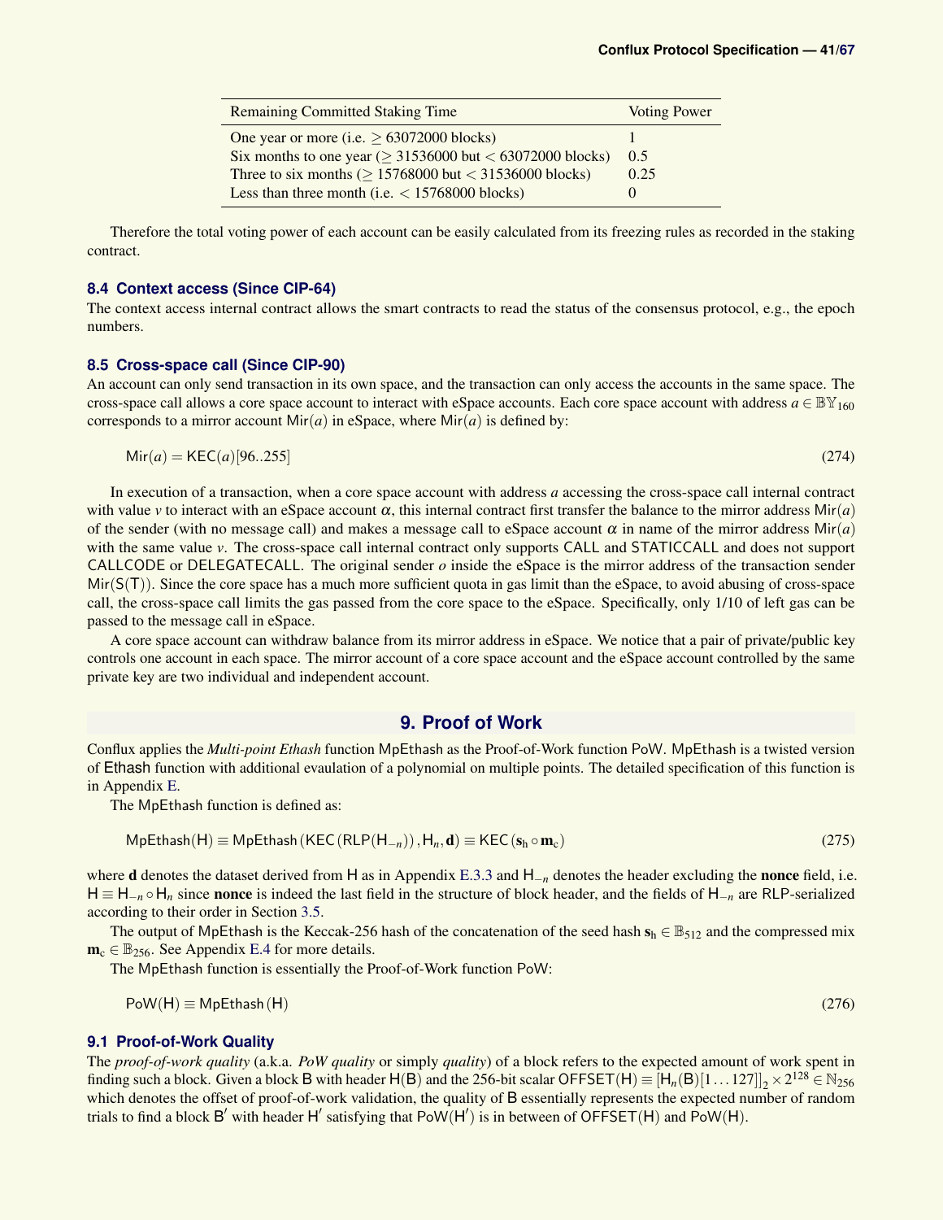| Remaining Committed Staking Time | Voting Power |
|---|---|
| One year or more (i.e. $\geq 63072000$ blocks) | 1 |
| Six months to one year ($\geq 31536000$ but $< 63072000$ blocks) | 0.5 |
| Three to six months ($\geq 15768000$ but $< 31536000$ blocks) | 0.25 |
| Less than three month (i.e. $< 15768000$ blocks) | 0 |

Therefore the total voting power of each account can be easily calculated from its freezing rules as recorded in the staking contract.

### 8.4 Context access (Since CIP-64)

The context access internal contract allows the smart contracts to read the status of the consensus protocol, e.g., the epoch numbers.

### 8.5 Cross-space call (Since CIP-90)

An account can only send transaction in its own space, and the transaction can only access the accounts in the same space. The cross-space call allows a core space account to interact with eSpace accounts. Each core space account with address $a \in \mathbb{BY}_{160}$ corresponds to a mirror account $\mathsf{Mir}(a)$ in eSpace, where $\mathsf{Mir}(a)$ is defined by:

$$\mathsf{Mir}(a) = \mathsf{KEC}(a)[96..255] \tag{274}$$

In execution of a transaction, when a core space account with address $a$ accessing the cross-space call internal contract with value $v$ to interact with an eSpace account $\alpha$, this internal contract first transfer the balance to the mirror address $\mathsf{Mir}(a)$ of the sender (with no message call) and makes a message call to eSpace account $\alpha$ in name of the mirror address $\mathsf{Mir}(a)$ with the same value $v$. The cross-space call internal contract only supports CALL and STATICCALL and does not support CALLCODE or DELEGATECALL. The original sender $o$ inside the eSpace is the mirror address of the transaction sender $\mathsf{Mir}(\mathsf{S}(\mathsf{T}))$. Since the core space has a much more sufficient quota in gas limit than the eSpace, to avoid abusing of cross-space call, the cross-space call limits the gas passed from the core space to the eSpace. Specifically, only 1/10 of left gas can be passed to the message call in eSpace.

A core space account can withdraw balance from its mirror address in eSpace. We notice that a pair of private/public key controls one account in each space. The mirror account of a core space account and the eSpace account controlled by the same private key are two individual and independent account.

## 9. Proof of Work

Conflux applies the *Multi-point Ethash* function MpEthash as the Proof-of-Work function PoW. MpEthash is a twisted version of Ethash function with additional evaluation of a polynomial on multiple points. The detailed specification of this function is in Appendix E.

The MpEthash function is defined as:

$$\mathsf{MpEthash}(\mathsf{H}) \equiv \mathsf{MpEthash}\left(\mathsf{KEC}\left(\mathsf{RLP}(\mathsf{H}_{-n})\right), \mathsf{H}_n, \mathbf{d}\right) \equiv \mathsf{KEC}\left(\mathbf{s}_\mathrm{h} \circ \mathbf{m}_\mathrm{c}\right) \tag{275}$$

where $\mathbf{d}$ denotes the dataset derived from $\mathsf{H}$ as in Appendix E.3.3 and $\mathsf{H}_{-n}$ denotes the header excluding the **nonce** field, i.e. $\mathsf{H} \equiv \mathsf{H}_{-n} \circ \mathsf{H}_n$ since **nonce** is indeed the last field in the structure of block header, and the fields of $\mathsf{H}_{-n}$ are RLP-serialized according to their order in Section 3.5.

The output of MpEthash is the Keccak-256 hash of the concatenation of the seed hash $\mathbf{s}_\mathrm{h} \in \mathbb{B}_{512}$ and the compressed mix $\mathbf{m}_\mathrm{c} \in \mathbb{B}_{256}$. See Appendix E.4 for more details.

The MpEthash function is essentially the Proof-of-Work function PoW:

$$\mathsf{PoW}(\mathsf{H}) \equiv \mathsf{MpEthash}(\mathsf{H}) \tag{276}$$

### 9.1 Proof-of-Work Quality

The *proof-of-work quality* (a.k.a. *PoW quality* or simply *quality*) of a block refers to the expected amount of work spent in finding such a block. Given a block $\mathsf{B}$ with header $\mathsf{H}(\mathsf{B})$ and the 256-bit scalar $\mathsf{OFFSET}(\mathsf{H}) \equiv [\mathsf{H}_n(\mathsf{B})[1\ldots127]]_2 \times 2^{128} \in \mathbb{N}_{256}$ which denotes the offset of proof-of-work validation, the quality of $\mathsf{B}$ essentially represents the expected number of random trials to find a block $\mathsf{B}'$ with header $\mathsf{H}'$ satisfying that $\mathsf{PoW}(\mathsf{H}')$ is in between of $\mathsf{OFFSET}(\mathsf{H})$ and $\mathsf{PoW}(\mathsf{H})$.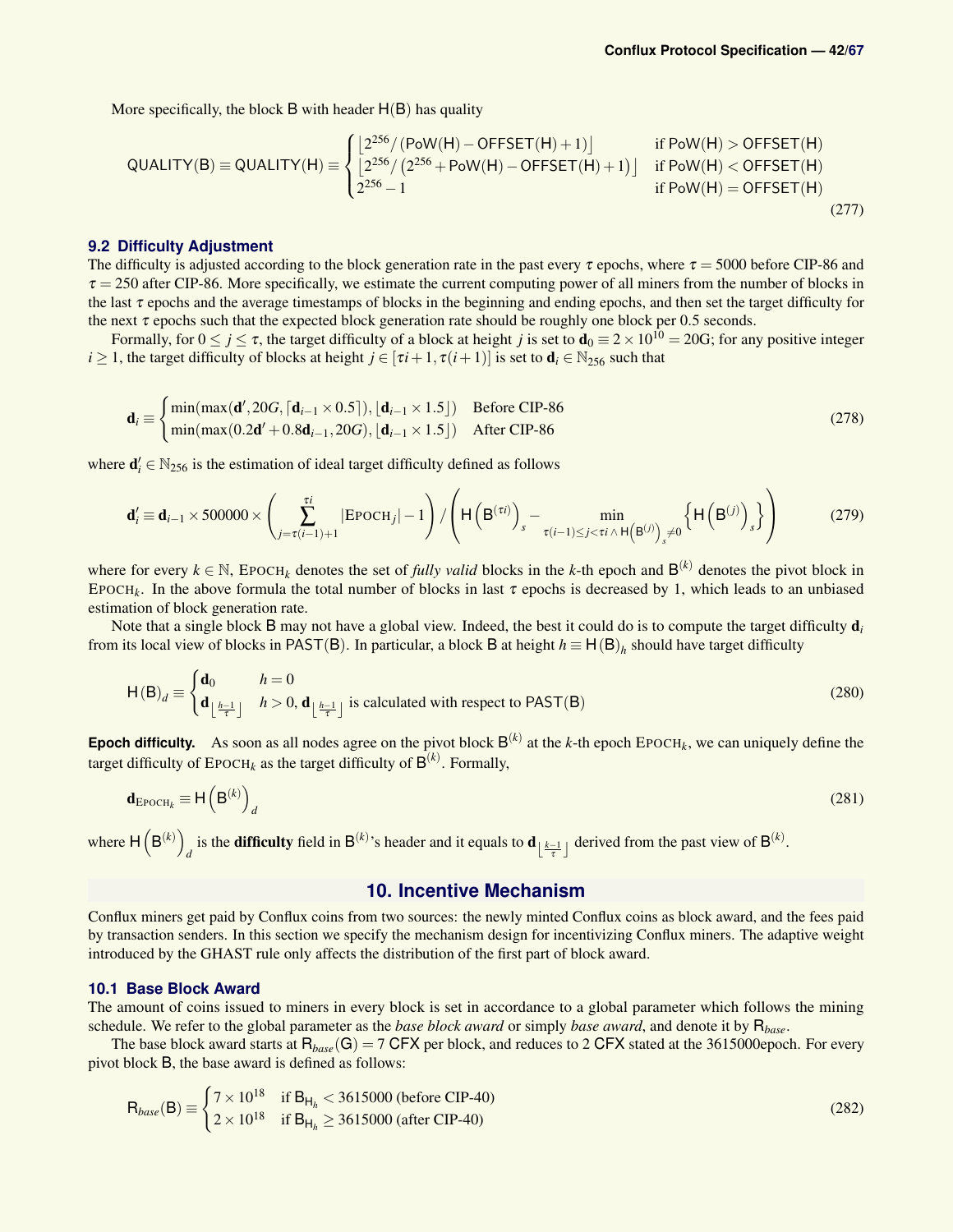More specifically, the block $\mathsf{B}$ with header $\mathsf{H}(\mathsf{B})$ has quality

$$\mathsf{QUALITY}(\mathsf{B}) \equiv \mathsf{QUALITY}(\mathsf{H}) \equiv \begin{cases} \left\lfloor 2^{256} / (\mathsf{PoW}(\mathsf{H}) - \mathsf{OFFSET}(\mathsf{H}) + 1) \right\rfloor & \text{if } \mathsf{PoW}(\mathsf{H}) > \mathsf{OFFSET}(\mathsf{H}) \\ \left\lfloor 2^{256} / \left(2^{256} + \mathsf{PoW}(\mathsf{H}) - \mathsf{OFFSET}(\mathsf{H}) + 1\right) \right\rfloor & \text{if } \mathsf{PoW}(\mathsf{H}) < \mathsf{OFFSET}(\mathsf{H}) \\ 2^{256} - 1 & \text{if } \mathsf{PoW}(\mathsf{H}) = \mathsf{OFFSET}(\mathsf{H}) \end{cases} \tag{277}$$

### 9.2 Difficulty Adjustment

The difficulty is adjusted according to the block generation rate in the past every $\tau$ epochs, where $\tau = 5000$ before CIP-86 and $\tau = 250$ after CIP-86. More specifically, we estimate the current computing power of all miners from the number of blocks in the last $\tau$ epochs and the average timestamps of blocks in the beginning and ending epochs, and then set the target difficulty for the next $\tau$ epochs such that the expected block generation rate should be roughly one block per 0.5 seconds.

Formally, for $0 \le j \le \tau$, the target difficulty of a block at height $j$ is set to $\mathbf{d}_0 \equiv 2 \times 10^{10} = 20\text{G}$; for any positive integer $i \ge 1$, the target difficulty of blocks at height $j \in [\tau i + 1, \tau(i+1)]$ is set to $\mathbf{d}_i \in \mathbb{N}_{256}$ such that

$$\mathbf{d}_i \equiv \begin{cases} \min(\max(\mathbf{d}', 20G, \lceil \mathbf{d}_{i-1} \times 0.5 \rceil), \lfloor \mathbf{d}_{i-1} \times 1.5 \rfloor) & \text{Before CIP-86} \\ \min(\max(0.2\mathbf{d}' + 0.8\mathbf{d}_{i-1}, 20G), \lfloor \mathbf{d}_{i-1} \times 1.5 \rfloor) & \text{After CIP-86} \end{cases} \tag{278}$$

where $\mathbf{d}'_i \in \mathbb{N}_{256}$ is the estimation of ideal target difficulty defined as follows

$$\mathbf{d}'_i \equiv \mathbf{d}_{i-1} \times 500000 \times \left( \sum_{j=\tau(i-1)+1}^{\tau i} |\text{EPOCH}_j| - 1 \right) \Big/ \left( \mathsf{H}\left(\mathsf{B}^{(\tau i)}\right)_s - \min_{\tau(i-1) \le j < \tau i \wedge \mathsf{H}\left(\mathsf{B}^{(j)}\right)_s \ne 0} \left\{ \mathsf{H}\left(\mathsf{B}^{(j)}\right)_s \right\} \right) \tag{279}$$

where for every $k \in \mathbb{N}$, $\text{EPOCH}_k$ denotes the set of *fully valid* blocks in the $k$-th epoch and $\mathsf{B}^{(k)}$ denotes the pivot block in $\text{EPOCH}_k$. In the above formula the total number of blocks in last $\tau$ epochs is decreased by 1, which leads to an unbiased estimation of block generation rate.

Note that a single block $\mathsf{B}$ may not have a global view. Indeed, the best it could do is to compute the target difficulty $\mathbf{d}_i$ from its local view of blocks in $\mathsf{PAST}(\mathsf{B})$. In particular, a block $\mathsf{B}$ at height $h \equiv \mathsf{H}(\mathsf{B})_h$ should have target difficulty

$$\mathsf{H}(\mathsf{B})_d \equiv \begin{cases} \mathbf{d}_0 & h = 0 \\ \mathbf{d}_{\left\lfloor \frac{h-1}{\tau} \right\rfloor} & h > 0, \mathbf{d}_{\left\lfloor \frac{h-1}{\tau} \right\rfloor} \text{ is calculated with respect to } \mathsf{PAST}(\mathsf{B}) \end{cases} \tag{280}$$

**Epoch difficulty.** As soon as all nodes agree on the pivot block $\mathsf{B}^{(k)}$ at the $k$-th epoch $\text{EPOCH}_k$, we can uniquely define the target difficulty of $\text{EPOCH}_k$ as the target difficulty of $\mathsf{B}^{(k)}$. Formally,

$$\mathbf{d}_{\text{EPOCH}_k} \equiv \mathsf{H}\left(\mathsf{B}^{(k)}\right)_d \tag{281}$$

where $\mathsf{H}\left(\mathsf{B}^{(k)}\right)_d$ is the **difficulty** field in $\mathsf{B}^{(k)}$'s header and it equals to $\mathbf{d}_{\left\lfloor \frac{k-1}{\tau} \right\rfloor}$ derived from the past view of $\mathsf{B}^{(k)}$.

## 10. Incentive Mechanism

Conflux miners get paid by Conflux coins from two sources: the newly minted Conflux coins as block award, and the fees paid by transaction senders. In this section we specify the mechanism design for incentivizing Conflux miners. The adaptive weight introduced by the GHAST rule only affects the distribution of the first part of block award.

### 10.1 Base Block Award

The amount of coins issued to miners in every block is set in accordance to a global parameter which follows the mining schedule. We refer to the global parameter as the *base block award* or simply *base award*, and denote it by $\mathsf{R}_{base}$.

The base block award starts at $\mathsf{R}_{base}(\mathsf{G}) = 7$ CFX per block, and reduces to 2 CFX stated at the 3615000epoch. For every pivot block $\mathsf{B}$, the base award is defined as follows:

$$\mathsf{R}_{base}(\mathsf{B}) \equiv \begin{cases} 7 \times 10^{18} & \text{if } \mathsf{B}_{\mathsf{H}_h} < 3615000 \text{ (before CIP-40)} \\ 2 \times 10^{18} & \text{if } \mathsf{B}_{\mathsf{H}_h} \ge 3615000 \text{ (after CIP-40)} \end{cases} \tag{282}$$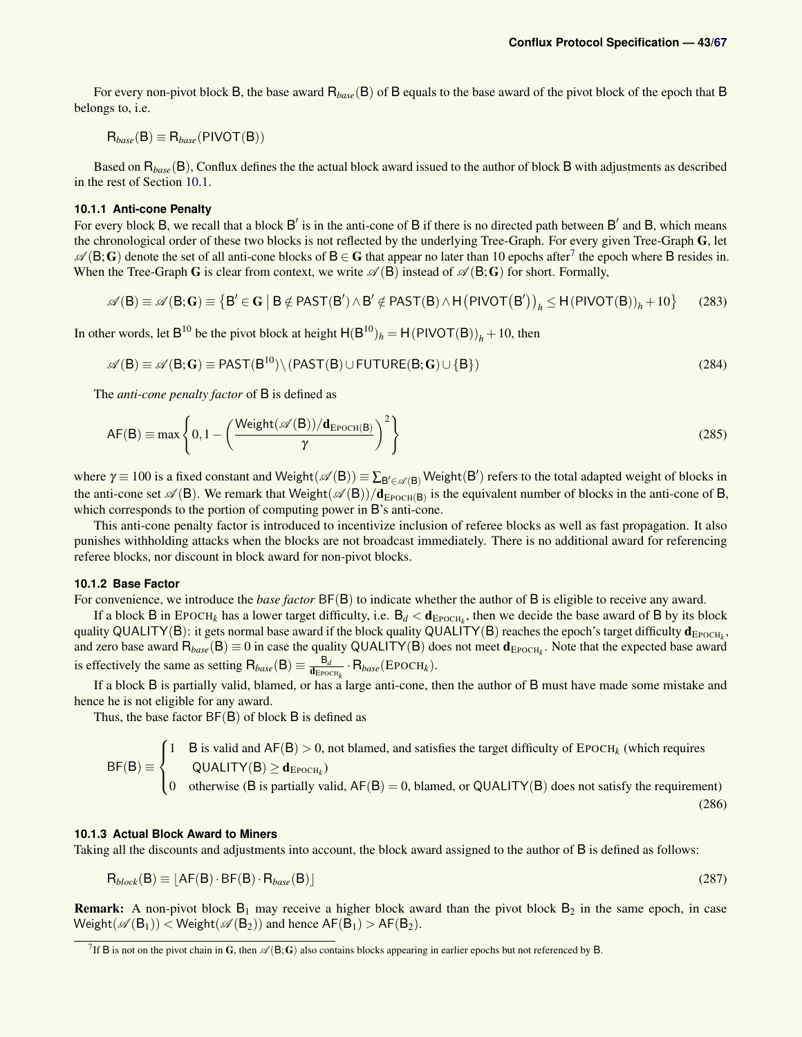For every non-pivot block $\mathsf{B}$, the base award $\mathsf{R}_{base}(\mathsf{B})$ of $\mathsf{B}$ equals to the base award of the pivot block of the epoch that $\mathsf{B}$ belongs to, i.e.

$$\mathsf{R}_{base}(\mathsf{B}) \equiv \mathsf{R}_{base}(\mathsf{PIVOT}(\mathsf{B}))$$

Based on $\mathsf{R}_{base}(\mathsf{B})$, Conflux defines the the actual block award issued to the author of block $\mathsf{B}$ with adjustments as described in the rest of Section 10.1.

### 10.1.1 Anti-cone Penalty

For every block $\mathsf{B}$, we recall that a block $\mathsf{B}'$ is in the anti-cone of $\mathsf{B}$ if there is no directed path between $\mathsf{B}'$ and $\mathsf{B}$, which means the chronological order of these two blocks is not reflected by the underlying Tree-Graph. For every given Tree-Graph $\mathbf{G}$, let $\mathscr{A}(\mathsf{B};\mathbf{G})$ denote the set of all anti-cone blocks of $\mathsf{B} \in \mathbf{G}$ that appear no later than 10 epochs after[7] the epoch where $\mathsf{B}$ resides in. When the Tree-Graph $\mathbf{G}$ is clear from context, we write $\mathscr{A}(\mathsf{B})$ instead of $\mathscr{A}(\mathsf{B};\mathbf{G})$ for short. Formally,

$$\mathscr{A}(\mathsf{B}) \equiv \mathscr{A}(\mathsf{B};\mathbf{G}) \equiv \left\{\mathsf{B}' \in \mathbf{G} \mid \mathsf{B} \notin \mathsf{PAST}(\mathsf{B}') \wedge \mathsf{B}' \notin \mathsf{PAST}(\mathsf{B}) \wedge \mathsf{H}\big(\mathsf{PIVOT}(\mathsf{B}')\big)_h \leq \mathsf{H}(\mathsf{PIVOT}(\mathsf{B}))_h + 10\right\} \tag{283}$$

In other words, let $\mathsf{B}^{10}$ be the pivot block at height $\mathsf{H}(\mathsf{B}^{10})_h = \mathsf{H}(\mathsf{PIVOT}(\mathsf{B}))_h + 10$, then

$$\mathscr{A}(\mathsf{B}) \equiv \mathscr{A}(\mathsf{B};\mathbf{G}) \equiv \mathsf{PAST}(\mathsf{B}^{10}) \setminus (\mathsf{PAST}(\mathsf{B}) \cup \mathsf{FUTURE}(\mathsf{B};\mathbf{G}) \cup \{\mathsf{B}\}) \tag{284}$$

The *anti-cone penalty factor* of $\mathsf{B}$ is defined as

$$\mathsf{AF}(\mathsf{B}) \equiv \max\left\{0, 1 - \left(\frac{\mathsf{Weight}(\mathscr{A}(\mathsf{B}))/\mathbf{d}_{\mathrm{EPOCH}(\mathsf{B})}}{\gamma}\right)^2\right\} \tag{285}$$

where $\gamma \equiv 100$ is a fixed constant and $\mathsf{Weight}(\mathscr{A}(\mathsf{B})) \equiv \sum_{\mathsf{B}' \in \mathscr{A}(\mathsf{B})} \mathsf{Weight}(\mathsf{B}')$ refers to the total adapted weight of blocks in the anti-cone set $\mathscr{A}(\mathsf{B})$. We remark that $\mathsf{Weight}(\mathscr{A}(\mathsf{B}))/\mathbf{d}_{\mathrm{EPOCH}(\mathsf{B})}$ is the equivalent number of blocks in the anti-cone of $\mathsf{B}$, which corresponds to the portion of computing power in $\mathsf{B}$'s anti-cone.

This anti-cone penalty factor is introduced to incentivize inclusion of referee blocks as well as fast propagation. It also punishes withholding attacks when the blocks are not broadcast immediately. There is no additional award for referencing referee blocks, nor discount in block award for non-pivot blocks.

### 10.1.2 Base Factor

For convenience, we introduce the *base factor* $\mathsf{BF}(\mathsf{B})$ to indicate whether the author of $\mathsf{B}$ is eligible to receive any award.

If a block $\mathsf{B}$ in $\mathrm{EPOCH}_k$ has a lower target difficulty, i.e. $\mathsf{B}_d < \mathbf{d}_{\mathrm{EPOCH}_k}$, then we decide the base award of $\mathsf{B}$ by its block quality $\mathsf{QUALITY}(\mathsf{B})$: it gets normal base award if the block quality $\mathsf{QUALITY}(\mathsf{B})$ reaches the epoch's target difficulty $\mathbf{d}_{\mathrm{EPOCH}_k}$, and zero base award $\mathsf{R}_{base}(\mathsf{B}) \equiv 0$ in case the quality $\mathsf{QUALITY}(\mathsf{B})$ does not meet $\mathbf{d}_{\mathrm{EPOCH}_k}$. Note that the expected base award is effectively the same as setting $\mathsf{R}_{base}(\mathsf{B}) \equiv \frac{\mathsf{B}_d}{\mathbf{d}_{\mathrm{EPOCH}_k}} \cdot \mathsf{R}_{base}(\mathrm{EPOCH}_k)$.

If a block $\mathsf{B}$ is partially valid, blamed, or has a large anti-cone, then the author of $\mathsf{B}$ must have made some mistake and hence he is not eligible for any award.

Thus, the base factor $\mathsf{BF}(\mathsf{B})$ of block $\mathsf{B}$ is defined as

$$\mathsf{BF}(\mathsf{B}) \equiv \begin{cases} 1 & \mathsf{B} \text{ is valid and } \mathsf{AF}(\mathsf{B}) > 0 \text{, not blamed, and satisfies the target difficulty of } \mathrm{EPOCH}_k \text{ (which requires} \\ & \quad \mathsf{QUALITY}(\mathsf{B}) \geq \mathbf{d}_{\mathrm{EPOCH}_k}) \\ 0 & \text{otherwise } (\mathsf{B} \text{ is partially valid, } \mathsf{AF}(\mathsf{B}) = 0 \text{, blamed, or } \mathsf{QUALITY}(\mathsf{B}) \text{ does not satisfy the requirement)} \end{cases} \tag{286}$$

### 10.1.3 Actual Block Award to Miners

Taking all the discounts and adjustments into account, the block award assigned to the author of $\mathsf{B}$ is defined as follows:

$$\mathsf{R}_{block}(\mathsf{B}) \equiv \lfloor \mathsf{AF}(\mathsf{B}) \cdot \mathsf{BF}(\mathsf{B}) \cdot \mathsf{R}_{base}(\mathsf{B}) \rfloor \tag{287}$$

**Remark:** A non-pivot block $\mathsf{B}_1$ may receive a higher block award than the pivot block $\mathsf{B}_2$ in the same epoch, in case $\mathsf{Weight}(\mathscr{A}(\mathsf{B}_1)) < \mathsf{Weight}(\mathscr{A}(\mathsf{B}_2))$ and hence $\mathsf{AF}(\mathsf{B}_1) > \mathsf{AF}(\mathsf{B}_2)$.

---

[7] If $\mathsf{B}$ is not on the pivot chain in $\mathbf{G}$, then $\mathscr{A}(\mathsf{B};\mathbf{G})$ also contains blocks appearing in earlier epochs but not referenced by $\mathsf{B}$.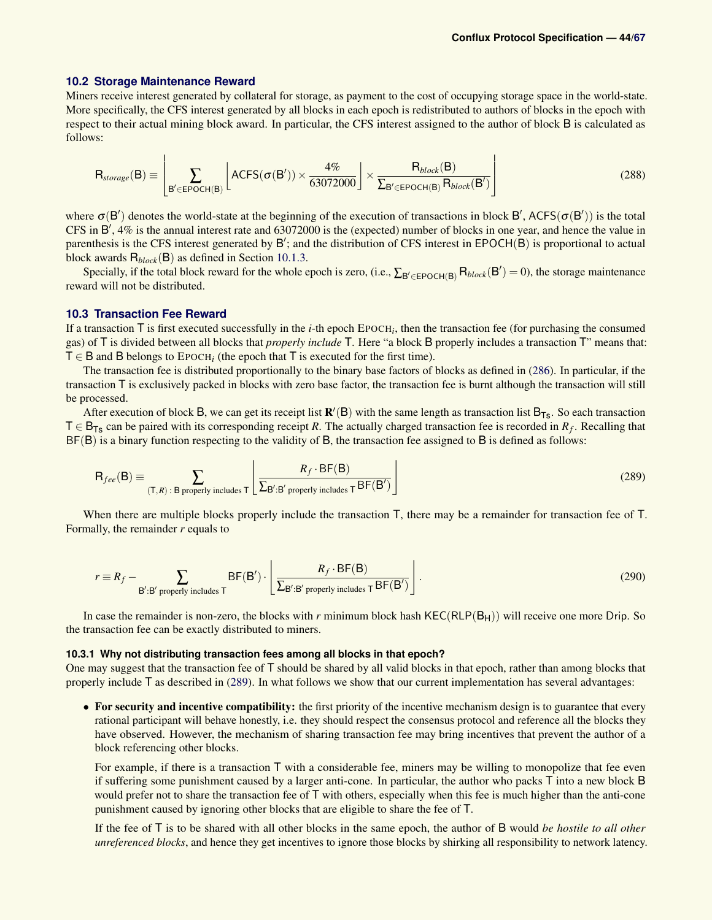### 10.2 Storage Maintenance Reward

Miners receive interest generated by collateral for storage, as payment to the cost of occupying storage space in the world-state. More specifically, the CFS interest generated by all blocks in each epoch is redistributed to authors of blocks in the epoch with respect to their actual mining block award. In particular, the CFS interest assigned to the author of block $\mathsf{B}$ is calculated as follows:

$$\mathsf{R}_{storage}(\mathsf{B}) \equiv \left\lfloor \sum_{\mathsf{B}' \in \mathsf{EPOCH}(\mathsf{B})} \left\lfloor \mathsf{ACFS}(\sigma(\mathsf{B}')) \times \frac{4\%}{63072000} \right\rfloor \times \frac{\mathsf{R}_{block}(\mathsf{B})}{\sum_{\mathsf{B}' \in \mathsf{EPOCH}(\mathsf{B})} \mathsf{R}_{block}(\mathsf{B}')} \right\rfloor \tag{288}$$

where $\sigma(\mathsf{B}')$ denotes the world-state at the beginning of the execution of transactions in block $\mathsf{B}'$, $\mathsf{ACFS}(\sigma(\mathsf{B}'))$ is the total CFS in $\mathsf{B}'$, 4% is the annual interest rate and 63072000 is the (expected) number of blocks in one year, and hence the value in parenthesis is the CFS interest generated by $\mathsf{B}'$; and the distribution of CFS interest in $\mathsf{EPOCH}(\mathsf{B})$ is proportional to actual block awards $\mathsf{R}_{block}(\mathsf{B})$ as defined in Section 10.1.3.

Specially, if the total block reward for the whole epoch is zero, (i.e., $\sum_{\mathsf{B}' \in \mathsf{EPOCH}(\mathsf{B})} \mathsf{R}_{block}(\mathsf{B}') = 0$), the storage maintenance reward will not be distributed.

### 10.3 Transaction Fee Reward

If a transaction $\mathsf{T}$ is first executed successfully in the $i$-th epoch $\text{EPOCH}_i$, then the transaction fee (for purchasing the consumed gas) of $\mathsf{T}$ is divided between all blocks that *properly include* $\mathsf{T}$. Here "a block $\mathsf{B}$ properly includes a transaction $\mathsf{T}$" means that: $\mathsf{T} \in \mathsf{B}$ and $\mathsf{B}$ belongs to $\text{EPOCH}_i$ (the epoch that $\mathsf{T}$ is executed for the first time).

The transaction fee is distributed proportionally to the binary base factors of blocks as defined in (286). In particular, if the transaction $\mathsf{T}$ is exclusively packed in blocks with zero base factor, the transaction fee is burnt although the transaction will still be processed.

After execution of block $\mathsf{B}$, we can get its receipt list $\mathbf{R}'(\mathsf{B})$ with the same length as transaction list $\mathsf{B}_{\mathsf{Ts}}$. So each transaction $\mathsf{T} \in \mathsf{B}_{\mathsf{Ts}}$ can be paired with its corresponding receipt $R$. The actually charged transaction fee is recorded in $R_f$. Recalling that $\mathsf{BF}(\mathsf{B})$ is a binary function respecting to the validity of $\mathsf{B}$, the transaction fee assigned to $\mathsf{B}$ is defined as follows:

$$\mathsf{R}_{fee}(\mathsf{B}) \equiv \sum_{(\mathsf{T},R)\,:\,\mathsf{B} \text{ properly includes } \mathsf{T}} \left\lfloor \frac{R_f \cdot \mathsf{BF}(\mathsf{B})}{\sum_{\mathsf{B}':\mathsf{B}' \text{ properly includes } \mathsf{T}} \mathsf{BF}(\mathsf{B}')} \right\rfloor \tag{289}$$

When there are multiple blocks properly include the transaction $\mathsf{T}$, there may be a remainder for transaction fee of $\mathsf{T}$. Formally, the remainder $r$ equals to

$$r \equiv R_f - \sum_{\mathsf{B}':\mathsf{B}' \text{ properly includes } \mathsf{T}} \mathsf{BF}(\mathsf{B}') \cdot \left\lfloor \frac{R_f \cdot \mathsf{BF}(\mathsf{B})}{\sum_{\mathsf{B}':\mathsf{B}' \text{ properly includes } \mathsf{T}} \mathsf{BF}(\mathsf{B}')} \right\rfloor. \tag{290}$$

In case the remainder is non-zero, the blocks with $r$ minimum block hash $\mathsf{KEC}(\mathsf{RLP}(\mathsf{B}_{\mathsf{H}}))$ will receive one more Drip. So the transaction fee can be exactly distributed to miners.

#### 10.3.1 Why not distributing transaction fees among all blocks in that epoch?

One may suggest that the transaction fee of $\mathsf{T}$ should be shared by all valid blocks in that epoch, rather than among blocks that properly include $\mathsf{T}$ as described in (289). In what follows we show that our current implementation has several advantages:

- **For security and incentive compatibility:** the first priority of the incentive mechanism design is to guarantee that every rational participant will behave honestly, i.e. they should respect the consensus protocol and reference all the blocks they have observed. However, the mechanism of sharing transaction fee may bring incentives that prevent the author of a block referencing other blocks.

  For example, if there is a transaction $\mathsf{T}$ with a considerable fee, miners may be willing to monopolize that fee even if suffering some punishment caused by a larger anti-cone. In particular, the author who packs $\mathsf{T}$ into a new block $\mathsf{B}$ would prefer not to share the transaction fee of $\mathsf{T}$ with others, especially when this fee is much higher than the anti-cone punishment caused by ignoring other blocks that are eligible to share the fee of $\mathsf{T}$.

  If the fee of $\mathsf{T}$ is to be shared with all other blocks in the same epoch, the author of $\mathsf{B}$ would *be hostile to all other unreferenced blocks*, and hence they get incentives to ignore those blocks by shirking all responsibility to network latency.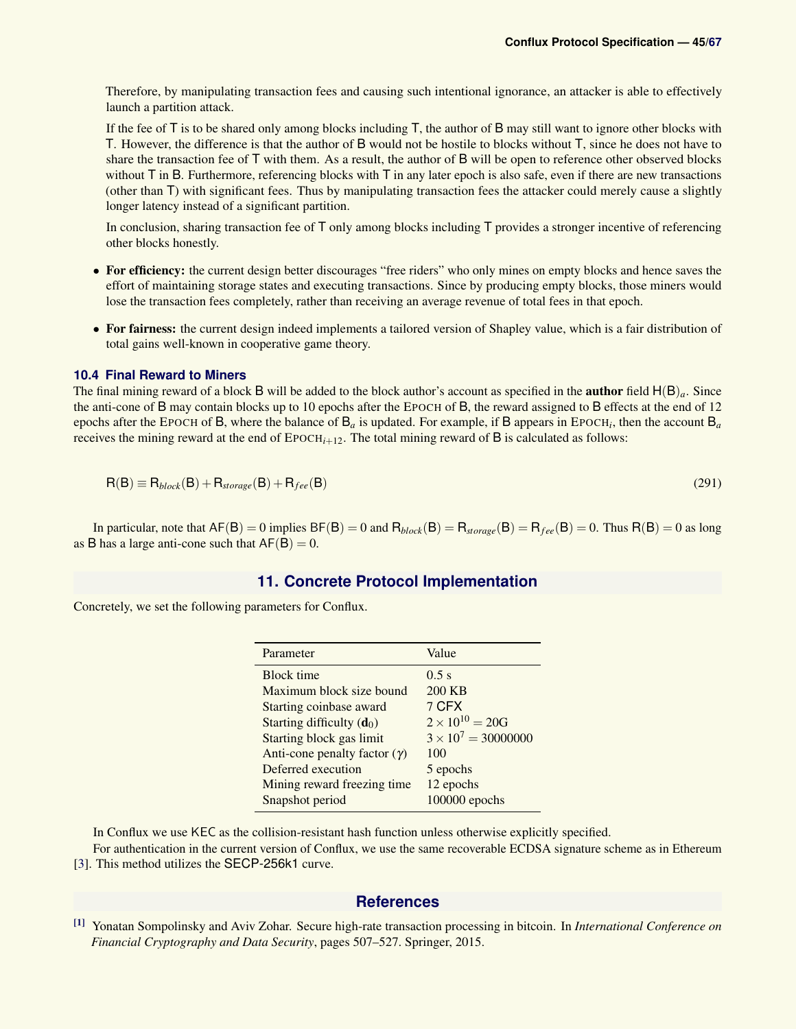Therefore, by manipulating transaction fees and causing such intentional ignorance, an attacker is able to effectively launch a partition attack.

If the fee of $\mathsf{T}$ is to be shared only among blocks including $\mathsf{T}$, the author of $\mathsf{B}$ may still want to ignore other blocks with $\mathsf{T}$. However, the difference is that the author of $\mathsf{B}$ would not be hostile to blocks without $\mathsf{T}$, since he does not have to share the transaction fee of $\mathsf{T}$ with them. As a result, the author of $\mathsf{B}$ will be open to reference other observed blocks without $\mathsf{T}$ in $\mathsf{B}$. Furthermore, referencing blocks with $\mathsf{T}$ in any later epoch is also safe, even if there are new transactions (other than $\mathsf{T}$) with significant fees. Thus by manipulating transaction fees the attacker could merely cause a slightly longer latency instead of a significant partition.

In conclusion, sharing transaction fee of $\mathsf{T}$ only among blocks including $\mathsf{T}$ provides a stronger incentive of referencing other blocks honestly.

- **For efficiency:** the current design better discourages "free riders" who only mines on empty blocks and hence saves the effort of maintaining storage states and executing transactions. Since by producing empty blocks, those miners would lose the transaction fees completely, rather than receiving an average revenue of total fees in that epoch.
- **For fairness:** the current design indeed implements a tailored version of Shapley value, which is a fair distribution of total gains well-known in cooperative game theory.

### 10.4 Final Reward to Miners

The final mining reward of a block $\mathsf{B}$ will be added to the block author's account as specified in the **author** field $\mathsf{H}(\mathsf{B})_a$. Since the anti-cone of $\mathsf{B}$ may contain blocks up to 10 epochs after the EPOCH of $\mathsf{B}$, the reward assigned to $\mathsf{B}$ effects at the end of 12 epochs after the EPOCH of $\mathsf{B}$, where the balance of $\mathsf{B}_a$ is updated. For example, if $\mathsf{B}$ appears in $\text{EPOCH}_i$, then the account $\mathsf{B}_a$ receives the mining reward at the end of $\text{EPOCH}_{i+12}$. The total mining reward of $\mathsf{B}$ is calculated as follows:

$$\mathsf{R}(\mathsf{B}) \equiv \mathsf{R}_{block}(\mathsf{B}) + \mathsf{R}_{storage}(\mathsf{B}) + \mathsf{R}_{fee}(\mathsf{B}) \tag{291}$$

In particular, note that $\mathsf{AF}(\mathsf{B}) = 0$ implies $\mathsf{BF}(\mathsf{B}) = 0$ and $\mathsf{R}_{block}(\mathsf{B}) = \mathsf{R}_{storage}(\mathsf{B}) = \mathsf{R}_{fee}(\mathsf{B}) = 0$. Thus $\mathsf{R}(\mathsf{B}) = 0$ as long as $\mathsf{B}$ has a large anti-cone such that $\mathsf{AF}(\mathsf{B}) = 0$.

## 11. Concrete Protocol Implementation

Concretely, we set the following parameters for Conflux.

| Parameter | Value |
|---|---|
| Block time | 0.5 s |
| Maximum block size bound | 200 KB |
| Starting coinbase award | 7 CFX |
| Starting difficulty ($\mathbf{d}_0$) | $2 \times 10^{10} = 20\text{G}$ |
| Starting block gas limit | $3 \times 10^{7} = 30000000$ |
| Anti-cone penalty factor ($\gamma$) | 100 |
| Deferred execution | 5 epochs |
| Mining reward freezing time | 12 epochs |
| Snapshot period | 100000 epochs |

In Conflux we use KEC as the collision-resistant hash function unless otherwise explicitly specified.

For authentication in the current version of Conflux, we use the same recoverable ECDSA signature scheme as in Ethereum [3]. This method utilizes the SECP-256k1 curve.

## References

[1] Yonatan Sompolinsky and Aviv Zohar. Secure high-rate transaction processing in bitcoin. In *International Conference on Financial Cryptography and Data Security*, pages 507–527. Springer, 2015.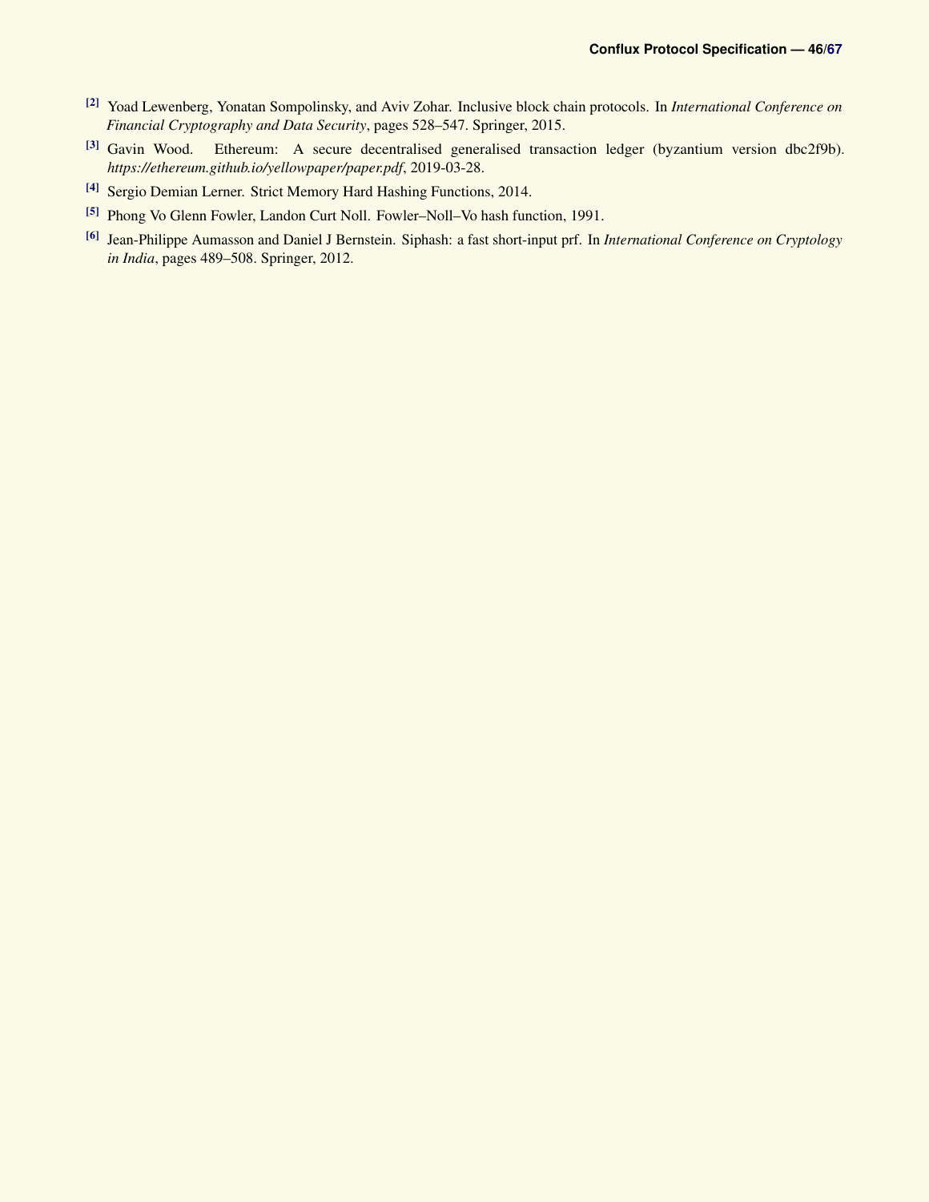[2] Yoad Lewenberg, Yonatan Sompolinsky, and Aviv Zohar. Inclusive block chain protocols. In *International Conference on Financial Cryptography and Data Security*, pages 528–547. Springer, 2015.

[3] Gavin Wood. Ethereum: A secure decentralised generalised transaction ledger (byzantium version dbc2f9b). *https://ethereum.github.io/yellowpaper/paper.pdf*, 2019-03-28.

[4] Sergio Demian Lerner. Strict Memory Hard Hashing Functions, 2014.

[5] Phong Vo Glenn Fowler, Landon Curt Noll. Fowler–Noll–Vo hash function, 1991.

[6] Jean-Philippe Aumasson and Daniel J Bernstein. Siphash: a fast short-input prf. In *International Conference on Cryptology in India*, pages 489–508. Springer, 2012.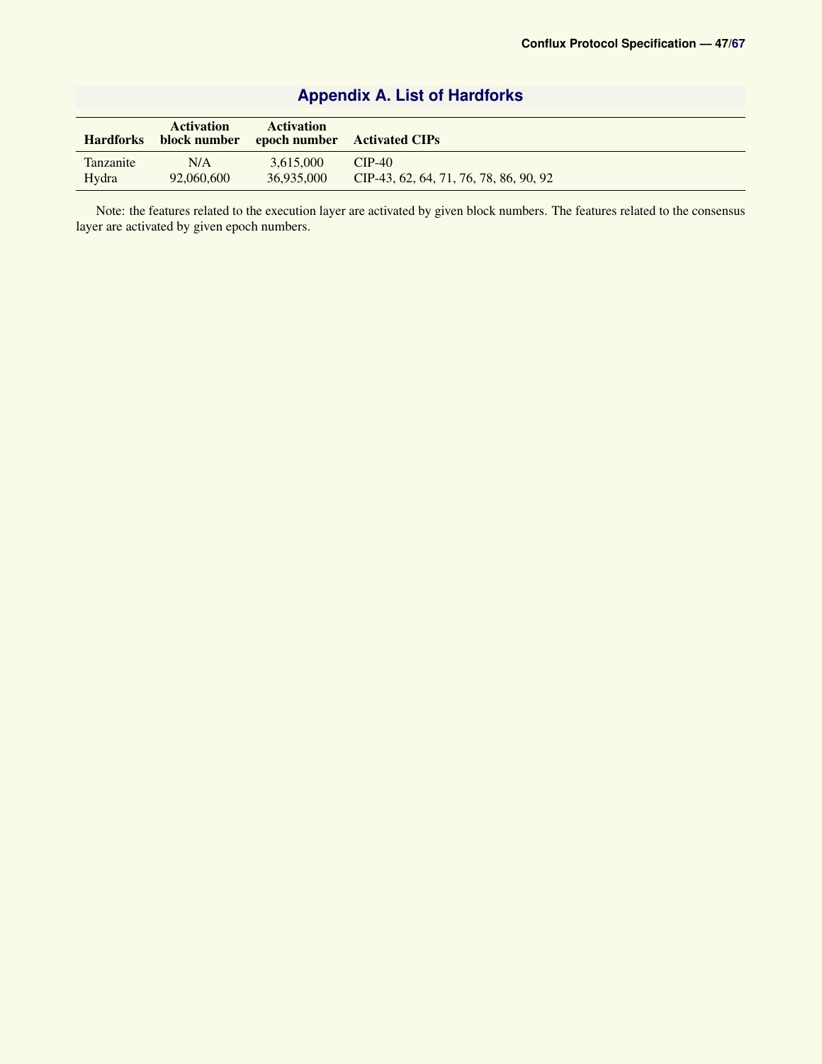# Appendix A. List of Hardforks

| Hardforks | Activation block number | Activation epoch number | Activated CIPs |
|---|---|---|---|
| Tanzanite | N/A | 3,615,000 | CIP-40 |
| Hydra | 92,060,600 | 36,935,000 | CIP-43, 62, 64, 71, 76, 78, 86, 90, 92 |

Note: the features related to the execution layer are activated by given block numbers. The features related to the consensus layer are activated by given epoch numbers.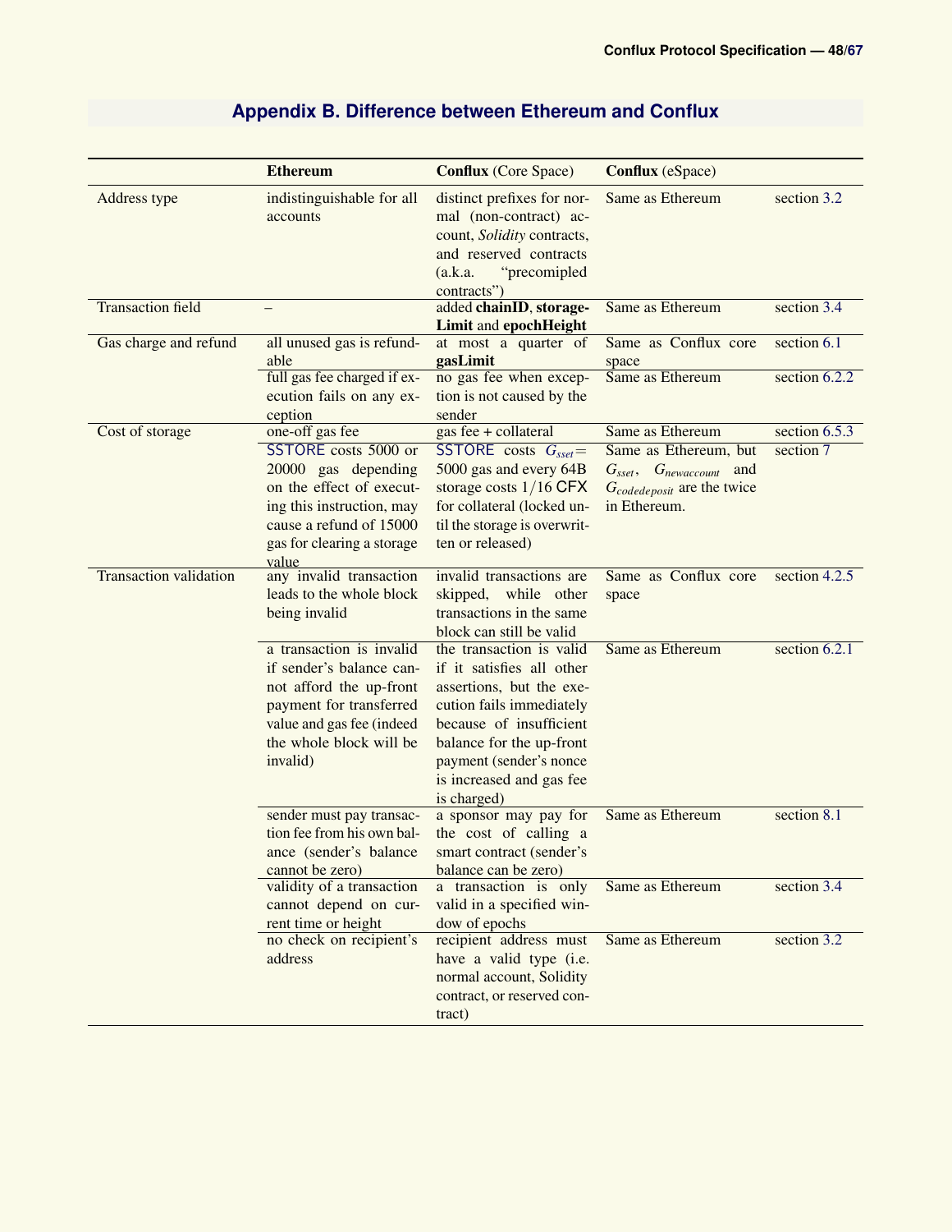# Appendix B. Difference between Ethereum and Conflux

| | **Ethereum** | **Conflux** (Core Space) | **Conflux** (eSpace) | |
|---|---|---|---|---|
| Address type | indistinguishable for all accounts | distinct prefixes for normal (non-contract) account, *Solidity* contracts, and reserved contracts (a.k.a. "precompiled contracts") | Same as Ethereum | section 3.2 |
| Transaction field | – | added **chainID**, **storageLimit** and **epochHeight** | Same as Ethereum | section 3.4 |
| Gas charge and refund | all unused gas is refundable | at most a quarter of **gasLimit** | Same as Conflux core space | section 6.1 |
| | full gas fee charged if execution fails on any exception | no gas fee when exception is not caused by the sender | Same as Ethereum | section 6.2.2 |
| Cost of storage | one-off gas fee | gas fee + collateral | Same as Ethereum | section 6.5.3 |
| | SSTORE costs 5000 or 20000 gas depending on the effect of executing this instruction, may cause a refund of 15000 gas for clearing a storage value | SSTORE costs $G_{sset}$= 5000 gas and every 64B storage costs $1/16$ CFX for collateral (locked until the storage is overwritten or released) | Same as Ethereum, but $G_{sset}$, $G_{newaccount}$ and $G_{codedeposit}$ are the twice in Ethereum. | section 7 |
| Transaction validation | any invalid transaction leads to the whole block being invalid | invalid transactions are skipped, while other transactions in the same block can still be valid | Same as Conflux core space | section 4.2.5 |
| | a transaction is invalid if sender's balance cannot afford the up-front payment for transferred value and gas fee (indeed the whole block will be invalid) | the transaction is valid if it satisfies all other assertions, but the execution fails immediately because of insufficient balance for the up-front payment (sender's nonce is increased and gas fee is charged) | Same as Ethereum | section 6.2.1 |
| | sender must pay transaction fee from his own balance (sender's balance cannot be zero) | a sponsor may pay for the cost of calling a smart contract (sender's balance can be zero) | Same as Ethereum | section 8.1 |
| | validity of a transaction cannot depend on current time or height | a transaction is only valid in a specified window of epochs | Same as Ethereum | section 3.4 |
| | no check on recipient's address | recipient address must have a valid type (i.e. normal account, Solidity contract, or reserved contract) | Same as Ethereum | section 3.2 |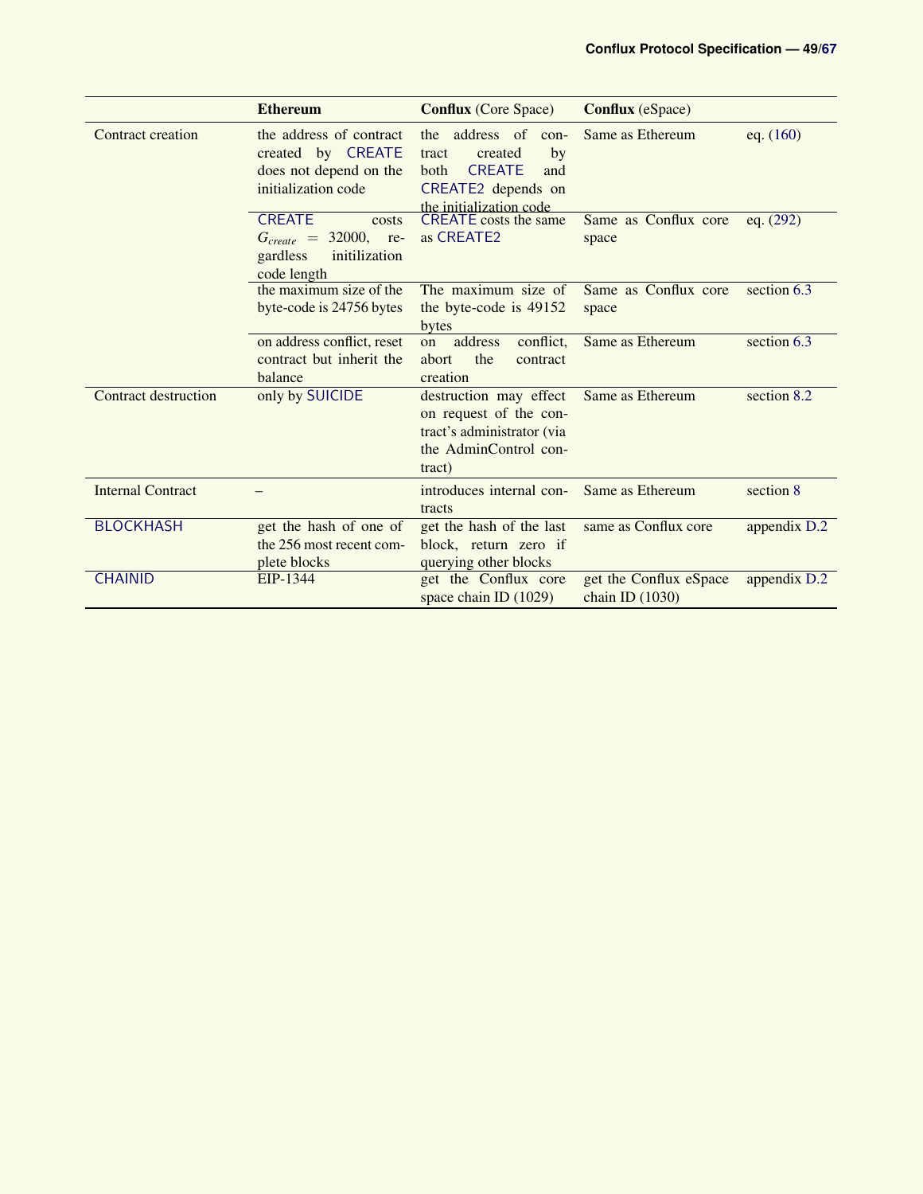| | **Ethereum** | **Conflux** (Core Space) | **Conflux** (eSpace) | |
|---|---|---|---|---|
| Contract creation | the address of contract created by CREATE does not depend on the initialization code | the address of contract created by both CREATE and CREATE2 depends on the initialization code | Same as Ethereum | eq. (160) |
| | CREATE costs $G_{create} = 32000$, regardless initilization code length | CREATE costs the same as CREATE2 | Same as Conflux core space | eq. (292) |
| | the maximum size of the byte-code is 24756 bytes | The maximum size of the byte-code is 49152 bytes | Same as Conflux core space | section 6.3 |
| | on address conflict, reset contract but inherit the balance | on address conflict, abort the contract creation | Same as Ethereum | section 6.3 |
| Contract destruction | only by SUICIDE | destruction may effect on request of the contract's administrator (via the AdminControl contract) | Same as Ethereum | section 8.2 |
| Internal Contract | – | introduces internal contracts | Same as Ethereum | section 8 |
| BLOCKHASH | get the hash of one of the 256 most recent complete blocks | get the hash of the last block, return zero if querying other blocks | same as Conflux core | appendix D.2 |
| CHAINID | EIP-1344 | get the Conflux core space chain ID (1029) | get the Conflux eSpace chain ID (1030) | appendix D.2 |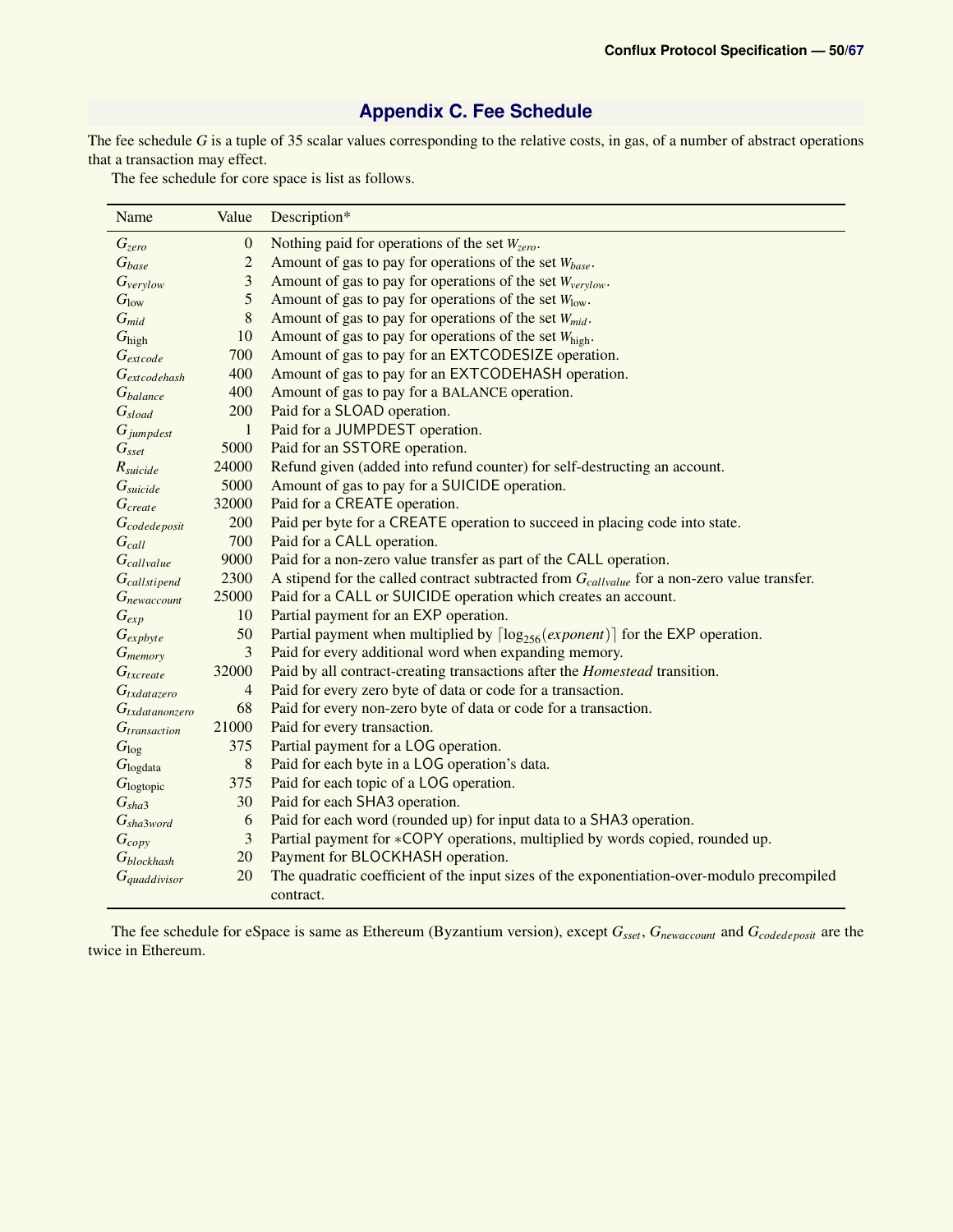## Appendix C. Fee Schedule

The fee schedule $G$ is a tuple of 35 scalar values corresponding to the relative costs, in gas, of a number of abstract operations that a transaction may effect.

The fee schedule for core space is list as follows.

| Name | Value | Description* |
|---|---|---|
| $G_{zero}$ | 0 | Nothing paid for operations of the set $W_{zero}$. |
| $G_{base}$ | 2 | Amount of gas to pay for operations of the set $W_{base}$. |
| $G_{verylow}$ | 3 | Amount of gas to pay for operations of the set $W_{verylow}$. |
| $G_{\text{low}}$ | 5 | Amount of gas to pay for operations of the set $W_{\text{low}}$. |
| $G_{mid}$ | 8 | Amount of gas to pay for operations of the set $W_{mid}$. |
| $G_{\text{high}}$ | 10 | Amount of gas to pay for operations of the set $W_{\text{high}}$. |
| $G_{extcode}$ | 700 | Amount of gas to pay for an EXTCODESIZE operation. |
| $G_{extcodehash}$ | 400 | Amount of gas to pay for an EXTCODEHASH operation. |
| $G_{balance}$ | 400 | Amount of gas to pay for a BALANCE operation. |
| $G_{sload}$ | 200 | Paid for a SLOAD operation. |
| $G_{jumpdest}$ | 1 | Paid for a JUMPDEST operation. |
| $G_{sset}$ | 5000 | Paid for an SSTORE operation. |
| $R_{suicide}$ | 24000 | Refund given (added into refund counter) for self-destructing an account. |
| $G_{suicide}$ | 5000 | Amount of gas to pay for a SUICIDE operation. |
| $G_{create}$ | 32000 | Paid for a CREATE operation. |
| $G_{codedeposit}$ | 200 | Paid per byte for a CREATE operation to succeed in placing code into state. |
| $G_{call}$ | 700 | Paid for a CALL operation. |
| $G_{callvalue}$ | 9000 | Paid for a non-zero value transfer as part of the CALL operation. |
| $G_{callstipend}$ | 2300 | A stipend for the called contract subtracted from $G_{callvalue}$ for a non-zero value transfer. |
| $G_{newaccount}$ | 25000 | Paid for a CALL or SUICIDE operation which creates an account. |
| $G_{exp}$ | 10 | Partial payment for an EXP operation. |
| $G_{expbyte}$ | 50 | Partial payment when multiplied by $\lceil \log_{256}(exponent) \rceil$ for the EXP operation. |
| $G_{memory}$ | 3 | Paid for every additional word when expanding memory. |
| $G_{txcreate}$ | 32000 | Paid by all contract-creating transactions after the *Homestead* transition. |
| $G_{txdatazero}$ | 4 | Paid for every zero byte of data or code for a transaction. |
| $G_{txdatanonzero}$ | 68 | Paid for every non-zero byte of data or code for a transaction. |
| $G_{transaction}$ | 21000 | Paid for every transaction. |
| $G_{\text{log}}$ | 375 | Partial payment for a LOG operation. |
| $G_{\text{logdata}}$ | 8 | Paid for each byte in a LOG operation's data. |
| $G_{\text{logtopic}}$ | 375 | Paid for each topic of a LOG operation. |
| $G_{sha3}$ | 30 | Paid for each SHA3 operation. |
| $G_{sha3word}$ | 6 | Paid for each word (rounded up) for input data to a SHA3 operation. |
| $G_{copy}$ | 3 | Partial payment for *COPY operations, multiplied by words copied, rounded up. |
| $G_{blockhash}$ | 20 | Payment for BLOCKHASH operation. |
| $G_{quaddivisor}$ | 20 | The quadratic coefficient of the input sizes of the exponentiation-over-modulo precompiled contract. |

The fee schedule for eSpace is same as Ethereum (Byzantium version), except $G_{sset}$, $G_{newaccount}$ and $G_{codedeposit}$ are the twice in Ethereum.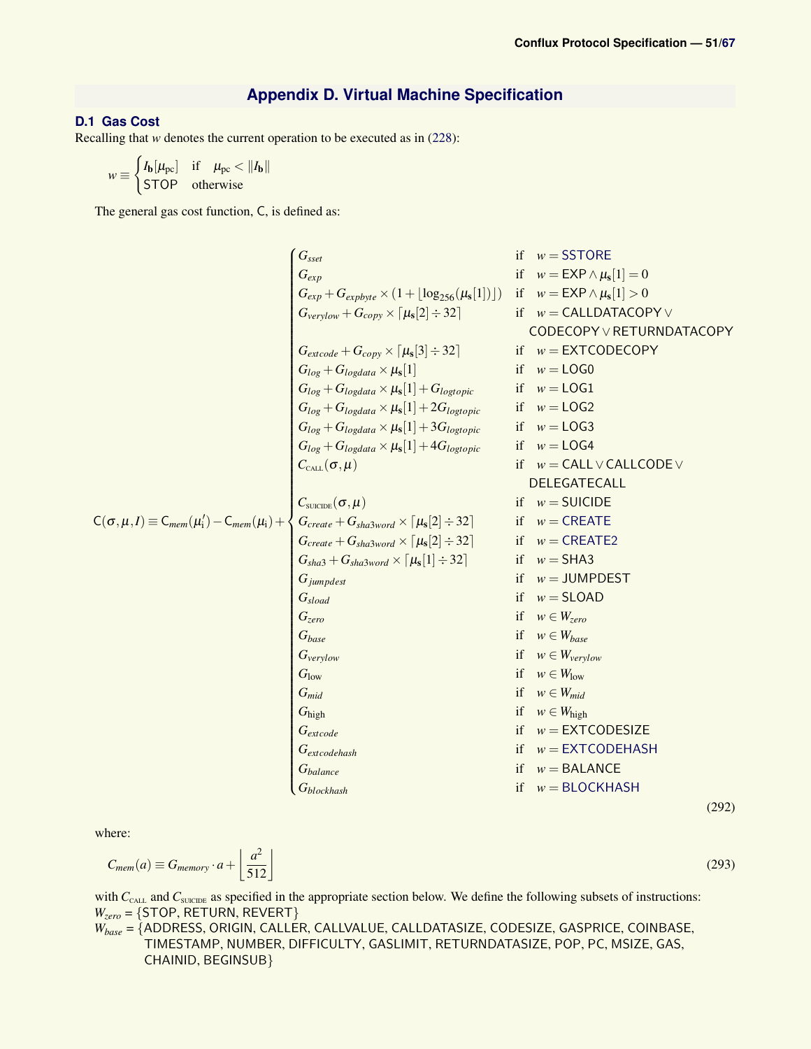# Appendix D. Virtual Machine Specification

## D.1 Gas Cost

Recalling that $w$ denotes the current operation to be executed as in (228):

$$w \equiv \begin{cases} I_{\mathbf{b}}[\mu_{\mathrm{pc}}] & \text{if} \quad \mu_{\mathrm{pc}} < \|I_{\mathbf{b}}\| \\ \text{STOP} & \text{otherwise} \end{cases}$$

The general gas cost function, C, is defined as:

$$\mathsf{C}(\sigma, \mu, I) \equiv \mathsf{C}_{mem}(\mu'_{\mathrm{i}}) - \mathsf{C}_{mem}(\mu_{\mathrm{i}}) + \begin{cases} G_{sset} & \text{if} \quad w = \text{SSTORE} \\ G_{exp} & \text{if} \quad w = \text{EXP} \wedge \mu_{\mathbf{s}}[1] = 0 \\ G_{exp} + G_{expbyte} \times (1 + \lfloor \log_{256}(\mu_{\mathbf{s}}[1]) \rfloor) & \text{if} \quad w = \text{EXP} \wedge \mu_{\mathbf{s}}[1] > 0 \\ G_{verylow} + G_{copy} \times \lceil \mu_{\mathbf{s}}[2] \div 32 \rceil & \text{if} \quad w = \text{CALLDATACOPY} \vee \\ & \quad \text{CODECOPY} \vee \text{RETURNDATACOPY} \\ G_{extcode} + G_{copy} \times \lceil \mu_{\mathbf{s}}[3] \div 32 \rceil & \text{if} \quad w = \text{EXTCODECOPY} \\ G_{log} + G_{logdata} \times \mu_{\mathbf{s}}[1] & \text{if} \quad w = \text{LOG0} \\ G_{log} + G_{logdata} \times \mu_{\mathbf{s}}[1] + G_{logtopic} & \text{if} \quad w = \text{LOG1} \\ G_{log} + G_{logdata} \times \mu_{\mathbf{s}}[1] + 2G_{logtopic} & \text{if} \quad w = \text{LOG2} \\ G_{log} + G_{logdata} \times \mu_{\mathbf{s}}[1] + 3G_{logtopic} & \text{if} \quad w = \text{LOG3} \\ G_{log} + G_{logdata} \times \mu_{\mathbf{s}}[1] + 4G_{logtopic} & \text{if} \quad w = \text{LOG4} \\ C_{\text{CALL}}(\sigma, \mu) & \text{if} \quad w = \text{CALL} \vee \text{CALLCODE} \vee \\ & \quad \text{DELEGATECALL} \\ C_{\text{SUICIDE}}(\sigma, \mu) & \text{if} \quad w = \text{SUICIDE} \\ G_{create} + G_{sha3word} \times \lceil \mu_{\mathbf{s}}[2] \div 32 \rceil & \text{if} \quad w = \text{CREATE} \\ G_{create} + G_{sha3word} \times \lceil \mu_{\mathbf{s}}[2] \div 32 \rceil & \text{if} \quad w = \text{CREATE2} \\ G_{sha3} + G_{sha3word} \times \lceil \mu_{\mathbf{s}}[1] \div 32 \rceil & \text{if} \quad w = \text{SHA3} \\ G_{jumpdest} & \text{if} \quad w = \text{JUMPDEST} \\ G_{sload} & \text{if} \quad w = \text{SLOAD} \\ G_{zero} & \text{if} \quad w \in W_{zero} \\ G_{base} & \text{if} \quad w \in W_{base} \\ G_{verylow} & \text{if} \quad w \in W_{verylow} \\ G_{\mathrm{low}} & \text{if} \quad w \in W_{\mathrm{low}} \\ G_{mid} & \text{if} \quad w \in W_{mid} \\ G_{\mathrm{high}} & \text{if} \quad w \in W_{\mathrm{high}} \\ G_{extcode} & \text{if} \quad w = \text{EXTCODESIZE} \\ G_{extcodehash} & \text{if} \quad w = \text{EXTCODEHASH} \\ G_{balance} & \text{if} \quad w = \text{BALANCE} \\ G_{blockhash} & \text{if} \quad w = \text{BLOCKHASH} \end{cases} \tag{292}$$

where:

$$C_{mem}(a) \equiv G_{memory} \cdot a + \left\lfloor \frac{a^2}{512} \right\rfloor \tag{293}$$

with $C_{\text{CALL}}$ and $C_{\text{SUICIDE}}$ as specified in the appropriate section below. We define the following subsets of instructions:

$W_{zero}$ = {STOP, RETURN, REVERT}

$W_{base}$ = {ADDRESS, ORIGIN, CALLER, CALLVALUE, CALLDATASIZE, CODESIZE, GASPRICE, COINBASE, TIMESTAMP, NUMBER, DIFFICULTY, GASLIMIT, RETURNDATASIZE, POP, PC, MSIZE, GAS, CHAINID, BEGINSUB}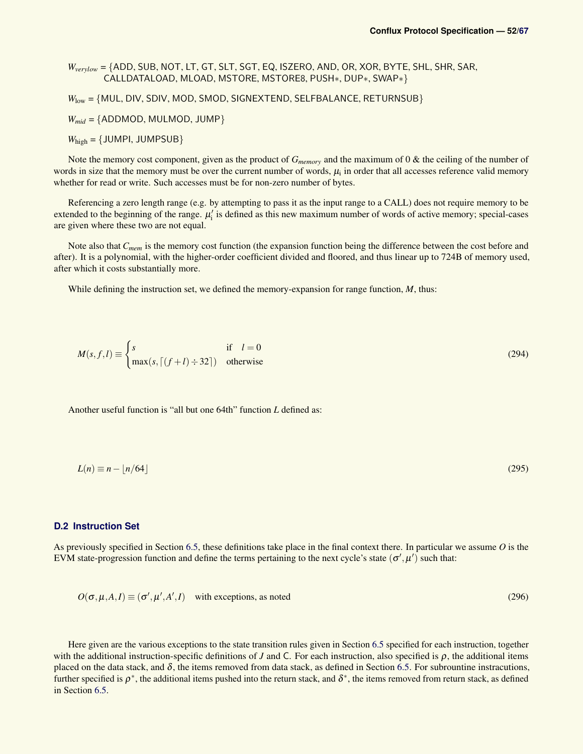$W_{verylow}$ = {ADD, SUB, NOT, LT, GT, SLT, SGT, EQ, ISZERO, AND, OR, XOR, BYTE, SHL, SHR, SAR, CALLDATALOAD, MLOAD, MSTORE, MSTORE8, PUSH*, DUP*, SWAP*}

$W_{\text{low}}$ = {MUL, DIV, SDIV, MOD, SMOD, SIGNEXTEND, SELFBALANCE, RETURNSUB}

$W_{mid}$ = {ADDMOD, MULMOD, JUMP}

$W_{\text{high}}$ = {JUMPI, JUMPSUB}

Note the memory cost component, given as the product of $G_{memory}$ and the maximum of 0 & the ceiling of the number of words in size that the memory must be over the current number of words, $\mu_{\text{i}}$ in order that all accesses reference valid memory whether for read or write. Such accesses must be for non-zero number of bytes.

Referencing a zero length range (e.g. by attempting to pass it as the input range to a CALL) does not require memory to be extended to the beginning of the range. $\mu_{\text{i}}'$ is defined as this new maximum number of words of active memory; special-cases are given where these two are not equal.

Note also that $C_{mem}$ is the memory cost function (the expansion function being the difference between the cost before and after). It is a polynomial, with the higher-order coefficient divided and floored, and thus linear up to 724B of memory used, after which it costs substantially more.

While defining the instruction set, we defined the memory-expansion for range function, $M$, thus:

$$M(s,f,l) \equiv \begin{cases} s & \text{if} \quad l = 0 \\ \max(s, \lceil (f+l) \div 32 \rceil) & \text{otherwise} \end{cases} \tag{294}$$

Another useful function is "all but one 64th" function $L$ defined as:

$$L(n) \equiv n - \lfloor n/64 \rfloor \tag{295}$$

### D.2 Instruction Set

As previously specified in Section 6.5, these definitions take place in the final context there. In particular we assume $O$ is the EVM state-progression function and define the terms pertaining to the next cycle's state $(\sigma', \mu')$ such that:

$$O(\sigma, \mu, A, I) \equiv (\sigma', \mu', A', I) \quad \text{with exceptions, as noted} \tag{296}$$

Here given are the various exceptions to the state transition rules given in Section 6.5 specified for each instruction, together with the additional instruction-specific definitions of $J$ and C. For each instruction, also specified is $\rho$, the additional items placed on the data stack, and $\delta$, the items removed from data stack, as defined in Section 6.5. For subrountine instracutions, further specified is $\rho^*$, the additional items pushed into the return stack, and $\delta^*$, the items removed from return stack, as defined in Section 6.5.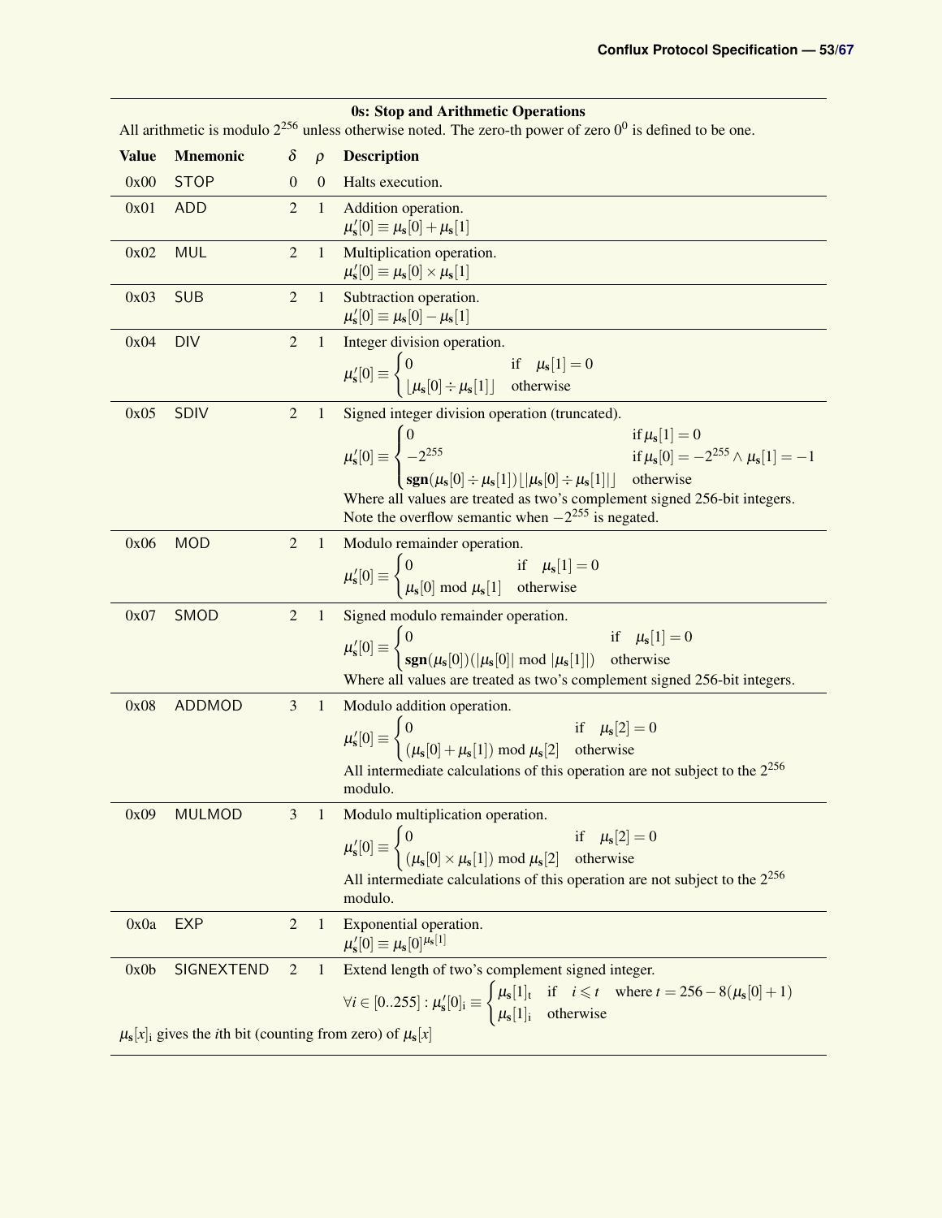**0s: Stop and Arithmetic Operations**

All arithmetic is modulo $2^{256}$ unless otherwise noted. The zero-th power of zero $0^0$ is defined to be one.

| Value | Mnemonic | $\delta$ | $\rho$ | Description |
|---|---|---|---|---|
| 0x00 | STOP | 0 | 0 | Halts execution. |
| 0x01 | ADD | 2 | 1 | Addition operation. $\mu'_s[0] \equiv \mu_s[0] + \mu_s[1]$ |
| 0x02 | MUL | 2 | 1 | Multiplication operation. $\mu'_s[0] \equiv \mu_s[0] \times \mu_s[1]$ |
| 0x03 | SUB | 2 | 1 | Subtraction operation. $\mu'_s[0] \equiv \mu_s[0] - \mu_s[1]$ |
| 0x04 | DIV | 2 | 1 | Integer division operation. $\mu'_s[0] \equiv \begin{cases} 0 & \text{if} \quad \mu_s[1] = 0 \\ \lfloor \mu_s[0] \div \mu_s[1] \rfloor & \text{otherwise} \end{cases}$ |
| 0x05 | SDIV | 2 | 1 | Signed integer division operation (truncated). $\mu'_s[0] \equiv \begin{cases} 0 & \text{if}\, \mu_s[1] = 0 \\ -2^{255} & \text{if}\, \mu_s[0] = -2^{255} \wedge \mu_s[1] = -1 \\ \mathbf{sgn}(\mu_s[0] \div \mu_s[1]) \lfloor \lvert \mu_s[0] \div \mu_s[1] \rvert \rfloor & \text{otherwise} \end{cases}$ Where all values are treated as two's complement signed 256-bit integers. Note the overflow semantic when $-2^{255}$ is negated. |
| 0x06 | MOD | 2 | 1 | Modulo remainder operation. $\mu'_s[0] \equiv \begin{cases} 0 & \text{if} \quad \mu_s[1] = 0 \\ \mu_s[0] \bmod \mu_s[1] & \text{otherwise} \end{cases}$ |
| 0x07 | SMOD | 2 | 1 | Signed modulo remainder operation. $\mu'_s[0] \equiv \begin{cases} 0 & \text{if} \quad \mu_s[1] = 0 \\ \mathbf{sgn}(\mu_s[0]) (\lvert \mu_s[0] \rvert \bmod \lvert \mu_s[1] \rvert) & \text{otherwise} \end{cases}$ Where all values are treated as two's complement signed 256-bit integers. |
| 0x08 | ADDMOD | 3 | 1 | Modulo addition operation. $\mu'_s[0] \equiv \begin{cases} 0 & \text{if} \quad \mu_s[2] = 0 \\ (\mu_s[0] + \mu_s[1]) \bmod \mu_s[2] & \text{otherwise} \end{cases}$ All intermediate calculations of this operation are not subject to the $2^{256}$ modulo. |
| 0x09 | MULMOD | 3 | 1 | Modulo multiplication operation. $\mu'_s[0] \equiv \begin{cases} 0 & \text{if} \quad \mu_s[2] = 0 \\ (\mu_s[0] \times \mu_s[1]) \bmod \mu_s[2] & \text{otherwise} \end{cases}$ All intermediate calculations of this operation are not subject to the $2^{256}$ modulo. |
| 0x0a | EXP | 2 | 1 | Exponential operation. $\mu'_s[0] \equiv \mu_s[0]^{\mu_s[1]}$ |
| 0x0b | SIGNEXTEND | 2 | 1 | Extend length of two's complement signed integer. $\forall i \in [0..255] : \mu'_s[0]_i \equiv \begin{cases} \mu_s[1]_t & \text{if} \quad i \leqslant t \quad \text{where } t = 256 - 8(\mu_s[0] + 1) \\ \mu_s[1]_i & \text{otherwise} \end{cases}$ |

$\mu_s[x]_i$ gives the $i$th bit (counting from zero) of $\mu_s[x]$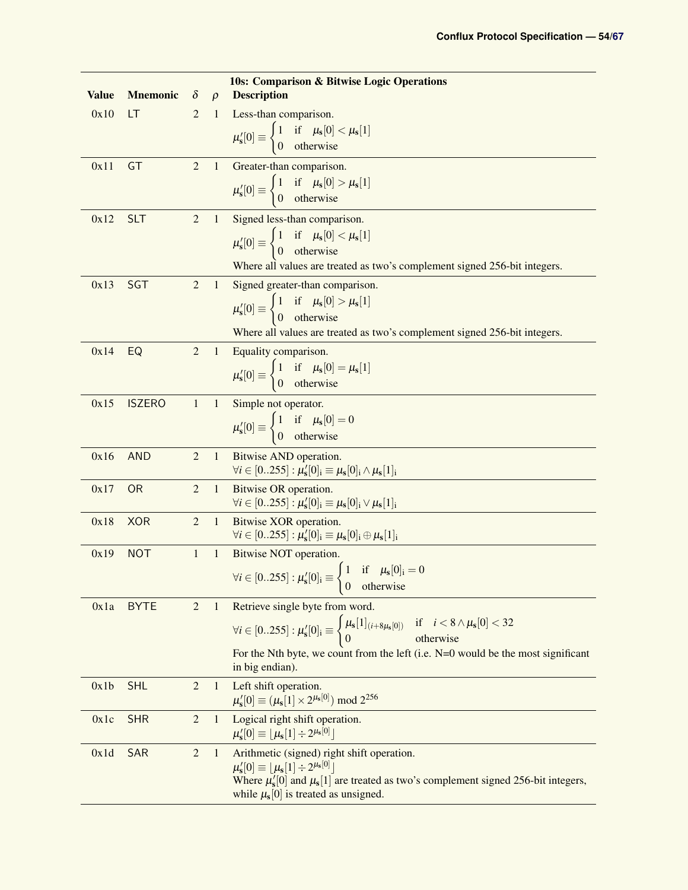| Value | Mnemonic | $\delta$ | $\rho$ | **10s: Comparison & Bitwise Logic Operations** Description |
|---|---|---|---|---|
| 0x10 | LT | 2 | 1 | Less-than comparison. $\mu'_s[0] \equiv \begin{cases} 1 & \text{if} \quad \mu_s[0] < \mu_s[1] \\ 0 & \text{otherwise} \end{cases}$ |
| 0x11 | GT | 2 | 1 | Greater-than comparison. $\mu'_s[0] \equiv \begin{cases} 1 & \text{if} \quad \mu_s[0] > \mu_s[1] \\ 0 & \text{otherwise} \end{cases}$ |
| 0x12 | SLT | 2 | 1 | Signed less-than comparison. $\mu'_s[0] \equiv \begin{cases} 1 & \text{if} \quad \mu_s[0] < \mu_s[1] \\ 0 & \text{otherwise} \end{cases}$ Where all values are treated as two's complement signed 256-bit integers. |
| 0x13 | SGT | 2 | 1 | Signed greater-than comparison. $\mu'_s[0] \equiv \begin{cases} 1 & \text{if} \quad \mu_s[0] > \mu_s[1] \\ 0 & \text{otherwise} \end{cases}$ Where all values are treated as two's complement signed 256-bit integers. |
| 0x14 | EQ | 2 | 1 | Equality comparison. $\mu'_s[0] \equiv \begin{cases} 1 & \text{if} \quad \mu_s[0] = \mu_s[1] \\ 0 & \text{otherwise} \end{cases}$ |
| 0x15 | ISZERO | 1 | 1 | Simple not operator. $\mu'_s[0] \equiv \begin{cases} 1 & \text{if} \quad \mu_s[0] = 0 \\ 0 & \text{otherwise} \end{cases}$ |
| 0x16 | AND | 2 | 1 | Bitwise AND operation. $\forall i \in [0..255] : \mu'_s[0]_i \equiv \mu_s[0]_i \wedge \mu_s[1]_i$ |
| 0x17 | OR | 2 | 1 | Bitwise OR operation. $\forall i \in [0..255] : \mu'_s[0]_i \equiv \mu_s[0]_i \vee \mu_s[1]_i$ |
| 0x18 | XOR | 2 | 1 | Bitwise XOR operation. $\forall i \in [0..255] : \mu'_s[0]_i \equiv \mu_s[0]_i \oplus \mu_s[1]_i$ |
| 0x19 | NOT | 1 | 1 | Bitwise NOT operation. $\forall i \in [0..255] : \mu'_s[0]_i \equiv \begin{cases} 1 & \text{if} \quad \mu_s[0]_i = 0 \\ 0 & \text{otherwise} \end{cases}$ |
| 0x1a | BYTE | 2 | 1 | Retrieve single byte from word. $\forall i \in [0..255] : \mu'_s[0]_i \equiv \begin{cases} \mu_s[1]_{(i + 8\mu_s[0])} & \text{if} \quad i < 8 \wedge \mu_s[0] < 32 \\ 0 & \text{otherwise} \end{cases}$ For the Nth byte, we count from the left (i.e. N=0 would be the most significant in big endian). |
| 0x1b | SHL | 2 | 1 | Left shift operation. $\mu'_s[0] \equiv (\mu_s[1] \times 2^{\mu_s[0]}) \bmod 2^{256}$ |
| 0x1c | SHR | 2 | 1 | Logical right shift operation. $\mu'_s[0] \equiv \lfloor \mu_s[1] \div 2^{\mu_s[0]} \rfloor$ |
| 0x1d | SAR | 2 | 1 | Arithmetic (signed) right shift operation. $\mu'_s[0] \equiv \lfloor \mu_s[1] \div 2^{\mu_s[0]} \rfloor$ Where $\mu'_s[0]$ and $\mu_s[1]$ are treated as two's complement signed 256-bit integers, while $\mu_s[0]$ is treated as unsigned. |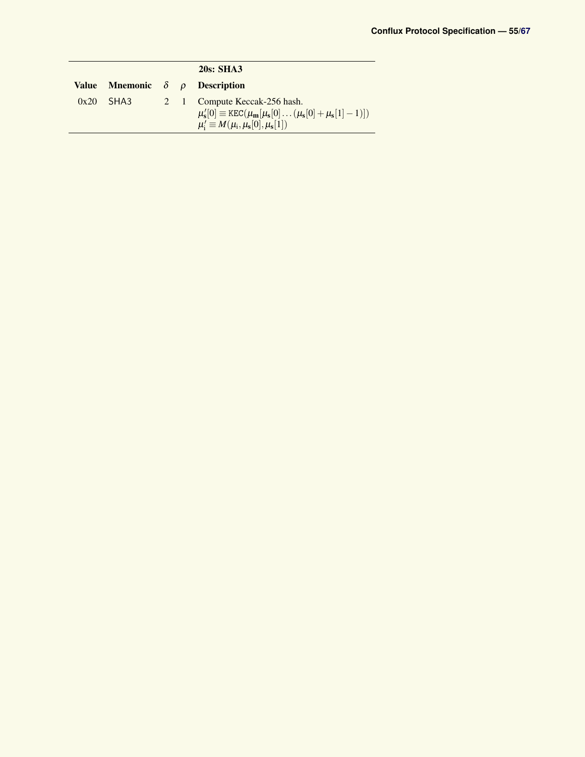| 20s: SHA3 | | | | |
|---|---|---|---|---|
| **Value** | **Mnemonic** | $\delta$ | $\rho$ | **Description** |
| 0x20 | SHA3 | 2 | 1 | Compute Keccak-256 hash. $\boldsymbol{\mu}'_{\mathbf{s}}[0] \equiv \mathtt{KEC}(\boldsymbol{\mu}_{\mathbf{m}}[\boldsymbol{\mu}_{\mathbf{s}}[0] \dots (\boldsymbol{\mu}_{\mathbf{s}}[0] + \boldsymbol{\mu}_{\mathbf{s}}[1] - 1)])$ $\boldsymbol{\mu}'_{\mathrm{i}} \equiv M(\boldsymbol{\mu}_{\mathrm{i}}, \boldsymbol{\mu}_{\mathbf{s}}[0], \boldsymbol{\mu}_{\mathbf{s}}[1])$ |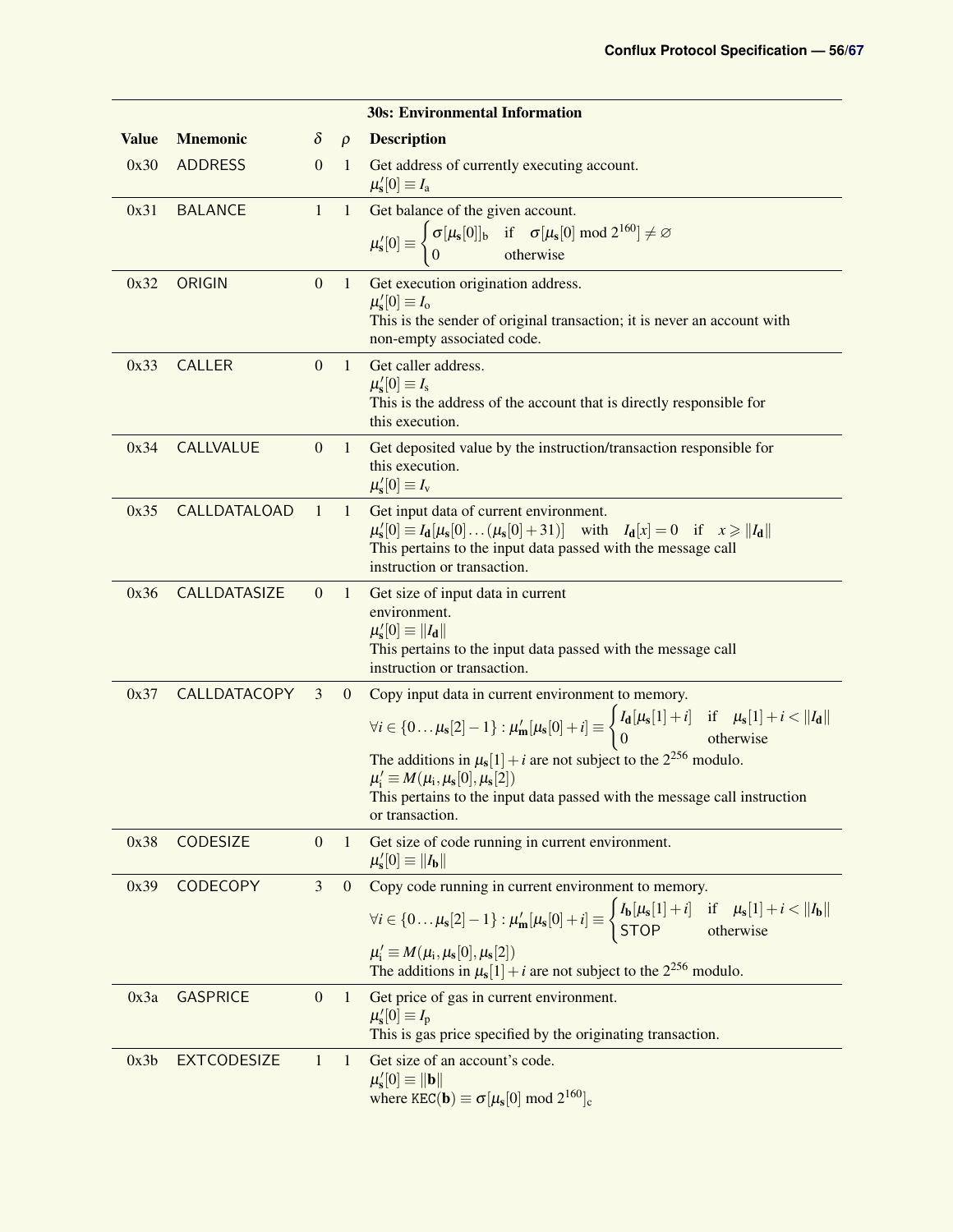| | | | | 30s: Environmental Information |
|---|---|---|---|---|
| **Value** | **Mnemonic** | $\delta$ | $\rho$ | **Description** |
| 0x30 | ADDRESS | 0 | 1 | Get address of currently executing account.<br>$\mu'_\mathbf{s}[0] \equiv I_\mathrm{a}$ |
| 0x31 | BALANCE | 1 | 1 | Get balance of the given account.<br>$\mu'_\mathbf{s}[0] \equiv \begin{cases} \sigma[\mu_\mathbf{s}[0]]_\mathrm{b} & \text{if} \quad \sigma[\mu_\mathbf{s}[0] \bmod 2^{160}] \neq \varnothing \\ 0 & \text{otherwise} \end{cases}$ |
| 0x32 | ORIGIN | 0 | 1 | Get execution origination address.<br>$\mu'_\mathbf{s}[0] \equiv I_\mathrm{o}$<br>This is the sender of original transaction; it is never an account with non-empty associated code. |
| 0x33 | CALLER | 0 | 1 | Get caller address.<br>$\mu'_\mathbf{s}[0] \equiv I_\mathrm{s}$<br>This is the address of the account that is directly responsible for this execution. |
| 0x34 | CALLVALUE | 0 | 1 | Get deposited value by the instruction/transaction responsible for this execution.<br>$\mu'_\mathbf{s}[0] \equiv I_\mathrm{v}$ |
| 0x35 | CALLDATALOAD | 1 | 1 | Get input data of current environment.<br>$\mu'_\mathbf{s}[0] \equiv I_\mathbf{d}[\mu_\mathbf{s}[0] \dots (\mu_\mathbf{s}[0]+31)] \quad \text{with} \quad I_\mathbf{d}[x] = 0 \quad \text{if} \quad x \geqslant \lVert I_\mathbf{d} \rVert$<br>This pertains to the input data passed with the message call instruction or transaction. |
| 0x36 | CALLDATASIZE | 0 | 1 | Get size of input data in current environment.<br>$\mu'_\mathbf{s}[0] \equiv \lVert I_\mathbf{d} \rVert$<br>This pertains to the input data passed with the message call instruction or transaction. |
| 0x37 | CALLDATACOPY | 3 | 0 | Copy input data in current environment to memory.<br>$\forall i \in \{0 \dots \mu_\mathbf{s}[2]-1\} : \mu'_\mathbf{m}[\mu_\mathbf{s}[0]+i] \equiv \begin{cases} I_\mathbf{d}[\mu_\mathbf{s}[1]+i] & \text{if} \quad \mu_\mathbf{s}[1]+i < \lVert I_\mathbf{d} \rVert \\ 0 & \text{otherwise} \end{cases}$<br>The additions in $\mu_\mathbf{s}[1]+i$ are not subject to the $2^{256}$ modulo.<br>$\mu'_\mathrm{i} \equiv M(\mu_\mathrm{i}, \mu_\mathbf{s}[0], \mu_\mathbf{s}[2])$<br>This pertains to the input data passed with the message call instruction or transaction. |
| 0x38 | CODESIZE | 0 | 1 | Get size of code running in current environment.<br>$\mu'_\mathbf{s}[0] \equiv \lVert I_\mathbf{b} \rVert$ |
| 0x39 | CODECOPY | 3 | 0 | Copy code running in current environment to memory.<br>$\forall i \in \{0 \dots \mu_\mathbf{s}[2]-1\} : \mu'_\mathbf{m}[\mu_\mathbf{s}[0]+i] \equiv \begin{cases} I_\mathbf{b}[\mu_\mathbf{s}[1]+i] & \text{if} \quad \mu_\mathbf{s}[1]+i < \lVert I_\mathbf{b} \rVert \\ \mathsf{STOP} & \text{otherwise} \end{cases}$<br>$\mu'_\mathrm{i} \equiv M(\mu_\mathrm{i}, \mu_\mathbf{s}[0], \mu_\mathbf{s}[2])$<br>The additions in $\mu_\mathbf{s}[1]+i$ are not subject to the $2^{256}$ modulo. |
| 0x3a | GASPRICE | 0 | 1 | Get price of gas in current environment.<br>$\mu'_\mathbf{s}[0] \equiv I_\mathrm{p}$<br>This is gas price specified by the originating transaction. |
| 0x3b | EXTCODESIZE | 1 | 1 | Get size of an account's code.<br>$\mu'_\mathbf{s}[0] \equiv \lVert \mathbf{b} \rVert$<br>where $\texttt{KEC}(\mathbf{b}) \equiv \sigma[\mu_\mathbf{s}[0] \bmod 2^{160}]_\mathrm{c}$ |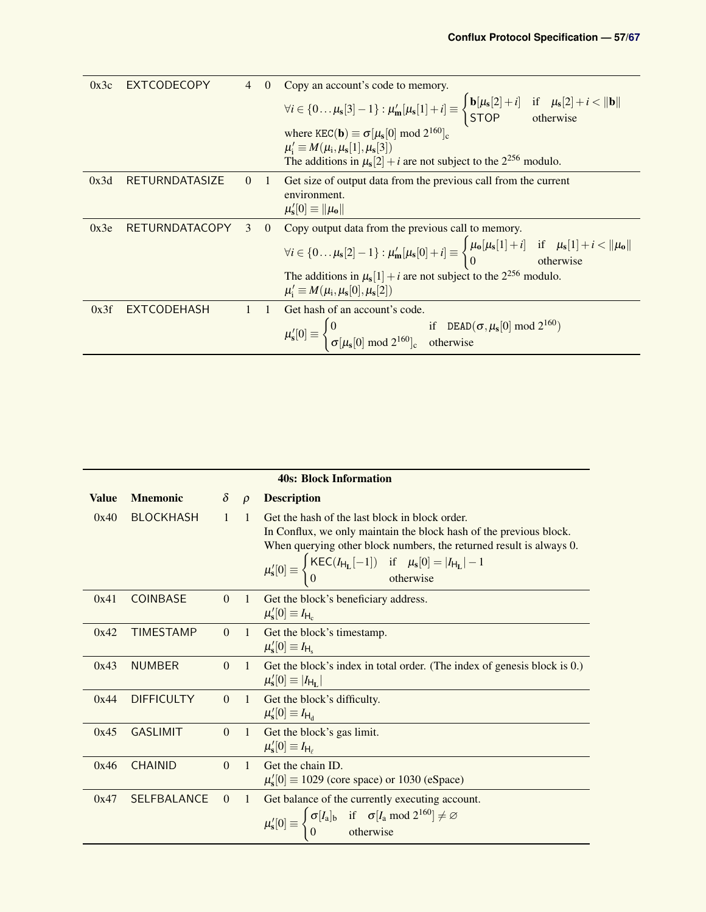| Value | Mnemonic | $\delta$ | $\rho$ | Description |
|---|---|---|---|---|
| 0x3c | EXTCODECOPY | 4 | 0 | Copy an account's code to memory. $\forall i \in \{0 \ldots \mu_s[3]-1\} : \mu'_m[\mu_s[1]+i] \equiv \begin{cases} \mathbf{b}[\mu_s[2]+i] & \text{if} \quad \mu_s[2]+i < \lVert\mathbf{b}\rVert \\ \text{STOP} & \text{otherwise} \end{cases}$ where $\texttt{KEC}(\mathbf{b}) \equiv \sigma[\mu_s[0] \bmod 2^{160}]_c$ $\mu'_i \equiv M(\mu_i, \mu_s[1], \mu_s[3])$ The additions in $\mu_s[2]+i$ are not subject to the $2^{256}$ modulo. |
| 0x3d | RETURNDATASIZE | 0 | 1 | Get size of output data from the previous call from the current environment. $\mu'_s[0] \equiv \lVert\mu_o\rVert$ |
| 0x3e | RETURNDATACOPY | 3 | 0 | Copy output data from the previous call to memory. $\forall i \in \{0 \ldots \mu_s[2]-1\} : \mu'_m[\mu_s[0]+i] \equiv \begin{cases} \mu_o[\mu_s[1]+i] & \text{if} \quad \mu_s[1]+i < \lVert\mu_o\rVert \\ 0 & \text{otherwise} \end{cases}$ The additions in $\mu_s[1]+i$ are not subject to the $2^{256}$ modulo. $\mu'_i \equiv M(\mu_i, \mu_s[0], \mu_s[2])$ |
| 0x3f | EXTCODEHASH | 1 | 1 | Get hash of an account's code. $\mu'_s[0] \equiv \begin{cases} 0 & \text{if} \quad \texttt{DEAD}(\sigma, \mu_s[0] \bmod 2^{160}) \\ \sigma[\mu_s[0] \bmod 2^{160}]_c & \text{otherwise} \end{cases}$ |

**40s: Block Information**

| Value | Mnemonic | $\delta$ | $\rho$ | Description |
|---|---|---|---|---|
| 0x40 | BLOCKHASH | 1 | 1 | Get the hash of the last block in block order. In Conflux, we only maintain the block hash of the previous block. When querying other block numbers, the returned result is always 0. $\mu'_s[0] \equiv \begin{cases} \text{KEC}(I_{H_L}[-1]) & \text{if} \quad \mu_s[0] = \lvert I_{H_L}\rvert - 1 \\ 0 & \text{otherwise} \end{cases}$ |
| 0x41 | COINBASE | 0 | 1 | Get the block's beneficiary address. $\mu'_s[0] \equiv I_{H_c}$ |
| 0x42 | TIMESTAMP | 0 | 1 | Get the block's timestamp. $\mu'_s[0] \equiv I_{H_s}$ |
| 0x43 | NUMBER | 0 | 1 | Get the block's index in total order. (The index of genesis block is 0.) $\mu'_s[0] \equiv \lvert I_{H_L}\rvert$ |
| 0x44 | DIFFICULTY | 0 | 1 | Get the block's difficulty. $\mu'_s[0] \equiv I_{H_d}$ |
| 0x45 | GASLIMIT | 0 | 1 | Get the block's gas limit. $\mu'_s[0] \equiv I_{H_\ell}$ |
| 0x46 | CHAINID | 0 | 1 | Get the chain ID. $\mu'_s[0] \equiv 1029$ (core space) or 1030 (eSpace) |
| 0x47 | SELFBALANCE | 0 | 1 | Get balance of the currently executing account. $\mu'_s[0] \equiv \begin{cases} \sigma[I_a]_b & \text{if} \quad \sigma[I_a \bmod 2^{160}] \neq \varnothing \\ 0 & \text{otherwise} \end{cases}$ |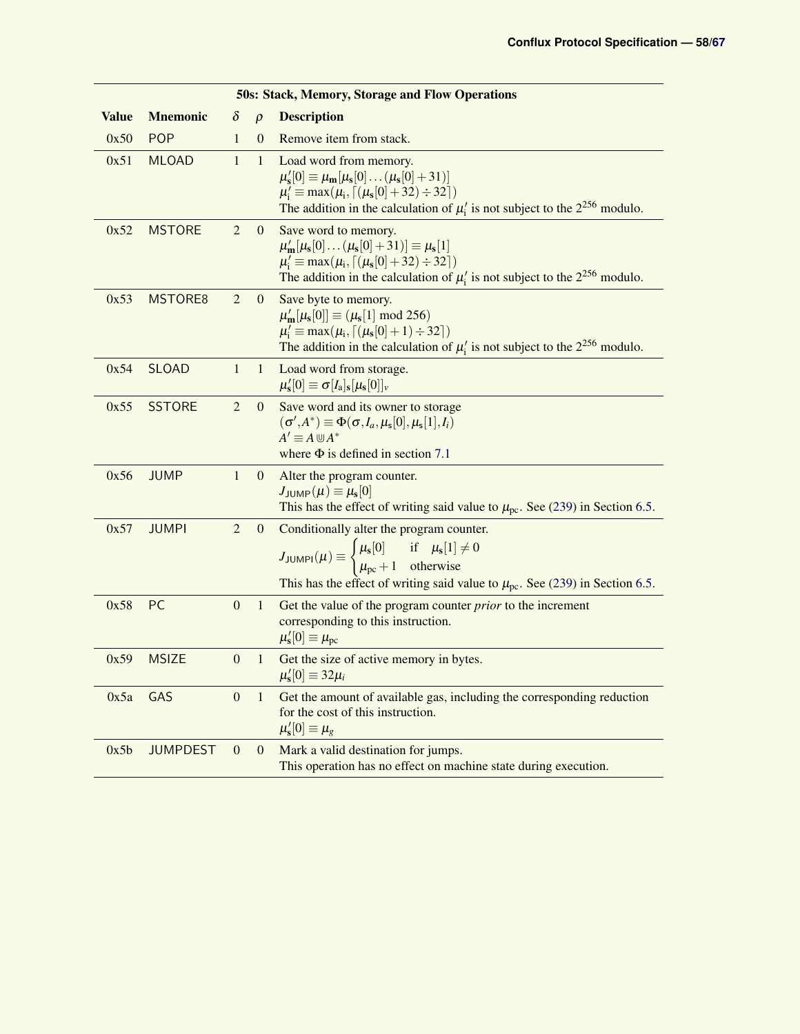| 50s: Stack, Memory, Storage and Flow Operations | | | | |
|---|---|---|---|---|
| **Value** | **Mnemonic** | $\delta$ | $\rho$ | **Description** |
| 0x50 | POP | 1 | 0 | Remove item from stack. |
| 0x51 | MLOAD | 1 | 1 | Load word from memory. <br> $\boldsymbol{\mu}'_{\mathbf{s}}[0] \equiv \boldsymbol{\mu}_{\mathbf{m}}[\boldsymbol{\mu}_{\mathbf{s}}[0] \dots (\boldsymbol{\mu}_{\mathbf{s}}[0] + 31)]$ <br> $\boldsymbol{\mu}'_{\mathrm{i}} \equiv \max(\boldsymbol{\mu}_{\mathrm{i}}, \lceil (\boldsymbol{\mu}_{\mathbf{s}}[0] + 32) \div 32 \rceil)$ <br> The addition in the calculation of $\boldsymbol{\mu}'_{\mathrm{i}}$ is not subject to the $2^{256}$ modulo. |
| 0x52 | MSTORE | 2 | 0 | Save word to memory. <br> $\boldsymbol{\mu}'_{\mathbf{m}}[\boldsymbol{\mu}_{\mathbf{s}}[0] \dots (\boldsymbol{\mu}_{\mathbf{s}}[0] + 31)] \equiv \boldsymbol{\mu}_{\mathbf{s}}[1]$ <br> $\boldsymbol{\mu}'_{\mathrm{i}} \equiv \max(\boldsymbol{\mu}_{\mathrm{i}}, \lceil (\boldsymbol{\mu}_{\mathbf{s}}[0] + 32) \div 32 \rceil)$ <br> The addition in the calculation of $\boldsymbol{\mu}'_{\mathrm{i}}$ is not subject to the $2^{256}$ modulo. |
| 0x53 | MSTORE8 | 2 | 0 | Save byte to memory. <br> $\boldsymbol{\mu}'_{\mathbf{m}}[\boldsymbol{\mu}_{\mathbf{s}}[0]] \equiv (\boldsymbol{\mu}_{\mathbf{s}}[1] \bmod 256)$ <br> $\boldsymbol{\mu}'_{\mathrm{i}} \equiv \max(\boldsymbol{\mu}_{\mathrm{i}}, \lceil (\boldsymbol{\mu}_{\mathbf{s}}[0] + 1) \div 32 \rceil)$ <br> The addition in the calculation of $\boldsymbol{\mu}'_{\mathrm{i}}$ is not subject to the $2^{256}$ modulo. |
| 0x54 | SLOAD | 1 | 1 | Load word from storage. <br> $\boldsymbol{\mu}'_{\mathbf{s}}[0] \equiv \boldsymbol{\sigma}[I_{\mathrm{a}}]_{\mathbf{s}}[\boldsymbol{\mu}_{\mathbf{s}}[0]]_v$ |
| 0x55 | SSTORE | 2 | 0 | Save word and its owner to storage <br> $(\boldsymbol{\sigma}', A^*) \equiv \Phi(\boldsymbol{\sigma}, I_a, \boldsymbol{\mu}_{\mathbf{s}}[0], \boldsymbol{\mu}_{\mathbf{s}}[1], I_i)$ <br> $A' \equiv A \Cup A^*$ <br> where $\Phi$ is defined in section 7.1 |
| 0x56 | JUMP | 1 | 0 | Alter the program counter. <br> $J_{\mathrm{JUMP}}(\boldsymbol{\mu}) \equiv \boldsymbol{\mu}_{\mathbf{s}}[0]$ <br> This has the effect of writing said value to $\boldsymbol{\mu}_{\mathrm{pc}}$. See (239) in Section 6.5. |
| 0x57 | JUMPI | 2 | 0 | Conditionally alter the program counter. <br> $J_{\mathrm{JUMPI}}(\boldsymbol{\mu}) \equiv \begin{cases} \boldsymbol{\mu}_{\mathbf{s}}[0] & \text{if} \quad \boldsymbol{\mu}_{\mathbf{s}}[1] \neq 0 \\ \boldsymbol{\mu}_{\mathrm{pc}} + 1 & \text{otherwise} \end{cases}$ <br> This has the effect of writing said value to $\boldsymbol{\mu}_{\mathrm{pc}}$. See (239) in Section 6.5. |
| 0x58 | PC | 0 | 1 | Get the value of the program counter *prior* to the increment corresponding to this instruction. <br> $\boldsymbol{\mu}'_{\mathbf{s}}[0] \equiv \boldsymbol{\mu}_{\mathrm{pc}}$ |
| 0x59 | MSIZE | 0 | 1 | Get the size of active memory in bytes. <br> $\boldsymbol{\mu}'_{\mathbf{s}}[0] \equiv 32\boldsymbol{\mu}_i$ |
| 0x5a | GAS | 0 | 1 | Get the amount of available gas, including the corresponding reduction for the cost of this instruction. <br> $\boldsymbol{\mu}'_{\mathbf{s}}[0] \equiv \boldsymbol{\mu}_g$ |
| 0x5b | JUMPDEST | 0 | 0 | Mark a valid destination for jumps. <br> This operation has no effect on machine state during execution. |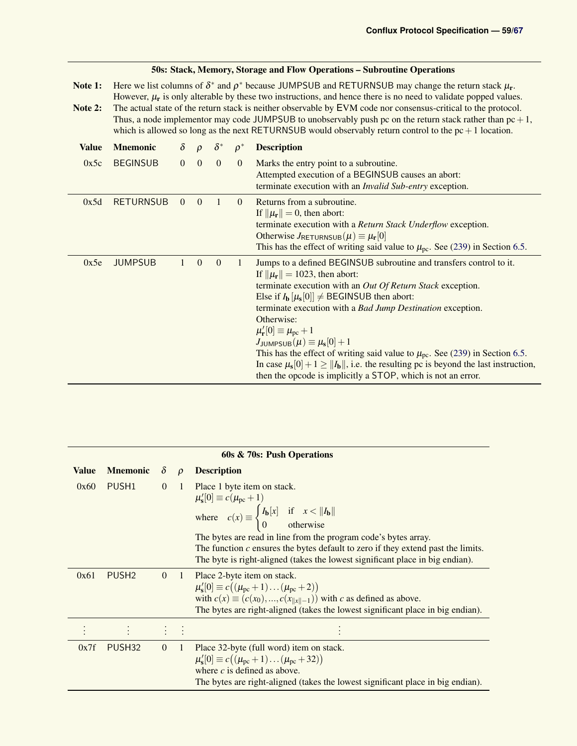### 50s: Stack, Memory, Storage and Flow Operations – Subroutine Operations

**Note 1:** Here we list columns of $\delta^*$ and $\rho^*$ because JUMPSUB and RETURNSUB may change the return stack $\mu_\mathbf{r}$. However, $\mu_\mathbf{r}$ is only alterable by these two instructions, and hence there is no need to validate popped values.

**Note 2:** The actual state of the return stack is neither observable by EVM code nor consensus-critical to the protocol. Thus, a node implementor may code JUMPSUB to unobservably push pc on the return stack rather than $\text{pc}+1$, which is allowed so long as the next RETURNSUB would observably return control to the $\text{pc}+1$ location.

| Value | Mnemonic | $\delta$ | $\rho$ | $\delta^*$ | $\rho^*$ | Description |
|---|---|---|---|---|---|---|
| 0x5c | BEGINSUB | 0 | 0 | 0 | 0 | Marks the entry point to a subroutine.<br>Attempted execution of a BEGINSUB causes an abort:<br>terminate execution with an *Invalid Sub-entry* exception. |
| 0x5d | RETURNSUB | 0 | 0 | 1 | 0 | Returns from a subroutine.<br>If $\lVert\mu_\mathbf{r}\rVert = 0$, then abort:<br>terminate execution with a *Return Stack Underflow* exception.<br>Otherwise $J_{\text{RETURNSUB}}(\mu) \equiv \mu_\mathbf{r}[0]$<br>This has the effect of writing said value to $\mu_{\text{pc}}$. See (239) in Section 6.5. |
| 0x5e | JUMPSUB | 1 | 0 | 0 | 1 | Jumps to a defined BEGINSUB subroutine and transfers control to it.<br>If $\lVert\mu_\mathbf{r}\rVert = 1023$, then abort:<br>terminate execution with an *Out Of Return Stack* exception.<br>Else if $I_\mathbf{b}[\mu_\mathbf{s}[0]] \neq$ BEGINSUB then abort:<br>terminate execution with a *Bad Jump Destination* exception.<br>Otherwise:<br>$\mu'_\mathbf{r}[0] \equiv \mu_{\text{pc}}+1$<br>$J_{\text{JUMPSUB}}(\mu) \equiv \mu_\mathbf{s}[0]+1$<br>This has the effect of writing said value to $\mu_{\text{pc}}$. See (239) in Section 6.5.<br>In case $\mu_\mathbf{s}[0]+1 \geq \lVert I_\mathbf{b}\rVert$, i.e. the resulting pc is beyond the last instruction, then the opcode is implicitly a STOP, which is not an error. |

### 60s & 70s: Push Operations

| Value | Mnemonic | $\delta$ | $\rho$ | Description |
|---|---|---|---|---|
| 0x60 | PUSH1 | 0 | 1 | Place 1 byte item on stack.<br>$\mu'_\mathbf{s}[0] \equiv c(\mu_{\text{pc}}+1)$<br>where $c(x) \equiv \begin{cases} I_\mathbf{b}[x] & \text{if} \quad x < \lVert I_\mathbf{b}\rVert \\ 0 & \text{otherwise} \end{cases}$<br>The bytes are read in line from the program code's bytes array.<br>The function $c$ ensures the bytes default to zero if they extend past the limits.<br>The byte is right-aligned (takes the lowest significant place in big endian). |
| 0x61 | PUSH2 | 0 | 1 | Place 2-byte item on stack.<br>$\mu'_\mathbf{s}[0] \equiv c\big((\mu_{\text{pc}}+1)\ldots(\mu_{\text{pc}}+2)\big)$<br>with $c(\mathbf{x}) \equiv (c(\mathbf{x}_0), \ldots, c(\mathbf{x}_{\lVert\mathbf{x}\rVert-1}))$ with $c$ as defined as above.<br>The bytes are right-aligned (takes the lowest significant place in big endian). |
| ⋮ | ⋮ | ⋮ | ⋮ | ⋮ |
| 0x7f | PUSH32 | 0 | 1 | Place 32-byte (full word) item on stack.<br>$\mu'_\mathbf{s}[0] \equiv c\big((\mu_{\text{pc}}+1)\ldots(\mu_{\text{pc}}+32)\big)$<br>where $c$ is defined as above.<br>The bytes are right-aligned (takes the lowest significant place in big endian). |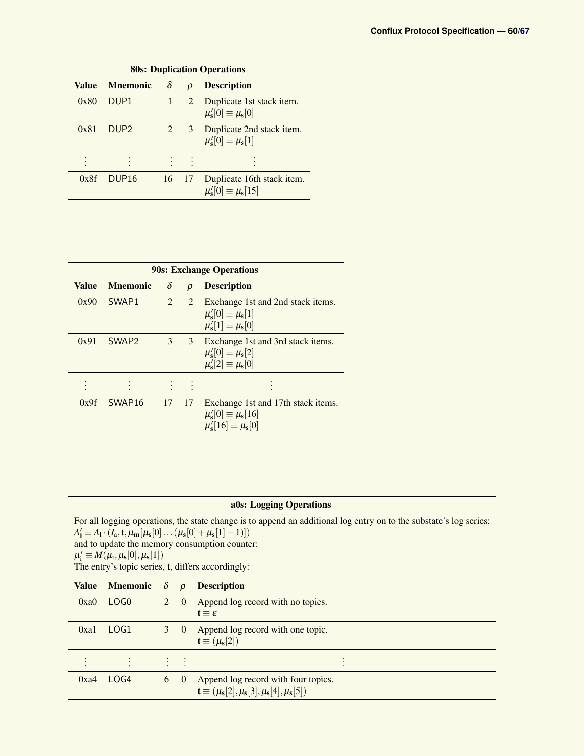**80s: Duplication Operations**

| Value | Mnemonic | $\delta$ | $\rho$ | Description |
|---|---|---|---|---|
| 0x80 | DUP1 | 1 | 2 | Duplicate 1st stack item. $\mu'_{\mathbf{s}}[0] \equiv \mu_{\mathbf{s}}[0]$ |
| 0x81 | DUP2 | 2 | 3 | Duplicate 2nd stack item. $\mu'_{\mathbf{s}}[0] \equiv \mu_{\mathbf{s}}[1]$ |
| ⋮ | ⋮ | ⋮ | ⋮ | ⋮ |
| 0x8f | DUP16 | 16 | 17 | Duplicate 16th stack item. $\mu'_{\mathbf{s}}[0] \equiv \mu_{\mathbf{s}}[15]$ |

**90s: Exchange Operations**

| Value | Mnemonic | $\delta$ | $\rho$ | Description |
|---|---|---|---|---|
| 0x90 | SWAP1 | 2 | 2 | Exchange 1st and 2nd stack items. $\mu'_{\mathbf{s}}[0] \equiv \mu_{\mathbf{s}}[1]$ $\mu'_{\mathbf{s}}[1] \equiv \mu_{\mathbf{s}}[0]$ |
| 0x91 | SWAP2 | 3 | 3 | Exchange 1st and 3rd stack items. $\mu'_{\mathbf{s}}[0] \equiv \mu_{\mathbf{s}}[2]$ $\mu'_{\mathbf{s}}[2] \equiv \mu_{\mathbf{s}}[0]$ |
| ⋮ | ⋮ | ⋮ | ⋮ | ⋮ |
| 0x9f | SWAP16 | 17 | 17 | Exchange 1st and 17th stack items. $\mu'_{\mathbf{s}}[0] \equiv \mu_{\mathbf{s}}[16]$ $\mu'_{\mathbf{s}}[16] \equiv \mu_{\mathbf{s}}[0]$ |

**a0s: Logging Operations**

For all logging operations, the state change is to append an additional log entry on to the substate's log series:
$A'_{\mathbf{l}} \equiv A_{\mathbf{l}} \cdot (I_{\mathrm{a}}, \mathbf{t}, \mu_{\mathbf{m}}[\mu_{\mathbf{s}}[0] \dots (\mu_{\mathbf{s}}[0] + \mu_{\mathbf{s}}[1] - 1)])$
and to update the memory consumption counter:
$\mu'_{\mathrm{i}} \equiv M(\mu_{\mathrm{i}}, \mu_{\mathbf{s}}[0], \mu_{\mathbf{s}}[1])$
The entry's topic series, $\mathbf{t}$, differs accordingly:

| Value | Mnemonic | $\delta$ | $\rho$ | Description |
|---|---|---|---|---|
| 0xa0 | LOG0 | 2 | 0 | Append log record with no topics. $\mathbf{t} \equiv \varepsilon$ |
| 0xa1 | LOG1 | 3 | 0 | Append log record with one topic. $\mathbf{t} \equiv (\mu_{\mathbf{s}}[2])$ |
| ⋮ | ⋮ | ⋮ | ⋮ | ⋮ |
| 0xa4 | LOG4 | 6 | 0 | Append log record with four topics. $\mathbf{t} \equiv (\mu_{\mathbf{s}}[2], \mu_{\mathbf{s}}[3], \mu_{\mathbf{s}}[4], \mu_{\mathbf{s}}[5])$ |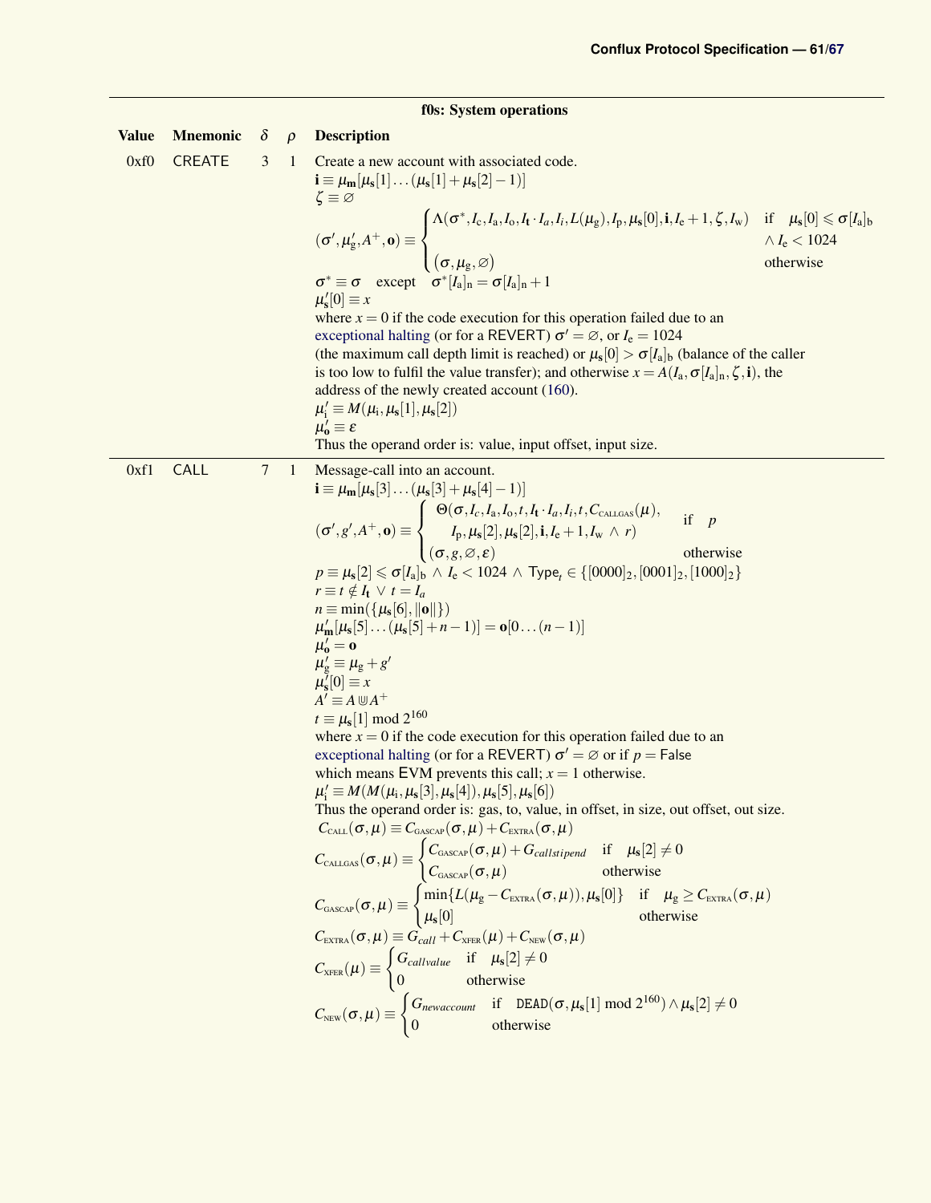**f0s: System operations**

| Value | Mnemonic | $\delta$ | $\rho$ | Description |
|---|---|---|---|---|
| 0xf0 | CREATE | 3 | 1 | Create a new account with associated code. <br> $\mathbf{i} \equiv \boldsymbol{\mu}_{\mathbf{m}}[\boldsymbol{\mu}_{\mathbf{s}}[1] \dots (\boldsymbol{\mu}_{\mathbf{s}}[1] + \boldsymbol{\mu}_{\mathbf{s}}[2] - 1)]$ <br> $\zeta \equiv \varnothing$ <br> $(\boldsymbol{\sigma}', \boldsymbol{\mu}'_{\mathrm{g}}, A^+, \mathbf{o}) \equiv \begin{cases} \Lambda(\boldsymbol{\sigma}^*, I_{\mathrm{c}}, I_{\mathrm{a}}, I_{\mathrm{o}}, I_{\mathbf{t}} \cdot I_a, I_i, L(\boldsymbol{\mu}_{\mathrm{g}}), I_{\mathrm{p}}, \boldsymbol{\mu}_{\mathbf{s}}[0], \mathbf{i}, I_{\mathrm{e}} + 1, \zeta, I_{\mathrm{w}}) & \text{if} \quad \boldsymbol{\mu}_{\mathbf{s}}[0] \leqslant \boldsymbol{\sigma}[I_{\mathrm{a}}]_{\mathrm{b}} \\ & \wedge I_{\mathrm{e}} < 1024 \\ (\boldsymbol{\sigma}, \boldsymbol{\mu}_{\mathrm{g}}, \varnothing) & \text{otherwise} \end{cases}$ <br> $\boldsymbol{\sigma}^* \equiv \boldsymbol{\sigma} \quad \text{except} \quad \boldsymbol{\sigma}^*[I_{\mathrm{a}}]_{\mathrm{n}} = \boldsymbol{\sigma}[I_{\mathrm{a}}]_{\mathrm{n}} + 1$ <br> $\boldsymbol{\mu}'_{\mathbf{s}}[0] \equiv x$ <br> where $x = 0$ if the code execution for this operation failed due to an exceptional halting (or for a REVERT) $\boldsymbol{\sigma}' = \varnothing$, or $I_{\mathrm{e}} = 1024$ (the maximum call depth limit is reached) or $\boldsymbol{\mu}_{\mathbf{s}}[0] > \boldsymbol{\sigma}[I_{\mathrm{a}}]_{\mathrm{b}}$ (balance of the caller is too low to fulfil the value transfer); and otherwise $x = A(I_{\mathrm{a}}, \boldsymbol{\sigma}[I_{\mathrm{a}}]_{\mathrm{n}}, \zeta, \mathbf{i})$, the address of the newly created account (160). <br> $\boldsymbol{\mu}'_{\mathrm{i}} \equiv M(\boldsymbol{\mu}_{\mathrm{i}}, \boldsymbol{\mu}_{\mathbf{s}}[1], \boldsymbol{\mu}_{\mathbf{s}}[2])$ <br> $\boldsymbol{\mu}'_{\mathbf{o}} \equiv \varepsilon$ <br> Thus the operand order is: value, input offset, input size. |
| 0xf1 | CALL | 7 | 1 | Message-call into an account. <br> $\mathbf{i} \equiv \boldsymbol{\mu}_{\mathbf{m}}[\boldsymbol{\mu}_{\mathbf{s}}[3] \dots (\boldsymbol{\mu}_{\mathbf{s}}[3] + \boldsymbol{\mu}_{\mathbf{s}}[4] - 1)]$ <br> $(\boldsymbol{\sigma}', g', A^+, \mathbf{o}) \equiv \begin{cases} \Theta(\boldsymbol{\sigma}, I_c, I_{\mathrm{a}}, I_{\mathrm{o}}, t, I_{\mathbf{t}} \cdot I_a, I_i, t, C_{\text{CALLGAS}}(\boldsymbol{\mu}), \\ \quad I_{\mathrm{p}}, \boldsymbol{\mu}_{\mathbf{s}}[2], \boldsymbol{\mu}_{\mathbf{s}}[2], \mathbf{i}, I_{\mathrm{e}} + 1, I_{\mathrm{w}} \wedge r) & \text{if} \quad p \\ (\boldsymbol{\sigma}, g, \varnothing, \varepsilon) & \text{otherwise} \end{cases}$ <br> $p \equiv \boldsymbol{\mu}_{\mathbf{s}}[2] \leqslant \boldsymbol{\sigma}[I_{\mathrm{a}}]_{\mathrm{b}} \wedge I_{\mathrm{e}} < 1024 \wedge \mathsf{Type}_t \in \{[0000]_2, [0001]_2, [1000]_2\}$ <br> $r \equiv t \notin \boldsymbol{I_{\mathbf{t}}} \vee t = I_a$ <br> $n \equiv \min(\{\boldsymbol{\mu}_{\mathbf{s}}[6], \lVert\mathbf{o}\rVert\})$ <br> $\boldsymbol{\mu}'_{\mathbf{m}}[\boldsymbol{\mu}_{\mathbf{s}}[5] \dots (\boldsymbol{\mu}_{\mathbf{s}}[5] + n - 1)] = \mathbf{o}[0 \dots (n-1)]$ <br> $\boldsymbol{\mu}'_{\mathbf{o}} = \mathbf{o}$ <br> $\boldsymbol{\mu}'_{\mathrm{g}} \equiv \boldsymbol{\mu}_{\mathrm{g}} + g'$ <br> $\boldsymbol{\mu}'_{\mathbf{s}}[0] \equiv x$ <br> $A' \equiv A \Cup A^+$ <br> $t \equiv \boldsymbol{\mu}_{\mathbf{s}}[1] \bmod 2^{160}$ <br> where $x = 0$ if the code execution for this operation failed due to an exceptional halting (or for a REVERT) $\boldsymbol{\sigma}' = \varnothing$ or if $p = \mathsf{False}$ which means EVM prevents this call; $x = 1$ otherwise. <br> $\boldsymbol{\mu}'_{\mathrm{i}} \equiv M(M(\boldsymbol{\mu}_{\mathrm{i}}, \boldsymbol{\mu}_{\mathbf{s}}[3], \boldsymbol{\mu}_{\mathbf{s}}[4]), \boldsymbol{\mu}_{\mathbf{s}}[5], \boldsymbol{\mu}_{\mathbf{s}}[6])$ <br> Thus the operand order is: gas, to, value, in offset, in size, out offset, out size. <br> $C_{\text{CALL}}(\boldsymbol{\sigma}, \boldsymbol{\mu}) \equiv C_{\text{GASCAP}}(\boldsymbol{\sigma}, \boldsymbol{\mu}) + C_{\text{EXTRA}}(\boldsymbol{\sigma}, \boldsymbol{\mu})$ <br> $C_{\text{CALLGAS}}(\boldsymbol{\sigma}, \boldsymbol{\mu}) \equiv \begin{cases} C_{\text{GASCAP}}(\boldsymbol{\sigma}, \boldsymbol{\mu}) + G_{callstipend} & \text{if} \quad \boldsymbol{\mu}_{\mathbf{s}}[2] \neq 0 \\ C_{\text{GASCAP}}(\boldsymbol{\sigma}, \boldsymbol{\mu}) & \text{otherwise} \end{cases}$ <br> $C_{\text{GASCAP}}(\boldsymbol{\sigma}, \boldsymbol{\mu}) \equiv \begin{cases} \min\{L(\boldsymbol{\mu}_{\mathrm{g}} - C_{\text{EXTRA}}(\boldsymbol{\sigma}, \boldsymbol{\mu})), \boldsymbol{\mu}_{\mathbf{s}}[0]\} & \text{if} \quad \boldsymbol{\mu}_{\mathrm{g}} \geq C_{\text{EXTRA}}(\boldsymbol{\sigma}, \boldsymbol{\mu}) \\ \boldsymbol{\mu}_{\mathbf{s}}[0] & \text{otherwise} \end{cases}$ <br> $C_{\text{EXTRA}}(\boldsymbol{\sigma}, \boldsymbol{\mu}) \equiv G_{call} + C_{\text{XFER}}(\boldsymbol{\mu}) + C_{\text{NEW}}(\boldsymbol{\sigma}, \boldsymbol{\mu})$ <br> $C_{\text{XFER}}(\boldsymbol{\mu}) \equiv \begin{cases} G_{callvalue} & \text{if} \quad \boldsymbol{\mu}_{\mathbf{s}}[2] \neq 0 \\ 0 & \text{otherwise} \end{cases}$ <br> $C_{\text{NEW}}(\boldsymbol{\sigma}, \boldsymbol{\mu}) \equiv \begin{cases} G_{newaccount} & \text{if} \quad \mathtt{DEAD}(\boldsymbol{\sigma}, \boldsymbol{\mu}_{\mathbf{s}}[1] \bmod 2^{160}) \wedge \boldsymbol{\mu}_{\mathbf{s}}[2] \neq 0 \\ 0 & \text{otherwise} \end{cases}$ |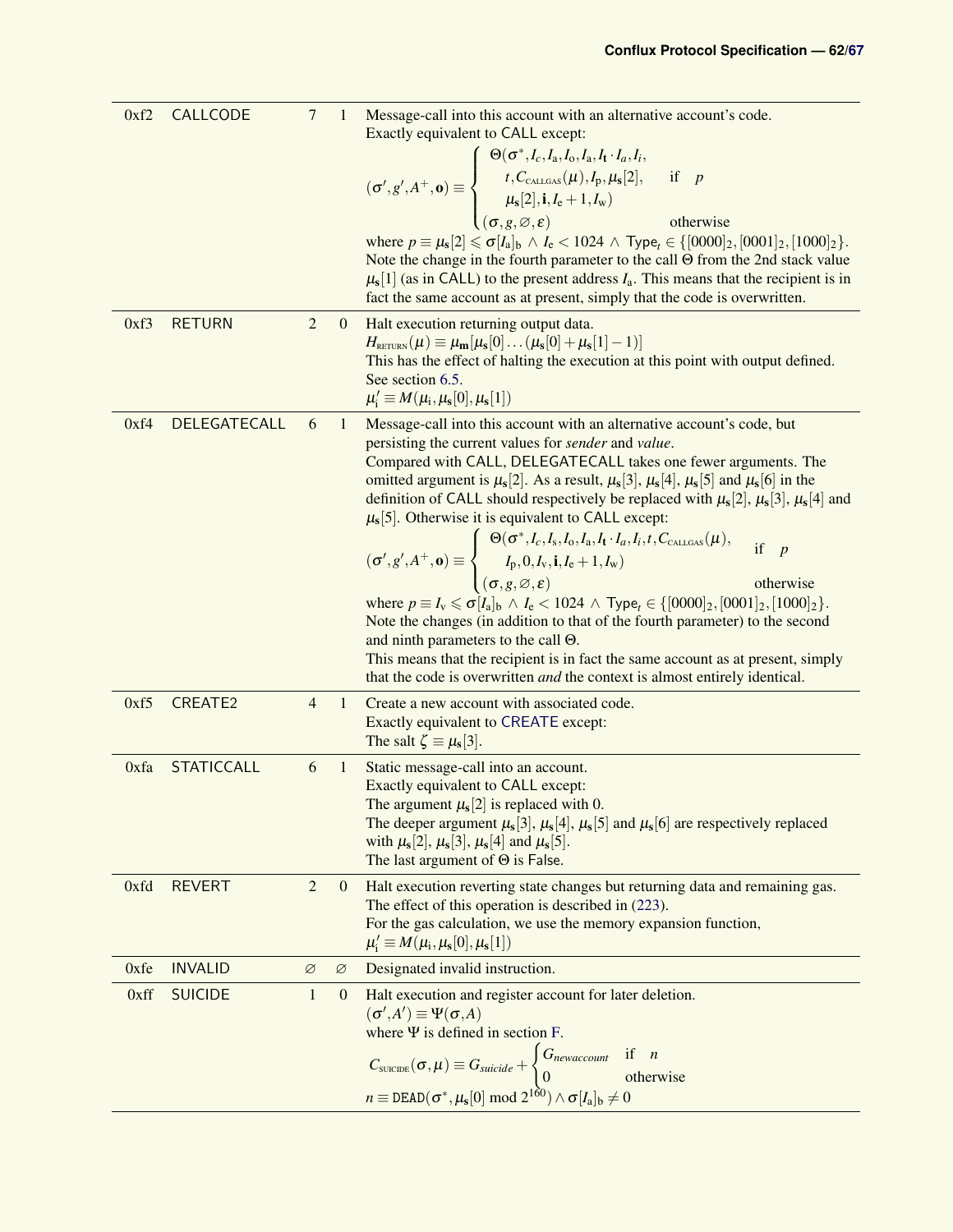| | | | | |
|---|---|---|---|---|
| 0xf2 | CALLCODE | 7 | 1 | Message-call into this account with an alternative account's code. Exactly equivalent to CALL except: $(\boldsymbol{\sigma}', g', A^+, \mathbf{o}) \equiv \begin{cases} \Theta(\boldsymbol{\sigma}^*, I_c, I_a, I_o, I_a, I_{\mathbf{t}} \cdot I_a, I_i, \\ \quad t, C_{\text{CALLGAS}}(\boldsymbol{\mu}), I_p, \boldsymbol{\mu}_s[2], & \text{if} \quad p \\ \quad \boldsymbol{\mu}_s[2], \mathbf{i}, I_e + 1, I_w) \\ (\boldsymbol{\sigma}, g, \varnothing, \varepsilon) & \text{otherwise} \end{cases}$ where $p \equiv \boldsymbol{\mu}_s[2] \leqslant \boldsymbol{\sigma}[I_a]_b \ \wedge \ I_e < 1024 \ \wedge \ \mathsf{Type}_t \in \{[0000]_2, [0001]_2, [1000]_2\}$. Note the change in the fourth parameter to the call $\Theta$ from the 2nd stack value $\boldsymbol{\mu}_s[1]$ (as in CALL) to the present address $I_a$. This means that the recipient is in fact the same account as at present, simply that the code is overwritten. |
| 0xf3 | RETURN | 2 | 0 | Halt execution returning output data. $H_{\text{RETURN}}(\boldsymbol{\mu}) \equiv \boldsymbol{\mu}_{\mathbf{m}}[\boldsymbol{\mu}_s[0] \ldots (\boldsymbol{\mu}_s[0] + \boldsymbol{\mu}_s[1] - 1)]$ This has the effect of halting the execution at this point with output defined. See section 6.5. $\boldsymbol{\mu}'_i \equiv M(\boldsymbol{\mu}_i, \boldsymbol{\mu}_s[0], \boldsymbol{\mu}_s[1])$ |
| 0xf4 | DELEGATECALL | 6 | 1 | Message-call into this account with an alternative account's code, but persisting the current values for *sender* and *value*. Compared with CALL, DELEGATECALL takes one fewer arguments. The omitted argument is $\boldsymbol{\mu}_s[2]$. As a result, $\boldsymbol{\mu}_s[3]$, $\boldsymbol{\mu}_s[4]$, $\boldsymbol{\mu}_s[5]$ and $\boldsymbol{\mu}_s[6]$ in the definition of CALL should respectively be replaced with $\boldsymbol{\mu}_s[2]$, $\boldsymbol{\mu}_s[3]$, $\boldsymbol{\mu}_s[4]$ and $\boldsymbol{\mu}_s[5]$. Otherwise it is equivalent to CALL except: $(\boldsymbol{\sigma}', g', A^+, \mathbf{o}) \equiv \begin{cases} \Theta(\boldsymbol{\sigma}^*, I_c, I_s, I_o, I_a, I_{\mathbf{t}} \cdot I_a, I_i, t, C_{\text{CALLGAS}}(\boldsymbol{\mu}), & \text{if} \quad p \\ \quad I_p, 0, I_v, \mathbf{i}, I_e + 1, I_w) \\ (\boldsymbol{\sigma}, g, \varnothing, \varepsilon) & \text{otherwise} \end{cases}$ where $p \equiv I_v \leqslant \boldsymbol{\sigma}[I_a]_b \ \wedge \ I_e < 1024 \ \wedge \ \mathsf{Type}_t \in \{[0000]_2, [0001]_2, [1000]_2\}$. Note the changes (in addition to that of the fourth parameter) to the second and ninth parameters to the call $\Theta$. This means that the recipient is in fact the same account as at present, simply that the code is overwritten *and* the context is almost entirely identical. |
| 0xf5 | CREATE2 | 4 | 1 | Create a new account with associated code. Exactly equivalent to CREATE except: The salt $\zeta \equiv \boldsymbol{\mu}_s[3]$. |
| 0xfa | STATICCALL | 6 | 1 | Static message-call into an account. Exactly equivalent to CALL except: The argument $\boldsymbol{\mu}_s[2]$ is replaced with 0. The deeper argument $\boldsymbol{\mu}_s[3]$, $\boldsymbol{\mu}_s[4]$, $\boldsymbol{\mu}_s[5]$ and $\boldsymbol{\mu}_s[6]$ are respectively replaced with $\boldsymbol{\mu}_s[2]$, $\boldsymbol{\mu}_s[3]$, $\boldsymbol{\mu}_s[4]$ and $\boldsymbol{\mu}_s[5]$. The last argument of $\Theta$ is False. |
| 0xfd | REVERT | 2 | 0 | Halt execution reverting state changes but returning data and remaining gas. The effect of this operation is described in (223). For the gas calculation, we use the memory expansion function, $\boldsymbol{\mu}'_i \equiv M(\boldsymbol{\mu}_i, \boldsymbol{\mu}_s[0], \boldsymbol{\mu}_s[1])$ |
| 0xfe | INVALID | $\varnothing$ | $\varnothing$ | Designated invalid instruction. |
| 0xff | SUICIDE | 1 | 0 | Halt execution and register account for later deletion. $(\boldsymbol{\sigma}', A') \equiv \Psi(\boldsymbol{\sigma}, A)$ where $\Psi$ is defined in section F. $C_{\text{SUICIDE}}(\boldsymbol{\sigma}, \boldsymbol{\mu}) \equiv G_{suicide} + \begin{cases} G_{newaccount} & \text{if} \quad n \\ 0 & \text{otherwise} \end{cases}$ $n \equiv \mathtt{DEAD}(\boldsymbol{\sigma}^*, \boldsymbol{\mu}_s[0] \bmod 2^{160}) \wedge \boldsymbol{\sigma}[I_a]_b \neq 0$ |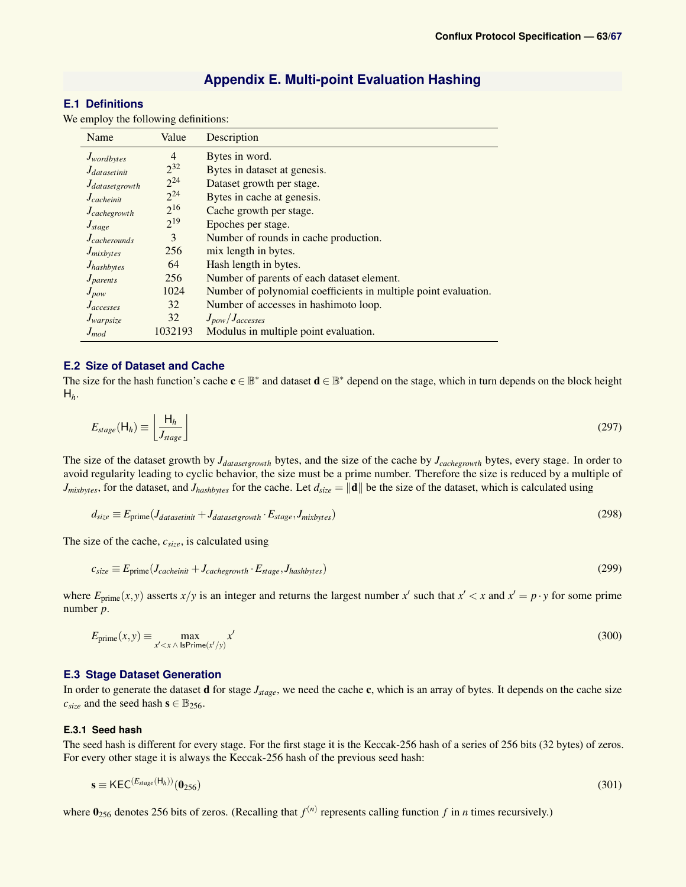# Appendix E. Multi-point Evaluation Hashing

## E.1 Definitions

We employ the following definitions:

| Name | Value | Description |
|---|---|---|
| $J_{wordbytes}$ | 4 | Bytes in word. |
| $J_{datasetinit}$ | $2^{32}$ | Bytes in dataset at genesis. |
| $J_{datasetgrowth}$ | $2^{24}$ | Dataset growth per stage. |
| $J_{cacheinit}$ | $2^{24}$ | Bytes in cache at genesis. |
| $J_{cachegrowth}$ | $2^{16}$ | Cache growth per stage. |
| $J_{stage}$ | $2^{19}$ | Epoches per stage. |
| $J_{cacherounds}$ | 3 | Number of rounds in cache production. |
| $J_{mixbytes}$ | 256 | mix length in bytes. |
| $J_{hashbytes}$ | 64 | Hash length in bytes. |
| $J_{parents}$ | 256 | Number of parents of each dataset element. |
| $J_{pow}$ | 1024 | Number of polynomial coefficients in multiple point evaluation. |
| $J_{accesses}$ | 32 | Number of accesses in hashimoto loop. |
| $J_{warpsize}$ | 32 | $J_{pow}/J_{accesses}$ |
| $J_{mod}$ | 1032193 | Modulus in multiple point evaluation. |

## E.2 Size of Dataset and Cache

The size for the hash function's cache $\mathbf{c} \in \mathbb{B}^*$ and dataset $\mathbf{d} \in \mathbb{B}^*$ depend on the stage, which in turn depends on the block height $\mathsf{H}_h$.

$$E_{stage}(\mathsf{H}_h) \equiv \left\lfloor \frac{\mathsf{H}_h}{J_{stage}} \right\rfloor \tag{297}$$

The size of the dataset growth by $J_{datasetgrowth}$ bytes, and the size of the cache by $J_{cachegrowth}$ bytes, every stage. In order to avoid regularity leading to cyclic behavior, the size must be a prime number. Therefore the size is reduced by a multiple of $J_{mixbytes}$, for the dataset, and $J_{hashbytes}$ for the cache. Let $d_{size} = \|\mathbf{d}\|$ be the size of the dataset, which is calculated using

$$d_{size} \equiv E_{\text{prime}}(J_{datasetinit} + J_{datasetgrowth} \cdot E_{stage}, J_{mixbytes}) \tag{298}$$

The size of the cache, $c_{size}$, is calculated using

$$c_{size} \equiv E_{\text{prime}}(J_{cacheinit} + J_{cachegrowth} \cdot E_{stage}, J_{hashbytes}) \tag{299}$$

where $E_{\text{prime}}(x, y)$ asserts $x/y$ is an integer and returns the largest number $x'$ such that $x' < x$ and $x' = p \cdot y$ for some prime number $p$.

$$E_{\text{prime}}(x, y) \equiv \max_{x' < x \,\wedge\, \mathsf{IsPrime}(x'/y)} x' \tag{300}$$

## E.3 Stage Dataset Generation

In order to generate the dataset $\mathbf{d}$ for stage $J_{stage}$, we need the cache $\mathbf{c}$, which is an array of bytes. It depends on the cache size $c_{size}$ and the seed hash $\mathbf{s} \in \mathbb{B}_{256}$.

### E.3.1 Seed hash

The seed hash is different for every stage. For the first stage it is the Keccak-256 hash of a series of 256 bits (32 bytes) of zeros. For every other stage it is always the Keccak-256 hash of the previous seed hash:

$$\mathbf{s} \equiv \mathsf{KEC}^{(E_{stage}(\mathsf{H}_h))}(\mathbf{0}_{256}) \tag{301}$$

where $\mathbf{0}_{256}$ denotes 256 bits of zeros. (Recalling that $f^{(n)}$ represents calling function $f$ in $n$ times recursively.)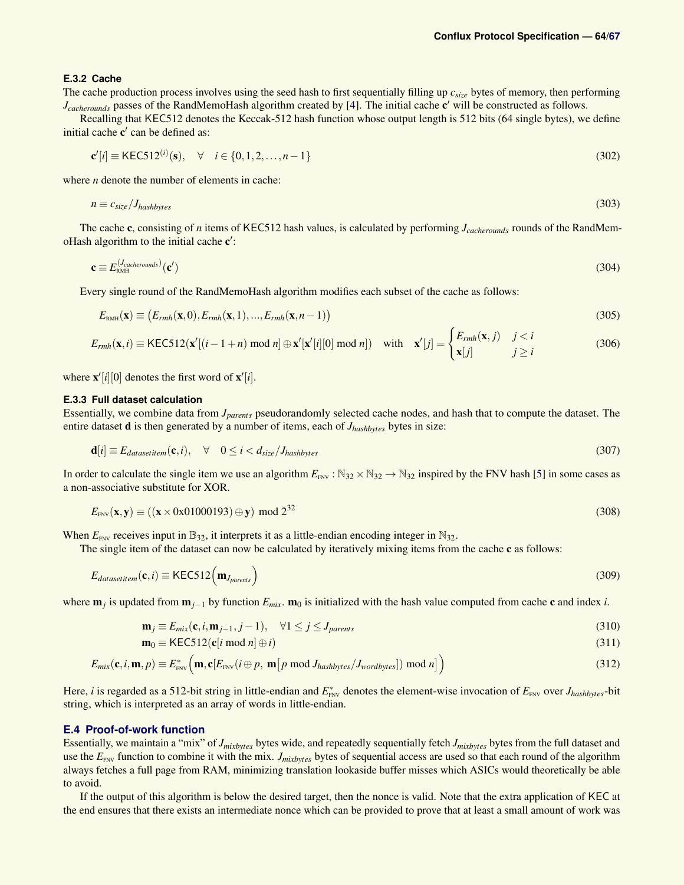### E.3.2 Cache

The cache production process involves using the seed hash to first sequentially filling up $c_{size}$ bytes of memory, then performing $J_{cacherounds}$ passes of the RandMemoHash algorithm created by [4]. The initial cache $\mathbf{c}'$ will be constructed as follows.

Recalling that KEC512 denotes the Keccak-512 hash function whose output length is 512 bits (64 single bytes), we define initial cache $\mathbf{c}'$ can be defined as:

$$\mathbf{c}'[i] \equiv \mathsf{KEC512}^{(i)}(\mathbf{s}), \quad \forall \quad i \in \{0, 1, 2, \ldots, n-1\} \tag{302}$$

where $n$ denote the number of elements in cache:

$$n \equiv c_{size}/J_{hashbytes} \tag{303}$$

The cache $\mathbf{c}$, consisting of $n$ items of KEC512 hash values, is calculated by performing $J_{cacherounds}$ rounds of the RandMemoHash algorithm to the initial cache $\mathbf{c}'$:

$$\mathbf{c} \equiv E_{\text{RMH}}^{(J_{cacherounds})}(\mathbf{c}') \tag{304}$$

Every single round of the RandMemoHash algorithm modifies each subset of the cache as follows:

$$E_{\text{RMH}}(\mathbf{x}) \equiv \big(E_{rmh}(\mathbf{x},0), E_{rmh}(\mathbf{x},1), ..., E_{rmh}(\mathbf{x},n-1)\big) \tag{305}$$

$$E_{rmh}(\mathbf{x},i) \equiv \mathsf{KEC512}(\mathbf{x}'[(i-1+n) \bmod n] \oplus \mathbf{x}'[\mathbf{x}'[i][0] \bmod n]) \quad \text{with} \quad \mathbf{x}'[j] = \begin{cases} E_{rmh}(\mathbf{x},j) & j < i \\ \mathbf{x}[j] & j \geq i \end{cases} \tag{306}$$

where $\mathbf{x}'[i][0]$ denotes the first word of $\mathbf{x}'[i]$.

### E.3.3 Full dataset calculation

Essentially, we combine data from $J_{parents}$ pseudorandomly selected cache nodes, and hash that to compute the dataset. The entire dataset $\mathbf{d}$ is then generated by a number of items, each of $J_{hashbytes}$ bytes in size:

$$\mathbf{d}[i] \equiv E_{datasetitem}(\mathbf{c},i), \quad \forall \quad 0 \leq i < d_{size}/J_{hashbytes} \tag{307}$$

In order to calculate the single item we use an algorithm $E_{\text{FNV}}: \mathbb{N}_{32} \times \mathbb{N}_{32} \to \mathbb{N}_{32}$ inspired by the FNV hash [5] in some cases as a non-associative substitute for XOR.

$$E_{\text{FNV}}(\mathbf{x},\mathbf{y}) \equiv ((\mathbf{x} \times \text{0x01000193}) \oplus \mathbf{y}) \bmod 2^{32} \tag{308}$$

When $E_{\text{FNV}}$ receives input in $\mathbb{B}_{32}$, it interprets it as a little-endian encoding integer in $\mathbb{N}_{32}$.

The single item of the dataset can now be calculated by iteratively mixing items from the cache $\mathbf{c}$ as follows:

$$E_{datasetitem}(\mathbf{c},i) \equiv \mathsf{KEC512}\Big(\mathbf{m}_{J_{parents}}\Big) \tag{309}$$

where $\mathbf{m}_j$ is updated from $\mathbf{m}_{j-1}$ by function $E_{mix}$. $\mathbf{m}_0$ is initialized with the hash value computed from cache $\mathbf{c}$ and index $i$.

$$\mathbf{m}_j \equiv E_{mix}(\mathbf{c},i,\mathbf{m}_{j-1},j-1), \quad \forall 1 \leq j \leq J_{parents} \tag{310}$$

$$\mathbf{m}_0 \equiv \mathsf{KEC512}(\mathbf{c}[i \bmod n] \oplus i) \tag{311}$$

$$E_{mix}(\mathbf{c},i,\mathbf{m},p) \equiv E^{*}_{\text{FNV}}\Big(\mathbf{m}, \mathbf{c}[E_{\text{FNV}}(i \oplus p,\ \mathbf{m}\big[p \bmod J_{hashbytes}/J_{wordbytes}\big]) \bmod n\big]\Big) \tag{312}$$

Here, $i$ is regarded as a 512-bit string in little-endian and $E^{*}_{\text{FNV}}$ denotes the element-wise invocation of $E_{\text{FNV}}$ over $J_{hashbytes}$-bit string, which is interpreted as an array of words in little-endian.

## E.4 Proof-of-work function

Essentially, we maintain a "mix" of $J_{mixbytes}$ bytes wide, and repeatedly sequentially fetch $J_{mixbytes}$ bytes from the full dataset and use the $E_{\text{FNV}}$ function to combine it with the mix. $J_{mixbytes}$ bytes of sequential access are used so that each round of the algorithm always fetches a full page from RAM, minimizing translation lookaside buffer misses which ASICs would theoretically be able to avoid.

If the output of this algorithm is below the desired target, then the nonce is valid. Note that the extra application of KEC at the end ensures that there exists an intermediate nonce which can be provided to prove that at least a small amount of work was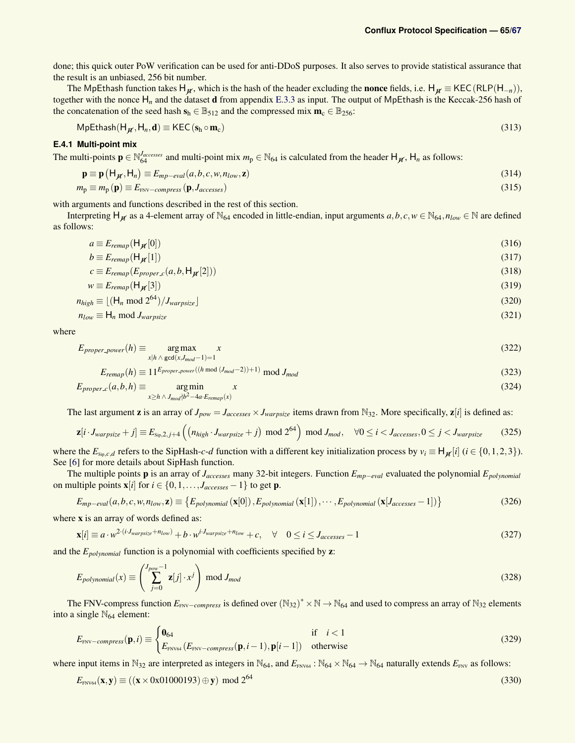done; this quick outer PoW verification can be used for anti-DDoS purposes. It also serves to provide statistical assurance that the result is an unbiased, 256 bit number.

The MpEthash function takes $\mathsf{H}_{\not{n}}$, which is the hash of the header excluding the **nonce** fields, i.e. $\mathsf{H}_{\not{n}} \equiv \mathsf{KEC}(\mathsf{RLP}(\mathsf{H}_{-n}))$, together with the nonce $\mathsf{H}_n$ and the dataset $\mathbf{d}$ from appendix E.3.3 as input. The output of MpEthash is the Keccak-256 hash of the concatenation of the seed hash $\mathbf{s}_\mathrm{h} \in \mathbb{B}_{512}$ and the compressed mix $\mathbf{m}_\mathrm{c} \in \mathbb{B}_{256}$:

$$\mathsf{MpEthash}(\mathsf{H}_{\not{n}}, \mathsf{H}_n, \mathbf{d}) \equiv \mathsf{KEC}(\mathbf{s}_\mathrm{h} \circ \mathbf{m}_\mathrm{c}) \tag{313}$$

### E.4.1 Multi-point mix

The multi-points $\mathbf{p} \in \mathbb{N}_{64}^{J_{accesses}}$ and multi-point mix $m_\mathrm{p} \in \mathbb{N}_{64}$ is calculated from the header $\mathsf{H}_{\not{n}}$, $\mathsf{H}_n$ as follows:

$$\mathbf{p} \equiv \mathbf{p}(\mathsf{H}_{\not{n}}, \mathsf{H}_n) \equiv E_{mp-eval}(a, b, c, w, n_{low}, \mathbf{z}) \tag{314}$$

$$m_\mathrm{p} \equiv m_\mathrm{p}(\mathbf{p}) \equiv E_{\text{FNV}-compress}(\mathbf{p}, J_{accesses}) \tag{315}$$

with arguments and functions described in the rest of this section.

Interpreting $\mathsf{H}_{\not{n}}$ as a 4-element array of $\mathbb{N}_{64}$ encoded in little-endian, input arguments $a, b, c, w \in \mathbb{N}_{64}, n_{low} \in \mathbb{N}$ are defined as follows:

$$a \equiv E_{remap}(\mathsf{H}_{\not{n}}[0]) \tag{316}$$

$$b \equiv E_{remap}(\mathsf{H}_{\not{n}}[1]) \tag{317}$$

$$c \equiv E_{remap}(E_{proper\_c}(a, b, \mathsf{H}_{\not{n}}[2])) \tag{318}$$

$$w \equiv E_{remap}(\mathsf{H}_{\not{n}}[3]) \tag{319}$$

$$n_{high} \equiv \lfloor (\mathsf{H}_n \bmod 2^{64}) / J_{warpsize} \rfloor \tag{320}$$

$$n_{low} \equiv \mathsf{H}_n \bmod J_{warpsize} \tag{321}$$

where

$$E_{proper\_power}(h) \equiv \underset{x | h \,\wedge\, \mathsf{gcd}(x, J_{mod}-1)=1}{\arg\max} \; x \tag{322}$$

$$E_{remap}(h) \equiv 11^{E_{proper\_power}((h \bmod (J_{mod}-2))+1)} \bmod J_{mod} \tag{323}$$

$$E_{proper\_c}(a, b, h) \equiv \underset{x \geq h \,\wedge\, J_{mod} \nmid b^2 - 4a \cdot E_{remap}(x)}{\arg\min} \; x \tag{324}$$

The last argument $\mathbf{z}$ is an array of $J_{pow} = J_{accesses} \times J_{warpsize}$ items drawn from $\mathbb{N}_{32}$. More specifically, $\mathbf{z}[i]$ is defined as:

$$\mathbf{z}[i \cdot J_{warpsize} + j] \equiv E_{\text{Sip},2,j+4}\left(\left(n_{high} \cdot J_{warpsize} + j\right) \bmod 2^{64}\right) \bmod J_{mod}, \quad \forall 0 \leq i < J_{accesses}, 0 \leq j < J_{warpsize} \tag{325}$$

where the $E_{\text{Sip},c,d}$ refers to the SipHash-$c$-$d$ function with a different key initialization process by $v_i \equiv \mathsf{H}_{\not{n}}[i]$ $(i \in \{0,1,2,3\})$. See [6] for more details about SipHash function.

The multiple points $\mathbf{p}$ is an array of $J_{accesses}$ many 32-bit integers. Function $E_{mp-eval}$ evaluated the polynomial $E_{polynomial}$ on multiple points $\mathbf{x}[i]$ for $i \in \{0, 1, \ldots, J_{accesses} - 1\}$ to get $\mathbf{p}$.

$$E_{mp-eval}(a, b, c, w, n_{low}, \mathbf{z}) \equiv \left\{E_{polynomial}(\mathbf{x}[0]), E_{polynomial}(\mathbf{x}[1]), \cdots, E_{polynomial}(\mathbf{x}[J_{accesses} - 1])\right\} \tag{326}$$

where $\mathbf{x}$ is an array of words defined as:

$$\mathbf{x}[i] \equiv a \cdot w^{2 \cdot (i \cdot J_{warpsize} + n_{low})} + b \cdot w^{i \cdot J_{warpsize} + n_{low}} + c, \quad \forall \quad 0 \leq i \leq J_{accesses} - 1 \tag{327}$$

and the $E_{polynomial}$ function is a polynomial with coefficients specified by $\mathbf{z}$:

$$E_{polynomial}(x) \equiv \left(\sum_{j=0}^{J_{pow}-1} \mathbf{z}[j] \cdot x^j\right) \bmod J_{mod} \tag{328}$$

The FNV-compress function $E_{\text{FNV}-compress}$ is defined over $(\mathbb{N}_{32})^* \times \mathbb{N} \rightarrow \mathbb{N}_{64}$ and used to compress an array of $\mathbb{N}_{32}$ elements into a single $\mathbb{N}_{64}$ element:

$$E_{\text{FNV}-compress}(\mathbf{p}, i) \equiv \begin{cases} \mathbf{0}_{64} & \text{if} \quad i < 1 \\ E_{\text{FNV64}}(E_{\text{FNV}-compress}(\mathbf{p}, i-1), \mathbf{p}[i-1]) & \text{otherwise} \end{cases} \tag{329}$$

where input items in $\mathbb{N}_{32}$ are interpreted as integers in $\mathbb{N}_{64}$, and $E_{\text{FNV64}} : \mathbb{N}_{64} \times \mathbb{N}_{64} \rightarrow \mathbb{N}_{64}$ naturally extends $E_{\text{FNV}}$ as follows:

$$E_{\text{FNV64}}(\mathbf{x}, \mathbf{y}) \equiv ((\mathbf{x} \times \mathtt{0x01000193}) \oplus \mathbf{y}) \bmod 2^{64} \tag{330}$$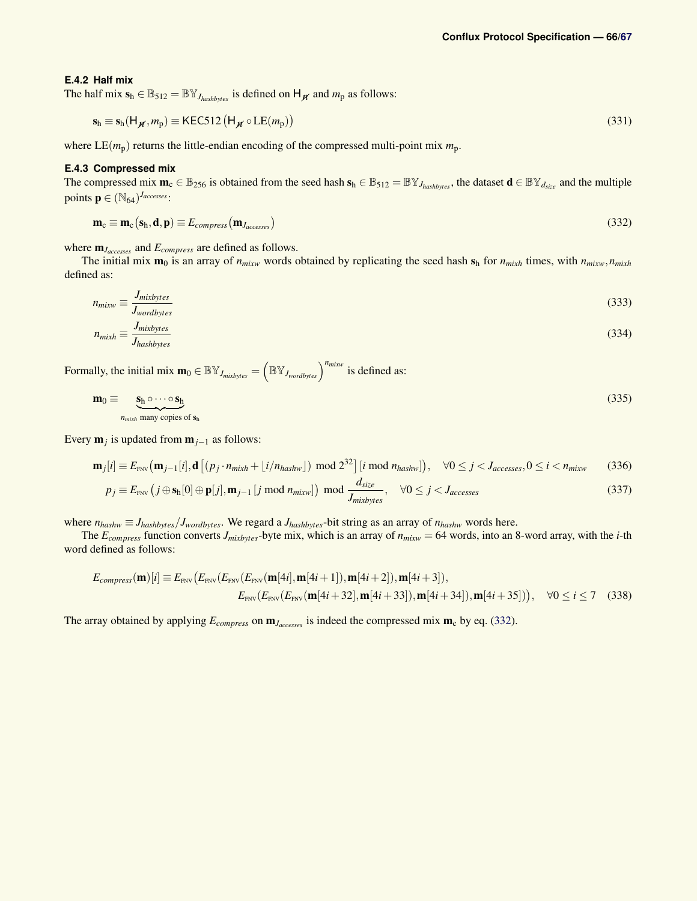#### E.4.2 Half mix

The half mix $\mathbf{s}_\mathrm{h} \in \mathbb{B}_{512} = \mathbb{BY}_{J_{hashbytes}}$ is defined on $\mathsf{H}_{\not{\mathscr{H}}}$ and $m_\mathrm{p}$ as follows:

$$\mathbf{s}_\mathrm{h} \equiv \mathbf{s}_\mathrm{h}(\mathsf{H}_{\not{\mathscr{H}}}, m_\mathrm{p}) \equiv \mathsf{KEC512}\left(\mathsf{H}_{\not{\mathscr{H}}} \circ \mathrm{LE}(m_\mathrm{p})\right) \tag{331}$$

where $\mathrm{LE}(m_\mathrm{p})$ returns the little-endian encoding of the compressed multi-point mix $m_\mathrm{p}$.

#### E.4.3 Compressed mix

The compressed mix $\mathbf{m}_\mathrm{c} \in \mathbb{B}_{256}$ is obtained from the seed hash $\mathbf{s}_\mathrm{h} \in \mathbb{B}_{512} = \mathbb{BY}_{J_{hashbytes}}$, the dataset $\mathbf{d} \in \mathbb{BY}_{d_{size}}$ and the multiple points $\mathbf{p} \in (\mathbb{N}_{64})^{J_{accesses}}$:

$$\mathbf{m}_\mathrm{c} \equiv \mathbf{m}_\mathrm{c}(\mathbf{s}_\mathrm{h}, \mathbf{d}, \mathbf{p}) \equiv E_{compress}(\mathbf{m}_{J_{accesses}}) \tag{332}$$

where $\mathbf{m}_{J_{accesses}}$ and $E_{compress}$ are defined as follows.

The initial mix $\mathbf{m}_0$ is an array of $n_{mixw}$ words obtained by replicating the seed hash $\mathbf{s}_\mathrm{h}$ for $n_{mixh}$ times, with $n_{mixw}, n_{mixh}$ defined as:

$$n_{mixw} \equiv \frac{J_{mixbytes}}{J_{wordbytes}} \tag{333}$$

$$n_{mixh} \equiv \frac{J_{mixbytes}}{J_{hashbytes}} \tag{334}$$

Formally, the initial mix $\mathbf{m}_0 \in \mathbb{BY}_{J_{mixbytes}} = \left(\mathbb{BY}_{J_{wordbytes}}\right)^{n_{mixw}}$ is defined as:

$$\mathbf{m}_0 \equiv \underbrace{\mathbf{s}_\mathrm{h} \circ \cdots \circ \mathbf{s}_\mathrm{h}}_{n_{mixh} \text{ many copies of } \mathbf{s}_\mathrm{h}} \tag{335}$$

Every $\mathbf{m}_j$ is updated from $\mathbf{m}_{j-1}$ as follows:

$$\mathbf{m}_j[i] \equiv E_{\mathrm{FNV}}\left(\mathbf{m}_{j-1}[i], \mathbf{d}\left[(p_j \cdot n_{mixh} + \lfloor i/n_{hashw} \rfloor) \bmod 2^{32}\right]\left[i \bmod n_{hashw}\right]\right), \quad \forall 0 \le j < J_{accesses}, 0 \le i < n_{mixw} \tag{336}$$

$$p_j \equiv E_{\mathrm{FNV}}\left(j \oplus \mathbf{s}_\mathrm{h}[0] \oplus \mathbf{p}[j], \mathbf{m}_{j-1}\left[j \bmod n_{mixw}\right]\right) \bmod \frac{d_{size}}{J_{mixbytes}}, \quad \forall 0 \le j < J_{accesses} \tag{337}$$

where $n_{hashw} \equiv J_{hashbytes}/J_{wordbytes}$. We regard a $J_{hashbytes}$-bit string as an array of $n_{hashw}$ words here.

The $E_{compress}$ function converts $J_{mixbytes}$-byte mix, which is an array of $n_{mixw} = 64$ words, into an 8-word array, with the $i$-th word defined as follows:

$$\begin{aligned} E_{compress}(\mathbf{m})[i] \equiv E_{\mathrm{FNV}}\big(&E_{\mathrm{FNV}}(E_{\mathrm{FNV}}(E_{\mathrm{FNV}}(\mathbf{m}[4i], \mathbf{m}[4i+1]), \mathbf{m}[4i+2]), \mathbf{m}[4i+3]), \\ &E_{\mathrm{FNV}}(E_{\mathrm{FNV}}(E_{\mathrm{FNV}}(\mathbf{m}[4i+32], \mathbf{m}[4i+33]), \mathbf{m}[4i+34]), \mathbf{m}[4i+35])\big), \quad \forall 0 \le i \le 7 \end{aligned} \tag{338}$$

The array obtained by applying $E_{compress}$ on $\mathbf{m}_{J_{accesses}}$ is indeed the compressed mix $\mathbf{m}_\mathrm{c}$ by eq. (332).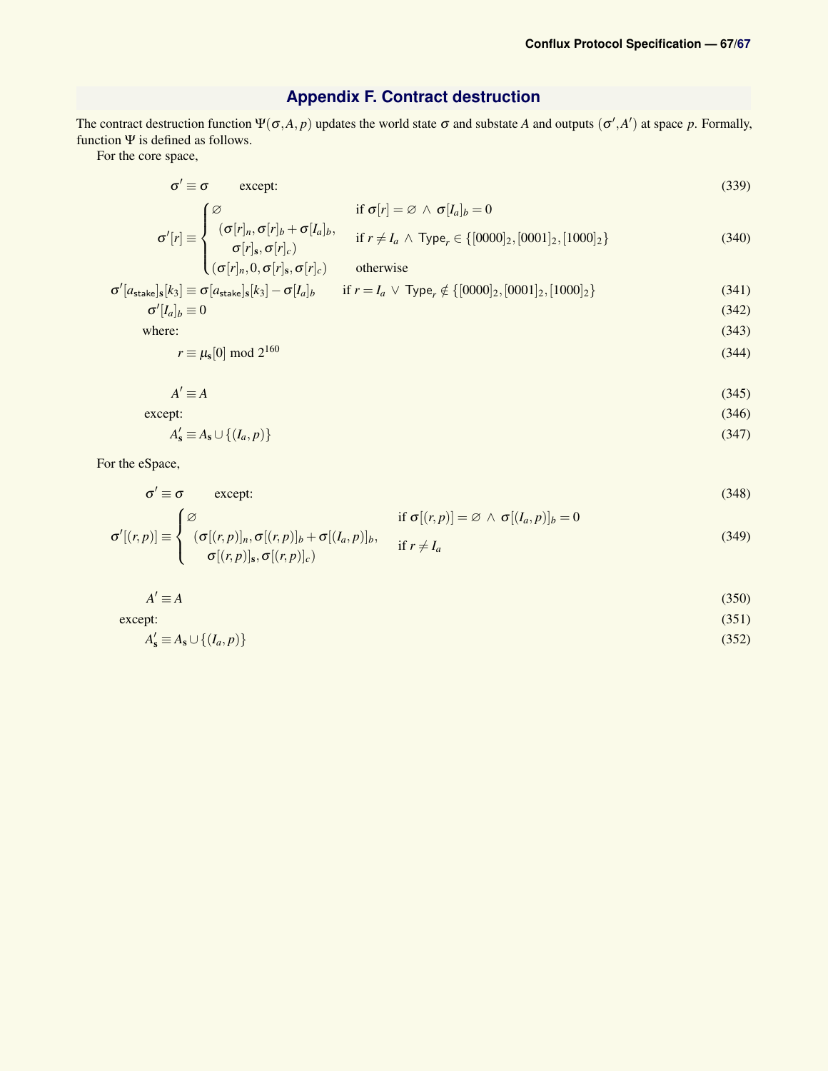## Appendix F. Contract destruction

The contract destruction function $\Psi(\sigma, A, p)$ updates the world state $\sigma$ and substate $A$ and outputs $(\sigma', A')$ at space $p$. Formally, function $\Psi$ is defined as follows.

For the core space,

$$\sigma' \equiv \sigma \qquad \text{except:} \tag{339}$$

$$\sigma'[r] \equiv \begin{cases} \varnothing & \text{if } \sigma[r] = \varnothing \land \sigma[I_a]_b = 0 \\ (\sigma[r]_n, \sigma[r]_b + \sigma[I_a]_b, \\ \quad \sigma[r]_{\mathbf{s}}, \sigma[r]_c) & \text{if } r \neq I_a \land \mathsf{Type}_r \in \{[0000]_2, [0001]_2, [1000]_2\} \\ (\sigma[r]_n, 0, \sigma[r]_{\mathbf{s}}, \sigma[r]_c) & \text{otherwise} \end{cases} \tag{340}$$

$$\sigma'[a_{\mathsf{stake}}]_{\mathbf{s}}[k_3] \equiv \sigma[a_{\mathsf{stake}}]_{\mathbf{s}}[k_3] - \sigma[I_a]_b \qquad \text{if } r = I_a \lor \mathsf{Type}_r \notin \{[0000]_2, [0001]_2, [1000]_2\} \tag{341}$$

$$\sigma'[I_a]_b \equiv 0 \tag{342}$$

$$\text{where:} \tag{343}$$

$$r \equiv \mu_{\mathbf{s}}[0] \bmod 2^{160} \tag{344}$$

$$A' \equiv A \tag{345}$$

$$\text{except:} \tag{346}$$

$$A'_{\mathbf{s}} \equiv A_{\mathbf{s}} \cup \{(I_a, p)\} \tag{347}$$

For the eSpace,

$$\sigma' \equiv \sigma \qquad \text{except:} \tag{348}$$

$$\sigma'[(r,p)] \equiv \begin{cases} \varnothing & \text{if } \sigma[(r,p)] = \varnothing \land \sigma[(I_a,p)]_b = 0 \\ (\sigma[(r,p)]_n, \sigma[(r,p)]_b + \sigma[(I_a,p)]_b, \\ \quad \sigma[(r,p)]_{\mathbf{s}}, \sigma[(r,p)]_c) & \text{if } r \neq I_a \end{cases} \tag{349}$$

$$A' \equiv A \tag{350}$$

$$\text{except:} \tag{351}$$

$$A'_{\mathbf{s}} \equiv A_{\mathbf{s}} \cup \{(I_a, p)\} \tag{352}$$